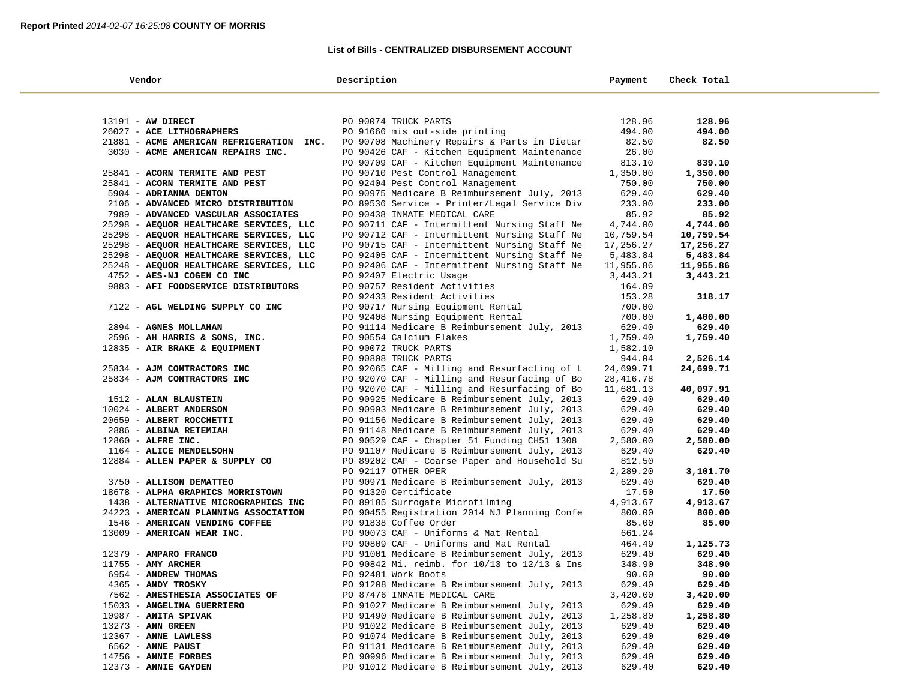**Report Printed** *2014-02-07 16:25:08* **COUNTY OF MORRIS**

### List of Bills - CENTRALIZED DISBURSEMENT ACCOUNT

| Vendor | Description | Payment | Check Total |
|---|---|---|---|
| 13191 - **AW DIRECT** | PO 90074 TRUCK PARTS | 128.96 | **128.96** |
| 26027 - **ACE LITHOGRAPHERS** | PO 91666 mis out-side printing | 494.00 | **494.00** |
| 21881 - **ACME AMERICAN REFRIGERATION INC.** | PO 90708 Machinery Repairs & Parts in Dietar | 82.50 | **82.50** |
| 3030 - **ACME AMERICAN REPAIRS INC.** | PO 90426 CAF - Kitchen Equipment Maintenance | 26.00 | |
| | PO 90709 CAF - Kitchen Equipment Maintenance | 813.10 | **839.10** |
| 25841 - **ACORN TERMITE AND PEST** | PO 90710 Pest Control Management | 1,350.00 | **1,350.00** |
| 25841 - **ACORN TERMITE AND PEST** | PO 92404 Pest Control Management | 750.00 | **750.00** |
| 5904 - **ADRIANNA DENTON** | PO 90975 Medicare B Reimbursement July, 2013 | 629.40 | **629.40** |
| 2106 - **ADVANCED MICRO DISTRIBUTION** | PO 89536 Service - Printer/Legal Service Div | 233.00 | **233.00** |
| 7989 - **ADVANCED VASCULAR ASSOCIATES** | PO 90438 INMATE MEDICAL CARE | 85.92 | **85.92** |
| 25298 - **AEQUOR HEALTHCARE SERVICES, LLC** | PO 90711 CAF - Intermittent Nursing Staff Ne | 4,744.00 | **4,744.00** |
| 25298 - **AEQUOR HEALTHCARE SERVICES, LLC** | PO 90712 CAF - Intermittent Nursing Staff Ne | 10,759.54 | **10,759.54** |
| 25298 - **AEQUOR HEALTHCARE SERVICES, LLC** | PO 90715 CAF - Intermittent Nursing Staff Ne | 17,256.27 | **17,256.27** |
| 25298 - **AEQUOR HEALTHCARE SERVICES, LLC** | PO 92405 CAF - Intermittent Nursing Staff Ne | 5,483.84 | **5,483.84** |
| 25248 - **AEQUOR HEALTHCARE SERVICES, LLC** | PO 92406 CAF - Intermittent Nursing Staff Ne | 11,955.86 | **11,955.86** |
| 4752 - **AES-NJ COGEN CO INC** | PO 92407 Electric Usage | 3,443.21 | **3,443.21** |
| 9883 - **AFI FOODSERVICE DISTRIBUTORS** | PO 90757 Resident Activities | 164.89 | |
| | PO 92433 Resident Activities | 153.28 | **318.17** |
| 7122 - **AGL WELDING SUPPLY CO INC** | PO 90717 Nursing Equipment Rental | 700.00 | |
| | PO 92408 Nursing Equipment Rental | 700.00 | **1,400.00** |
| 2894 - **AGNES MOLLAHAN** | PO 91114 Medicare B Reimbursement July, 2013 | 629.40 | **629.40** |
| 2596 - **AH HARRIS & SONS, INC.** | PO 90554 Calcium Flakes | 1,759.40 | **1,759.40** |
| 12835 - **AIR BRAKE & EQUIPMENT** | PO 90072 TRUCK PARTS | 1,582.10 | |
| | PO 90808 TRUCK PARTS | 944.04 | **2,526.14** |
| 25834 - **AJM CONTRACTORS INC** | PO 92065 CAF - Milling and Resurfacting of L | 24,699.71 | **24,699.71** |
| 25834 - **AJM CONTRACTORS INC** | PO 92070 CAF - Milling and Resurfacing of Bo | 28,416.78 | |
| | PO 92070 CAF - Milling and Resurfacing of Bo | 11,681.13 | **40,097.91** |
| 1512 - **ALAN BLAUSTEIN** | PO 90925 Medicare B Reimbursement July, 2013 | 629.40 | **629.40** |
| 10024 - **ALBERT ANDERSON** | PO 90903 Medicare B Reimbursement July, 2013 | 629.40 | **629.40** |
| 20659 - **ALBERT ROCCHETTI** | PO 91156 Medicare B Reimbursement July, 2013 | 629.40 | **629.40** |
| 2886 - **ALBINA RETEMIAH** | PO 91148 Medicare B Reimbursement July, 2013 | 629.40 | **629.40** |
| 12860 - **ALFRE INC.** | PO 90529 CAF - Chapter 51 Funding CH51 1308 | 2,580.00 | **2,580.00** |
| 1164 - **ALICE MENDELSOHN** | PO 91107 Medicare B Reimbursement July, 2013 | 629.40 | **629.40** |
| 12884 - **ALLEN PAPER & SUPPLY CO** | PO 89202 CAF - Coarse Paper and Household Su | 812.50 | |
| | PO 92117 OTHER OPER | 2,289.20 | **3,101.70** |
| 3750 - **ALLISON DEMATTEO** | PO 90971 Medicare B Reimbursement July, 2013 | 629.40 | **629.40** |
| 18678 - **ALPHA GRAPHICS MORRISTOWN** | PO 91320 Certificate | 17.50 | **17.50** |
| 1438 - **ALTERNATIVE MICROGRAPHICS INC** | PO 89185 Surrogate Microfilming | 4,913.67 | **4,913.67** |
| 24223 - **AMERICAN PLANNING ASSOCIATION** | PO 90455 Registration 2014 NJ Planning Confe | 800.00 | **800.00** |
| 1546 - **AMERICAN VENDING COFFEE** | PO 91838 Coffee Order | 85.00 | **85.00** |
| 13009 - **AMERICAN WEAR INC.** | PO 90073 CAF - Uniforms & Mat Rental | 661.24 | |
| | PO 90809 CAF - Uniforms and Mat Rental | 464.49 | **1,125.73** |
| 12379 - **AMPARO FRANCO** | PO 91001 Medicare B Reimbursement July, 2013 | 629.40 | **629.40** |
| 11755 - **AMY ARCHER** | PO 90842 Mi. reimb. for 10/13 to 12/13 & Ins | 348.90 | **348.90** |
| 6954 - **ANDREW THOMAS** | PO 92481 Work Boots | 90.00 | **90.00** |
| 4365 - **ANDY TROSKY** | PO 91208 Medicare B Reimbursement July, 2013 | 629.40 | **629.40** |
| 7562 - **ANESTHESIA ASSOCIATES OF** | PO 87476 INMATE MEDICAL CARE | 3,420.00 | **3,420.00** |
| 15033 - **ANGELINA GUERRIERO** | PO 91027 Medicare B Reimbursement July, 2013 | 629.40 | **629.40** |
| 10987 - **ANITA SPIVAK** | PO 91490 Medicare B Reimbursement July, 2013 | 1,258.80 | **1,258.80** |
| 13273 - **ANN GREEN** | PO 91022 Medicare B Reimbursement July, 2013 | 629.40 | **629.40** |
| 12367 - **ANNE LAWLESS** | PO 91074 Medicare B Reimbursement July, 2013 | 629.40 | **629.40** |
| 6562 - **ANNE PAUST** | PO 91131 Medicare B Reimbursement July, 2013 | 629.40 | **629.40** |
| 14756 - **ANNIE FORBES** | PO 90996 Medicare B Reimbursement July, 2013 | 629.40 | **629.40** |
| 12373 - **ANNIE GAYDEN** | PO 91012 Medicare B Reimbursement July, 2013 | 629.40 | **629.40** |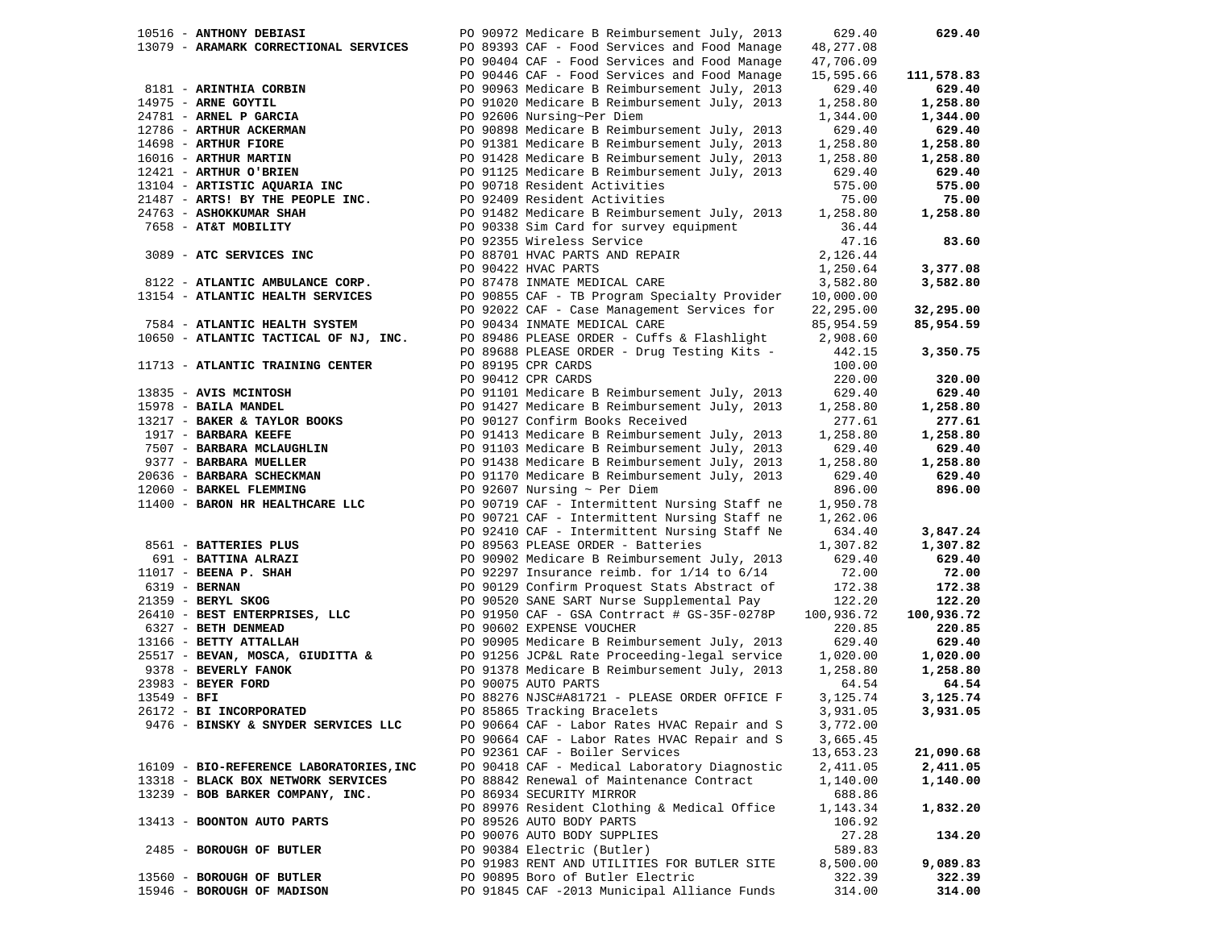| Vendor | Description | Amount | Total |
|---|---|---|---|
| 10516 - **ANTHONY DEBIASI** | PO 90972 Medicare B Reimbursement July, 2013 | 629.40 | **629.40** |
| 13079 - **ARAMARK CORRECTIONAL SERVICES** | PO 89393 CAF - Food Services and Food Manage | 48,277.08 | |
| | PO 90404 CAF - Food Services and Food Manage | 47,706.09 | |
| | PO 90446 CAF - Food Services and Food Manage | 15,595.66 | **111,578.83** |
| 8181 - **ARINTHIA CORBIN** | PO 90963 Medicare B Reimbursement July, 2013 | 629.40 | **629.40** |
| 14975 - **ARNE GOYTIL** | PO 91020 Medicare B Reimbursement July, 2013 | 1,258.80 | **1,258.80** |
| 24781 - **ARNEL P GARCIA** | PO 92606 Nursing~Per Diem | 1,344.00 | **1,344.00** |
| 12786 - **ARTHUR ACKERMAN** | PO 90898 Medicare B Reimbursement July, 2013 | 629.40 | **629.40** |
| 14698 - **ARTHUR FIORE** | PO 91381 Medicare B Reimbursement July, 2013 | 1,258.80 | **1,258.80** |
| 16016 - **ARTHUR MARTIN** | PO 91428 Medicare B Reimbursement July, 2013 | 1,258.80 | **1,258.80** |
| 12421 - **ARTHUR O'BRIEN** | PO 91125 Medicare B Reimbursement July, 2013 | 629.40 | **629.40** |
| 13104 - **ARTISTIC AQUARIA INC** | PO 90718 Resident Activities | 575.00 | **575.00** |
| 21487 - **ARTS! BY THE PEOPLE INC.** | PO 92409 Resident Activities | 75.00 | **75.00** |
| 24763 - **ASHOKKUMAR SHAH** | PO 91482 Medicare B Reimbursement July, 2013 | 1,258.80 | **1,258.80** |
| 7658 - **AT&T MOBILITY** | PO 90338 Sim Card for survey equipment | 36.44 | |
| | PO 92355 Wireless Service | 47.16 | **83.60** |
| 3089 - **ATC SERVICES INC** | PO 88701 HVAC PARTS AND REPAIR | 2,126.44 | |
| | PO 90422 HVAC PARTS | 1,250.64 | **3,377.08** |
| 8122 - **ATLANTIC AMBULANCE CORP.** | PO 87478 INMATE MEDICAL CARE | 3,582.80 | **3,582.80** |
| 13154 - **ATLANTIC HEALTH SERVICES** | PO 90855 CAF - TB Program Specialty Provider | 10,000.00 | |
| | PO 92022 CAF - Case Management Services for | 22,295.00 | **32,295.00** |
| 7584 - **ATLANTIC HEALTH SYSTEM** | PO 90434 INMATE MEDICAL CARE | 85,954.59 | **85,954.59** |
| 10650 - **ATLANTIC TACTICAL OF NJ, INC.** | PO 89486 PLEASE ORDER - Cuffs & Flashlight | 2,908.60 | |
| | PO 89688 PLEASE ORDER - Drug Testing Kits - | 442.15 | **3,350.75** |
| 11713 - **ATLANTIC TRAINING CENTER** | PO 89195 CPR CARDS | 100.00 | |
| | PO 90412 CPR CARDS | 220.00 | **320.00** |
| 13835 - **AVIS MCINTOSH** | PO 91101 Medicare B Reimbursement July, 2013 | 629.40 | **629.40** |
| 15978 - **BAILA MANDEL** | PO 91427 Medicare B Reimbursement July, 2013 | 1,258.80 | **1,258.80** |
| 13217 - **BAKER & TAYLOR BOOKS** | PO 90127 Confirm Books Received | 277.61 | **277.61** |
| 1917 - **BARBARA KEEFE** | PO 91413 Medicare B Reimbursement July, 2013 | 1,258.80 | **1,258.80** |
| 7507 - **BARBARA MCLAUGHLIN** | PO 91103 Medicare B Reimbursement July, 2013 | 629.40 | **629.40** |
| 9377 - **BARBARA MUELLER** | PO 91438 Medicare B Reimbursement July, 2013 | 1,258.80 | **1,258.80** |
| 20636 - **BARBARA SCHECKMAN** | PO 91170 Medicare B Reimbursement July, 2013 | 629.40 | **629.40** |
| 12060 - **BARKEL FLEMMING** | PO 92607 Nursing ~ Per Diem | 896.00 | **896.00** |
| 11400 - **BARON HR HEALTHCARE LLC** | PO 90719 CAF - Intermittent Nursing Staff ne | 1,950.78 | |
| | PO 90721 CAF - Intermittent Nursing Staff ne | 1,262.06 | |
| | PO 92410 CAF - Intermittent Nursing Staff Ne | 634.40 | **3,847.24** |
| 8561 - **BATTERIES PLUS** | PO 89563 PLEASE ORDER - Batteries | 1,307.82 | **1,307.82** |
| 691 - **BATTINA ALRAZI** | PO 90902 Medicare B Reimbursement July, 2013 | 629.40 | **629.40** |
| 11017 - **BEENA P. SHAH** | PO 92297 Insurance reimb. for 1/14 to 6/14 | 72.00 | **72.00** |
| 6319 - **BERNAN** | PO 90129 Confirm Proquest Stats Abstract of | 172.38 | **172.38** |
| 21359 - **BERYL SKOG** | PO 90520 SANE SART Nurse Supplemental Pay | 122.20 | **122.20** |
| 26410 - **BEST ENTERPRISES, LLC** | PO 91950 CAF - GSA Contrract # GS-35F-0278P | 100,936.72 | **100,936.72** |
| 6327 - **BETH DENMEAD** | PO 90602 EXPENSE VOUCHER | 220.85 | **220.85** |
| 13166 - **BETTY ATTALLAH** | PO 90905 Medicare B Reimbursement July, 2013 | 629.40 | **629.40** |
| 25517 - **BEVAN, MOSCA, GIUDITTA &** | PO 91256 JCP&L Rate Proceeding-legal service | 1,020.00 | **1,020.00** |
| 9378 - **BEVERLY FANOK** | PO 91378 Medicare B Reimbursement July, 2013 | 1,258.80 | **1,258.80** |
| 23983 - **BEYER FORD** | PO 90075 AUTO PARTS | 64.54 | **64.54** |
| 13549 - **BFI** | PO 88276 NJSC#A81721 - PLEASE ORDER OFFICE F | 3,125.74 | **3,125.74** |
| 26172 - **BI INCORPORATED** | PO 85865 Tracking Bracelets | 3,931.05 | **3,931.05** |
| 9476 - **BINSKY & SNYDER SERVICES LLC** | PO 90664 CAF - Labor Rates HVAC Repair and S | 3,772.00 | |
| | PO 90664 CAF - Labor Rates HVAC Repair and S | 3,665.45 | |
| | PO 92361 CAF - Boiler Services | 13,653.23 | **21,090.68** |
| 16109 - **BIO-REFERENCE LABORATORIES,INC** | PO 90418 CAF - Medical Laboratory Diagnostic | 2,411.05 | **2,411.05** |
| 13318 - **BLACK BOX NETWORK SERVICES** | PO 88842 Renewal of Maintenance Contract | 1,140.00 | **1,140.00** |
| 13239 - **BOB BARKER COMPANY, INC.** | PO 86934 SECURITY MIRROR | 688.86 | |
| | PO 89976 Resident Clothing & Medical Office | 1,143.34 | **1,832.20** |
| 13413 - **BOONTON AUTO PARTS** | PO 89526 AUTO BODY PARTS | 106.92 | |
| | PO 90076 AUTO BODY SUPPLIES | 27.28 | **134.20** |
| 2485 - **BOROUGH OF BUTLER** | PO 90384 Electric (Butler) | 589.83 | |
| | PO 91983 RENT AND UTILITIES FOR BUTLER SITE | 8,500.00 | **9,089.83** |
| 13560 - **BOROUGH OF BUTLER** | PO 90895 Boro of Butler Electric | 322.39 | **322.39** |
| 15946 - **BOROUGH OF MADISON** | PO 91845 CAF -2013 Municipal Alliance Funds | 314.00 | **314.00** |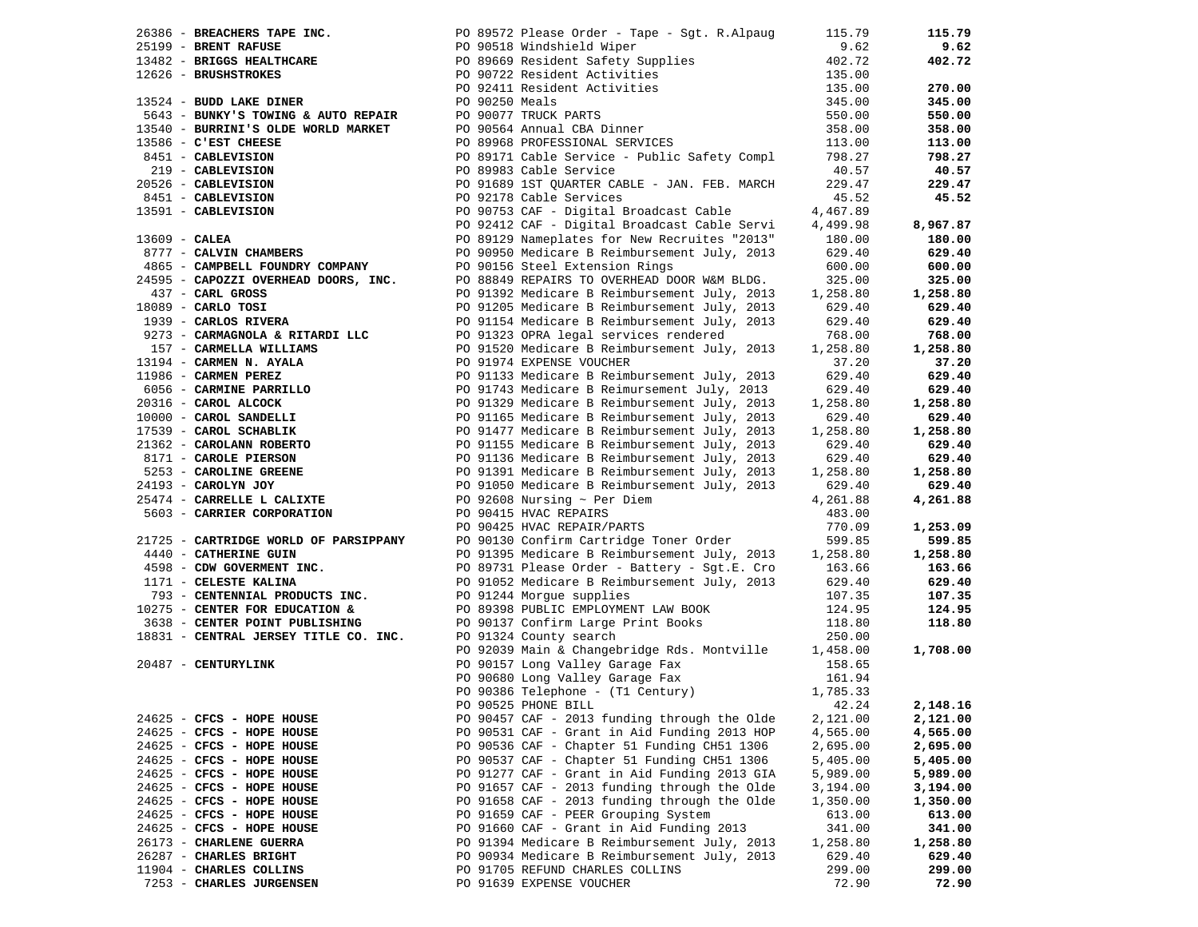| Vendor | PO / Description | Amount | Total |
|---|---|---|---|
| 26386 - **BREACHERS TAPE INC.** | PO 89572 Please Order - Tape - Sgt. R.Alpaug | 115.79 | **115.79** |
| 25199 - **BRENT RAFUSE** | PO 90518 Windshield Wiper | 9.62 | **9.62** |
| 13482 - **BRIGGS HEALTHCARE** | PO 89669 Resident Safety Supplies | 402.72 | **402.72** |
| 12626 - **BRUSHSTROKES** | PO 90722 Resident Activities | 135.00 | |
| | PO 92411 Resident Activities | 135.00 | **270.00** |
| 13524 - **BUDD LAKE DINER** | PO 90250 Meals | 345.00 | **345.00** |
| 5643 - **BUNKY'S TOWING & AUTO REPAIR** | PO 90077 TRUCK PARTS | 550.00 | **550.00** |
| 13540 - **BURRINI'S OLDE WORLD MARKET** | PO 90564 Annual CBA Dinner | 358.00 | **358.00** |
| 13586 - **C'EST CHEESE** | PO 89968 PROFESSIONAL SERVICES | 113.00 | **113.00** |
| 8451 - **CABLEVISION** | PO 89171 Cable Service - Public Safety Compl | 798.27 | **798.27** |
| 219 - **CABLEVISION** | PO 89983 Cable Service | 40.57 | **40.57** |
| 20526 - **CABLEVISION** | PO 91689 1ST QUARTER CABLE - JAN. FEB. MARCH | 229.47 | **229.47** |
| 8451 - **CABLEVISION** | PO 92178 Cable Services | 45.52 | **45.52** |
| 13591 - **CABLEVISION** | PO 90753 CAF - Digital Broadcast Cable | 4,467.89 | |
| | PO 92412 CAF - Digital Broadcast Cable Servi | 4,499.98 | **8,967.87** |
| 13609 - **CALEA** | PO 89129 Nameplates for New Recruites "2013" | 180.00 | **180.00** |
| 8777 - **CALVIN CHAMBERS** | PO 90950 Medicare B Reimbursement July, 2013 | 629.40 | **629.40** |
| 4865 - **CAMPBELL FOUNDRY COMPANY** | PO 90156 Steel Extension Rings | 600.00 | **600.00** |
| 24595 - **CAPOZZI OVERHEAD DOORS, INC.** | PO 88849 REPAIRS TO OVERHEAD DOOR W&M BLDG. | 325.00 | **325.00** |
| 437 - **CARL GROSS** | PO 91392 Medicare B Reimbursement July, 2013 | 1,258.80 | **1,258.80** |
| 18089 - **CARLO TOSI** | PO 91205 Medicare B Reimbursement July, 2013 | 629.40 | **629.40** |
| 1939 - **CARLOS RIVERA** | PO 91154 Medicare B Reimbursement July, 2013 | 629.40 | **629.40** |
| 9273 - **CARMAGNOLA & RITARDI LLC** | PO 91323 OPRA legal services rendered | 768.00 | **768.00** |
| 157 - **CARMELLA WILLIAMS** | PO 91520 Medicare B Reimbursement July, 2013 | 1,258.80 | **1,258.80** |
| 13194 - **CARMEN N. AYALA** | PO 91974 EXPENSE VOUCHER | 37.20 | **37.20** |
| 11986 - **CARMEN PEREZ** | PO 91133 Medicare B Reimbursement July, 2013 | 629.40 | **629.40** |
| 6056 - **CARMINE PARRILLO** | PO 91743 Medicare B Reimursement July, 2013 | 629.40 | **629.40** |
| 20316 - **CAROL ALCOCK** | PO 91329 Medicare B Reimbursement July, 2013 | 1,258.80 | **1,258.80** |
| 10000 - **CAROL SANDELLI** | PO 91165 Medicare B Reimbursement July, 2013 | 629.40 | **629.40** |
| 17539 - **CAROL SCHABLIK** | PO 91477 Medicare B Reimbursement July, 2013 | 1,258.80 | **1,258.80** |
| 21362 - **CAROLANN ROBERTO** | PO 91155 Medicare B Reimbursement July, 2013 | 629.40 | **629.40** |
| 8171 - **CAROLE PIERSON** | PO 91136 Medicare B Reimbursement July, 2013 | 629.40 | **629.40** |
| 5253 - **CAROLINE GREENE** | PO 91391 Medicare B Reimbursement July, 2013 | 1,258.80 | **1,258.80** |
| 24193 - **CAROLYN JOY** | PO 91050 Medicare B Reimbursement July, 2013 | 629.40 | **629.40** |
| 25474 - **CARRELLE L CALIXTE** | PO 92608 Nursing ~ Per Diem | 4,261.88 | **4,261.88** |
| 5603 - **CARRIER CORPORATION** | PO 90415 HVAC REPAIRS | 483.00 | |
| | PO 90425 HVAC REPAIR/PARTS | 770.09 | **1,253.09** |
| 21725 - **CARTRIDGE WORLD OF PARSIPPANY** | PO 90130 Confirm Cartridge Toner Order | 599.85 | **599.85** |
| 4440 - **CATHERINE GUIN** | PO 91395 Medicare B Reimbursement July, 2013 | 1,258.80 | **1,258.80** |
| 4598 - **CDW GOVERMENT INC.** | PO 89731 Please Order - Battery - Sgt.E. Cro | 163.66 | **163.66** |
| 1171 - **CELESTE KALINA** | PO 91052 Medicare B Reimbursement July, 2013 | 629.40 | **629.40** |
| 793 - **CENTENNIAL PRODUCTS INC.** | PO 91244 Morgue supplies | 107.35 | **107.35** |
| 10275 - **CENTER FOR EDUCATION &** | PO 89398 PUBLIC EMPLOYMENT LAW BOOK | 124.95 | **124.95** |
| 3638 - **CENTER POINT PUBLISHING** | PO 90137 Confirm Large Print Books | 118.80 | **118.80** |
| 18831 - **CENTRAL JERSEY TITLE CO. INC.** | PO 91324 County search | 250.00 | |
| | PO 92039 Main & Changebridge Rds. Montville | 1,458.00 | **1,708.00** |
| 20487 - **CENTURYLINK** | PO 90157 Long Valley Garage Fax | 158.65 | |
| | PO 90680 Long Valley Garage Fax | 161.94 | |
| | PO 90386 Telephone - (T1 Century) | 1,785.33 | |
| | PO 90525 PHONE BILL | 42.24 | **2,148.16** |
| 24625 - **CFCS - HOPE HOUSE** | PO 90457 CAF - 2013 funding through the Olde | 2,121.00 | **2,121.00** |
| 24625 - **CFCS - HOPE HOUSE** | PO 90531 CAF - Grant in Aid Funding 2013 HOP | 4,565.00 | **4,565.00** |
| 24625 - **CFCS - HOPE HOUSE** | PO 90536 CAF - Chapter 51 Funding CH51 1306 | 2,695.00 | **2,695.00** |
| 24625 - **CFCS - HOPE HOUSE** | PO 90537 CAF - Chapter 51 Funding CH51 1306 | 5,405.00 | **5,405.00** |
| 24625 - **CFCS - HOPE HOUSE** | PO 91277 CAF - Grant in Aid Funding 2013 GIA | 5,989.00 | **5,989.00** |
| 24625 - **CFCS - HOPE HOUSE** | PO 91657 CAF - 2013 funding through the Olde | 3,194.00 | **3,194.00** |
| 24625 - **CFCS - HOPE HOUSE** | PO 91658 CAF - 2013 funding through the Olde | 1,350.00 | **1,350.00** |
| 24625 - **CFCS - HOPE HOUSE** | PO 91659 CAF - PEER Grouping System | 613.00 | **613.00** |
| 24625 - **CFCS - HOPE HOUSE** | PO 91660 CAF - Grant in Aid Funding 2013 | 341.00 | **341.00** |
| 26173 - **CHARLENE GUERRA** | PO 91394 Medicare B Reimbursement July, 2013 | 1,258.80 | **1,258.80** |
| 26287 - **CHARLES BRIGHT** | PO 90934 Medicare B Reimbursement July, 2013 | 629.40 | **629.40** |
| 11904 - **CHARLES COLLINS** | PO 91705 REFUND CHARLES COLLINS | 299.00 | **299.00** |
| 7253 - **CHARLES JURGENSEN** | PO 91639 EXPENSE VOUCHER | 72.90 | **72.90** |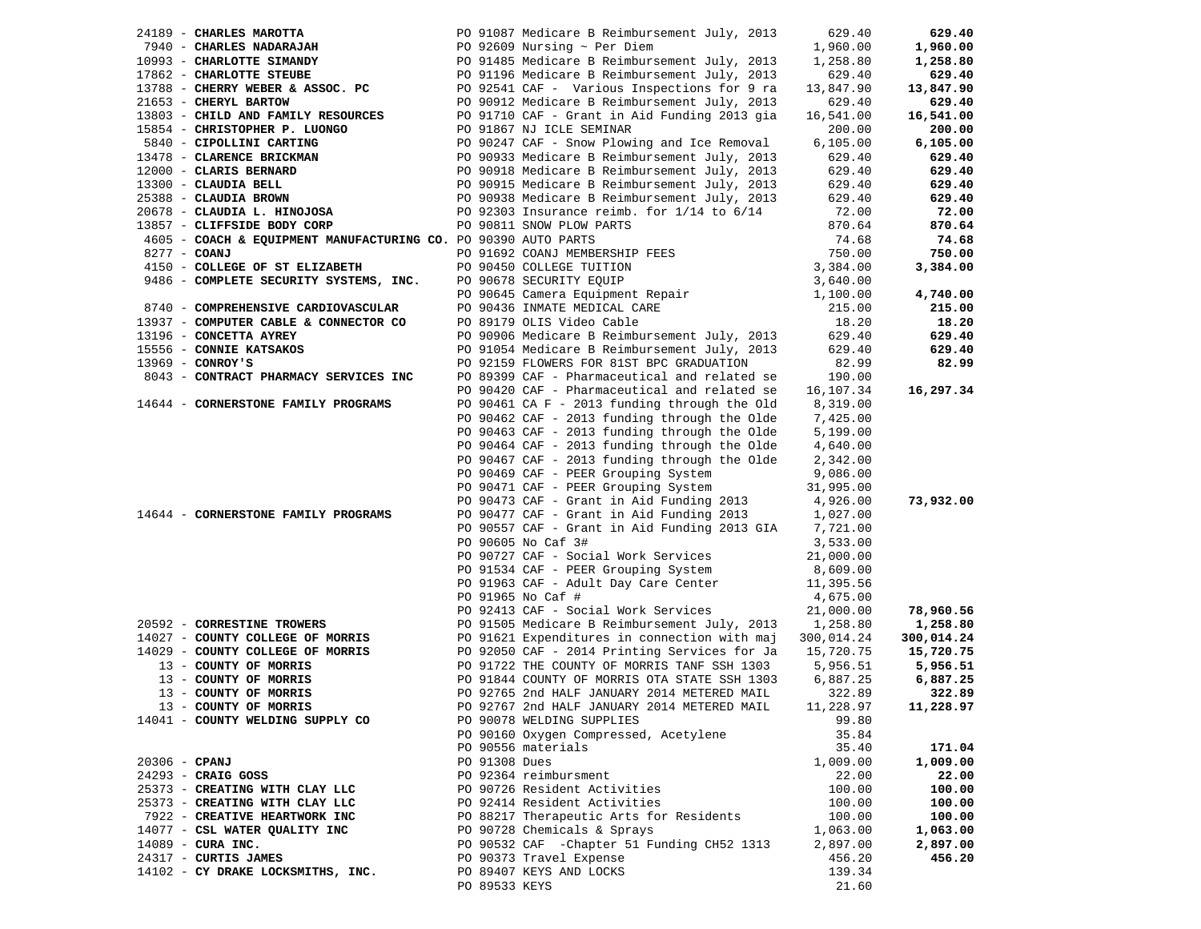| Vendor | PO / Description | Amount | Total |
|---|---|---|---|
| 24189 - **CHARLES MAROTTA** | PO 91087 Medicare B Reimbursement July, 2013 | 629.40 | **629.40** |
| 7940 - **CHARLES NADARAJAH** | PO 92609 Nursing ~ Per Diem | 1,960.00 | **1,960.00** |
| 10993 - **CHARLOTTE SIMANDY** | PO 91485 Medicare B Reimbursement July, 2013 | 1,258.80 | **1,258.80** |
| 17862 - **CHARLOTTE STEUBE** | PO 91196 Medicare B Reimbursement July, 2013 | 629.40 | **629.40** |
| 13788 - **CHERRY WEBER & ASSOC. PC** | PO 92541 CAF - Various Inspections for 9 ra | 13,847.90 | **13,847.90** |
| 21653 - **CHERYL BARTOW** | PO 90912 Medicare B Reimbursement July, 2013 | 629.40 | **629.40** |
| 13803 - **CHILD AND FAMILY RESOURCES** | PO 91710 CAF - Grant in Aid Funding 2013 gia | 16,541.00 | **16,541.00** |
| 15854 - **CHRISTOPHER P. LUONGO** | PO 91867 NJ ICLE SEMINAR | 200.00 | **200.00** |
| 5840 - **CIPOLLINI CARTING** | PO 90247 CAF - Snow Plowing and Ice Removal | 6,105.00 | **6,105.00** |
| 13478 - **CLARENCE BRICKMAN** | PO 90933 Medicare B Reimbursement July, 2013 | 629.40 | **629.40** |
| 12000 - **CLARIS BERNARD** | PO 90918 Medicare B Reimbursement July, 2013 | 629.40 | **629.40** |
| 13300 - **CLAUDIA BELL** | PO 90915 Medicare B Reimbursement July, 2013 | 629.40 | **629.40** |
| 25388 - **CLAUDIA BROWN** | PO 90938 Medicare B Reimbursement July, 2013 | 629.40 | **629.40** |
| 20678 - **CLAUDIA L. HINOJOSA** | PO 92303 Insurance reimb. for 1/14 to 6/14 | 72.00 | **72.00** |
| 13857 - **CLIFFSIDE BODY CORP** | PO 90811 SNOW PLOW PARTS | 870.64 | **870.64** |
| 4605 - **COACH & EQUIPMENT MANUFACTURING CO.** | PO 90390 AUTO PARTS | 74.68 | **74.68** |
| 8277 - **COANJ** | PO 91692 COANJ MEMBERSHIP FEES | 750.00 | **750.00** |
| 4150 - **COLLEGE OF ST ELIZABETH** | PO 90450 COLLEGE TUITION | 3,384.00 | **3,384.00** |
| 9486 - **COMPLETE SECURITY SYSTEMS, INC.** | PO 90678 SECURITY EQUIP | 3,640.00 | |
| | PO 90645 Camera Equipment Repair | 1,100.00 | **4,740.00** |
| 8740 - **COMPREHENSIVE CARDIOVASCULAR** | PO 90436 INMATE MEDICAL CARE | 215.00 | **215.00** |
| 13937 - **COMPUTER CABLE & CONNECTOR CO** | PO 89179 OLIS Video Cable | 18.20 | **18.20** |
| 13196 - **CONCETTA AYREY** | PO 90906 Medicare B Reimbursement July, 2013 | 629.40 | **629.40** |
| 15556 - **CONNIE KATSAKOS** | PO 91054 Medicare B Reimbursement July, 2013 | 629.40 | **629.40** |
| 13969 - **CONROY'S** | PO 92159 FLOWERS FOR 81ST BPC GRADUATION | 82.99 | **82.99** |
| 8043 - **CONTRACT PHARMACY SERVICES INC** | PO 89399 CAF - Pharmaceutical and related se | 190.00 | |
| | PO 90420 CAF - Pharmaceutical and related se | 16,107.34 | **16,297.34** |
| 14644 - **CORNERSTONE FAMILY PROGRAMS** | PO 90461 CA F - 2013 funding through the Old | 8,319.00 | |
| | PO 90462 CAF - 2013 funding through the Olde | 7,425.00 | |
| | PO 90463 CAF - 2013 funding through the Olde | 5,199.00 | |
| | PO 90464 CAF - 2013 funding through the Olde | 4,640.00 | |
| | PO 90467 CAF - 2013 funding through the Olde | 2,342.00 | |
| | PO 90469 CAF - PEER Grouping System | 9,086.00 | |
| | PO 90471 CAF - PEER Grouping System | 31,995.00 | |
| | PO 90473 CAF - Grant in Aid Funding 2013 | 4,926.00 | **73,932.00** |
| 14644 - **CORNERSTONE FAMILY PROGRAMS** | PO 90477 CAF - Grant in Aid Funding 2013 | 1,027.00 | |
| | PO 90557 CAF - Grant in Aid Funding 2013 GIA | 7,721.00 | |
| | PO 90605 No Caf 3# | 3,533.00 | |
| | PO 90727 CAF - Social Work Services | 21,000.00 | |
| | PO 91534 CAF - PEER Grouping System | 8,609.00 | |
| | PO 91963 CAF - Adult Day Care Center | 11,395.56 | |
| | PO 91965 No Caf # | 4,675.00 | |
| | PO 92413 CAF - Social Work Services | 21,000.00 | **78,960.56** |
| 20592 - **CORRESTINE TROWERS** | PO 91505 Medicare B Reimbursement July, 2013 | 1,258.80 | **1,258.80** |
| 14027 - **COUNTY COLLEGE OF MORRIS** | PO 91621 Expenditures in connection with maj | 300,014.24 | **300,014.24** |
| 14029 - **COUNTY COLLEGE OF MORRIS** | PO 92050 CAF - 2014 Printing Services for Ja | 15,720.75 | **15,720.75** |
| 13 - **COUNTY OF MORRIS** | PO 91722 THE COUNTY OF MORRIS TANF SSH 1303 | 5,956.51 | **5,956.51** |
| 13 - **COUNTY OF MORRIS** | PO 91844 COUNTY OF MORRIS OTA STATE SSH 1303 | 6,887.25 | **6,887.25** |
| 13 - **COUNTY OF MORRIS** | PO 92765 2nd HALF JANUARY 2014 METERED MAIL | 322.89 | **322.89** |
| 13 - **COUNTY OF MORRIS** | PO 92767 2nd HALF JANUARY 2014 METERED MAIL | 11,228.97 | **11,228.97** |
| 14041 - **COUNTY WELDING SUPPLY CO** | PO 90078 WELDING SUPPLIES | 99.80 | |
| | PO 90160 Oxygen Compressed, Acetylene | 35.84 | |
| | PO 90556 materials | 35.40 | **171.04** |
| 20306 - **CPANJ** | PO 91308 Dues | 1,009.00 | **1,009.00** |
| 24293 - **CRAIG GOSS** | PO 92364 reimbursment | 22.00 | **22.00** |
| 25373 - **CREATING WITH CLAY LLC** | PO 90726 Resident Activities | 100.00 | **100.00** |
| 25373 - **CREATING WITH CLAY LLC** | PO 92414 Resident Activities | 100.00 | **100.00** |
| 7922 - **CREATIVE HEARTWORK INC** | PO 88217 Therapeutic Arts for Residents | 100.00 | **100.00** |
| 14077 - **CSL WATER QUALITY INC** | PO 90728 Chemicals & Sprays | 1,063.00 | **1,063.00** |
| 14089 - **CURA INC.** | PO 90532 CAF -Chapter 51 Funding CH52 1313 | 2,897.00 | **2,897.00** |
| 24317 - **CURTIS JAMES** | PO 90373 Travel Expense | 456.20 | **456.20** |
| 14102 - **CY DRAKE LOCKSMITHS, INC.** | PO 89407 KEYS AND LOCKS | 139.34 | |
| | PO 89533 KEYS | 21.60 | |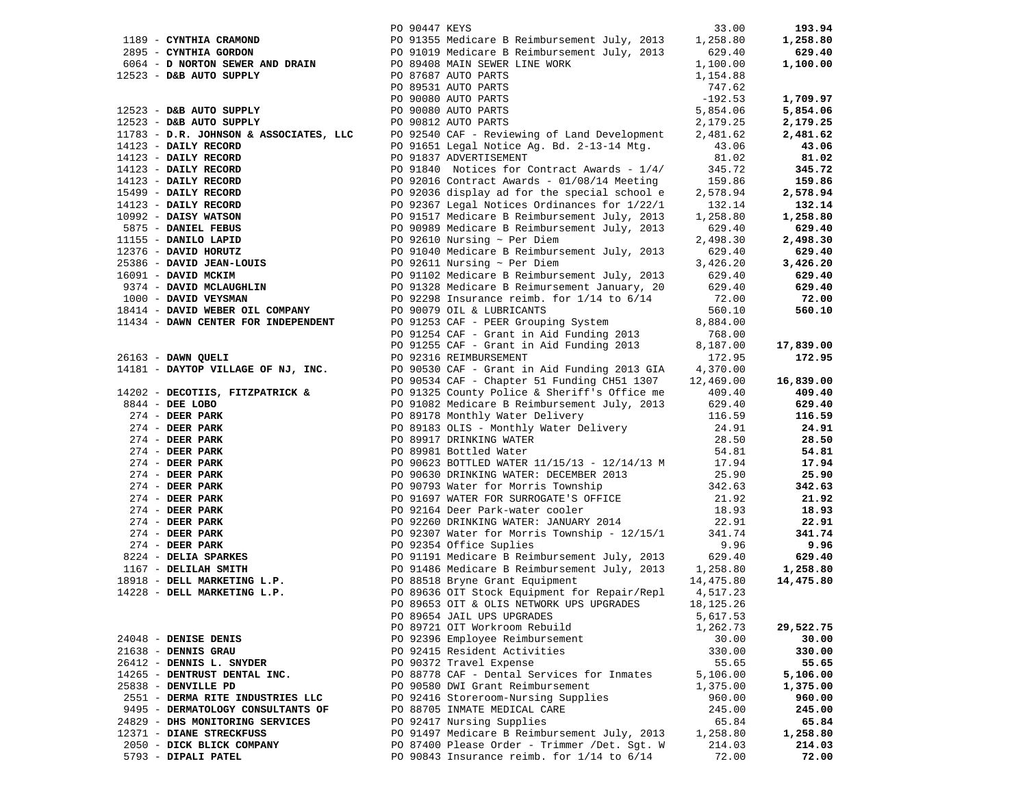| Vendor | PO / Description | Amount | Total |
|---|---|---|---|
| | PO 90447 KEYS | 33.00 | **193.94** |
| 1189 - **CYNTHIA CRAMOND** | PO 91355 Medicare B Reimbursement July, 2013 | 1,258.80 | **1,258.80** |
| 2895 - **CYNTHIA GORDON** | PO 91019 Medicare B Reimbursement July, 2013 | 629.40 | **629.40** |
| 6064 - **D NORTON SEWER AND DRAIN** | PO 89408 MAIN SEWER LINE WORK | 1,100.00 | **1,100.00** |
| 12523 - **D&B AUTO SUPPLY** | PO 87687 AUTO PARTS | 1,154.88 | |
| | PO 89531 AUTO PARTS | 747.62 | |
| | PO 90080 AUTO PARTS | -192.53 | **1,709.97** |
| 12523 - **D&B AUTO SUPPLY** | PO 90080 AUTO PARTS | 5,854.06 | **5,854.06** |
| 12523 - **D&B AUTO SUPPLY** | PO 90812 AUTO PARTS | 2,179.25 | **2,179.25** |
| 11783 - **D.R. JOHNSON & ASSOCIATES, LLC** | PO 92540 CAF - Reviewing of Land Development | 2,481.62 | **2,481.62** |
| 14123 - **DAILY RECORD** | PO 91651 Legal Notice Ag. Bd. 2-13-14 Mtg. | 43.06 | **43.06** |
| 14123 - **DAILY RECORD** | PO 91837 ADVERTISEMENT | 81.02 | **81.02** |
| 14123 - **DAILY RECORD** | PO 91840 Notices for Contract Awards - 1/4/ | 345.72 | **345.72** |
| 14123 - **DAILY RECORD** | PO 92016 Contract Awards - 01/08/14 Meeting | 159.86 | **159.86** |
| 15499 - **DAILY RECORD** | PO 92036 display ad for the special school e | 2,578.94 | **2,578.94** |
| 14123 - **DAILY RECORD** | PO 92367 Legal Notices Ordinances for 1/22/1 | 132.14 | **132.14** |
| 10992 - **DAISY WATSON** | PO 91517 Medicare B Reimbursement July, 2013 | 1,258.80 | **1,258.80** |
| 5875 - **DANIEL FEBUS** | PO 90989 Medicare B Reimbursement July, 2013 | 629.40 | **629.40** |
| 11155 - **DANILO LAPID** | PO 92610 Nursing ~ Per Diem | 2,498.30 | **2,498.30** |
| 12376 - **DAVID HORUTZ** | PO 91040 Medicare B Reimbursement July, 2013 | 629.40 | **629.40** |
| 25386 - **DAVID JEAN-LOUIS** | PO 92611 Nursing ~ Per Diem | 3,426.20 | **3,426.20** |
| 16091 - **DAVID MCKIM** | PO 91102 Medicare B Reimbursement July, 2013 | 629.40 | **629.40** |
| 9374 - **DAVID MCLAUGHLIN** | PO 91328 Medicare B Reimursement January, 20 | 629.40 | **629.40** |
| 1000 - **DAVID VEYSMAN** | PO 92298 Insurance reimb. for 1/14 to 6/14 | 72.00 | **72.00** |
| 18414 - **DAVID WEBER OIL COMPANY** | PO 90079 OIL & LUBRICANTS | 560.10 | **560.10** |
| 11434 - **DAWN CENTER FOR INDEPENDENT** | PO 91253 CAF - PEER Grouping System | 8,884.00 | |
| | PO 91254 CAF - Grant in Aid Funding 2013 | 768.00 | |
| | PO 91255 CAF - Grant in Aid Funding 2013 | 8,187.00 | **17,839.00** |
| 26163 - **DAWN QUELI** | PO 92316 REIMBURSEMENT | 172.95 | **172.95** |
| 14181 - **DAYTOP VILLAGE OF NJ, INC.** | PO 90530 CAF - Grant in Aid Funding 2013 GIA | 4,370.00 | |
| | PO 90534 CAF - Chapter 51 Funding CH51 1307 | 12,469.00 | **16,839.00** |
| 14202 - **DECOTIIS, FITZPATRICK &** | PO 91325 County Police & Sheriff's Office me | 409.40 | **409.40** |
| 8844 - **DEE LOBO** | PO 91082 Medicare B Reimbursement July, 2013 | 629.40 | **629.40** |
| 274 - **DEER PARK** | PO 89178 Monthly Water Delivery | 116.59 | **116.59** |
| 274 - **DEER PARK** | PO 89183 OLIS - Monthly Water Delivery | 24.91 | **24.91** |
| 274 - **DEER PARK** | PO 89917 DRINKING WATER | 28.50 | **28.50** |
| 274 - **DEER PARK** | PO 89981 Bottled Water | 54.81 | **54.81** |
| 274 - **DEER PARK** | PO 90623 BOTTLED WATER 11/15/13 - 12/14/13 M | 17.94 | **17.94** |
| 274 - **DEER PARK** | PO 90630 DRINKING WATER: DECEMBER 2013 | 25.90 | **25.90** |
| 274 - **DEER PARK** | PO 90793 Water for Morris Township | 342.63 | **342.63** |
| 274 - **DEER PARK** | PO 91697 WATER FOR SURROGATE'S OFFICE | 21.92 | **21.92** |
| 274 - **DEER PARK** | PO 92164 Deer Park-water cooler | 18.93 | **18.93** |
| 274 - **DEER PARK** | PO 92260 DRINKING WATER: JANUARY 2014 | 22.91 | **22.91** |
| 274 - **DEER PARK** | PO 92307 Water for Morris Township - 12/15/1 | 341.74 | **341.74** |
| 274 - **DEER PARK** | PO 92354 Office Suplies | 9.96 | **9.96** |
| 8224 - **DELIA SPARKES** | PO 91191 Medicare B Reimbursement July, 2013 | 629.40 | **629.40** |
| 1167 - **DELILAH SMITH** | PO 91486 Medicare B Reimbursement July, 2013 | 1,258.80 | **1,258.80** |
| 18918 - **DELL MARKETING L.P.** | PO 88518 Bryne Grant Equipment | 14,475.80 | **14,475.80** |
| 14228 - **DELL MARKETING L.P.** | PO 89636 OIT Stock Equipment for Repair/Repl | 4,517.23 | |
| | PO 89653 OIT & OLIS NETWORK UPS UPGRADES | 18,125.26 | |
| | PO 89654 JAIL UPS UPGRADES | 5,617.53 | |
| | PO 89721 OIT Workroom Rebuild | 1,262.73 | **29,522.75** |
| 24048 - **DENISE DENIS** | PO 92396 Employee Reimbursement | 30.00 | **30.00** |
| 21638 - **DENNIS GRAU** | PO 92415 Resident Activities | 330.00 | **330.00** |
| 26412 - **DENNIS L. SNYDER** | PO 90372 Travel Expense | 55.65 | **55.65** |
| 14265 - **DENTRUST DENTAL INC.** | PO 88778 CAF - Dental Services for Inmates | 5,106.00 | **5,106.00** |
| 25838 - **DENVILLE PD** | PO 90580 DWI Grant Reimbursement | 1,375.00 | **1,375.00** |
| 2551 - **DERMA RITE INDUSTRIES LLC** | PO 92416 Storeroom-Nursing Supplies | 960.00 | **960.00** |
| 9495 - **DERMATOLOGY CONSULTANTS OF** | PO 88705 INMATE MEDICAL CARE | 245.00 | **245.00** |
| 24829 - **DHS MONITORING SERVICES** | PO 92417 Nursing Supplies | 65.84 | **65.84** |
| 12371 - **DIANE STRECKFUSS** | PO 91497 Medicare B Reimbursement July, 2013 | 1,258.80 | **1,258.80** |
| 2050 - **DICK BLICK COMPANY** | PO 87400 Please Order - Trimmer /Det. Sgt. W | 214.03 | **214.03** |
| 5793 - **DIPALI PATEL** | PO 90843 Insurance reimb. for 1/14 to 6/14 | 72.00 | **72.00** |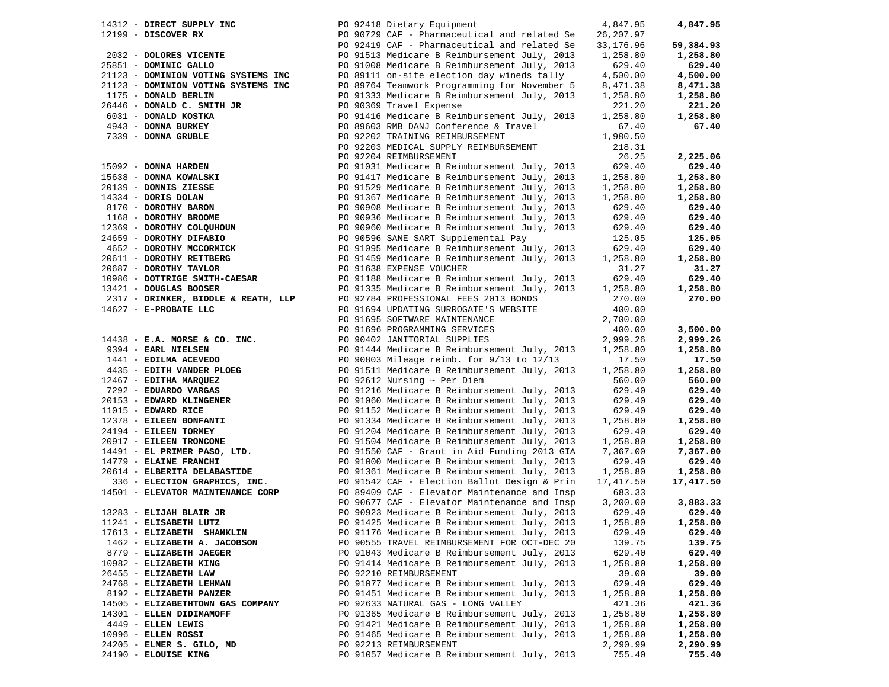| Vendor | PO / Description | Amount | Total |
|---|---|---|---|
| 14312 - **DIRECT SUPPLY INC** | PO 92418 Dietary Equipment | 4,847.95 | **4,847.95** |
| 12199 - **DISCOVER RX** | PO 90729 CAF - Pharmaceutical and related Se | 26,207.97 | |
| | PO 92419 CAF - Pharmaceutical and related Se | 33,176.96 | **59,384.93** |
| 2032 - **DOLORES VICENTE** | PO 91513 Medicare B Reimbursement July, 2013 | 1,258.80 | **1,258.80** |
| 25851 - **DOMINIC GALLO** | PO 91008 Medicare B Reimbursement July, 2013 | 629.40 | **629.40** |
| 21123 - **DOMINION VOTING SYSTEMS INC** | PO 89111 on-site election day wineds tally | 4,500.00 | **4,500.00** |
| 21123 - **DOMINION VOTING SYSTEMS INC** | PO 89764 Teamwork Programming for November 5 | 8,471.38 | **8,471.38** |
| 1175 - **DONALD BERLIN** | PO 91333 Medicare B Reimbursement July, 2013 | 1,258.80 | **1,258.80** |
| 26446 - **DONALD C. SMITH JR** | PO 90369 Travel Expense | 221.20 | **221.20** |
| 6031 - **DONALD KOSTKA** | PO 91416 Medicare B Reimbursement July, 2013 | 1,258.80 | **1,258.80** |
| 4943 - **DONNA BURKEY** | PO 89603 RMB DANJ Conference & Travel | 67.40 | **67.40** |
| 7339 - **DONNA GRUBLE** | PO 92202 TRAINING REIMBURSEMENT | 1,980.50 | |
| | PO 92203 MEDICAL SUPPLY REIMBURSEMENT | 218.31 | |
| | PO 92204 REIMBURSEMENT | 26.25 | **2,225.06** |
| 15092 - **DONNA HARDEN** | PO 91031 Medicare B Reimbursement July, 2013 | 629.40 | **629.40** |
| 15638 - **DONNA KOWALSKI** | PO 91417 Medicare B Reimbursement July, 2013 | 1,258.80 | **1,258.80** |
| 20139 - **DONNIS ZIESSE** | PO 91529 Medicare B Reimbursement July, 2013 | 1,258.80 | **1,258.80** |
| 14334 - **DORIS DOLAN** | PO 91367 Medicare B Reimbursement July, 2013 | 1,258.80 | **1,258.80** |
| 8170 - **DOROTHY BARON** | PO 90908 Medicare B Reimbursement July, 2013 | 629.40 | **629.40** |
| 1168 - **DOROTHY BROOME** | PO 90936 Medicare B Reimbursement July, 2013 | 629.40 | **629.40** |
| 12369 - **DOROTHY COLQUHOUN** | PO 90960 Medicare B Reimbursement July, 2013 | 629.40 | **629.40** |
| 24659 - **DOROTHY DIFABIO** | PO 90596 SANE SART Supplemental Pay | 125.05 | **125.05** |
| 4652 - **DOROTHY MCCORMICK** | PO 91095 Medicare B Reimbursement July, 2013 | 629.40 | **629.40** |
| 20611 - **DOROTHY RETTBERG** | PO 91459 Medicare B Reimbursement July, 2013 | 1,258.80 | **1,258.80** |
| 20687 - **DOROTHY TAYLOR** | PO 91638 EXPENSE VOUCHER | 31.27 | **31.27** |
| 10986 - **DOTTRIGE SMITH-CAESAR** | PO 91188 Medicare B Reimbursement July, 2013 | 629.40 | **629.40** |
| 13421 - **DOUGLAS BOOSER** | PO 91335 Medicare B Reimbursement July, 2013 | 1,258.80 | **1,258.80** |
| 2317 - **DRINKER, BIDDLE & REATH, LLP** | PO 92784 PROFESSIONAL FEES 2013 BONDS | 270.00 | **270.00** |
| 14627 - **E-PROBATE LLC** | PO 91694 UPDATING SURROGATE'S WEBSITE | 400.00 | |
| | PO 91695 SOFTWARE MAINTENANCE | 2,700.00 | |
| | PO 91696 PROGRAMMING SERVICES | 400.00 | **3,500.00** |
| 14438 - **E.A. MORSE & CO. INC.** | PO 90402 JANITORIAL SUPPLIES | 2,999.26 | **2,999.26** |
| 9394 - **EARL NIELSEN** | PO 91444 Medicare B Reimbursement July, 2013 | 1,258.80 | **1,258.80** |
| 1441 - **EDILMA ACEVEDO** | PO 90803 Mileage reimb. for 9/13 to 12/13 | 17.50 | **17.50** |
| 4435 - **EDITH VANDER PLOEG** | PO 91511 Medicare B Reimbursement July, 2013 | 1,258.80 | **1,258.80** |
| 12467 - **EDITHA MARQUEZ** | PO 92612 Nursing ~ Per Diem | 560.00 | **560.00** |
| 7292 - **EDUARDO VARGAS** | PO 91216 Medicare B Reimbursement July, 2013 | 629.40 | **629.40** |
| 20153 - **EDWARD KLINGENER** | PO 91060 Medicare B Reimbursement July, 2013 | 629.40 | **629.40** |
| 11015 - **EDWARD RICE** | PO 91152 Medicare B Reimbursement July, 2013 | 629.40 | **629.40** |
| 12378 - **EILEEN BONFANTI** | PO 91334 Medicare B Reimbursement July, 2013 | 1,258.80 | **1,258.80** |
| 24194 - **EILEEN TORMEY** | PO 91204 Medicare B Reimbursement July, 2013 | 629.40 | **629.40** |
| 20917 - **EILEEN TRONCONE** | PO 91504 Medicare B Reimbursement July, 2013 | 1,258.80 | **1,258.80** |
| 14491 - **EL PRIMER PASO, LTD.** | PO 91550 CAF - Grant in Aid Funding 2013 GIA | 7,367.00 | **7,367.00** |
| 14779 - **ELAINE FRANCHI** | PO 91000 Medicare B Reimbursement July, 2013 | 629.40 | **629.40** |
| 20614 - **ELBERITA DELABASTIDE** | PO 91361 Medicare B Reimbursement July, 2013 | 1,258.80 | **1,258.80** |
| 336 - **ELECTION GRAPHICS, INC.** | PO 91542 CAF - Election Ballot Design & Prin | 17,417.50 | **17,417.50** |
| 14501 - **ELEVATOR MAINTENANCE CORP** | PO 89409 CAF - Elevator Maintenance and Insp | 683.33 | |
| | PO 90677 CAF - Elevator Maintenance and Insp | 3,200.00 | **3,883.33** |
| 13283 - **ELIJAH BLAIR JR** | PO 90923 Medicare B Reimbursement July, 2013 | 629.40 | **629.40** |
| 11241 - **ELISABETH LUTZ** | PO 91425 Medicare B Reimbursement July, 2013 | 1,258.80 | **1,258.80** |
| 17613 - **ELIZABETH SHANKLIN** | PO 91176 Medicare B Reimbursement July, 2013 | 629.40 | **629.40** |
| 1462 - **ELIZABETH A. JACOBSON** | PO 90555 TRAVEL REIMBURSEMENT FOR OCT-DEC 20 | 139.75 | **139.75** |
| 8779 - **ELIZABETH JAEGER** | PO 91043 Medicare B Reimbursement July, 2013 | 629.40 | **629.40** |
| 10982 - **ELIZABETH KING** | PO 91414 Medicare B Reimbursement July, 2013 | 1,258.80 | **1,258.80** |
| 26455 - **ELIZABETH LAW** | PO 92210 REIMBURSEMENT | 39.00 | **39.00** |
| 24768 - **ELIZABETH LEHMAN** | PO 91077 Medicare B Reimbursement July, 2013 | 629.40 | **629.40** |
| 8192 - **ELIZABETH PANZER** | PO 91451 Medicare B Reimbursement July, 2013 | 1,258.80 | **1,258.80** |
| 14505 - **ELIZABETHTOWN GAS COMPANY** | PO 92633 NATURAL GAS - LONG VALLEY | 421.36 | **421.36** |
| 14301 - **ELLEN DIDIMAMOFF** | PO 91365 Medicare B Reimbursement July, 2013 | 1,258.80 | **1,258.80** |
| 4449 - **ELLEN LEWIS** | PO 91421 Medicare B Reimbursement July, 2013 | 1,258.80 | **1,258.80** |
| 10996 - **ELLEN ROSSI** | PO 91465 Medicare B Reimbursement July, 2013 | 1,258.80 | **1,258.80** |
| 24205 - **ELMER S. GILO, MD** | PO 92213 REIMBURSEMENT | 2,290.99 | **2,290.99** |
| 24190 - **ELOUISE KING** | PO 91057 Medicare B Reimbursement July, 2013 | 755.40 | **755.40** |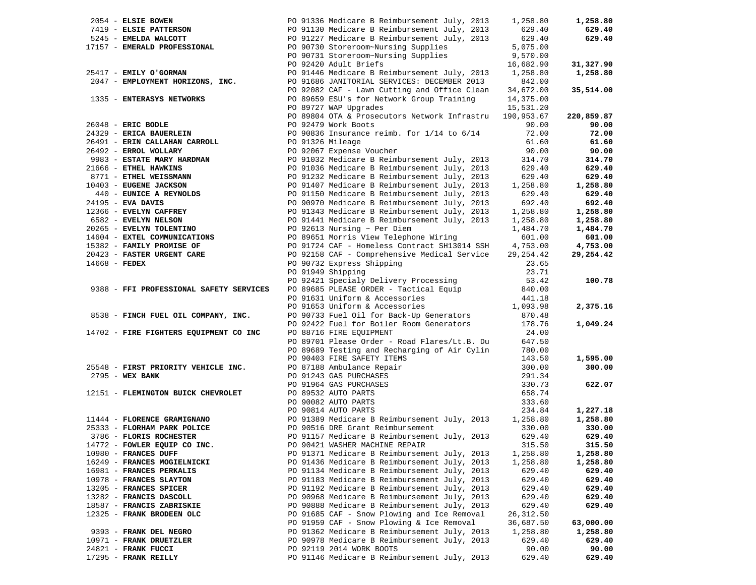| Vendor | Description | Amount | Total |
|---|---|---|---|
| 2054 - **ELSIE BOWEN** | PO 91336 Medicare B Reimbursement July, 2013 | 1,258.80 | **1,258.80** |
| 7419 - **ELSIE PATTERSON** | PO 91130 Medicare B Reimbursement July, 2013 | 629.40 | **629.40** |
| 5245 - **EMELDA WALCOTT** | PO 91227 Medicare B Reimbursement July, 2013 | 629.40 | **629.40** |
| 17157 - **EMERALD PROFESSIONAL** | PO 90730 Storeroom~Nursing Supplies | 5,075.00 | |
| | PO 90731 Storeroom~Nursing Supplies | 9,570.00 | |
| | PO 92420 Adult Briefs | 16,682.90 | **31,327.90** |
| 25417 - **EMILY O'GORMAN** | PO 91446 Medicare B Reimbursement July, 2013 | 1,258.80 | **1,258.80** |
| 2047 - **EMPLOYMENT HORIZONS, INC.** | PO 91686 JANITORIAL SERVICES: DECEMBER 2013 | 842.00 | |
| | PO 92082 CAF - Lawn Cutting and Office Clean | 34,672.00 | **35,514.00** |
| 1335 - **ENTERASYS NETWORKS** | PO 89659 ESU's for Network Group Training | 14,375.00 | |
| | PO 89727 WAP Upgrades | 15,531.20 | |
| | PO 89804 OTA & Prosecutors Network Infrastru | 190,953.67 | **220,859.87** |
| 26048 - **ERIC BODLE** | PO 92479 Work Boots | 90.00 | **90.00** |
| 24329 - **ERICA BAUERLEIN** | PO 90836 Insurance reimb. for 1/14 to 6/14 | 72.00 | **72.00** |
| 26491 - **ERIN CALLAHAN CARROLL** | PO 91326 Mileage | 61.60 | **61.60** |
| 26492 - **ERROL WOLLARY** | PO 92067 Expense Voucher | 90.00 | **90.00** |
| 9983 - **ESTATE MARY HARDMAN** | PO 91032 Medicare B Reimbursement July, 2013 | 314.70 | **314.70** |
| 21666 - **ETHEL HAWKINS** | PO 91036 Medicare B Reimbursement July, 2013 | 629.40 | **629.40** |
| 8771 - **ETHEL WEISSMANN** | PO 91232 Medicare B Reimbursement July, 2013 | 629.40 | **629.40** |
| 10403 - **EUGENE JACKSON** | PO 91407 Medicare B Reimbursement July, 2013 | 1,258.80 | **1,258.80** |
| 440 - **EUNICE A REYNOLDS** | PO 91150 Medicare B Reimbursement July, 2013 | 629.40 | **629.40** |
| 24195 - **EVA DAVIS** | PO 90970 Medicare B Reimbursement July, 2013 | 692.40 | **692.40** |
| 12366 - **EVELYN CAFFREY** | PO 91343 Medicare B Reimbursement July, 2013 | 1,258.80 | **1,258.80** |
| 6582 - **EVELYN NELSON** | PO 91441 Medicare B Reimbursement July, 2013 | 1,258.80 | **1,258.80** |
| 20265 - **EVELYN TOLENTINO** | PO 92613 Nursing ~ Per Diem | 1,484.70 | **1,484.70** |
| 14604 - **EXTEL COMMUNICATIONS** | PO 89651 Morris View Telephone Wiring | 601.00 | **601.00** |
| 15382 - **FAMILY PROMISE OF** | PO 91724 CAF - Homeless Contract SH13014 SSH | 4,753.00 | **4,753.00** |
| 20423 - **FASTER URGENT CARE** | PO 92158 CAF - Comprehensive Medical Service | 29,254.42 | **29,254.42** |
| 14668 - **FEDEX** | PO 90732 Express Shipping | 23.65 | |
| | PO 91949 Shipping | 23.71 | |
| | PO 92421 Specialy Delivery Processing | 53.42 | **100.78** |
| 9388 - **FFI PROFESSIONAL SAFETY SERVICES** | PO 89685 PLEASE ORDER - Tactical Equip | 840.00 | |
| | PO 91631 Uniform & Accessories | 441.18 | |
| | PO 91653 Uniform & Accessories | 1,093.98 | **2,375.16** |
| 8538 - **FINCH FUEL OIL COMPANY, INC.** | PO 90733 Fuel Oil for Back-Up Generators | 870.48 | |
| | PO 92422 Fuel for Boiler Room Generators | 178.76 | **1,049.24** |
| 14702 - **FIRE FIGHTERS EQUIPMENT CO INC** | PO 88716 FIRE EQUIPMENT | 24.00 | |
| | PO 89701 Please Order - Road Flares/Lt.B. Du | 647.50 | |
| | PO 89689 Testing and Recharging of Air Cylin | 780.00 | |
| | PO 90403 FIRE SAFETY ITEMS | 143.50 | **1,595.00** |
| 25548 - **FIRST PRIORITY VEHICLE INC.** | PO 87188 Ambulance Repair | 300.00 | **300.00** |
| 2795 - **WEX BANK** | PO 91243 GAS PURCHASES | 291.34 | |
| | PO 91964 GAS PURCHASES | 330.73 | **622.07** |
| 12151 - **FLEMINGTON BUICK CHEVROLET** | PO 89532 AUTO PARTS | 658.74 | |
| | PO 90082 AUTO PARTS | 333.60 | |
| | PO 90814 AUTO PARTS | 234.84 | **1,227.18** |
| 11444 - **FLORENCE GRAMIGNANO** | PO 91389 Medicare B Reimbursement July, 2013 | 1,258.80 | **1,258.80** |
| 25333 - **FLORHAM PARK POLICE** | PO 90516 DRE Grant Reimbursement | 330.00 | **330.00** |
| 3786 - **FLORIS ROCHESTER** | PO 91157 Medicare B Reimbursement July, 2013 | 629.40 | **629.40** |
| 14772 - **FOWLER EQUIP CO INC.** | PO 90421 WASHER MACHINE REPAIR | 315.50 | **315.50** |
| 10980 - **FRANCES DUFF** | PO 91371 Medicare B Reimbursement July, 2013 | 1,258.80 | **1,258.80** |
| 16249 - **FRANCES MOGIELNICKI** | PO 91436 Medicare B Reimbursement July, 2013 | 1,258.80 | **1,258.80** |
| 16981 - **FRANCES PERKALIS** | PO 91134 Medicare B Reimbursement July, 2013 | 629.40 | **629.40** |
| 10978 - **FRANCES SLAYTON** | PO 91183 Medicare B Reimbursement July, 2013 | 629.40 | **629.40** |
| 13205 - **FRANCES SPICER** | PO 91192 Medicare B Reimbursement July, 2013 | 629.40 | **629.40** |
| 13282 - **FRANCIS DASCOLL** | PO 90968 Medicare B Reimbursement July, 2013 | 629.40 | **629.40** |
| 18587 - **FRANCIS ZABRISKIE** | PO 90888 Medicare B Reimbursement July, 2013 | 629.40 | **629.40** |
| 12325 - **FRANK BRODEEN OLC** | PO 91685 CAF - Snow Plowing and Ice Removal | 26,312.50 | |
| | PO 91959 CAF - Snow Plowing & Ice Removal | 36,687.50 | **63,000.00** |
| 9393 - **FRANK DEL NEGRO** | PO 91362 Medicare B Reimbursement July, 2013 | 1,258.80 | **1,258.80** |
| 10971 - **FRANK DRUETZLER** | PO 90978 Medicare B Reimbursement July, 2013 | 629.40 | **629.40** |
| 24821 - **FRANK FUCCI** | PO 92119 2014 WORK BOOTS | 90.00 | **90.00** |
| 17295 - **FRANK REILLY** | PO 91146 Medicare B Reimbursement July, 2013 | 629.40 | **629.40** |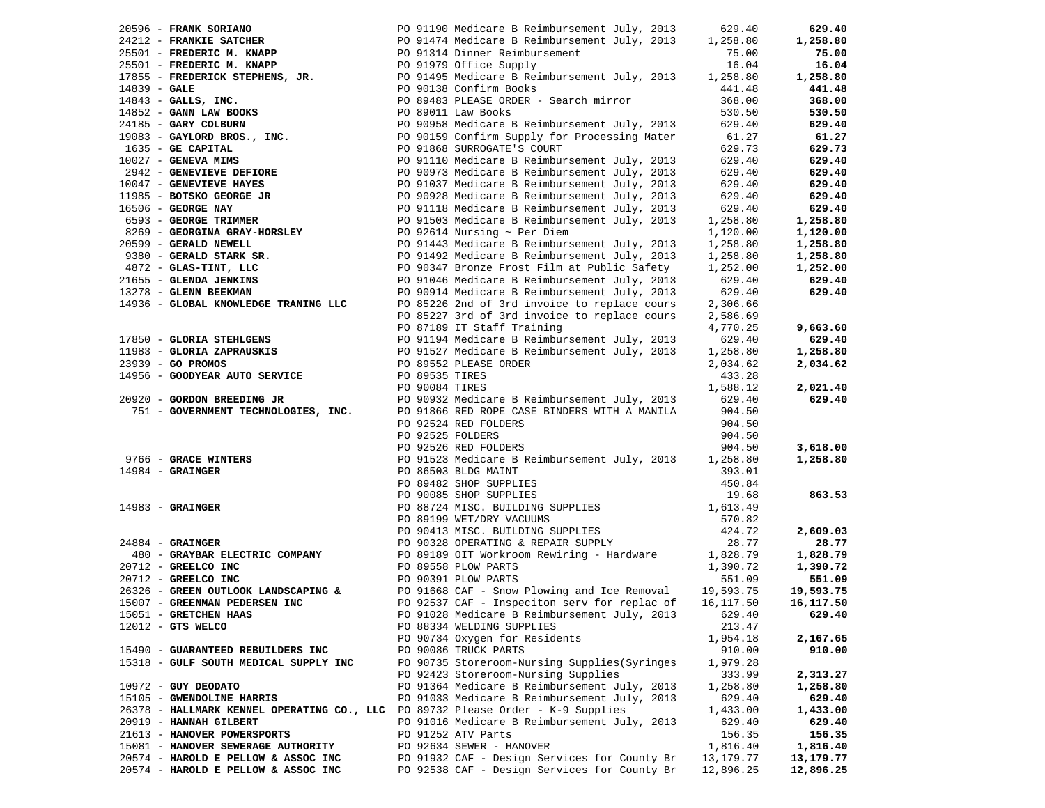| Vendor | Description | Amount | Total |
|---|---|---|---|
| 20596 - **FRANK SORIANO** | PO 91190 Medicare B Reimbursement July, 2013 | 629.40 | **629.40** |
| 24212 - **FRANKIE SATCHER** | PO 91474 Medicare B Reimbursement July, 2013 | 1,258.80 | **1,258.80** |
| 25501 - **FREDERIC M. KNAPP** | PO 91314 Dinner Reimbursement | 75.00 | **75.00** |
| 25501 - **FREDERIC M. KNAPP** | PO 91979 Office Supply | 16.04 | **16.04** |
| 17855 - **FREDERICK STEPHENS, JR.** | PO 91495 Medicare B Reimbursement July, 2013 | 1,258.80 | **1,258.80** |
| 14839 - **GALE** | PO 90138 Confirm Books | 441.48 | **441.48** |
| 14843 - **GALLS, INC.** | PO 89483 PLEASE ORDER - Search mirror | 368.00 | **368.00** |
| 14852 - **GANN LAW BOOKS** | PO 89011 Law Books | 530.50 | **530.50** |
| 24185 - **GARY COLBURN** | PO 90958 Medicare B Reimbursement July, 2013 | 629.40 | **629.40** |
| 19083 - **GAYLORD BROS., INC.** | PO 90159 Confirm Supply for Processing Mater | 61.27 | **61.27** |
| 1635 - **GE CAPITAL** | PO 91868 SURROGATE'S COURT | 629.73 | **629.73** |
| 10027 - **GENEVA MIMS** | PO 91110 Medicare B Reimbursement July, 2013 | 629.40 | **629.40** |
| 2942 - **GENEVIEVE DEFIORE** | PO 90973 Medicare B Reimbursement July, 2013 | 629.40 | **629.40** |
| 10047 - **GENEVIEVE HAYES** | PO 91037 Medicare B Reimbursement July, 2013 | 629.40 | **629.40** |
| 11985 - **BOTSKO GEORGE JR** | PO 90928 Medicare B Reimbursement July, 2013 | 629.40 | **629.40** |
| 16506 - **GEORGE NAY** | PO 91118 Medicare B Reimbursement July, 2013 | 629.40 | **629.40** |
| 6593 - **GEORGE TRIMMER** | PO 91503 Medicare B Reimbursement July, 2013 | 1,258.80 | **1,258.80** |
| 8269 - **GEORGINA GRAY-HORSLEY** | PO 92614 Nursing ~ Per Diem | 1,120.00 | **1,120.00** |
| 20599 - **GERALD NEWELL** | PO 91443 Medicare B Reimbursement July, 2013 | 1,258.80 | **1,258.80** |
| 9380 - **GERALD STARK SR.** | PO 91492 Medicare B Reimbursement July, 2013 | 1,258.80 | **1,258.80** |
| 4872 - **GLAS-TINT, LLC** | PO 90347 Bronze Frost Film at Public Safety | 1,252.00 | **1,252.00** |
| 21655 - **GLENDA JENKINS** | PO 91046 Medicare B Reimbursement July, 2013 | 629.40 | **629.40** |
| 13278 - **GLENN BEEKMAN** | PO 90914 Medicare B Reimbursement July, 2013 | 629.40 | **629.40** |
| 14936 - **GLOBAL KNOWLEDGE TRANING LLC** | PO 85226 2nd of 3rd invoice to replace cours | 2,306.66 | |
| | PO 85227 3rd of 3rd invoice to replace cours | 2,586.69 | |
| | PO 87189 IT Staff Training | 4,770.25 | **9,663.60** |
| 17850 - **GLORIA STEHLGENS** | PO 91194 Medicare B Reimbursement July, 2013 | 629.40 | **629.40** |
| 11983 - **GLORIA ZAPRAUSKIS** | PO 91527 Medicare B Reimbursement July, 2013 | 1,258.80 | **1,258.80** |
| 23939 - **GO PROMOS** | PO 89552 PLEASE ORDER | 2,034.62 | **2,034.62** |
| 14956 - **GOODYEAR AUTO SERVICE** | PO 89535 TIRES | 433.28 | |
| | PO 90084 TIRES | 1,588.12 | **2,021.40** |
| 20920 - **GORDON BREEDING JR** | PO 90932 Medicare B Reimbursement July, 2013 | 629.40 | **629.40** |
| 751 - **GOVERNMENT TECHNOLOGIES, INC.** | PO 91866 RED ROPE CASE BINDERS WITH A MANILA | 904.50 | |
| | PO 92524 RED FOLDERS | 904.50 | |
| | PO 92525 FOLDERS | 904.50 | |
| | PO 92526 RED FOLDERS | 904.50 | **3,618.00** |
| 9766 - **GRACE WINTERS** | PO 91523 Medicare B Reimbursement July, 2013 | 1,258.80 | **1,258.80** |
| 14984 - **GRAINGER** | PO 86503 BLDG MAINT | 393.01 | |
| | PO 89482 SHOP SUPPLIES | 450.84 | |
| | PO 90085 SHOP SUPPLIES | 19.68 | **863.53** |
| 14983 - **GRAINGER** | PO 88724 MISC. BUILDING SUPPLIES | 1,613.49 | |
| | PO 89199 WET/DRY VACUUMS | 570.82 | |
| | PO 90413 MISC. BUILDING SUPPLIES | 424.72 | **2,609.03** |
| 24884 - **GRAINGER** | PO 90328 OPERATING & REPAIR SUPPLY | 28.77 | **28.77** |
| 480 - **GRAYBAR ELECTRIC COMPANY** | PO 89189 OIT Workroom Rewiring - Hardware | 1,828.79 | **1,828.79** |
| 20712 - **GREELCO INC** | PO 89558 PLOW PARTS | 1,390.72 | **1,390.72** |
| 20712 - **GREELCO INC** | PO 90391 PLOW PARTS | 551.09 | **551.09** |
| 26326 - **GREEN OUTLOOK LANDSCAPING &** | PO 91668 CAF - Snow Plowing and Ice Removal | 19,593.75 | **19,593.75** |
| 15007 - **GREENMAN PEDERSEN INC** | PO 92537 CAF - Inspeciton serv for replac of | 16,117.50 | **16,117.50** |
| 15051 - **GRETCHEN HAAS** | PO 91028 Medicare B Reimbursement July, 2013 | 629.40 | **629.40** |
| 12012 - **GTS WELCO** | PO 88334 WELDING SUPPLIES | 213.47 | |
| | PO 90734 Oxygen for Residents | 1,954.18 | **2,167.65** |
| 15490 - **GUARANTEED REBUILDERS INC** | PO 90086 TRUCK PARTS | 910.00 | **910.00** |
| 15318 - **GULF SOUTH MEDICAL SUPPLY INC** | PO 90735 Storeroom-Nursing Supplies(Syringes | 1,979.28 | |
| | PO 92423 Storeroom-Nursing Supplies | 333.99 | **2,313.27** |
| 10972 - **GUY DEODATO** | PO 91364 Medicare B Reimbursement July, 2013 | 1,258.80 | **1,258.80** |
| 15105 - **GWENDOLINE HARRIS** | PO 91033 Medicare B Reimbursement July, 2013 | 629.40 | **629.40** |
| 26378 - **HALLMARK KENNEL OPERATING CO., LLC** | PO 89732 Please Order - K-9 Supplies | 1,433.00 | **1,433.00** |
| 20919 - **HANNAH GILBERT** | PO 91016 Medicare B Reimbursement July, 2013 | 629.40 | **629.40** |
| 21613 - **HANOVER POWERSPORTS** | PO 91252 ATV Parts | 156.35 | **156.35** |
| 15081 - **HANOVER SEWERAGE AUTHORITY** | PO 92634 SEWER - HANOVER | 1,816.40 | **1,816.40** |
| 20574 - **HAROLD E PELLOW & ASSOC INC** | PO 91932 CAF - Design Services for County Br | 13,179.77 | **13,179.77** |
| 20574 - **HAROLD E PELLOW & ASSOC INC** | PO 92538 CAF - Design Services for County Br | 12,896.25 | **12,896.25** |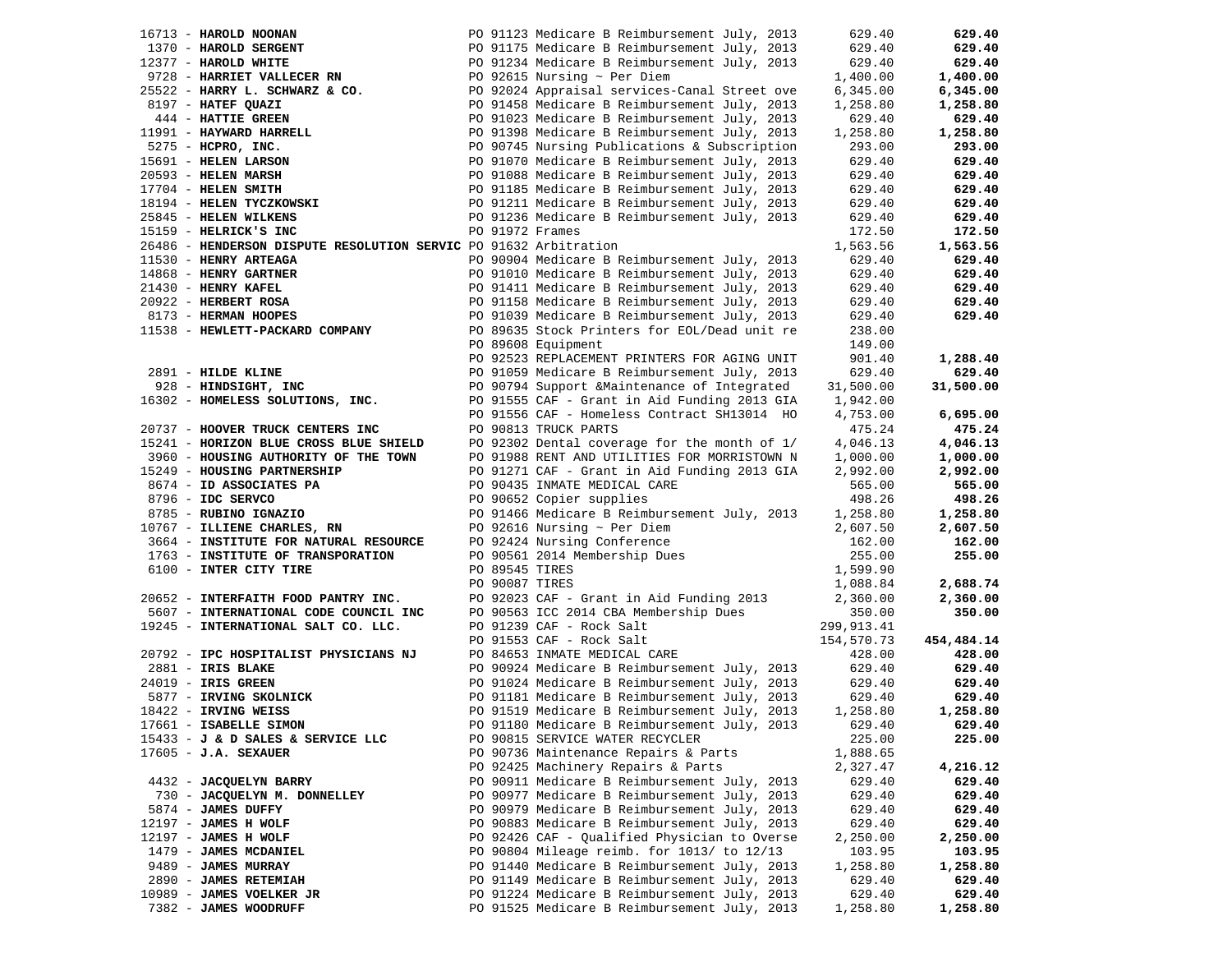| Vendor | PO / Description | Amount | Total |
|---|---|---|---|
| 16713 - **HAROLD NOONAN** | PO 91123 Medicare B Reimbursement July, 2013 | 629.40 | **629.40** |
| 1370 - **HAROLD SERGENT** | PO 91175 Medicare B Reimbursement July, 2013 | 629.40 | **629.40** |
| 12377 - **HAROLD WHITE** | PO 91234 Medicare B Reimbursement July, 2013 | 629.40 | **629.40** |
| 9728 - **HARRIET VALLECER RN** | PO 92615 Nursing ~ Per Diem | 1,400.00 | **1,400.00** |
| 25522 - **HARRY L. SCHWARZ & CO.** | PO 92024 Appraisal services-Canal Street ove | 6,345.00 | **6,345.00** |
| 8197 - **HATEF QUAZI** | PO 91458 Medicare B Reimbursement July, 2013 | 1,258.80 | **1,258.80** |
| 444 - **HATTIE GREEN** | PO 91023 Medicare B Reimbursement July, 2013 | 629.40 | **629.40** |
| 11991 - **HAYWARD HARRELL** | PO 91398 Medicare B Reimbursement July, 2013 | 1,258.80 | **1,258.80** |
| 5275 - **HCPRO, INC.** | PO 90745 Nursing Publications & Subscription | 293.00 | **293.00** |
| 15691 - **HELEN LARSON** | PO 91070 Medicare B Reimbursement July, 2013 | 629.40 | **629.40** |
| 20593 - **HELEN MARSH** | PO 91088 Medicare B Reimbursement July, 2013 | 629.40 | **629.40** |
| 17704 - **HELEN SMITH** | PO 91185 Medicare B Reimbursement July, 2013 | 629.40 | **629.40** |
| 18194 - **HELEN TYCZKOWSKI** | PO 91211 Medicare B Reimbursement July, 2013 | 629.40 | **629.40** |
| 25845 - **HELEN WILKENS** | PO 91236 Medicare B Reimbursement July, 2013 | 629.40 | **629.40** |
| 15159 - **HELRICK'S INC** | PO 91972 Frames | 172.50 | **172.50** |
| 26486 - **HENDERSON DISPUTE RESOLUTION SERVIC** | PO 91632 Arbitration | 1,563.56 | **1,563.56** |
| 11530 - **HENRY ARTEAGA** | PO 90904 Medicare B Reimbursement July, 2013 | 629.40 | **629.40** |
| 14868 - **HENRY GARTNER** | PO 91010 Medicare B Reimbursement July, 2013 | 629.40 | **629.40** |
| 21430 - **HENRY KAFEL** | PO 91411 Medicare B Reimbursement July, 2013 | 629.40 | **629.40** |
| 20922 - **HERBERT ROSA** | PO 91158 Medicare B Reimbursement July, 2013 | 629.40 | **629.40** |
| 8173 - **HERMAN HOOPES** | PO 91039 Medicare B Reimbursement July, 2013 | 629.40 | **629.40** |
| 11538 - **HEWLETT-PACKARD COMPANY** | PO 89635 Stock Printers for EOL/Dead unit re | 238.00 | |
| | PO 89608 Equipment | 149.00 | |
| | PO 92523 REPLACEMENT PRINTERS FOR AGING UNIT | 901.40 | **1,288.40** |
| 2891 - **HILDE KLINE** | PO 91059 Medicare B Reimbursement July, 2013 | 629.40 | **629.40** |
| 928 - **HINDSIGHT, INC** | PO 90794 Support &Maintenance of Integrated | 31,500.00 | **31,500.00** |
| 16302 - **HOMELESS SOLUTIONS, INC.** | PO 91555 CAF - Grant in Aid Funding 2013 GIA | 1,942.00 | |
| | PO 91556 CAF - Homeless Contract SH13014 HO | 4,753.00 | **6,695.00** |
| 20737 - **HOOVER TRUCK CENTERS INC** | PO 90813 TRUCK PARTS | 475.24 | **475.24** |
| 15241 - **HORIZON BLUE CROSS BLUE SHIELD** | PO 92302 Dental coverage for the month of 1/ | 4,046.13 | **4,046.13** |
| 3960 - **HOUSING AUTHORITY OF THE TOWN** | PO 91988 RENT AND UTILITIES FOR MORRISTOWN N | 1,000.00 | **1,000.00** |
| 15249 - **HOUSING PARTNERSHIP** | PO 91271 CAF - Grant in Aid Funding 2013 GIA | 2,992.00 | **2,992.00** |
| 8674 - **ID ASSOCIATES PA** | PO 90435 INMATE MEDICAL CARE | 565.00 | **565.00** |
| 8796 - **IDC SERVCO** | PO 90652 Copier supplies | 498.26 | **498.26** |
| 8785 - **RUBINO IGNAZIO** | PO 91466 Medicare B Reimbursement July, 2013 | 1,258.80 | **1,258.80** |
| 10767 - **ILLIENE CHARLES, RN** | PO 92616 Nursing ~ Per Diem | 2,607.50 | **2,607.50** |
| 3664 - **INSTITUTE FOR NATURAL RESOURCE** | PO 92424 Nursing Conference | 162.00 | **162.00** |
| 1763 - **INSTITUTE OF TRANSPORATION** | PO 90561 2014 Membership Dues | 255.00 | **255.00** |
| 6100 - **INTER CITY TIRE** | PO 89545 TIRES | 1,599.90 | |
| | PO 90087 TIRES | 1,088.84 | **2,688.74** |
| 20652 - **INTERFAITH FOOD PANTRY INC.** | PO 92023 CAF - Grant in Aid Funding 2013 | 2,360.00 | **2,360.00** |
| 5607 - **INTERNATIONAL CODE COUNCIL INC** | PO 90563 ICC 2014 CBA Membership Dues | 350.00 | **350.00** |
| 19245 - **INTERNATIONAL SALT CO. LLC.** | PO 91239 CAF - Rock Salt | 299,913.41 | |
| | PO 91553 CAF - Rock Salt | 154,570.73 | **454,484.14** |
| 20792 - **IPC HOSPITALIST PHYSICIANS NJ** | PO 84653 INMATE MEDICAL CARE | 428.00 | **428.00** |
| 2881 - **IRIS BLAKE** | PO 90924 Medicare B Reimbursement July, 2013 | 629.40 | **629.40** |
| 24019 - **IRIS GREEN** | PO 91024 Medicare B Reimbursement July, 2013 | 629.40 | **629.40** |
| 5877 - **IRVING SKOLNICK** | PO 91181 Medicare B Reimbursement July, 2013 | 629.40 | **629.40** |
| 18422 - **IRVING WEISS** | PO 91519 Medicare B Reimbursement July, 2013 | 1,258.80 | **1,258.80** |
| 17661 - **ISABELLE SIMON** | PO 91180 Medicare B Reimbursement July, 2013 | 629.40 | **629.40** |
| 15433 - **J & D SALES & SERVICE LLC** | PO 90815 SERVICE WATER RECYCLER | 225.00 | **225.00** |
| 17605 - **J.A. SEXAUER** | PO 90736 Maintenance Repairs & Parts | 1,888.65 | |
| | PO 92425 Machinery Repairs & Parts | 2,327.47 | **4,216.12** |
| 4432 - **JACQUELYN BARRY** | PO 90911 Medicare B Reimbursement July, 2013 | 629.40 | **629.40** |
| 730 - **JACQUELYN M. DONNELLEY** | PO 90977 Medicare B Reimbursement July, 2013 | 629.40 | **629.40** |
| 5874 - **JAMES DUFFY** | PO 90979 Medicare B Reimbursement July, 2013 | 629.40 | **629.40** |
| 12197 - **JAMES H WOLF** | PO 90883 Medicare B Reimbursement July, 2013 | 629.40 | **629.40** |
| 12197 - **JAMES H WOLF** | PO 92426 CAF - Qualified Physician to Overse | 2,250.00 | **2,250.00** |
| 1479 - **JAMES MCDANIEL** | PO 90804 Mileage reimb. for 1013/ to 12/13 | 103.95 | **103.95** |
| 9489 - **JAMES MURRAY** | PO 91440 Medicare B Reimbursement July, 2013 | 1,258.80 | **1,258.80** |
| 2890 - **JAMES RETEMIAH** | PO 91149 Medicare B Reimbursement July, 2013 | 629.40 | **629.40** |
| 10989 - **JAMES VOELKER JR** | PO 91224 Medicare B Reimbursement July, 2013 | 629.40 | **629.40** |
| 7382 - **JAMES WOODRUFF** | PO 91525 Medicare B Reimbursement July, 2013 | 1,258.80 | **1,258.80** |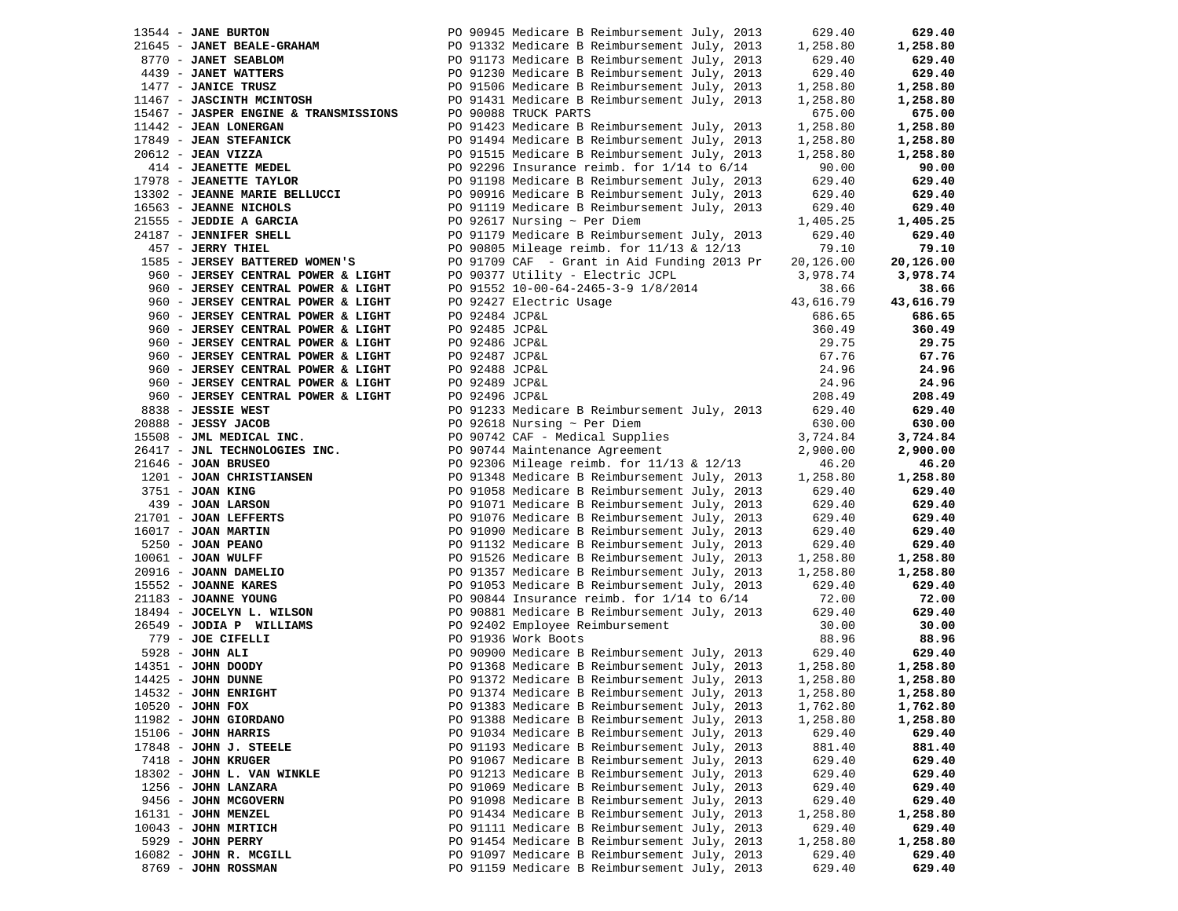| Vendor | Description | Amount | Total |
|---|---|---|---|
| 13544 - **JANE BURTON** | PO 90945 Medicare B Reimbursement July, 2013 | 629.40 | **629.40** |
| 21645 - **JANET BEALE-GRAHAM** | PO 91332 Medicare B Reimbursement July, 2013 | 1,258.80 | **1,258.80** |
| 8770 - **JANET SEABLOM** | PO 91173 Medicare B Reimbursement July, 2013 | 629.40 | **629.40** |
| 4439 - **JANET WATTERS** | PO 91230 Medicare B Reimbursement July, 2013 | 629.40 | **629.40** |
| 1477 - **JANICE TRUSZ** | PO 91506 Medicare B Reimbursement July, 2013 | 1,258.80 | **1,258.80** |
| 11467 - **JASCINTH MCINTOSH** | PO 91431 Medicare B Reimbursement July, 2013 | 1,258.80 | **1,258.80** |
| 15467 - **JASPER ENGINE & TRANSMISSIONS** | PO 90088 TRUCK PARTS | 675.00 | **675.00** |
| 11442 - **JEAN LONERGAN** | PO 91423 Medicare B Reimbursement July, 2013 | 1,258.80 | **1,258.80** |
| 17849 - **JEAN STEFANICK** | PO 91494 Medicare B Reimbursement July, 2013 | 1,258.80 | **1,258.80** |
| 20612 - **JEAN VIZZA** | PO 91515 Medicare B Reimbursement July, 2013 | 1,258.80 | **1,258.80** |
| 414 - **JEANETTE MEDEL** | PO 92296 Insurance reimb. for 1/14 to 6/14 | 90.00 | **90.00** |
| 17978 - **JEANETTE TAYLOR** | PO 91198 Medicare B Reimbursement July, 2013 | 629.40 | **629.40** |
| 13302 - **JEANNE MARIE BELLUCCI** | PO 90916 Medicare B Reimbursement July, 2013 | 629.40 | **629.40** |
| 16563 - **JEANNE NICHOLS** | PO 91119 Medicare B Reimbursement July, 2013 | 629.40 | **629.40** |
| 21555 - **JEDDIE A GARCIA** | PO 92617 Nursing ~ Per Diem | 1,405.25 | **1,405.25** |
| 24187 - **JENNIFER SHELL** | PO 91179 Medicare B Reimbursement July, 2013 | 629.40 | **629.40** |
| 457 - **JERRY THIEL** | PO 90805 Mileage reimb. for 11/13 & 12/13 | 79.10 | **79.10** |
| 1585 - **JERSEY BATTERED WOMEN'S** | PO 91709 CAF - Grant in Aid Funding 2013 Pr | 20,126.00 | **20,126.00** |
| 960 - **JERSEY CENTRAL POWER & LIGHT** | PO 90377 Utility - Electric JCPL | 3,978.74 | **3,978.74** |
| 960 - **JERSEY CENTRAL POWER & LIGHT** | PO 91552 10-00-64-2465-3-9 1/8/2014 | 38.66 | **38.66** |
| 960 - **JERSEY CENTRAL POWER & LIGHT** | PO 92427 Electric Usage | 43,616.79 | **43,616.79** |
| 960 - **JERSEY CENTRAL POWER & LIGHT** | PO 92484 JCP&L | 686.65 | **686.65** |
| 960 - **JERSEY CENTRAL POWER & LIGHT** | PO 92485 JCP&L | 360.49 | **360.49** |
| 960 - **JERSEY CENTRAL POWER & LIGHT** | PO 92486 JCP&L | 29.75 | **29.75** |
| 960 - **JERSEY CENTRAL POWER & LIGHT** | PO 92487 JCP&L | 67.76 | **67.76** |
| 960 - **JERSEY CENTRAL POWER & LIGHT** | PO 92488 JCP&L | 24.96 | **24.96** |
| 960 - **JERSEY CENTRAL POWER & LIGHT** | PO 92489 JCP&L | 24.96 | **24.96** |
| 960 - **JERSEY CENTRAL POWER & LIGHT** | PO 92496 JCP&L | 208.49 | **208.49** |
| 8838 - **JESSIE WEST** | PO 91233 Medicare B Reimbursement July, 2013 | 629.40 | **629.40** |
| 20888 - **JESSY JACOB** | PO 92618 Nursing ~ Per Diem | 630.00 | **630.00** |
| 15508 - **JML MEDICAL INC.** | PO 90742 CAF - Medical Supplies | 3,724.84 | **3,724.84** |
| 26417 - **JNL TECHNOLOGIES INC.** | PO 90744 Maintenance Agreement | 2,900.00 | **2,900.00** |
| 21646 - **JOAN BRUSEO** | PO 92306 Mileage reimb. for 11/13 & 12/13 | 46.20 | **46.20** |
| 1201 - **JOAN CHRISTIANSEN** | PO 91348 Medicare B Reimbursement July, 2013 | 1,258.80 | **1,258.80** |
| 3751 - **JOAN KING** | PO 91058 Medicare B Reimbursement July, 2013 | 629.40 | **629.40** |
| 439 - **JOAN LARSON** | PO 91071 Medicare B Reimbursement July, 2013 | 629.40 | **629.40** |
| 21701 - **JOAN LEFFERTS** | PO 91076 Medicare B Reimbursement July, 2013 | 629.40 | **629.40** |
| 16017 - **JOAN MARTIN** | PO 91090 Medicare B Reimbursement July, 2013 | 629.40 | **629.40** |
| 5250 - **JOAN PEANO** | PO 91132 Medicare B Reimbursement July, 2013 | 629.40 | **629.40** |
| 10061 - **JOAN WULFF** | PO 91526 Medicare B Reimbursement July, 2013 | 1,258.80 | **1,258.80** |
| 20916 - **JOANN DAMELIO** | PO 91357 Medicare B Reimbursement July, 2013 | 1,258.80 | **1,258.80** |
| 15552 - **JOANNE KARES** | PO 91053 Medicare B Reimbursement July, 2013 | 629.40 | **629.40** |
| 21183 - **JOANNE YOUNG** | PO 90844 Insurance reimb. for 1/14 to 6/14 | 72.00 | **72.00** |
| 18494 - **JOCELYN L. WILSON** | PO 90881 Medicare B Reimbursement July, 2013 | 629.40 | **629.40** |
| 26549 - **JODIA P WILLIAMS** | PO 92402 Employee Reimbursement | 30.00 | **30.00** |
| 779 - **JOE CIFELLI** | PO 91936 Work Boots | 88.96 | **88.96** |
| 5928 - **JOHN ALI** | PO 90900 Medicare B Reimbursement July, 2013 | 629.40 | **629.40** |
| 14351 - **JOHN DOODY** | PO 91368 Medicare B Reimbursement July, 2013 | 1,258.80 | **1,258.80** |
| 14425 - **JOHN DUNNE** | PO 91372 Medicare B Reimbursement July, 2013 | 1,258.80 | **1,258.80** |
| 14532 - **JOHN ENRIGHT** | PO 91374 Medicare B Reimbursement July, 2013 | 1,258.80 | **1,258.80** |
| 10520 - **JOHN FOX** | PO 91383 Medicare B Reimbursement July, 2013 | 1,762.80 | **1,762.80** |
| 11982 - **JOHN GIORDANO** | PO 91388 Medicare B Reimbursement July, 2013 | 1,258.80 | **1,258.80** |
| 15106 - **JOHN HARRIS** | PO 91034 Medicare B Reimbursement July, 2013 | 629.40 | **629.40** |
| 17848 - **JOHN J. STEELE** | PO 91193 Medicare B Reimbursement July, 2013 | 881.40 | **881.40** |
| 7418 - **JOHN KRUGER** | PO 91067 Medicare B Reimbursement July, 2013 | 629.40 | **629.40** |
| 18302 - **JOHN L. VAN WINKLE** | PO 91213 Medicare B Reimbursement July, 2013 | 629.40 | **629.40** |
| 1256 - **JOHN LANZARA** | PO 91069 Medicare B Reimbursement July, 2013 | 629.40 | **629.40** |
| 9456 - **JOHN MCGOVERN** | PO 91098 Medicare B Reimbursement July, 2013 | 629.40 | **629.40** |
| 16131 - **JOHN MENZEL** | PO 91434 Medicare B Reimbursement July, 2013 | 1,258.80 | **1,258.80** |
| 10043 - **JOHN MIRTICH** | PO 91111 Medicare B Reimbursement July, 2013 | 629.40 | **629.40** |
| 5929 - **JOHN PERRY** | PO 91454 Medicare B Reimbursement July, 2013 | 1,258.80 | **1,258.80** |
| 16082 - **JOHN R. MCGILL** | PO 91097 Medicare B Reimbursement July, 2013 | 629.40 | **629.40** |
| 8769 - **JOHN ROSSMAN** | PO 91159 Medicare B Reimbursement July, 2013 | 629.40 | **629.40** |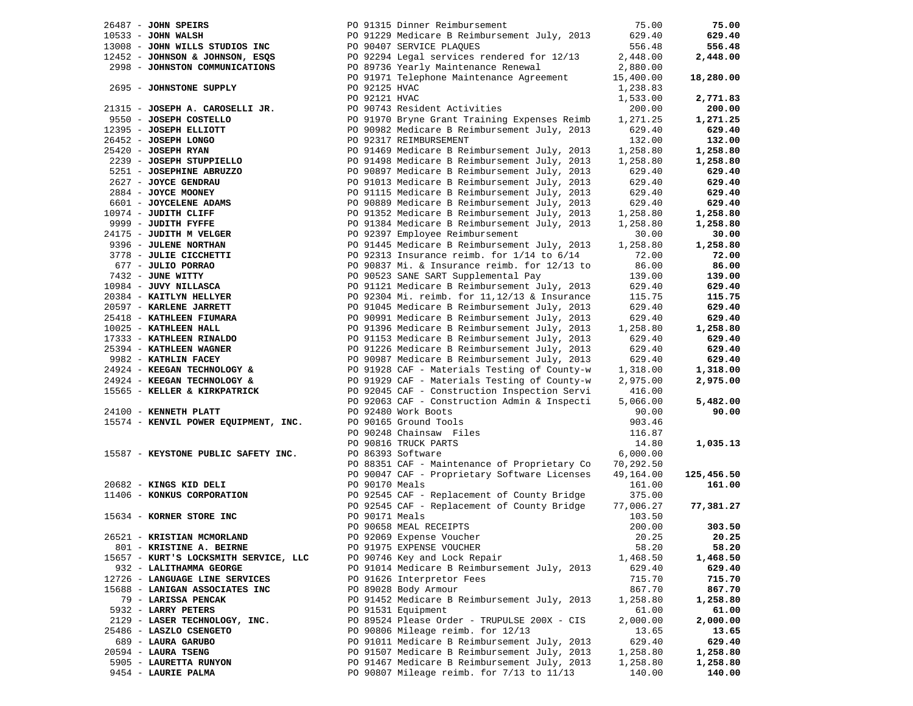| Vendor | Description | Amount | Total |
|---|---|---|---|
| 26487 - **JOHN SPEIRS** | PO 91315 Dinner Reimbursement | 75.00 | **75.00** |
| 10533 - **JOHN WALSH** | PO 91229 Medicare B Reimbursement July, 2013 | 629.40 | **629.40** |
| 13008 - **JOHN WILLS STUDIOS INC** | PO 90407 SERVICE PLAQUES | 556.48 | **556.48** |
| 12452 - **JOHNSON & JOHNSON, ESQS** | PO 92294 Legal services rendered for 12/13 | 2,448.00 | **2,448.00** |
| 2998 - **JOHNSTON COMMUNICATIONS** | PO 89736 Yearly Maintenance Renewal | 2,880.00 | |
| | PO 91971 Telephone Maintenance Agreement | 15,400.00 | **18,280.00** |
| 2695 - **JOHNSTONE SUPPLY** | PO 92125 HVAC | 1,238.83 | |
| | PO 92121 HVAC | 1,533.00 | **2,771.83** |
| 21315 - **JOSEPH A. CAROSELLI JR.** | PO 90743 Resident Activities | 200.00 | **200.00** |
| 9550 - **JOSEPH COSTELLO** | PO 91970 Bryne Grant Training Expenses Reimb | 1,271.25 | **1,271.25** |
| 12395 - **JOSEPH ELLIOTT** | PO 90982 Medicare B Reimbursement July, 2013 | 629.40 | **629.40** |
| 26452 - **JOSEPH LONGO** | PO 92317 REIMBURSEMENT | 132.00 | **132.00** |
| 25420 - **JOSEPH RYAN** | PO 91469 Medicare B Reimbursement July, 2013 | 1,258.80 | **1,258.80** |
| 2239 - **JOSEPH STUPPIELLO** | PO 91498 Medicare B Reimbursement July, 2013 | 1,258.80 | **1,258.80** |
| 5251 - **JOSEPHINE ABRUZZO** | PO 90897 Medicare B Reimbursement July, 2013 | 629.40 | **629.40** |
| 2627 - **JOYCE GENDRAU** | PO 91013 Medicare B Reimbursement July, 2013 | 629.40 | **629.40** |
| 2884 - **JOYCE MOONEY** | PO 91115 Medicare B Reimbursement July, 2013 | 629.40 | **629.40** |
| 6601 - **JOYCELENE ADAMS** | PO 90889 Medicare B Reimbursement July, 2013 | 629.40 | **629.40** |
| 10974 - **JUDITH CLIFF** | PO 91352 Medicare B Reimbursement July, 2013 | 1,258.80 | **1,258.80** |
| 9999 - **JUDITH FYFFE** | PO 91384 Medicare B Reimbursement July, 2013 | 1,258.80 | **1,258.80** |
| 24175 - **JUDITH M VELGER** | PO 92397 Employee Reimbursement | 30.00 | **30.00** |
| 9396 - **JULENE NORTHAN** | PO 91445 Medicare B Reimbursement July, 2013 | 1,258.80 | **1,258.80** |
| 3778 - **JULIE CICCHETTI** | PO 92313 Insurance reimb. for 1/14 to 6/14 | 72.00 | **72.00** |
| 677 - **JULIO PORRAO** | PO 90837 Mi. & Insurance reimb. for 12/13 to | 86.00 | **86.00** |
| 7432 - **JUNE WITTY** | PO 90523 SANE SART Supplemental Pay | 139.00 | **139.00** |
| 10984 - **JUVY NILLASCA** | PO 91121 Medicare B Reimbursement July, 2013 | 629.40 | **629.40** |
| 20384 - **KAITLYN HELLYER** | PO 92304 Mi. reimb. for 11,12/13 & Insurance | 115.75 | **115.75** |
| 20597 - **KARLENE JARRETT** | PO 91045 Medicare B Reimbursement July, 2013 | 629.40 | **629.40** |
| 25418 - **KATHLEEN FIUMARA** | PO 90991 Medicare B Reimbursement July, 2013 | 629.40 | **629.40** |
| 10025 - **KATHLEEN HALL** | PO 91396 Medicare B Reimbursement July, 2013 | 1,258.80 | **1,258.80** |
| 17333 - **KATHLEEN RINALDO** | PO 91153 Medicare B Reimbursement July, 2013 | 629.40 | **629.40** |
| 25394 - **KATHLEEN WAGNER** | PO 91226 Medicare B Reimbursement July, 2013 | 629.40 | **629.40** |
| 9982 - **KATHLIN FACEY** | PO 90987 Medicare B Reimbursement July, 2013 | 629.40 | **629.40** |
| 24924 - **KEEGAN TECHNOLOGY &** | PO 91928 CAF - Materials Testing of County-w | 1,318.00 | **1,318.00** |
| 24924 - **KEEGAN TECHNOLOGY &** | PO 91929 CAF - Materials Testing of County-w | 2,975.00 | **2,975.00** |
| 15565 - **KELLER & KIRKPATRICK** | PO 92045 CAF - Construction Inspection Servi | 416.00 | |
| | PO 92063 CAF - Construction Admin & Inspecti | 5,066.00 | **5,482.00** |
| 24100 - **KENNETH PLATT** | PO 92480 Work Boots | 90.00 | **90.00** |
| 15574 - **KENVIL POWER EQUIPMENT, INC.** | PO 90165 Ground Tools | 903.46 | |
| | PO 90248 Chainsaw Files | 116.87 | |
| | PO 90816 TRUCK PARTS | 14.80 | **1,035.13** |
| 15587 - **KEYSTONE PUBLIC SAFETY INC.** | PO 86393 Software | 6,000.00 | |
| | PO 88351 CAF - Maintenance of Proprietary Co | 70,292.50 | |
| | PO 90047 CAF - Proprietary Software Licenses | 49,164.00 | **125,456.50** |
| 20682 - **KINGS KID DELI** | PO 90170 Meals | 161.00 | **161.00** |
| 11406 - **KONKUS CORPORATION** | PO 92545 CAF - Replacement of County Bridge | 375.00 | |
| | PO 92545 CAF - Replacement of County Bridge | 77,006.27 | **77,381.27** |
| 15634 - **KORNER STORE INC** | PO 90171 Meals | 103.50 | |
| | PO 90658 MEAL RECEIPTS | 200.00 | **303.50** |
| 26521 - **KRISTIAN MCMORLAND** | PO 92069 Expense Voucher | 20.25 | **20.25** |
| 801 - **KRISTINE A. BEIRNE** | PO 91975 EXPENSE VOUCHER | 58.20 | **58.20** |
| 15657 - **KURT'S LOCKSMITH SERVICE, LLC** | PO 90746 Key and Lock Repair | 1,468.50 | **1,468.50** |
| 932 - **LALITHAMMA GEORGE** | PO 91014 Medicare B Reimbursement July, 2013 | 629.40 | **629.40** |
| 12726 - **LANGUAGE LINE SERVICES** | PO 91626 Interpretor Fees | 715.70 | **715.70** |
| 15688 - **LANIGAN ASSOCIATES INC** | PO 89028 Body Armour | 867.70 | **867.70** |
| 79 - **LARISSA PENCAK** | PO 91452 Medicare B Reimbursement July, 2013 | 1,258.80 | **1,258.80** |
| 5932 - **LARRY PETERS** | PO 91531 Equipment | 61.00 | **61.00** |
| 2129 - **LASER TECHNOLOGY, INC.** | PO 89524 Please Order - TRUPULSE 200X - CIS | 2,000.00 | **2,000.00** |
| 25486 - **LASZLO CSENGETO** | PO 90806 Mileage reimb. for 12/13 | 13.65 | **13.65** |
| 689 - **LAURA GARUBO** | PO 91011 Medicare B Reimbursement July, 2013 | 629.40 | **629.40** |
| 20594 - **LAURA TSENG** | PO 91507 Medicare B Reimbursement July, 2013 | 1,258.80 | **1,258.80** |
| 5905 - **LAURETTA RUNYON** | PO 91467 Medicare B Reimbursement July, 2013 | 1,258.80 | **1,258.80** |
| 9454 - **LAURIE PALMA** | PO 90807 Mileage reimb. for 7/13 to 11/13 | 140.00 | **140.00** |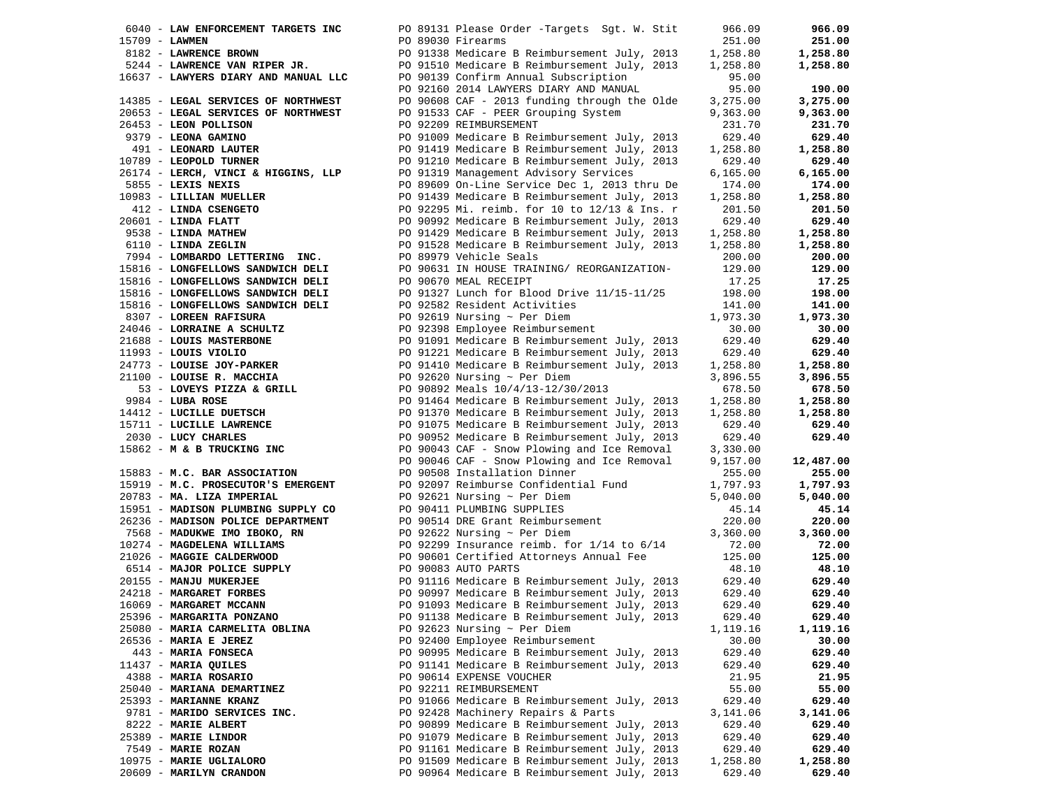| Vendor | PO / Description | Amount | Total |
|---|---|---|---|
| 6040 - **LAW ENFORCEMENT TARGETS INC** | PO 89131 Please Order -Targets Sgt. W. Stit | 966.09 | **966.09** |
| 15709 - **LAWMEN** | PO 89030 Firearms | 251.00 | **251.00** |
| 8182 - **LAWRENCE BROWN** | PO 91338 Medicare B Reimbursement July, 2013 | 1,258.80 | **1,258.80** |
| 5244 - **LAWRENCE VAN RIPER JR.** | PO 91510 Medicare B Reimbursement July, 2013 | 1,258.80 | **1,258.80** |
| 16637 - **LAWYERS DIARY AND MANUAL LLC** | PO 90139 Confirm Annual Subscription | 95.00 | |
| | PO 92160 2014 LAWYERS DIARY AND MANUAL | 95.00 | **190.00** |
| 14385 - **LEGAL SERVICES OF NORTHWEST** | PO 90608 CAF - 2013 funding through the Olde | 3,275.00 | **3,275.00** |
| 20653 - **LEGAL SERVICES OF NORTHWEST** | PO 91533 CAF - PEER Grouping System | 9,363.00 | **9,363.00** |
| 26453 - **LEON POLLISON** | PO 92209 REIMBURSEMENT | 231.70 | **231.70** |
| 9379 - **LEONA GAMINO** | PO 91009 Medicare B Reimbursement July, 2013 | 629.40 | **629.40** |
| 491 - **LEONARD LAUTER** | PO 91419 Medicare B Reimbursement July, 2013 | 1,258.80 | **1,258.80** |
| 10789 - **LEOPOLD TURNER** | PO 91210 Medicare B Reimbursement July, 2013 | 629.40 | **629.40** |
| 26174 - **LERCH, VINCI & HIGGINS, LLP** | PO 91319 Management Advisory Services | 6,165.00 | **6,165.00** |
| 5855 - **LEXIS NEXIS** | PO 89609 On-Line Service Dec 1, 2013 thru De | 174.00 | **174.00** |
| 10983 - **LILLIAN MUELLER** | PO 91439 Medicare B Reimbursement July, 2013 | 1,258.80 | **1,258.80** |
| 412 - **LINDA CSENGETO** | PO 92295 Mi. reimb. for 10 to 12/13 & Ins. r | 201.50 | **201.50** |
| 20601 - **LINDA FLATT** | PO 90992 Medicare B Reimbursement July, 2013 | 629.40 | **629.40** |
| 9538 - **LINDA MATHEW** | PO 91429 Medicare B Reimbursement July, 2013 | 1,258.80 | **1,258.80** |
| 6110 - **LINDA ZEGLIN** | PO 91528 Medicare B Reimbursement July, 2013 | 1,258.80 | **1,258.80** |
| 7994 - **LOMBARDO LETTERING INC.** | PO 89979 Vehicle Seals | 200.00 | **200.00** |
| 15816 - **LONGFELLOWS SANDWICH DELI** | PO 90631 IN HOUSE TRAINING/ REORGANIZATION- | 129.00 | **129.00** |
| 15816 - **LONGFELLOWS SANDWICH DELI** | PO 90670 MEAL RECEIPT | 17.25 | **17.25** |
| 15816 - **LONGFELLOWS SANDWICH DELI** | PO 91327 Lunch for Blood Drive 11/15-11/25 | 198.00 | **198.00** |
| 15816 - **LONGFELLOWS SANDWICH DELI** | PO 92582 Resident Activities | 141.00 | **141.00** |
| 8307 - **LOREEN RAFISURA** | PO 92619 Nursing ~ Per Diem | 1,973.30 | **1,973.30** |
| 24046 - **LORRAINE A SCHULTZ** | PO 92398 Employee Reimbursement | 30.00 | **30.00** |
| 21688 - **LOUIS MASTERBONE** | PO 91091 Medicare B Reimbursement July, 2013 | 629.40 | **629.40** |
| 11993 - **LOUIS VIOLIO** | PO 91221 Medicare B Reimbursement July, 2013 | 629.40 | **629.40** |
| 24773 - **LOUISE JOY-PARKER** | PO 91410 Medicare B Reimbursement July, 2013 | 1,258.80 | **1,258.80** |
| 21100 - **LOUISE R. MACCHIA** | PO 92620 Nursing ~ Per Diem | 3,896.55 | **3,896.55** |
| 53 - **LOVEYS PIZZA & GRILL** | PO 90892 Meals 10/4/13-12/30/2013 | 678.50 | **678.50** |
| 9984 - **LUBA ROSE** | PO 91464 Medicare B Reimbursement July, 2013 | 1,258.80 | **1,258.80** |
| 14412 - **LUCILLE DUETSCH** | PO 91370 Medicare B Reimbursement July, 2013 | 1,258.80 | **1,258.80** |
| 15711 - **LUCILLE LAWRENCE** | PO 91075 Medicare B Reimbursement July, 2013 | 629.40 | **629.40** |
| 2030 - **LUCY CHARLES** | PO 90952 Medicare B Reimbursement July, 2013 | 629.40 | **629.40** |
| 15862 - **M & B TRUCKING INC** | PO 90043 CAF - Snow Plowing and Ice Removal | 3,330.00 | |
| | PO 90046 CAF - Snow Plowing and Ice Removal | 9,157.00 | **12,487.00** |
| 15883 - **M.C. BAR ASSOCIATION** | PO 90508 Installation Dinner | 255.00 | **255.00** |
| 15919 - **M.C. PROSECUTOR'S EMERGENT** | PO 92097 Reimburse Confidential Fund | 1,797.93 | **1,797.93** |
| 20783 - **MA. LIZA IMPERIAL** | PO 92621 Nursing ~ Per Diem | 5,040.00 | **5,040.00** |
| 15951 - **MADISON PLUMBING SUPPLY CO** | PO 90411 PLUMBING SUPPLIES | 45.14 | **45.14** |
| 26236 - **MADISON POLICE DEPARTMENT** | PO 90514 DRE Grant Reimbursement | 220.00 | **220.00** |
| 7568 - **MADUKWE IMO IBOKO, RN** | PO 92622 Nursing ~ Per Diem | 3,360.00 | **3,360.00** |
| 10274 - **MAGDELENA WILLIAMS** | PO 92299 Insurance reimb. for 1/14 to 6/14 | 72.00 | **72.00** |
| 21026 - **MAGGIE CALDERWOOD** | PO 90601 Certified Attorneys Annual Fee | 125.00 | **125.00** |
| 6514 - **MAJOR POLICE SUPPLY** | PO 90083 AUTO PARTS | 48.10 | **48.10** |
| 20155 - **MANJU MUKERJEE** | PO 91116 Medicare B Reimbursement July, 2013 | 629.40 | **629.40** |
| 24218 - **MARGARET FORBES** | PO 90997 Medicare B Reimbursement July, 2013 | 629.40 | **629.40** |
| 16069 - **MARGARET MCCANN** | PO 91093 Medicare B Reimbursement July, 2013 | 629.40 | **629.40** |
| 25396 - **MARGARITA PONZANO** | PO 91138 Medicare B Reimbursement July, 2013 | 629.40 | **629.40** |
| 25080 - **MARIA CARMELITA OBLINA** | PO 92623 Nursing ~ Per Diem | 1,119.16 | **1,119.16** |
| 26536 - **MARIA E JEREZ** | PO 92400 Employee Reimbursement | 30.00 | **30.00** |
| 443 - **MARIA FONSECA** | PO 90995 Medicare B Reimbursement July, 2013 | 629.40 | **629.40** |
| 11437 - **MARIA QUILES** | PO 91141 Medicare B Reimbursement July, 2013 | 629.40 | **629.40** |
| 4388 - **MARIA ROSARIO** | PO 90614 EXPENSE VOUCHER | 21.95 | **21.95** |
| 25040 - **MARIANA DEMARTINEZ** | PO 92211 REIMBURSEMENT | 55.00 | **55.00** |
| 25393 - **MARIANNE KRANZ** | PO 91066 Medicare B Reimbursement July, 2013 | 629.40 | **629.40** |
| 9781 - **MARIDO SERVICES INC.** | PO 92428 Machinery Repairs & Parts | 3,141.06 | **3,141.06** |
| 8222 - **MARIE ALBERT** | PO 90899 Medicare B Reimbursement July, 2013 | 629.40 | **629.40** |
| 25389 - **MARIE LINDOR** | PO 91079 Medicare B Reimbursement July, 2013 | 629.40 | **629.40** |
| 7549 - **MARIE ROZAN** | PO 91161 Medicare B Reimbursement July, 2013 | 629.40 | **629.40** |
| 10975 - **MARIE UGLIALORO** | PO 91509 Medicare B Reimbursement July, 2013 | 1,258.80 | **1,258.80** |
| 20609 - **MARILYN CRANDON** | PO 90964 Medicare B Reimbursement July, 2013 | 629.40 | **629.40** |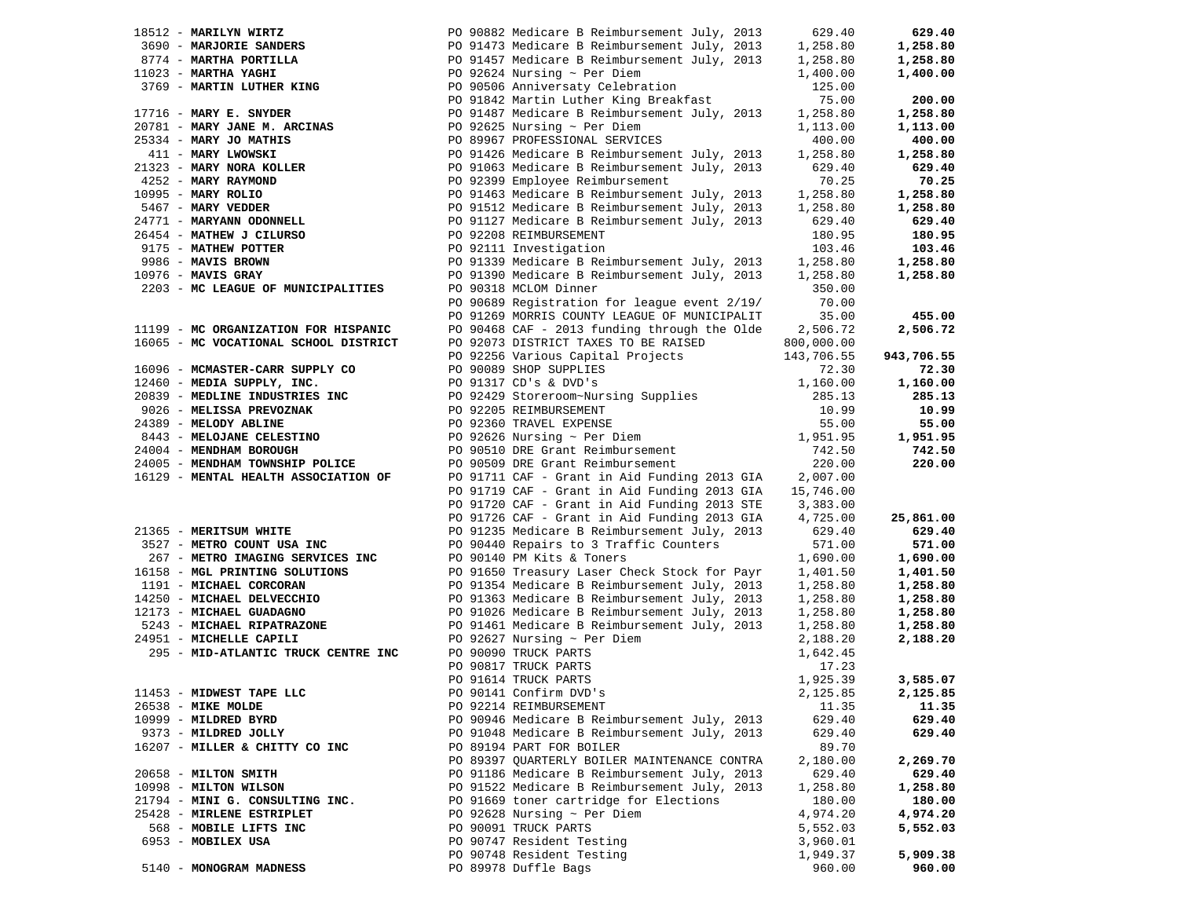| Vendor | Description | Amount | Total |
|---|---|---|---|
| 18512 - **MARILYN WIRTZ** | PO 90882 Medicare B Reimbursement July, 2013 | 629.40 | **629.40** |
| 3690 - **MARJORIE SANDERS** | PO 91473 Medicare B Reimbursement July, 2013 | 1,258.80 | **1,258.80** |
| 8774 - **MARTHA PORTILLA** | PO 91457 Medicare B Reimbursement July, 2013 | 1,258.80 | **1,258.80** |
| 11023 - **MARTHA YAGHI** | PO 92624 Nursing ~ Per Diem | 1,400.00 | **1,400.00** |
| 3769 - **MARTIN LUTHER KING** | PO 90506 Anniversaty Celebration | 125.00 | |
| | PO 91842 Martin Luther King Breakfast | 75.00 | **200.00** |
| 17716 - **MARY E. SNYDER** | PO 91487 Medicare B Reimbursement July, 2013 | 1,258.80 | **1,258.80** |
| 20781 - **MARY JANE M. ARCINAS** | PO 92625 Nursing ~ Per Diem | 1,113.00 | **1,113.00** |
| 25334 - **MARY JO MATHIS** | PO 89967 PROFESSIONAL SERVICES | 400.00 | **400.00** |
| 411 - **MARY LWOWSKI** | PO 91426 Medicare B Reimbursement July, 2013 | 1,258.80 | **1,258.80** |
| 21323 - **MARY NORA KOLLER** | PO 91063 Medicare B Reimbursement July, 2013 | 629.40 | **629.40** |
| 4252 - **MARY RAYMOND** | PO 92399 Employee Reimbursement | 70.25 | **70.25** |
| 10995 - **MARY ROLIO** | PO 91463 Medicare B Reimbursement July, 2013 | 1,258.80 | **1,258.80** |
| 5467 - **MARY VEDDER** | PO 91512 Medicare B Reimbursement July, 2013 | 1,258.80 | **1,258.80** |
| 24771 - **MARYANN ODONNELL** | PO 91127 Medicare B Reimbursement July, 2013 | 629.40 | **629.40** |
| 26454 - **MATHEW J CILURSO** | PO 92208 REIMBURSEMENT | 180.95 | **180.95** |
| 9175 - **MATHEW POTTER** | PO 92111 Investigation | 103.46 | **103.46** |
| 9986 - **MAVIS BROWN** | PO 91339 Medicare B Reimbursement July, 2013 | 1,258.80 | **1,258.80** |
| 10976 - **MAVIS GRAY** | PO 91390 Medicare B Reimbursement July, 2013 | 1,258.80 | **1,258.80** |
| 2203 - **MC LEAGUE OF MUNICIPALITIES** | PO 90318 MCLOM Dinner | 350.00 | |
| | PO 90689 Registration for league event 2/19/ | 70.00 | |
| | PO 91269 MORRIS COUNTY LEAGUE OF MUNICIPALIT | 35.00 | **455.00** |
| 11199 - **MC ORGANIZATION FOR HISPANIC** | PO 90468 CAF - 2013 funding through the Olde | 2,506.72 | **2,506.72** |
| 16065 - **MC VOCATIONAL SCHOOL DISTRICT** | PO 92073 DISTRICT TAXES TO BE RAISED | 800,000.00 | |
| | PO 92256 Various Capital Projects | 143,706.55 | **943,706.55** |
| 16096 - **MCMASTER-CARR SUPPLY CO** | PO 90089 SHOP SUPPLIES | 72.30 | **72.30** |
| 12460 - **MEDIA SUPPLY, INC.** | PO 91317 CD's & DVD's | 1,160.00 | **1,160.00** |
| 20839 - **MEDLINE INDUSTRIES INC** | PO 92429 Storeroom~Nursing Supplies | 285.13 | **285.13** |
| 9026 - **MELISSA PREVOZNAK** | PO 92205 REIMBURSEMENT | 10.99 | **10.99** |
| 24389 - **MELODY ABLINE** | PO 92360 TRAVEL EXPENSE | 55.00 | **55.00** |
| 8443 - **MELOJANE CELESTINO** | PO 92626 Nursing ~ Per Diem | 1,951.95 | **1,951.95** |
| 24004 - **MENDHAM BOROUGH** | PO 90510 DRE Grant Reimbursement | 742.50 | **742.50** |
| 24005 - **MENDHAM TOWNSHIP POLICE** | PO 90509 DRE Grant Reimbursement | 220.00 | **220.00** |
| 16129 - **MENTAL HEALTH ASSOCIATION OF** | PO 91711 CAF - Grant in Aid Funding 2013 GIA | 2,007.00 | |
| | PO 91719 CAF - Grant in Aid Funding 2013 GIA | 15,746.00 | |
| | PO 91720 CAF - Grant in Aid Funding 2013 STE | 3,383.00 | |
| | PO 91726 CAF - Grant in Aid Funding 2013 GIA | 4,725.00 | **25,861.00** |
| 21365 - **MERITSUM WHITE** | PO 91235 Medicare B Reimbursement July, 2013 | 629.40 | **629.40** |
| 3527 - **METRO COUNT USA INC** | PO 90440 Repairs to 3 Traffic Counters | 571.00 | **571.00** |
| 267 - **METRO IMAGING SERVICES INC** | PO 90140 PM Kits & Toners | 1,690.00 | **1,690.00** |
| 16158 - **MGL PRINTING SOLUTIONS** | PO 91650 Treasury Laser Check Stock for Payr | 1,401.50 | **1,401.50** |
| 1191 - **MICHAEL CORCORAN** | PO 91354 Medicare B Reimbursement July, 2013 | 1,258.80 | **1,258.80** |
| 14250 - **MICHAEL DELVECCHIO** | PO 91363 Medicare B Reimbursement July, 2013 | 1,258.80 | **1,258.80** |
| 12173 - **MICHAEL GUADAGNO** | PO 91026 Medicare B Reimbursement July, 2013 | 1,258.80 | **1,258.80** |
| 5243 - **MICHAEL RIPATRAZONE** | PO 91461 Medicare B Reimbursement July, 2013 | 1,258.80 | **1,258.80** |
| 24951 - **MICHELLE CAPILI** | PO 92627 Nursing ~ Per Diem | 2,188.20 | **2,188.20** |
| 295 - **MID-ATLANTIC TRUCK CENTRE INC** | PO 90090 TRUCK PARTS | 1,642.45 | |
| | PO 90817 TRUCK PARTS | 17.23 | |
| | PO 91614 TRUCK PARTS | 1,925.39 | **3,585.07** |
| 11453 - **MIDWEST TAPE LLC** | PO 90141 Confirm DVD's | 2,125.85 | **2,125.85** |
| 26538 - **MIKE MOLDE** | PO 92214 REIMBURSEMENT | 11.35 | **11.35** |
| 10999 - **MILDRED BYRD** | PO 90946 Medicare B Reimbursement July, 2013 | 629.40 | **629.40** |
| 9373 - **MILDRED JOLLY** | PO 91048 Medicare B Reimbursement July, 2013 | 629.40 | **629.40** |
| 16207 - **MILLER & CHITTY CO INC** | PO 89194 PART FOR BOILER | 89.70 | |
| | PO 89397 QUARTERLY BOILER MAINTENANCE CONTRA | 2,180.00 | **2,269.70** |
| 20658 - **MILTON SMITH** | PO 91186 Medicare B Reimbursement July, 2013 | 629.40 | **629.40** |
| 10998 - **MILTON WILSON** | PO 91522 Medicare B Reimbursement July, 2013 | 1,258.80 | **1,258.80** |
| 21794 - **MINI G. CONSULTING INC.** | PO 91669 toner cartridge for Elections | 180.00 | **180.00** |
| 25428 - **MIRLENE ESTRIPLET** | PO 92628 Nursing ~ Per Diem | 4,974.20 | **4,974.20** |
| 568 - **MOBILE LIFTS INC** | PO 90091 TRUCK PARTS | 5,552.03 | **5,552.03** |
| 6953 - **MOBILEX USA** | PO 90747 Resident Testing | 3,960.01 | |
| | PO 90748 Resident Testing | 1,949.37 | **5,909.38** |
| 5140 - **MONOGRAM MADNESS** | PO 89978 Duffle Bags | 960.00 | **960.00** |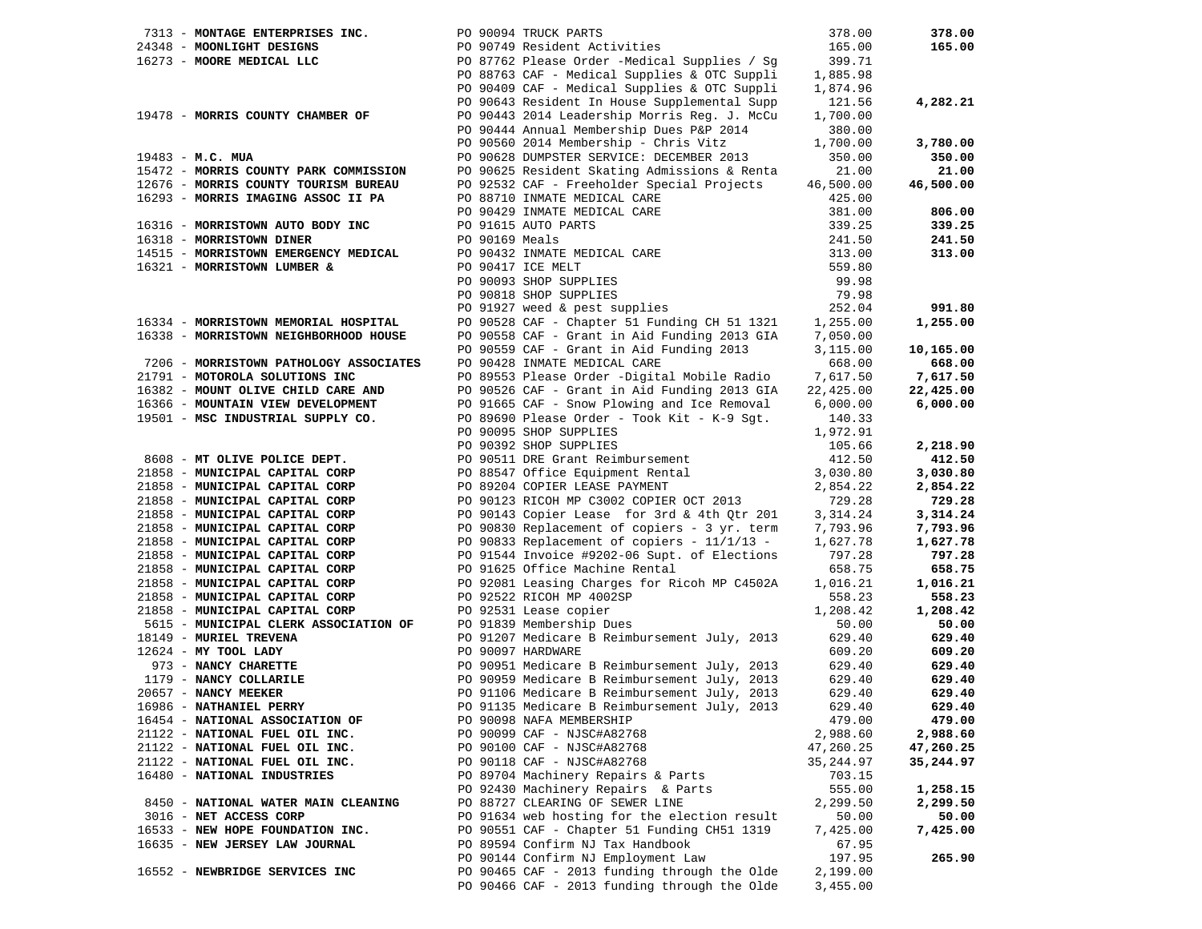| Vendor | PO / Description | Amount | Total |
|---|---|---|---|
| 7313 - **MONTAGE ENTERPRISES INC.** | PO 90094 TRUCK PARTS | 378.00 | **378.00** |
| 24348 - **MOONLIGHT DESIGNS** | PO 90749 Resident Activities | 165.00 | **165.00** |
| 16273 - **MOORE MEDICAL LLC** | PO 87762 Please Order -Medical Supplies / Sg | 399.71 | |
| | PO 88763 CAF - Medical Supplies & OTC Suppli | 1,885.98 | |
| | PO 90409 CAF - Medical Supplies & OTC Suppli | 1,874.96 | |
| | PO 90643 Resident In House Supplemental Supp | 121.56 | **4,282.21** |
| 19478 - **MORRIS COUNTY CHAMBER OF** | PO 90443 2014 Leadership Morris Reg. J. McCu | 1,700.00 | |
| | PO 90444 Annual Membership Dues P&P 2014 | 380.00 | |
| | PO 90560 2014 Membership - Chris Vitz | 1,700.00 | **3,780.00** |
| 19483 - **M.C. MUA** | PO 90628 DUMPSTER SERVICE: DECEMBER 2013 | 350.00 | **350.00** |
| 15472 - **MORRIS COUNTY PARK COMMISSION** | PO 90625 Resident Skating Admissions & Renta | 21.00 | **21.00** |
| 12676 - **MORRIS COUNTY TOURISM BUREAU** | PO 92532 CAF - Freeholder Special Projects | 46,500.00 | **46,500.00** |
| 16293 - **MORRIS IMAGING ASSOC II PA** | PO 88710 INMATE MEDICAL CARE | 425.00 | |
| | PO 90429 INMATE MEDICAL CARE | 381.00 | **806.00** |
| 16316 - **MORRISTOWN AUTO BODY INC** | PO 91615 AUTO PARTS | 339.25 | **339.25** |
| 16318 - **MORRISTOWN DINER** | PO 90169 Meals | 241.50 | **241.50** |
| 14515 - **MORRISTOWN EMERGENCY MEDICAL** | PO 90432 INMATE MEDICAL CARE | 313.00 | **313.00** |
| 16321 - **MORRISTOWN LUMBER &** | PO 90417 ICE MELT | 559.80 | |
| | PO 90093 SHOP SUPPLIES | 99.98 | |
| | PO 90818 SHOP SUPPLIES | 79.98 | |
| | PO 91927 weed & pest supplies | 252.04 | **991.80** |
| 16334 - **MORRISTOWN MEMORIAL HOSPITAL** | PO 90528 CAF - Chapter 51 Funding CH 51 1321 | 1,255.00 | **1,255.00** |
| 16338 - **MORRISTOWN NEIGHBORHOOD HOUSE** | PO 90558 CAF - Grant in Aid Funding 2013 GIA | 7,050.00 | |
| | PO 90559 CAF - Grant in Aid Funding 2013 | 3,115.00 | **10,165.00** |
| 7206 - **MORRISTOWN PATHOLOGY ASSOCIATES** | PO 90428 INMATE MEDICAL CARE | 668.00 | **668.00** |
| 21791 - **MOTOROLA SOLUTIONS INC** | PO 89553 Please Order -Digital Mobile Radio | 7,617.50 | **7,617.50** |
| 16382 - **MOUNT OLIVE CHILD CARE AND** | PO 90526 CAF - Grant in Aid Funding 2013 GIA | 22,425.00 | **22,425.00** |
| 16366 - **MOUNTAIN VIEW DEVELOPMENT** | PO 91665 CAF - Snow Plowing and Ice Removal | 6,000.00 | **6,000.00** |
| 19501 - **MSC INDUSTRIAL SUPPLY CO.** | PO 89690 Please Order - Took Kit - K-9 Sgt. | 140.33 | |
| | PO 90095 SHOP SUPPLIES | 1,972.91 | |
| | PO 90392 SHOP SUPPLIES | 105.66 | **2,218.90** |
| 8608 - **MT OLIVE POLICE DEPT.** | PO 90511 DRE Grant Reimbursement | 412.50 | **412.50** |
| 21858 - **MUNICIPAL CAPITAL CORP** | PO 88547 Office Equipment Rental | 3,030.80 | **3,030.80** |
| 21858 - **MUNICIPAL CAPITAL CORP** | PO 89204 COPIER LEASE PAYMENT | 2,854.22 | **2,854.22** |
| 21858 - **MUNICIPAL CAPITAL CORP** | PO 90123 RICOH MP C3002 COPIER OCT 2013 | 729.28 | **729.28** |
| 21858 - **MUNICIPAL CAPITAL CORP** | PO 90143 Copier Lease for 3rd & 4th Qtr 201 | 3,314.24 | **3,314.24** |
| 21858 - **MUNICIPAL CAPITAL CORP** | PO 90830 Replacement of copiers - 3 yr. term | 7,793.96 | **7,793.96** |
| 21858 - **MUNICIPAL CAPITAL CORP** | PO 90833 Replacement of copiers - 11/1/13 - | 1,627.78 | **1,627.78** |
| 21858 - **MUNICIPAL CAPITAL CORP** | PO 91544 Invoice #9202-06 Supt. of Elections | 797.28 | **797.28** |
| 21858 - **MUNICIPAL CAPITAL CORP** | PO 91625 Office Machine Rental | 658.75 | **658.75** |
| 21858 - **MUNICIPAL CAPITAL CORP** | PO 92081 Leasing Charges for Ricoh MP C4502A | 1,016.21 | **1,016.21** |
| 21858 - **MUNICIPAL CAPITAL CORP** | PO 92522 RICOH MP 4002SP | 558.23 | **558.23** |
| 21858 - **MUNICIPAL CAPITAL CORP** | PO 92531 Lease copier | 1,208.42 | **1,208.42** |
| 5615 - **MUNICIPAL CLERK ASSOCIATION OF** | PO 91839 Membership Dues | 50.00 | **50.00** |
| 18149 - **MURIEL TREVENA** | PO 91207 Medicare B Reimbursement July, 2013 | 629.40 | **629.40** |
| 12624 - **MY TOOL LADY** | PO 90097 HARDWARE | 609.20 | **609.20** |
| 973 - **NANCY CHARETTE** | PO 90951 Medicare B Reimbursement July, 2013 | 629.40 | **629.40** |
| 1179 - **NANCY COLLARILE** | PO 90959 Medicare B Reimbursement July, 2013 | 629.40 | **629.40** |
| 20657 - **NANCY MEEKER** | PO 91106 Medicare B Reimbursement July, 2013 | 629.40 | **629.40** |
| 16986 - **NATHANIEL PERRY** | PO 91135 Medicare B Reimbursement July, 2013 | 629.40 | **629.40** |
| 16454 - **NATIONAL ASSOCIATION OF** | PO 90098 NAFA MEMBERSHIP | 479.00 | **479.00** |
| 21122 - **NATIONAL FUEL OIL INC.** | PO 90099 CAF - NJSC#A82768 | 2,988.60 | **2,988.60** |
| 21122 - **NATIONAL FUEL OIL INC.** | PO 90100 CAF - NJSC#A82768 | 47,260.25 | **47,260.25** |
| 21122 - **NATIONAL FUEL OIL INC.** | PO 90118 CAF - NJSC#A82768 | 35,244.97 | **35,244.97** |
| 16480 - **NATIONAL INDUSTRIES** | PO 89704 Machinery Repairs & Parts | 703.15 | |
| | PO 92430 Machinery Repairs & Parts | 555.00 | **1,258.15** |
| 8450 - **NATIONAL WATER MAIN CLEANING** | PO 88727 CLEARING OF SEWER LINE | 2,299.50 | **2,299.50** |
| 3016 - **NET ACCESS CORP** | PO 91634 web hosting for the election result | 50.00 | **50.00** |
| 16533 - **NEW HOPE FOUNDATION INC.** | PO 90551 CAF - Chapter 51 Funding CH51 1319 | 7,425.00 | **7,425.00** |
| 16635 - **NEW JERSEY LAW JOURNAL** | PO 89594 Confirm NJ Tax Handbook | 67.95 | |
| | PO 90144 Confirm NJ Employment Law | 197.95 | **265.90** |
| 16552 - **NEWBRIDGE SERVICES INC** | PO 90465 CAF - 2013 funding through the Olde | 2,199.00 | |
| | PO 90466 CAF - 2013 funding through the Olde | 3,455.00 | |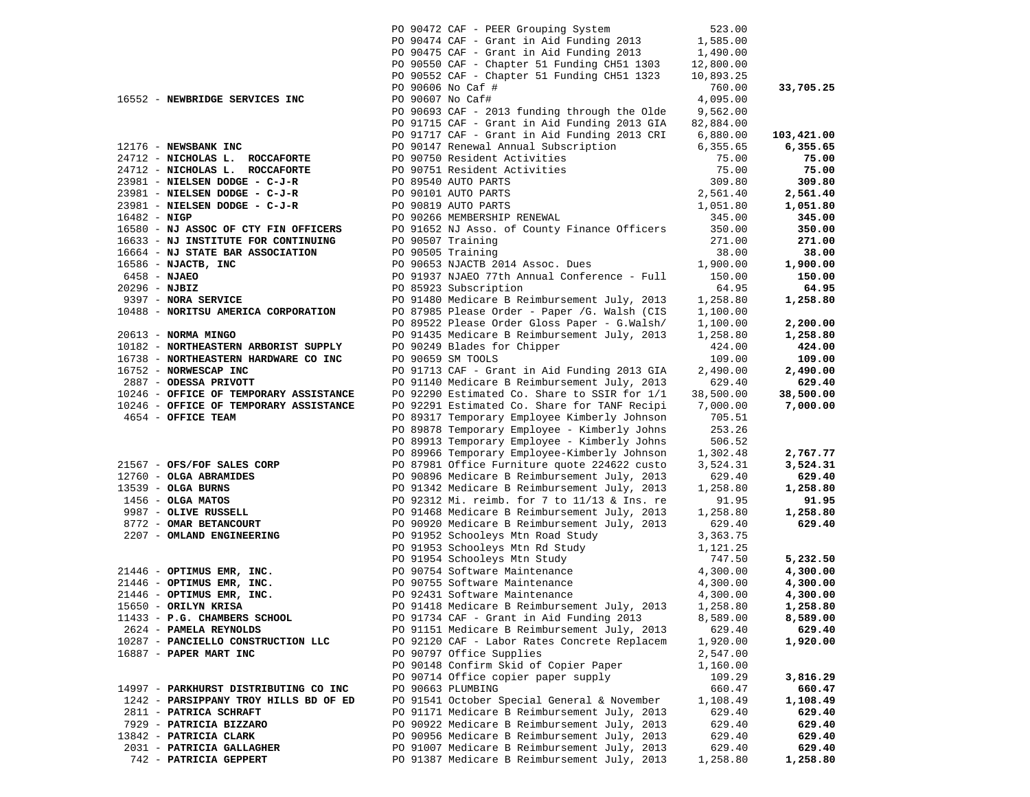| Vendor | PO / Description | Amount | Total |
|---|---|---|---|
| | PO 90472 CAF - PEER Grouping System | 523.00 | |
| | PO 90474 CAF - Grant in Aid Funding 2013 | 1,585.00 | |
| | PO 90475 CAF - Grant in Aid Funding 2013 | 1,490.00 | |
| | PO 90550 CAF - Chapter 51 Funding CH51 1303 | 12,800.00 | |
| | PO 90552 CAF - Chapter 51 Funding CH51 1323 | 10,893.25 | |
| | PO 90606 No Caf # | 760.00 | **33,705.25** |
| 16552 - **NEWBRIDGE SERVICES INC** | PO 90607 No Caf# | 4,095.00 | |
| | PO 90693 CAF - 2013 funding through the Olde | 9,562.00 | |
| | PO 91715 CAF - Grant in Aid Funding 2013 GIA | 82,884.00 | |
| | PO 91717 CAF - Grant in Aid Funding 2013 CRI | 6,880.00 | **103,421.00** |
| 12176 - **NEWSBANK INC** | PO 90147 Renewal Annual Subscription | 6,355.65 | **6,355.65** |
| 24712 - **NICHOLAS L. ROCCAFORTE** | PO 90750 Resident Activities | 75.00 | **75.00** |
| 24712 - **NICHOLAS L. ROCCAFORTE** | PO 90751 Resident Activities | 75.00 | **75.00** |
| 23981 - **NIELSEN DODGE - C-J-R** | PO 89540 AUTO PARTS | 309.80 | **309.80** |
| 23981 - **NIELSEN DODGE - C-J-R** | PO 90101 AUTO PARTS | 2,561.40 | **2,561.40** |
| 23981 - **NIELSEN DODGE - C-J-R** | PO 90819 AUTO PARTS | 1,051.80 | **1,051.80** |
| 16482 - **NIGP** | PO 90266 MEMBERSHIP RENEWAL | 345.00 | **345.00** |
| 16580 - **NJ ASSOC OF CTY FIN OFFICERS** | PO 91652 NJ Asso. of County Finance Officers | 350.00 | **350.00** |
| 16633 - **NJ INSTITUTE FOR CONTINUING** | PO 90507 Training | 271.00 | **271.00** |
| 16664 - **NJ STATE BAR ASSOCIATION** | PO 90505 Training | 38.00 | **38.00** |
| 16586 - **NJACTB, INC** | PO 90653 NJACTB 2014 Assoc. Dues | 1,900.00 | **1,900.00** |
| 6458 - **NJAEO** | PO 91937 NJAEO 77th Annual Conference - Full | 150.00 | **150.00** |
| 20296 - **NJBIZ** | PO 85923 Subscription | 64.95 | **64.95** |
| 9397 - **NORA SERVICE** | PO 91480 Medicare B Reimbursement July, 2013 | 1,258.80 | **1,258.80** |
| 10488 - **NORITSU AMERICA CORPORATION** | PO 87985 Please Order - Paper /G. Walsh (CIS | 1,100.00 | |
| | PO 89522 Please Order Gloss Paper - G.Walsh/ | 1,100.00 | **2,200.00** |
| 20613 - **NORMA MINGO** | PO 91435 Medicare B Reimbursement July, 2013 | 1,258.80 | **1,258.80** |
| 10182 - **NORTHEASTERN ARBORIST SUPPLY** | PO 90249 Blades for Chipper | 424.00 | **424.00** |
| 16738 - **NORTHEASTERN HARDWARE CO INC** | PO 90659 SM TOOLS | 109.00 | **109.00** |
| 16752 - **NORWESCAP INC** | PO 91713 CAF - Grant in Aid Funding 2013 GIA | 2,490.00 | **2,490.00** |
| 2887 - **ODESSA PRIVOTT** | PO 91140 Medicare B Reimbursement July, 2013 | 629.40 | **629.40** |
| 10246 - **OFFICE OF TEMPORARY ASSISTANCE** | PO 92290 Estimated Co. Share to SSIR for 1/1 | 38,500.00 | **38,500.00** |
| 10246 - **OFFICE OF TEMPORARY ASSISTANCE** | PO 92291 Estimated Co. Share for TANF Recipi | 7,000.00 | **7,000.00** |
| 4654 - **OFFICE TEAM** | PO 89317 Temporary Employee Kimberly Johnson | 705.51 | |
| | PO 89878 Temporary Employee - Kimberly Johns | 253.26 | |
| | PO 89913 Temporary Employee - Kimberly Johns | 506.52 | |
| | PO 89966 Temporary Employee-Kimberly Johnson | 1,302.48 | **2,767.77** |
| 21567 - **OFS/FOF SALES CORP** | PO 87981 Office Furniture quote 224622 custo | 3,524.31 | **3,524.31** |
| 12760 - **OLGA ABRAMIDES** | PO 90896 Medicare B Reimbursement July, 2013 | 629.40 | **629.40** |
| 13539 - **OLGA BURNS** | PO 91342 Medicare B Reimbursement July, 2013 | 1,258.80 | **1,258.80** |
| 1456 - **OLGA MATOS** | PO 92312 Mi. reimb. for 7 to 11/13 & Ins. re | 91.95 | **91.95** |
| 9987 - **OLIVE RUSSELL** | PO 91468 Medicare B Reimbursement July, 2013 | 1,258.80 | **1,258.80** |
| 8772 - **OMAR BETANCOURT** | PO 90920 Medicare B Reimbursement July, 2013 | 629.40 | **629.40** |
| 2207 - **OMLAND ENGINEERING** | PO 91952 Schooleys Mtn Road Study | 3,363.75 | |
| | PO 91953 Schooleys Mtn Rd Study | 1,121.25 | |
| | PO 91954 Schooleys Mtn Study | 747.50 | **5,232.50** |
| 21446 - **OPTIMUS EMR, INC.** | PO 90754 Software Maintenance | 4,300.00 | **4,300.00** |
| 21446 - **OPTIMUS EMR, INC.** | PO 90755 Software Maintenance | 4,300.00 | **4,300.00** |
| 21446 - **OPTIMUS EMR, INC.** | PO 92431 Software Maintenance | 4,300.00 | **4,300.00** |
| 15650 - **ORILYN KRISA** | PO 91418 Medicare B Reimbursement July, 2013 | 1,258.80 | **1,258.80** |
| 11433 - **P.G. CHAMBERS SCHOOL** | PO 91734 CAF - Grant in Aid Funding 2013 | 8,589.00 | **8,589.00** |
| 2624 - **PAMELA REYNOLDS** | PO 91151 Medicare B Reimbursement July, 2013 | 629.40 | **629.40** |
| 10287 - **PANCIELLO CONSTRUCTION LLC** | PO 92120 CAF - Labor Rates Concrete Replacem | 1,920.00 | **1,920.00** |
| 16887 - **PAPER MART INC** | PO 90797 Office Supplies | 2,547.00 | |
| | PO 90148 Confirm Skid of Copier Paper | 1,160.00 | |
| | PO 90714 Office copier paper supply | 109.29 | **3,816.29** |
| 14997 - **PARKHURST DISTRIBUTING CO INC** | PO 90663 PLUMBING | 660.47 | **660.47** |
| 1242 - **PARSIPPANY TROY HILLS BD OF ED** | PO 91541 October Special General & November | 1,108.49 | **1,108.49** |
| 2811 - **PATRICA SCHRAFT** | PO 91171 Medicare B Reimbursement July, 2013 | 629.40 | **629.40** |
| 7929 - **PATRICIA BIZZARO** | PO 90922 Medicare B Reimbursement July, 2013 | 629.40 | **629.40** |
| 13842 - **PATRICIA CLARK** | PO 90956 Medicare B Reimbursement July, 2013 | 629.40 | **629.40** |
| 2031 - **PATRICIA GALLAGHER** | PO 91007 Medicare B Reimbursement July, 2013 | 629.40 | **629.40** |
| 742 - **PATRICIA GEPPERT** | PO 91387 Medicare B Reimbursement July, 2013 | 1,258.80 | **1,258.80** |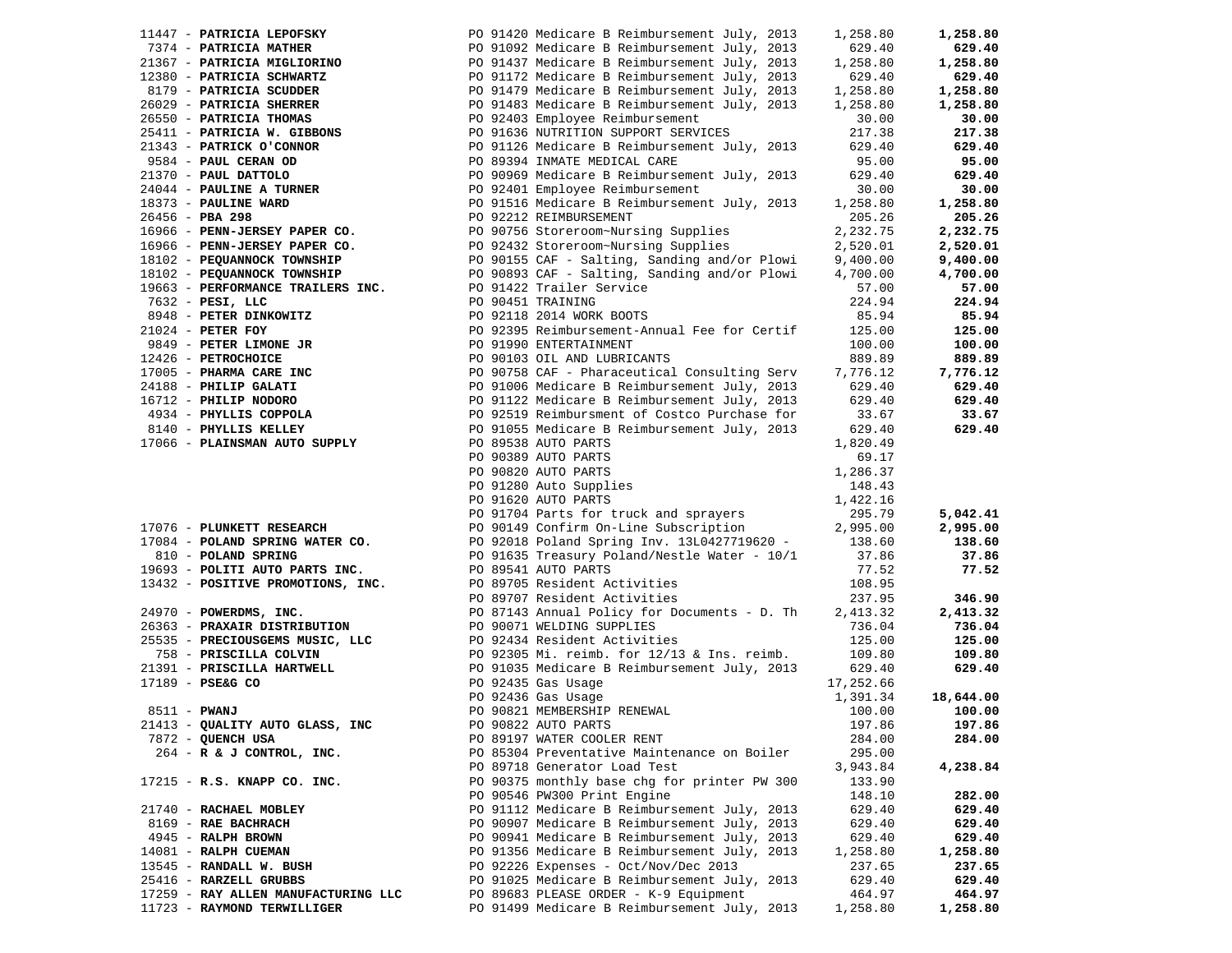| Vendor | PO / Description | Amount | Total |
|---|---|---|---|
| 11447 - **PATRICIA LEPOFSKY** | PO 91420 Medicare B Reimbursement July, 2013 | 1,258.80 | **1,258.80** |
| 7374 - **PATRICIA MATHER** | PO 91092 Medicare B Reimbursement July, 2013 | 629.40 | **629.40** |
| 21367 - **PATRICIA MIGLIORINO** | PO 91437 Medicare B Reimbursement July, 2013 | 1,258.80 | **1,258.80** |
| 12380 - **PATRICIA SCHWARTZ** | PO 91172 Medicare B Reimbursement July, 2013 | 629.40 | **629.40** |
| 8179 - **PATRICIA SCUDDER** | PO 91479 Medicare B Reimbursement July, 2013 | 1,258.80 | **1,258.80** |
| 26029 - **PATRICIA SHERRER** | PO 91483 Medicare B Reimbursement July, 2013 | 1,258.80 | **1,258.80** |
| 26550 - **PATRICIA THOMAS** | PO 92403 Employee Reimbursement | 30.00 | **30.00** |
| 25411 - **PATRICIA W. GIBBONS** | PO 91636 NUTRITION SUPPORT SERVICES | 217.38 | **217.38** |
| 21343 - **PATRICK O'CONNOR** | PO 91126 Medicare B Reimbursement July, 2013 | 629.40 | **629.40** |
| 9584 - **PAUL CERAN OD** | PO 89394 INMATE MEDICAL CARE | 95.00 | **95.00** |
| 21370 - **PAUL DATTOLO** | PO 90969 Medicare B Reimbursement July, 2013 | 629.40 | **629.40** |
| 24044 - **PAULINE A TURNER** | PO 92401 Employee Reimbursement | 30.00 | **30.00** |
| 18373 - **PAULINE WARD** | PO 91516 Medicare B Reimbursement July, 2013 | 1,258.80 | **1,258.80** |
| 26456 - **PBA 298** | PO 92212 REIMBURSEMENT | 205.26 | **205.26** |
| 16966 - **PENN-JERSEY PAPER CO.** | PO 90756 Storeroom~Nursing Supplies | 2,232.75 | **2,232.75** |
| 16966 - **PENN-JERSEY PAPER CO.** | PO 92432 Storeroom~Nursing Supplies | 2,520.01 | **2,520.01** |
| 18102 - **PEQUANNOCK TOWNSHIP** | PO 90155 CAF - Salting, Sanding and/or Plowi | 9,400.00 | **9,400.00** |
| 18102 - **PEQUANNOCK TOWNSHIP** | PO 90893 CAF - Salting, Sanding and/or Plowi | 4,700.00 | **4,700.00** |
| 19663 - **PERFORMANCE TRAILERS INC.** | PO 91422 Trailer Service | 57.00 | **57.00** |
| 7632 - **PESI, LLC** | PO 90451 TRAINING | 224.94 | **224.94** |
| 8948 - **PETER DINKOWITZ** | PO 92118 2014 WORK BOOTS | 85.94 | **85.94** |
| 21024 - **PETER FOY** | PO 92395 Reimbursement-Annual Fee for Certif | 125.00 | **125.00** |
| 9849 - **PETER LIMONE JR** | PO 91990 ENTERTAINMENT | 100.00 | **100.00** |
| 12426 - **PETROCHOICE** | PO 90103 OIL AND LUBRICANTS | 889.89 | **889.89** |
| 17005 - **PHARMA CARE INC** | PO 90758 CAF - Pharaceutical Consulting Serv | 7,776.12 | **7,776.12** |
| 24188 - **PHILIP GALATI** | PO 91006 Medicare B Reimbursement July, 2013 | 629.40 | **629.40** |
| 16712 - **PHILIP NODORO** | PO 91122 Medicare B Reimbursement July, 2013 | 629.40 | **629.40** |
| 4934 - **PHYLLIS COPPOLA** | PO 92519 Reimbursment of Costco Purchase for | 33.67 | **33.67** |
| 8140 - **PHYLLIS KELLEY** | PO 91055 Medicare B Reimbursement July, 2013 | 629.40 | **629.40** |
| 17066 - **PLAINSMAN AUTO SUPPLY** | PO 89538 AUTO PARTS | 1,820.49 | |
| | PO 90389 AUTO PARTS | 69.17 | |
| | PO 90820 AUTO PARTS | 1,286.37 | |
| | PO 91280 Auto Supplies | 148.43 | |
| | PO 91620 AUTO PARTS | 1,422.16 | |
| | PO 91704 Parts for truck and sprayers | 295.79 | **5,042.41** |
| 17076 - **PLUNKETT RESEARCH** | PO 90149 Confirm On-Line Subscription | 2,995.00 | **2,995.00** |
| 17084 - **POLAND SPRING WATER CO.** | PO 92018 Poland Spring Inv. 13L0427719620 - | 138.60 | **138.60** |
| 810 - **POLAND SPRING** | PO 91635 Treasury Poland/Nestle Water - 10/1 | 37.86 | **37.86** |
| 19693 - **POLITI AUTO PARTS INC.** | PO 89541 AUTO PARTS | 77.52 | **77.52** |
| 13432 - **POSITIVE PROMOTIONS, INC.** | PO 89705 Resident Activities | 108.95 | |
| | PO 89707 Resident Activities | 237.95 | **346.90** |
| 24970 - **POWERDMS, INC.** | PO 87143 Annual Policy for Documents - D. Th | 2,413.32 | **2,413.32** |
| 26363 - **PRAXAIR DISTRIBUTION** | PO 90071 WELDING SUPPLIES | 736.04 | **736.04** |
| 25535 - **PRECIOUSGEMS MUSIC, LLC** | PO 92434 Resident Activities | 125.00 | **125.00** |
| 758 - **PRISCILLA COLVIN** | PO 92305 Mi. reimb. for 12/13 & Ins. reimb. | 109.80 | **109.80** |
| 21391 - **PRISCILLA HARTWELL** | PO 91035 Medicare B Reimbursement July, 2013 | 629.40 | **629.40** |
| 17189 - **PSE&G CO** | PO 92435 Gas Usage | 17,252.66 | |
| | PO 92436 Gas Usage | 1,391.34 | **18,644.00** |
| 8511 - **PWANJ** | PO 90821 MEMBERSHIP RENEWAL | 100.00 | **100.00** |
| 21413 - **QUALITY AUTO GLASS, INC** | PO 90822 AUTO PARTS | 197.86 | **197.86** |
| 7872 - **QUENCH USA** | PO 89197 WATER COOLER RENT | 284.00 | **284.00** |
| 264 - **R & J CONTROL, INC.** | PO 85304 Preventative Maintenance on Boiler | 295.00 | |
| | PO 89718 Generator Load Test | 3,943.84 | **4,238.84** |
| 17215 - **R.S. KNAPP CO. INC.** | PO 90375 monthly base chg for printer PW 300 | 133.90 | |
| | PO 90546 PW300 Print Engine | 148.10 | **282.00** |
| 21740 - **RACHAEL MOBLEY** | PO 91112 Medicare B Reimbursement July, 2013 | 629.40 | **629.40** |
| 8169 - **RAE BACHRACH** | PO 90907 Medicare B Reimbursement July, 2013 | 629.40 | **629.40** |
| 4945 - **RALPH BROWN** | PO 90941 Medicare B Reimbursement July, 2013 | 629.40 | **629.40** |
| 14081 - **RALPH CUEMAN** | PO 91356 Medicare B Reimbursement July, 2013 | 1,258.80 | **1,258.80** |
| 13545 - **RANDALL W. BUSH** | PO 92226 Expenses - Oct/Nov/Dec 2013 | 237.65 | **237.65** |
| 25416 - **RARZELL GRUBBS** | PO 91025 Medicare B Reimbursement July, 2013 | 629.40 | **629.40** |
| 17259 - **RAY ALLEN MANUFACTURING LLC** | PO 89683 PLEASE ORDER - K-9 Equipment | 464.97 | **464.97** |
| 11723 - **RAYMOND TERWILLIGER** | PO 91499 Medicare B Reimbursement July, 2013 | 1,258.80 | **1,258.80** |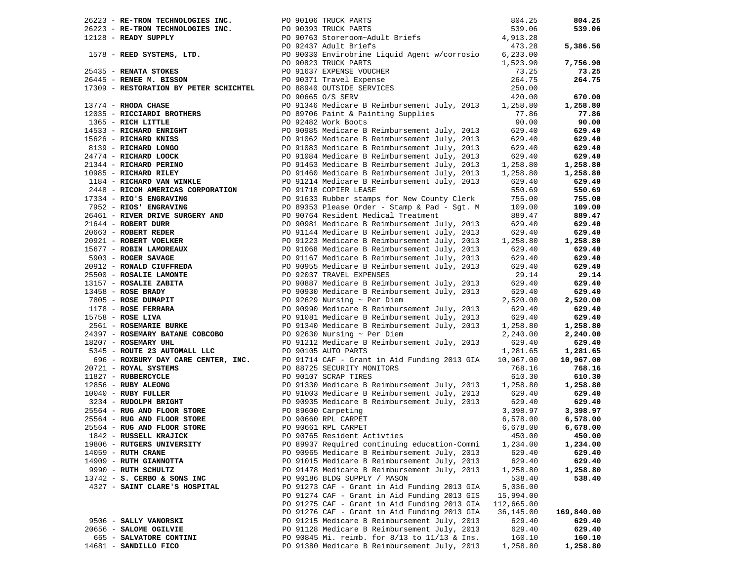| Vendor | PO / Description | Amount | Total |
|---|---|---|---|
| 26223 - **RE-TRON TECHNOLOGIES INC.** | PO 90106 TRUCK PARTS | 804.25 | **804.25** |
| 26223 - **RE-TRON TECHNOLOGIES INC.** | PO 90393 TRUCK PARTS | 539.06 | **539.06** |
| 12128 - **READY SUPPLY** | PO 90763 Storeroom~Adult Briefs | 4,913.28 | |
| | PO 92437 Adult Briefs | 473.28 | **5,386.56** |
| 1578 - **REED SYSTEMS, LTD.** | PO 90030 Envirobrine Liquid Agent w/corrosio | 6,233.00 | |
| | PO 90823 TRUCK PARTS | 1,523.90 | **7,756.90** |
| 25435 - **RENATA STOKES** | PO 91637 EXPENSE VOUCHER | 73.25 | **73.25** |
| 26445 - **RENEE M. BISSON** | PO 90371 Travel Expense | 264.75 | **264.75** |
| 17309 - **RESTORATION BY PETER SCHICHTEL** | PO 88940 OUTSIDE SERVICES | 250.00 | |
| | PO 90665 O/S SERV | 420.00 | **670.00** |
| 13774 - **RHODA CHASE** | PO 91346 Medicare B Reimbursement July, 2013 | 1,258.80 | **1,258.80** |
| 12035 - **RICCIARDI BROTHERS** | PO 89706 Paint & Painting Supplies | 77.86 | **77.86** |
| 1365 - **RICH LITTLE** | PO 92482 Work Boots | 90.00 | **90.00** |
| 14533 - **RICHARD ENRIGHT** | PO 90985 Medicare B Reimbursement July, 2013 | 629.40 | **629.40** |
| 15626 - **RICHARD KNISS** | PO 91062 Medicare B Reimbursement July, 2013 | 629.40 | **629.40** |
| 8139 - **RICHARD LONGO** | PO 91083 Medicare B Reimbursement July, 2013 | 629.40 | **629.40** |
| 24774 - **RICHARD LOOCK** | PO 91084 Medicare B Reimbursement July, 2013 | 629.40 | **629.40** |
| 21344 - **RICHARD PERINO** | PO 91453 Medicare B Reimbursement July, 2013 | 1,258.80 | **1,258.80** |
| 10985 - **RICHARD RILEY** | PO 91460 Medicare B Reimbursement July, 2013 | 1,258.80 | **1,258.80** |
| 1184 - **RICHARD VAN WINKLE** | PO 91214 Medicare B Reimbursement July, 2013 | 629.40 | **629.40** |
| 2448 - **RICOH AMERICAS CORPORATION** | PO 91718 COPIER LEASE | 550.69 | **550.69** |
| 17334 - **RIO'S ENGRAVING** | PO 91633 Rubber stamps for New County Clerk | 755.00 | **755.00** |
| 7952 - **RIOS' ENGRAVING** | PO 89353 Please Order - Stamp & Pad - Sgt. M | 109.00 | **109.00** |
| 26461 - **RIVER DRIVE SURGERY AND** | PO 90764 Resident Medical Treatment | 889.47 | **889.47** |
| 21644 - **ROBERT DURR** | PO 90981 Medicare B Reimbursement July, 2013 | 629.40 | **629.40** |
| 20663 - **ROBERT REDER** | PO 91144 Medicare B Reimbursement July, 2013 | 629.40 | **629.40** |
| 20921 - **ROBERT VOELKER** | PO 91223 Medicare B Reimbursement July, 2013 | 1,258.80 | **1,258.80** |
| 15677 - **ROBIN LAMOREAUX** | PO 91068 Medicare B Reimbursement July, 2013 | 629.40 | **629.40** |
| 5903 - **ROGER SAVAGE** | PO 91167 Medicare B Reimbursement July, 2013 | 629.40 | **629.40** |
| 20912 - **RONALD CIUFFREDA** | PO 90955 Medicare B Reimbursement July, 2013 | 629.40 | **629.40** |
| 25500 - **ROSALIE LAMONTE** | PO 92037 TRAVEL EXPENSES | 29.14 | **29.14** |
| 13157 - **ROSALIE ZABITA** | PO 90887 Medicare B Reimbursement July, 2013 | 629.40 | **629.40** |
| 13458 - **ROSE BRADY** | PO 90930 Medicare B Reimbursement July, 2013 | 629.40 | **629.40** |
| 7805 - **ROSE DUMAPIT** | PO 92629 Nursing ~ Per Diem | 2,520.00 | **2,520.00** |
| 1178 - **ROSE FERRARA** | PO 90990 Medicare B Reimbursement July, 2013 | 629.40 | **629.40** |
| 15758 - **ROSE LIVA** | PO 91081 Medicare B Reimbursement July, 2013 | 629.40 | **629.40** |
| 2561 - **ROSEMARIE BURKE** | PO 91340 Medicare B Reimbursement July, 2013 | 1,258.80 | **1,258.80** |
| 24397 - **ROSEMARY BATANE COBCOBO** | PO 92630 Nursing ~ Per Diem | 2,240.00 | **2,240.00** |
| 18207 - **ROSEMARY UHL** | PO 91212 Medicare B Reimbursement July, 2013 | 629.40 | **629.40** |
| 5345 - **ROUTE 23 AUTOMALL LLC** | PO 90105 AUTO PARTS | 1,281.65 | **1,281.65** |
| 696 - **ROXBURY DAY CARE CENTER, INC.** | PO 91714 CAF - Grant in Aid Funding 2013 GIA | 10,967.00 | **10,967.00** |
| 20721 - **ROYAL SYSTEMS** | PO 88725 SECURITY MONITORS | 768.16 | **768.16** |
| 11827 - **RUBBERCYCLE** | PO 90107 SCRAP TIRES | 610.30 | **610.30** |
| 12856 - **RUBY ALEONG** | PO 91330 Medicare B Reimbursement July, 2013 | 1,258.80 | **1,258.80** |
| 10040 - **RUBY FULLER** | PO 91003 Medicare B Reimbursement July, 2013 | 629.40 | **629.40** |
| 3234 - **RUDOLPH BRIGHT** | PO 90935 Medicare B Reimbursement July, 2013 | 629.40 | **629.40** |
| 25564 - **RUG AND FLOOR STORE** | PO 89600 Carpeting | 3,398.97 | **3,398.97** |
| 25564 - **RUG AND FLOOR STORE** | PO 90660 RPL CARPET | 6,578.00 | **6,578.00** |
| 25564 - **RUG AND FLOOR STORE** | PO 90661 RPL CARPET | 6,678.00 | **6,678.00** |
| 1842 - **RUSSELL KRAJICK** | PO 90765 Resident Activties | 450.00 | **450.00** |
| 19806 - **RUTGERS UNIVERSITY** | PO 89937 Required continuing education-Commi | 1,234.00 | **1,234.00** |
| 14059 - **RUTH CRANE** | PO 90965 Medicare B Reimbursement July, 2013 | 629.40 | **629.40** |
| 14909 - **RUTH GIANNOTTA** | PO 91015 Medicare B Reimbursement July, 2013 | 629.40 | **629.40** |
| 9990 - **RUTH SCHULTZ** | PO 91478 Medicare B Reimbursement July, 2013 | 1,258.80 | **1,258.80** |
| 13742 - **S. CERBO & SONS INC** | PO 90186 BLDG SUPPLY / MASON | 538.40 | **538.40** |
| 4327 - **SAINT CLARE'S HOSPITAL** | PO 91273 CAF - Grant in Aid Funding 2013 GIA | 5,036.00 | |
| | PO 91274 CAF - Grant in Aid Funding 2013 GIS | 15,994.00 | |
| | PO 91275 CAF - Grant in Aid Funding 2013 GIA | 112,665.00 | |
| | PO 91276 CAF - Grant in Aid Funding 2013 GIA | 36,145.00 | **169,840.00** |
| 9506 - **SALLY VANORSKI** | PO 91215 Medicare B Reimbursement July, 2013 | 629.40 | **629.40** |
| 20656 - **SALOME OGILVIE** | PO 91128 Medicare B Reimbursement July, 2013 | 629.40 | **629.40** |
| 665 - **SALVATORE CONTINI** | PO 90845 Mi. reimb. for 8/13 to 11/13 & Ins. | 160.10 | **160.10** |
| 14681 - **SANDILLO FICO** | PO 91380 Medicare B Reimbursement July, 2013 | 1,258.80 | **1,258.80** |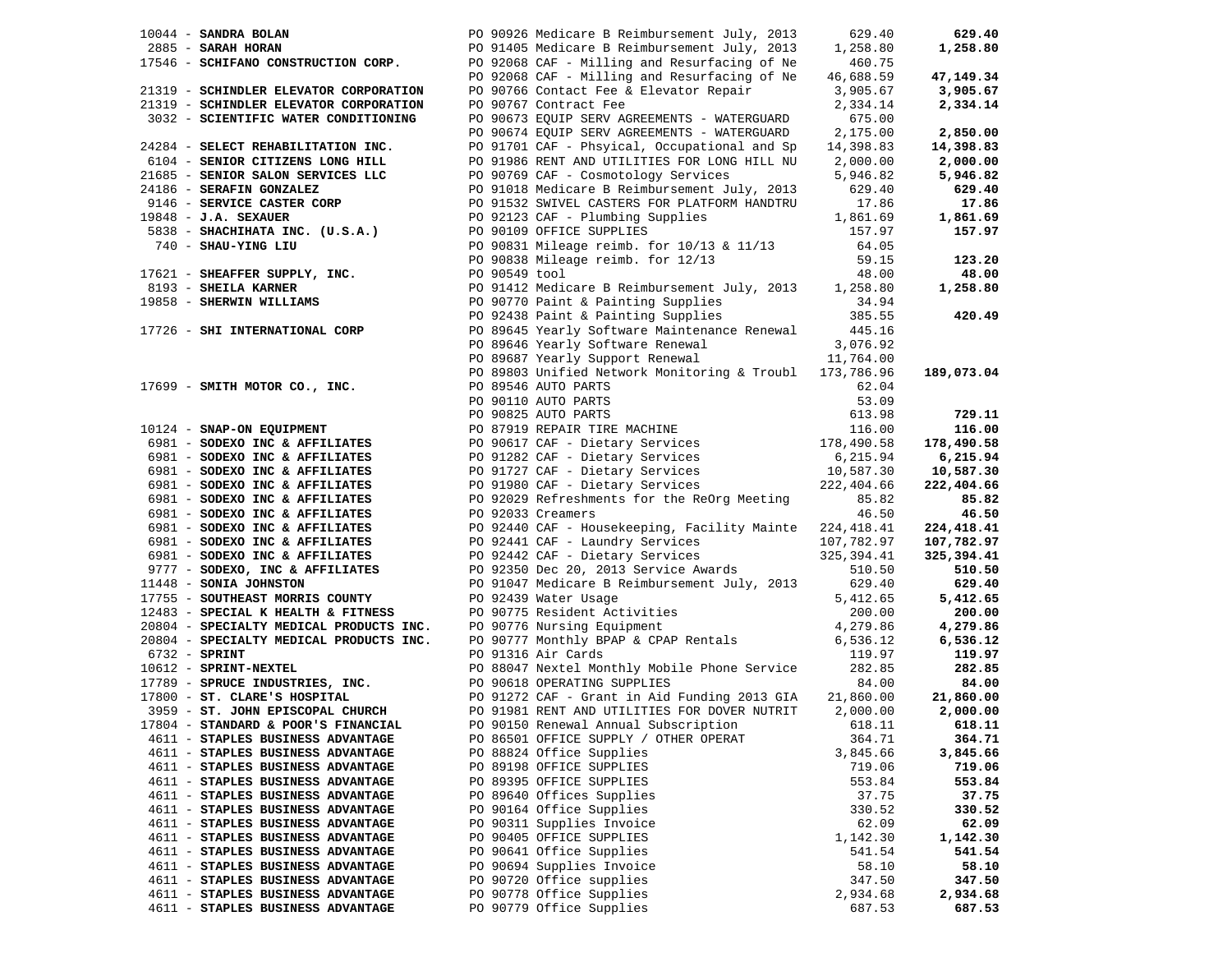| Vendor | PO / Description | Amount | Total |
|---|---|---|---|
| 10044 - **SANDRA BOLAN** | PO 90926 Medicare B Reimbursement July, 2013 | 629.40 | **629.40** |
| 2885 - **SARAH HORAN** | PO 91405 Medicare B Reimbursement July, 2013 | 1,258.80 | **1,258.80** |
| 17546 - **SCHIFANO CONSTRUCTION CORP.** | PO 92068 CAF - Milling and Resurfacing of Ne | 460.75 | |
| | PO 92068 CAF - Milling and Resurfacing of Ne | 46,688.59 | **47,149.34** |
| 21319 - **SCHINDLER ELEVATOR CORPORATION** | PO 90766 Contact Fee & Elevator Repair | 3,905.67 | **3,905.67** |
| 21319 - **SCHINDLER ELEVATOR CORPORATION** | PO 90767 Contract Fee | 2,334.14 | **2,334.14** |
| 3032 - **SCIENTIFIC WATER CONDITIONING** | PO 90673 EQUIP SERV AGREEMENTS - WATERGUARD | 675.00 | |
| | PO 90674 EQUIP SERV AGREEMENTS - WATERGUARD | 2,175.00 | **2,850.00** |
| 24284 - **SELECT REHABILITATION INC.** | PO 91701 CAF - Phsyical, Occupational and Sp | 14,398.83 | **14,398.83** |
| 6104 - **SENIOR CITIZENS LONG HILL** | PO 91986 RENT AND UTILITIES FOR LONG HILL NU | 2,000.00 | **2,000.00** |
| 21685 - **SENIOR SALON SERVICES LLC** | PO 90769 CAF - Cosmotology Services | 5,946.82 | **5,946.82** |
| 24186 - **SERAFIN GONZALEZ** | PO 91018 Medicare B Reimbursement July, 2013 | 629.40 | **629.40** |
| 9146 - **SERVICE CASTER CORP** | PO 91532 SWIVEL CASTERS FOR PLATFORM HANDTRU | 17.86 | **17.86** |
| 19848 - **J.A. SEXAUER** | PO 92123 CAF - Plumbing Supplies | 1,861.69 | **1,861.69** |
| 5838 - **SHACHIHATA INC. (U.S.A.)** | PO 90109 OFFICE SUPPLIES | 157.97 | **157.97** |
| 740 - **SHAU-YING LIU** | PO 90831 Mileage reimb. for 10/13 & 11/13 | 64.05 | |
| | PO 90838 Mileage reimb. for 12/13 | 59.15 | **123.20** |
| 17621 - **SHEAFFER SUPPLY, INC.** | PO 90549 tool | 48.00 | **48.00** |
| 8193 - **SHEILA KARNER** | PO 91412 Medicare B Reimbursement July, 2013 | 1,258.80 | **1,258.80** |
| 19858 - **SHERWIN WILLIAMS** | PO 90770 Paint & Painting Supplies | 34.94 | |
| | PO 92438 Paint & Painting Supplies | 385.55 | **420.49** |
| 17726 - **SHI INTERNATIONAL CORP** | PO 89645 Yearly Software Maintenance Renewal | 445.16 | |
| | PO 89646 Yearly Software Renewal | 3,076.92 | |
| | PO 89687 Yearly Support Renewal | 11,764.00 | |
| | PO 89803 Unified Network Monitoring & Troubl | 173,786.96 | **189,073.04** |
| 17699 - **SMITH MOTOR CO., INC.** | PO 89546 AUTO PARTS | 62.04 | |
| | PO 90110 AUTO PARTS | 53.09 | |
| | PO 90825 AUTO PARTS | 613.98 | **729.11** |
| 10124 - **SNAP-ON EQUIPMENT** | PO 87919 REPAIR TIRE MACHINE | 116.00 | **116.00** |
| 6981 - **SODEXO INC & AFFILIATES** | PO 90617 CAF - Dietary Services | 178,490.58 | **178,490.58** |
| 6981 - **SODEXO INC & AFFILIATES** | PO 91282 CAF - Dietary Services | 6,215.94 | **6,215.94** |
| 6981 - **SODEXO INC & AFFILIATES** | PO 91727 CAF - Dietary Services | 10,587.30 | **10,587.30** |
| 6981 - **SODEXO INC & AFFILIATES** | PO 91980 CAF - Dietary Services | 222,404.66 | **222,404.66** |
| 6981 - **SODEXO INC & AFFILIATES** | PO 92029 Refreshments for the ReOrg Meeting | 85.82 | **85.82** |
| 6981 - **SODEXO INC & AFFILIATES** | PO 92033 Creamers | 46.50 | **46.50** |
| 6981 - **SODEXO INC & AFFILIATES** | PO 92440 CAF - Housekeeping, Facility Mainte | 224,418.41 | **224,418.41** |
| 6981 - **SODEXO INC & AFFILIATES** | PO 92441 CAF - Laundry Services | 107,782.97 | **107,782.97** |
| 6981 - **SODEXO INC & AFFILIATES** | PO 92442 CAF - Dietary Services | 325,394.41 | **325,394.41** |
| 9777 - **SODEXO, INC & AFFILIATES** | PO 92350 Dec 20, 2013 Service Awards | 510.50 | **510.50** |
| 11448 - **SONIA JOHNSTON** | PO 91047 Medicare B Reimbursement July, 2013 | 629.40 | **629.40** |
| 17755 - **SOUTHEAST MORRIS COUNTY** | PO 92439 Water Usage | 5,412.65 | **5,412.65** |
| 12483 - **SPECIAL K HEALTH & FITNESS** | PO 90775 Resident Activities | 200.00 | **200.00** |
| 20804 - **SPECIALTY MEDICAL PRODUCTS INC.** | PO 90776 Nursing Equipment | 4,279.86 | **4,279.86** |
| 20804 - **SPECIALTY MEDICAL PRODUCTS INC.** | PO 90777 Monthly BPAP & CPAP Rentals | 6,536.12 | **6,536.12** |
| 6732 - **SPRINT** | PO 91316 Air Cards | 119.97 | **119.97** |
| 10612 - **SPRINT-NEXTEL** | PO 88047 Nextel Monthly Mobile Phone Service | 282.85 | **282.85** |
| 17789 - **SPRUCE INDUSTRIES, INC.** | PO 90618 OPERATING SUPPLIES | 84.00 | **84.00** |
| 17800 - **ST. CLARE'S HOSPITAL** | PO 91272 CAF - Grant in Aid Funding 2013 GIA | 21,860.00 | **21,860.00** |
| 3959 - **ST. JOHN EPISCOPAL CHURCH** | PO 91981 RENT AND UTILITIES FOR DOVER NUTRIT | 2,000.00 | **2,000.00** |
| 17804 - **STANDARD & POOR'S FINANCIAL** | PO 90150 Renewal Annual Subscription | 618.11 | **618.11** |
| 4611 - **STAPLES BUSINESS ADVANTAGE** | PO 86501 OFFICE SUPPLY / OTHER OPERAT | 364.71 | **364.71** |
| 4611 - **STAPLES BUSINESS ADVANTAGE** | PO 88824 Office Supplies | 3,845.66 | **3,845.66** |
| 4611 - **STAPLES BUSINESS ADVANTAGE** | PO 89198 OFFICE SUPPLIES | 719.06 | **719.06** |
| 4611 - **STAPLES BUSINESS ADVANTAGE** | PO 89395 OFFICE SUPPLIES | 553.84 | **553.84** |
| 4611 - **STAPLES BUSINESS ADVANTAGE** | PO 89640 Offices Supplies | 37.75 | **37.75** |
| 4611 - **STAPLES BUSINESS ADVANTAGE** | PO 90164 Office Supplies | 330.52 | **330.52** |
| 4611 - **STAPLES BUSINESS ADVANTAGE** | PO 90311 Supplies Invoice | 62.09 | **62.09** |
| 4611 - **STAPLES BUSINESS ADVANTAGE** | PO 90405 OFFICE SUPPLIES | 1,142.30 | **1,142.30** |
| 4611 - **STAPLES BUSINESS ADVANTAGE** | PO 90641 Office Supplies | 541.54 | **541.54** |
| 4611 - **STAPLES BUSINESS ADVANTAGE** | PO 90694 Supplies Invoice | 58.10 | **58.10** |
| 4611 - **STAPLES BUSINESS ADVANTAGE** | PO 90720 Office supplies | 347.50 | **347.50** |
| 4611 - **STAPLES BUSINESS ADVANTAGE** | PO 90778 Office Supplies | 2,934.68 | **2,934.68** |
| 4611 - **STAPLES BUSINESS ADVANTAGE** | PO 90779 Office Supplies | 687.53 | **687.53** |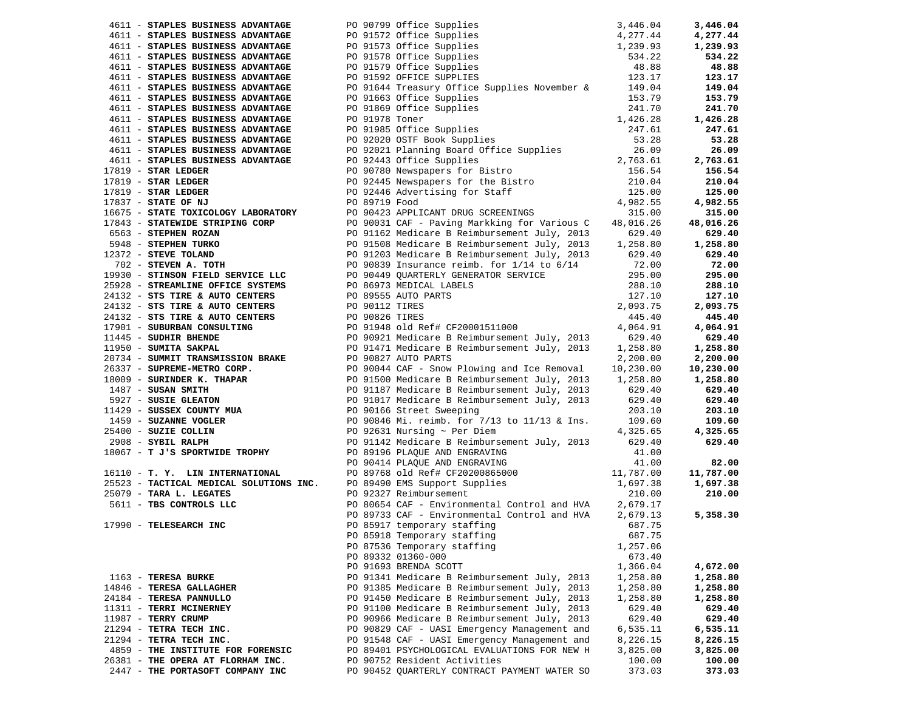| Vendor | PO / Description | Amount | Total |
|---|---|---|---|
| 4611 - **STAPLES BUSINESS ADVANTAGE** | PO 90799 Office Supplies | 3,446.04 | **3,446.04** |
| 4611 - **STAPLES BUSINESS ADVANTAGE** | PO 91572 Office Supplies | 4,277.44 | **4,277.44** |
| 4611 - **STAPLES BUSINESS ADVANTAGE** | PO 91573 Office Supplies | 1,239.93 | **1,239.93** |
| 4611 - **STAPLES BUSINESS ADVANTAGE** | PO 91578 Office Supplies | 534.22 | **534.22** |
| 4611 - **STAPLES BUSINESS ADVANTAGE** | PO 91579 Office Supplies | 48.88 | **48.88** |
| 4611 - **STAPLES BUSINESS ADVANTAGE** | PO 91592 OFFICE SUPPLIES | 123.17 | **123.17** |
| 4611 - **STAPLES BUSINESS ADVANTAGE** | PO 91644 Treasury Office Supplies November & | 149.04 | **149.04** |
| 4611 - **STAPLES BUSINESS ADVANTAGE** | PO 91663 Office Supplies | 153.79 | **153.79** |
| 4611 - **STAPLES BUSINESS ADVANTAGE** | PO 91869 Office Supplies | 241.70 | **241.70** |
| 4611 - **STAPLES BUSINESS ADVANTAGE** | PO 91978 Toner | 1,426.28 | **1,426.28** |
| 4611 - **STAPLES BUSINESS ADVANTAGE** | PO 91985 Office Supplies | 247.61 | **247.61** |
| 4611 - **STAPLES BUSINESS ADVANTAGE** | PO 92020 OSTF Book Supplies | 53.28 | **53.28** |
| 4611 - **STAPLES BUSINESS ADVANTAGE** | PO 92021 Planning Board Office Supplies | 26.09 | **26.09** |
| 4611 - **STAPLES BUSINESS ADVANTAGE** | PO 92443 Office Supplies | 2,763.61 | **2,763.61** |
| 17819 - **STAR LEDGER** | PO 90780 Newspapers for Bistro | 156.54 | **156.54** |
| 17819 - **STAR LEDGER** | PO 92445 Newspapers for the Bistro | 210.04 | **210.04** |
| 17819 - **STAR LEDGER** | PO 92446 Advertising for Staff | 125.00 | **125.00** |
| 17837 - **STATE OF NJ** | PO 89719 Food | 4,982.55 | **4,982.55** |
| 16675 - **STATE TOXICOLOGY LABORATORY** | PO 90423 APPLICANT DRUG SCREENINGS | 315.00 | **315.00** |
| 17843 - **STATEWIDE STRIPING CORP** | PO 90031 CAF - Paving Markking for Various C | 48,016.26 | **48,016.26** |
| 6563 - **STEPHEN ROZAN** | PO 91162 Medicare B Reimbursement July, 2013 | 629.40 | **629.40** |
| 5948 - **STEPHEN TURKO** | PO 91508 Medicare B Reimbursement July, 2013 | 1,258.80 | **1,258.80** |
| 12372 - **STEVE TOLAND** | PO 91203 Medicare B Reimbursement July, 2013 | 629.40 | **629.40** |
| 702 - **STEVEN A. TOTH** | PO 90839 Insurance reimb. for 1/14 to 6/14 | 72.00 | **72.00** |
| 19930 - **STINSON FIELD SERVICE LLC** | PO 90449 QUARTERLY GENERATOR SERVICE | 295.00 | **295.00** |
| 25928 - **STREAMLINE OFFICE SYSTEMS** | PO 86973 MEDICAL LABELS | 288.10 | **288.10** |
| 24132 - **STS TIRE & AUTO CENTERS** | PO 89555 AUTO PARTS | 127.10 | **127.10** |
| 24132 - **STS TIRE & AUTO CENTERS** | PO 90112 TIRES | 2,093.75 | **2,093.75** |
| 24132 - **STS TIRE & AUTO CENTERS** | PO 90826 TIRES | 445.40 | **445.40** |
| 17901 - **SUBURBAN CONSULTING** | PO 91948 old Ref# CF20001511000 | 4,064.91 | **4,064.91** |
| 11445 - **SUDHIR BHENDE** | PO 90921 Medicare B Reimbursement July, 2013 | 629.40 | **629.40** |
| 11950 - **SUMITA SAKPAL** | PO 91471 Medicare B Reimbursement July, 2013 | 1,258.80 | **1,258.80** |
| 20734 - **SUMMIT TRANSMISSION BRAKE** | PO 90827 AUTO PARTS | 2,200.00 | **2,200.00** |
| 26337 - **SUPREME-METRO CORP.** | PO 90044 CAF - Snow Plowing and Ice Removal | 10,230.00 | **10,230.00** |
| 18009 - **SURINDER K. THAPAR** | PO 91500 Medicare B Reimbursement July, 2013 | 1,258.80 | **1,258.80** |
| 1487 - **SUSAN SMITH** | PO 91187 Medicare B Reimbursement July, 2013 | 629.40 | **629.40** |
| 5927 - **SUSIE GLEATON** | PO 91017 Medicare B Reimbursement July, 2013 | 629.40 | **629.40** |
| 11429 - **SUSSEX COUNTY MUA** | PO 90166 Street Sweeping | 203.10 | **203.10** |
| 1459 - **SUZANNE VOGLER** | PO 90846 Mi. reimb. for 7/13 to 11/13 & Ins. | 109.60 | **109.60** |
| 25400 - **SUZIE COLLIN** | PO 92631 Nursing ~ Per Diem | 4,325.65 | **4,325.65** |
| 2908 - **SYBIL RALPH** | PO 91142 Medicare B Reimbursement July, 2013 | 629.40 | **629.40** |
| 18067 - **T J'S SPORTWIDE TROPHY** | PO 89196 PLAQUE AND ENGRAVING | 41.00 | |
| | PO 90414 PLAQUE AND ENGRAVING | 41.00 | **82.00** |
| 16110 - **T. Y. LIN INTERNATIONAL** | PO 89768 old Ref# CF20200865000 | 11,787.00 | **11,787.00** |
| 25523 - **TACTICAL MEDICAL SOLUTIONS INC.** | PO 89490 EMS Support Supplies | 1,697.38 | **1,697.38** |
| 25079 - **TARA L. LEGATES** | PO 92327 Reimbursement | 210.00 | **210.00** |
| 5611 - **TBS CONTROLS LLC** | PO 80654 CAF - Environmental Control and HVA | 2,679.17 | |
| | PO 89733 CAF - Environmental Control and HVA | 2,679.13 | **5,358.30** |
| 17990 - **TELESEARCH INC** | PO 85917 temporary staffing | 687.75 | |
| | PO 85918 Temporary staffing | 687.75 | |
| | PO 87536 Temporary staffing | 1,257.06 | |
| | PO 89332 01360-000 | 673.40 | |
| | PO 91693 BRENDA SCOTT | 1,366.04 | **4,672.00** |
| 1163 - **TERESA BURKE** | PO 91341 Medicare B Reimbursement July, 2013 | 1,258.80 | **1,258.80** |
| 14846 - **TERESA GALLAGHER** | PO 91385 Medicare B Reimbursement July, 2013 | 1,258.80 | **1,258.80** |
| 24184 - **TERESA PANNULLO** | PO 91450 Medicare B Reimbursement July, 2013 | 1,258.80 | **1,258.80** |
| 11311 - **TERRI MCINERNEY** | PO 91100 Medicare B Reimbursement July, 2013 | 629.40 | **629.40** |
| 11987 - **TERRY CRUMP** | PO 90966 Medicare B Reimbursement July, 2013 | 629.40 | **629.40** |
| 21294 - **TETRA TECH INC.** | PO 90829 CAF - UASI Emergency Management and | 6,535.11 | **6,535.11** |
| 21294 - **TETRA TECH INC.** | PO 91548 CAF - UASI Emergency Management and | 8,226.15 | **8,226.15** |
| 4859 - **THE INSTITUTE FOR FORENSIC** | PO 89401 PSYCHOLOGICAL EVALUATIONS FOR NEW H | 3,825.00 | **3,825.00** |
| 26381 - **THE OPERA AT FLORHAM INC.** | PO 90752 Resident Activities | 100.00 | **100.00** |
| 2447 - **THE PORTASOFT COMPANY INC** | PO 90452 QUARTERLY CONTRACT PAYMENT WATER SO | 373.03 | **373.03** |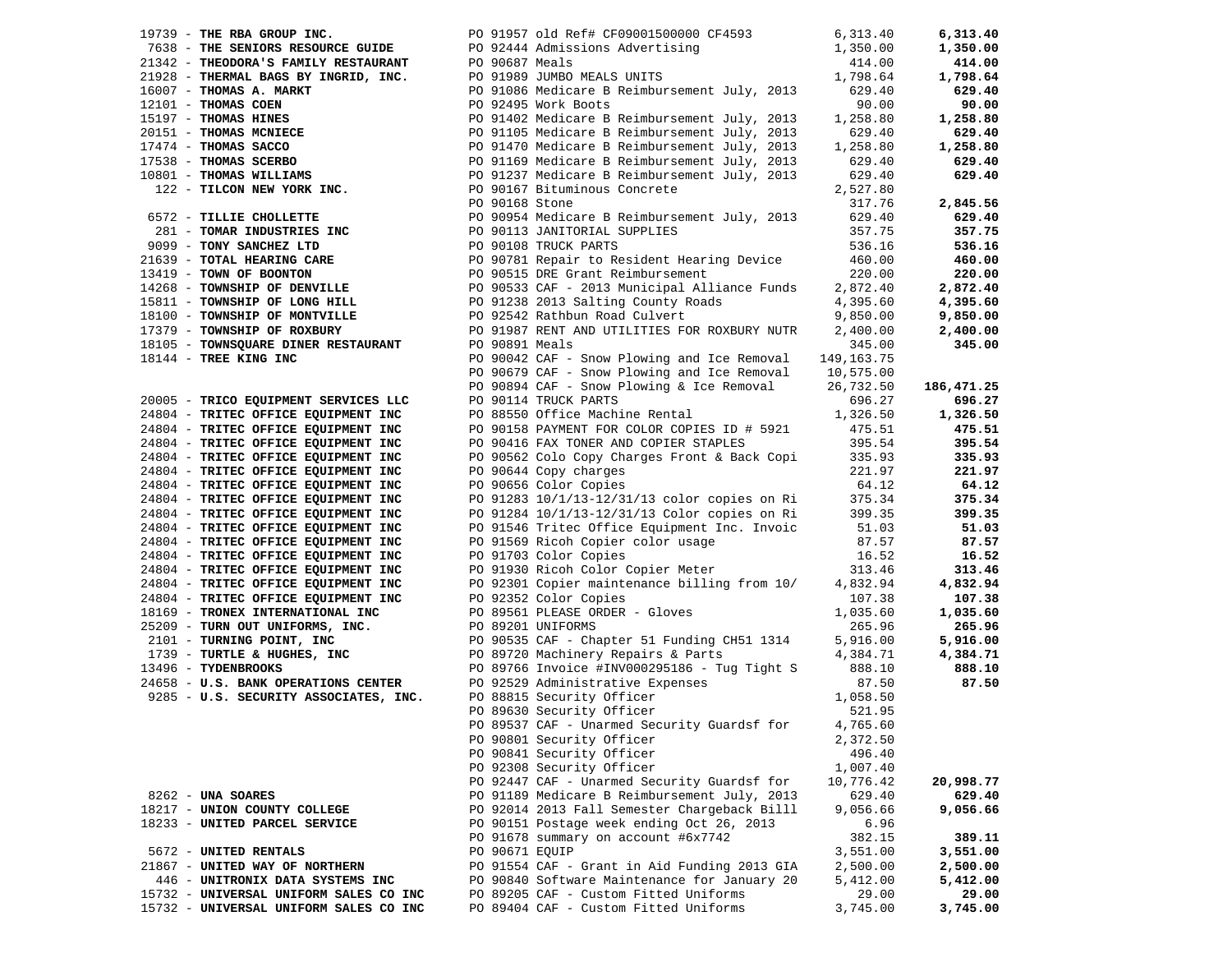| Vendor | PO / Description | Amount | Total |
|---|---|---|---|
| 19739 - **THE RBA GROUP INC.** | PO 91957 old Ref# CF09001500000 CF4593 | 6,313.40 | **6,313.40** |
| 7638 - **THE SENIORS RESOURCE GUIDE** | PO 92444 Admissions Advertising | 1,350.00 | **1,350.00** |
| 21342 - **THEODORA'S FAMILY RESTAURANT** | PO 90687 Meals | 414.00 | **414.00** |
| 21928 - **THERMAL BAGS BY INGRID, INC.** | PO 91989 JUMBO MEALS UNITS | 1,798.64 | **1,798.64** |
| 16007 - **THOMAS A. MARKT** | PO 91086 Medicare B Reimbursement July, 2013 | 629.40 | **629.40** |
| 12101 - **THOMAS COEN** | PO 92495 Work Boots | 90.00 | **90.00** |
| 15197 - **THOMAS HINES** | PO 91402 Medicare B Reimbursement July, 2013 | 1,258.80 | **1,258.80** |
| 20151 - **THOMAS MCNIECE** | PO 91105 Medicare B Reimbursement July, 2013 | 629.40 | **629.40** |
| 17474 - **THOMAS SACCO** | PO 91470 Medicare B Reimbursement July, 2013 | 1,258.80 | **1,258.80** |
| 17538 - **THOMAS SCERBO** | PO 91169 Medicare B Reimbursement July, 2013 | 629.40 | **629.40** |
| 10801 - **THOMAS WILLIAMS** | PO 91237 Medicare B Reimbursement July, 2013 | 629.40 | **629.40** |
| 122 - **TILCON NEW YORK INC.** | PO 90167 Bituminous Concrete | 2,527.80 | |
| | PO 90168 Stone | 317.76 | **2,845.56** |
| 6572 - **TILLIE CHOLLETTE** | PO 90954 Medicare B Reimbursement July, 2013 | 629.40 | **629.40** |
| 281 - **TOMAR INDUSTRIES INC** | PO 90113 JANITORIAL SUPPLIES | 357.75 | **357.75** |
| 9099 - **TONY SANCHEZ LTD** | PO 90108 TRUCK PARTS | 536.16 | **536.16** |
| 21639 - **TOTAL HEARING CARE** | PO 90781 Repair to Resident Hearing Device | 460.00 | **460.00** |
| 13419 - **TOWN OF BOONTON** | PO 90515 DRE Grant Reimbursement | 220.00 | **220.00** |
| 14268 - **TOWNSHIP OF DENVILLE** | PO 90533 CAF - 2013 Municipal Alliance Funds | 2,872.40 | **2,872.40** |
| 15811 - **TOWNSHIP OF LONG HILL** | PO 91238 2013 Salting County Roads | 4,395.60 | **4,395.60** |
| 18100 - **TOWNSHIP OF MONTVILLE** | PO 92542 Rathbun Road Culvert | 9,850.00 | **9,850.00** |
| 17379 - **TOWNSHIP OF ROXBURY** | PO 91987 RENT AND UTILITIES FOR ROXBURY NUTR | 2,400.00 | **2,400.00** |
| 18105 - **TOWNSQUARE DINER RESTAURANT** | PO 90891 Meals | 345.00 | **345.00** |
| 18144 - **TREE KING INC** | PO 90042 CAF - Snow Plowing and Ice Removal | 149,163.75 | |
| | PO 90679 CAF - Snow Plowing and Ice Removal | 10,575.00 | |
| | PO 90894 CAF - Snow Plowing & Ice Removal | 26,732.50 | **186,471.25** |
| 20005 - **TRICO EQUIPMENT SERVICES LLC** | PO 90114 TRUCK PARTS | 696.27 | **696.27** |
| 24804 - **TRITEC OFFICE EQUIPMENT INC** | PO 88550 Office Machine Rental | 1,326.50 | **1,326.50** |
| 24804 - **TRITEC OFFICE EQUIPMENT INC** | PO 90158 PAYMENT FOR COLOR COPIES ID # 5921 | 475.51 | **475.51** |
| 24804 - **TRITEC OFFICE EQUIPMENT INC** | PO 90416 FAX TONER AND COPIER STAPLES | 395.54 | **395.54** |
| 24804 - **TRITEC OFFICE EQUIPMENT INC** | PO 90562 Colo Copy Charges Front & Back Copi | 335.93 | **335.93** |
| 24804 - **TRITEC OFFICE EQUIPMENT INC** | PO 90644 Copy charges | 221.97 | **221.97** |
| 24804 - **TRITEC OFFICE EQUIPMENT INC** | PO 90656 Color Copies | 64.12 | **64.12** |
| 24804 - **TRITEC OFFICE EQUIPMENT INC** | PO 91283 10/1/13-12/31/13 color copies on Ri | 375.34 | **375.34** |
| 24804 - **TRITEC OFFICE EQUIPMENT INC** | PO 91284 10/1/13-12/31/13 Color copies on Ri | 399.35 | **399.35** |
| 24804 - **TRITEC OFFICE EQUIPMENT INC** | PO 91546 Tritec Office Equipment Inc. Invoic | 51.03 | **51.03** |
| 24804 - **TRITEC OFFICE EQUIPMENT INC** | PO 91569 Ricoh Copier color usage | 87.57 | **87.57** |
| 24804 - **TRITEC OFFICE EQUIPMENT INC** | PO 91703 Color Copies | 16.52 | **16.52** |
| 24804 - **TRITEC OFFICE EQUIPMENT INC** | PO 91930 Ricoh Color Copier Meter | 313.46 | **313.46** |
| 24804 - **TRITEC OFFICE EQUIPMENT INC** | PO 92301 Copier maintenance billing from 10/ | 4,832.94 | **4,832.94** |
| 24804 - **TRITEC OFFICE EQUIPMENT INC** | PO 92352 Color Copies | 107.38 | **107.38** |
| 18169 - **TRONEX INTERNATIONAL INC** | PO 89561 PLEASE ORDER - Gloves | 1,035.60 | **1,035.60** |
| 25209 - **TURN OUT UNIFORMS, INC.** | PO 89201 UNIFORMS | 265.96 | **265.96** |
| 2101 - **TURNING POINT, INC** | PO 90535 CAF - Chapter 51 Funding CH51 1314 | 5,916.00 | **5,916.00** |
| 1739 - **TURTLE & HUGHES, INC** | PO 89720 Machinery Repairs & Parts | 4,384.71 | **4,384.71** |
| 13496 - **TYDENBROOKS** | PO 89766 Invoice #INV000295186 - Tug Tight S | 888.10 | **888.10** |
| 24658 - **U.S. BANK OPERATIONS CENTER** | PO 92529 Administrative Expenses | 87.50 | **87.50** |
| 9285 - **U.S. SECURITY ASSOCIATES, INC.** | PO 88815 Security Officer | 1,058.50 | |
| | PO 89630 Security Officer | 521.95 | |
| | PO 89537 CAF - Unarmed Security Guardsf for | 4,765.60 | |
| | PO 90801 Security Officer | 2,372.50 | |
| | PO 90841 Security Officer | 496.40 | |
| | PO 92308 Security Officer | 1,007.40 | |
| | PO 92447 CAF - Unarmed Security Guardsf for | 10,776.42 | **20,998.77** |
| 8262 - **UNA SOARES** | PO 91189 Medicare B Reimbursement July, 2013 | 629.40 | **629.40** |
| 18217 - **UNION COUNTY COLLEGE** | PO 92014 2013 Fall Semester Chargeback Billl | 9,056.66 | **9,056.66** |
| 18233 - **UNITED PARCEL SERVICE** | PO 90151 Postage week ending Oct 26, 2013 | 6.96 | |
| | PO 91678 summary on account #6x7742 | 382.15 | **389.11** |
| 5672 - **UNITED RENTALS** | PO 90671 EQUIP | 3,551.00 | **3,551.00** |
| 21867 - **UNITED WAY OF NORTHERN** | PO 91554 CAF - Grant in Aid Funding 2013 GIA | 2,500.00 | **2,500.00** |
| 446 - **UNITRONIX DATA SYSTEMS INC** | PO 90840 Software Maintenance for January 20 | 5,412.00 | **5,412.00** |
| 15732 - **UNIVERSAL UNIFORM SALES CO INC** | PO 89205 CAF - Custom Fitted Uniforms | 29.00 | **29.00** |
| 15732 - **UNIVERSAL UNIFORM SALES CO INC** | PO 89404 CAF - Custom Fitted Uniforms | 3,745.00 | **3,745.00** |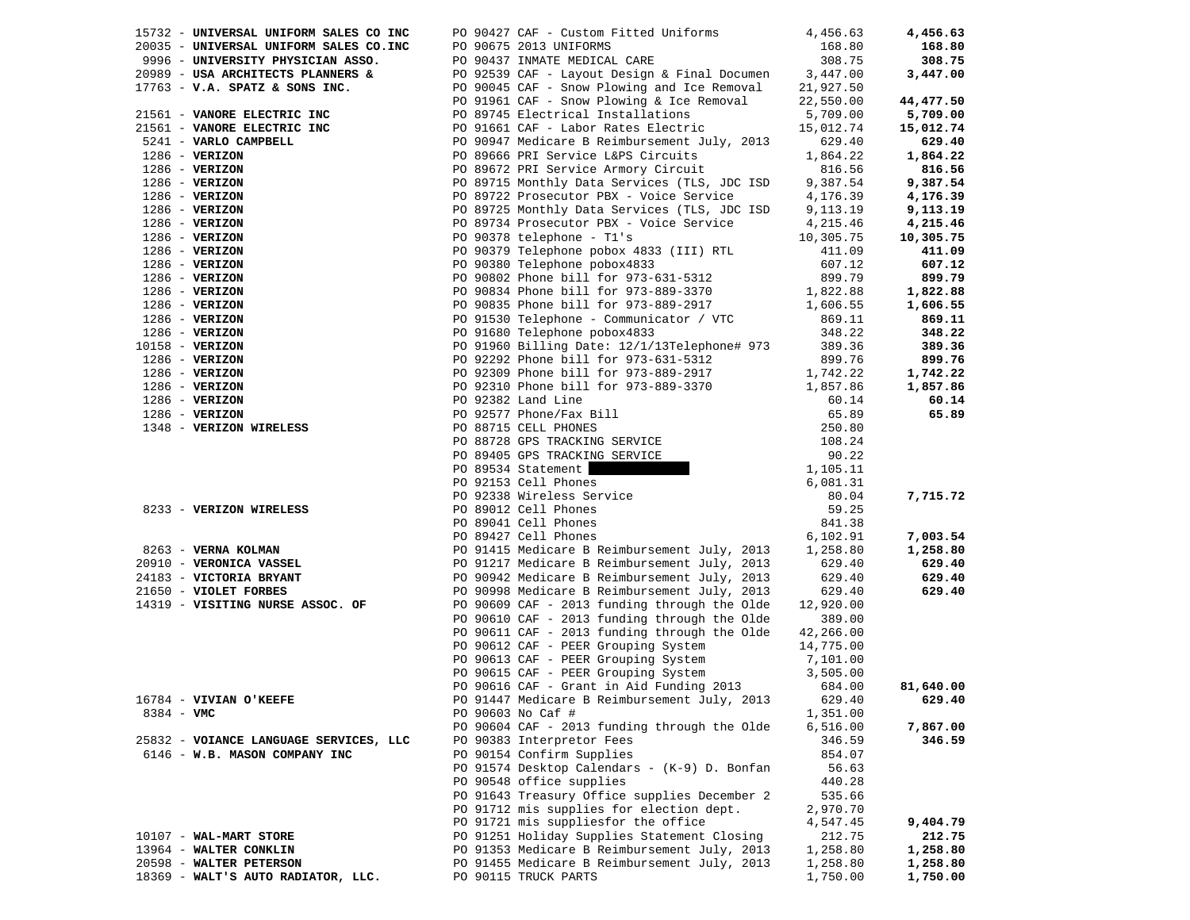| Vendor | Description | Amount | Total |
|---|---|---|---|
| 15732 - **UNIVERSAL UNIFORM SALES CO INC** | PO 90427 CAF - Custom Fitted Uniforms | 4,456.63 | **4,456.63** |
| 20035 - **UNIVERSAL UNIFORM SALES CO.INC** | PO 90675 2013 UNIFORMS | 168.80 | **168.80** |
| 9996 - **UNIVERSITY PHYSICIAN ASSO.** | PO 90437 INMATE MEDICAL CARE | 308.75 | **308.75** |
| 20989 - **USA ARCHITECTS PLANNERS &** | PO 92539 CAF - Layout Design & Final Documen | 3,447.00 | **3,447.00** |
| 17763 - **V.A. SPATZ & SONS INC.** | PO 90045 CAF - Snow Plowing and Ice Removal | 21,927.50 | |
| | PO 91961 CAF - Snow Plowing & Ice Removal | 22,550.00 | **44,477.50** |
| 21561 - **VANORE ELECTRIC INC** | PO 89745 Electrical Installations | 5,709.00 | **5,709.00** |
| 21561 - **VANORE ELECTRIC INC** | PO 91661 CAF - Labor Rates Electric | 15,012.74 | **15,012.74** |
| 5241 - **VARLO CAMPBELL** | PO 90947 Medicare B Reimbursement July, 2013 | 629.40 | **629.40** |
| 1286 - **VERIZON** | PO 89666 PRI Service L&PS Circuits | 1,864.22 | **1,864.22** |
| 1286 - **VERIZON** | PO 89672 PRI Service Armory Circuit | 816.56 | **816.56** |
| 1286 - **VERIZON** | PO 89715 Monthly Data Services (TLS, JDC ISD | 9,387.54 | **9,387.54** |
| 1286 - **VERIZON** | PO 89722 Prosecutor PBX - Voice Service | 4,176.39 | **4,176.39** |
| 1286 - **VERIZON** | PO 89725 Monthly Data Services (TLS, JDC ISD | 9,113.19 | **9,113.19** |
| 1286 - **VERIZON** | PO 89734 Prosecutor PBX - Voice Service | 4,215.46 | **4,215.46** |
| 1286 - **VERIZON** | PO 90378 telephone - T1's | 10,305.75 | **10,305.75** |
| 1286 - **VERIZON** | PO 90379 Telephone pobox 4833 (III) RTL | 411.09 | **411.09** |
| 1286 - **VERIZON** | PO 90380 Telephone pobox4833 | 607.12 | **607.12** |
| 1286 - **VERIZON** | PO 90802 Phone bill for 973-631-5312 | 899.79 | **899.79** |
| 1286 - **VERIZON** | PO 90834 Phone bill for 973-889-3370 | 1,822.88 | **1,822.88** |
| 1286 - **VERIZON** | PO 90835 Phone bill for 973-889-2917 | 1,606.55 | **1,606.55** |
| 1286 - **VERIZON** | PO 91530 Telephone - Communicator / VTC | 869.11 | **869.11** |
| 1286 - **VERIZON** | PO 91680 Telephone pobox4833 | 348.22 | **348.22** |
| 10158 - **VERIZON** | PO 91960 Billing Date: 12/1/13Telephone# 973 | 389.36 | **389.36** |
| 1286 - **VERIZON** | PO 92292 Phone bill for 973-631-5312 | 899.76 | **899.76** |
| 1286 - **VERIZON** | PO 92309 Phone bill for 973-889-2917 | 1,742.22 | **1,742.22** |
| 1286 - **VERIZON** | PO 92310 Phone bill for 973-889-3370 | 1,857.86 | **1,857.86** |
| 1286 - **VERIZON** | PO 92382 Land Line | 60.14 | **60.14** |
| 1286 - **VERIZON** | PO 92577 Phone/Fax Bill | 65.89 | **65.89** |
| 1348 - **VERIZON WIRELESS** | PO 88715 CELL PHONES | 250.80 | |
| | PO 88728 GPS TRACKING SERVICE | 108.24 | |
| | PO 89405 GPS TRACKING SERVICE | 90.22 | |
| | PO 89534 Statement | 1,105.11 | |
| | PO 92153 Cell Phones | 6,081.31 | |
| | PO 92338 Wireless Service | 80.04 | **7,715.72** |
| 8233 - **VERIZON WIRELESS** | PO 89012 Cell Phones | 59.25 | |
| | PO 89041 Cell Phones | 841.38 | |
| | PO 89427 Cell Phones | 6,102.91 | **7,003.54** |
| 8263 - **VERNA KOLMAN** | PO 91415 Medicare B Reimbursement July, 2013 | 1,258.80 | **1,258.80** |
| 20910 - **VERONICA VASSEL** | PO 91217 Medicare B Reimbursement July, 2013 | 629.40 | **629.40** |
| 24183 - **VICTORIA BRYANT** | PO 90942 Medicare B Reimbursement July, 2013 | 629.40 | **629.40** |
| 21650 - **VIOLET FORBES** | PO 90998 Medicare B Reimbursement July, 2013 | 629.40 | **629.40** |
| 14319 - **VISITING NURSE ASSOC. OF** | PO 90609 CAF - 2013 funding through the Olde | 12,920.00 | |
| | PO 90610 CAF - 2013 funding through the Olde | 389.00 | |
| | PO 90611 CAF - 2013 funding through the Olde | 42,266.00 | |
| | PO 90612 CAF - PEER Grouping System | 14,775.00 | |
| | PO 90613 CAF - PEER Grouping System | 7,101.00 | |
| | PO 90615 CAF - PEER Grouping System | 3,505.00 | |
| | PO 90616 CAF - Grant in Aid Funding 2013 | 684.00 | **81,640.00** |
| 16784 - **VIVIAN O'KEEFE** | PO 91447 Medicare B Reimbursement July, 2013 | 629.40 | **629.40** |
| 8384 - **VMC** | PO 90603 No Caf # | 1,351.00 | |
| | PO 90604 CAF - 2013 funding through the Olde | 6,516.00 | **7,867.00** |
| 25832 - **VOIANCE LANGUAGE SERVICES, LLC** | PO 90383 Interpretor Fees | 346.59 | **346.59** |
| 6146 - **W.B. MASON COMPANY INC** | PO 90154 Confirm Supplies | 854.07 | |
| | PO 91574 Desktop Calendars - (K-9) D. Bonfan | 56.63 | |
| | PO 90548 office supplies | 440.28 | |
| | PO 91643 Treasury Office supplies December 2 | 535.66 | |
| | PO 91712 mis supplies for election dept. | 2,970.70 | |
| | PO 91721 mis suppliesfor the office | 4,547.45 | **9,404.79** |
| 10107 - **WAL-MART STORE** | PO 91251 Holiday Supplies Statement Closing | 212.75 | **212.75** |
| 13964 - **WALTER CONKLIN** | PO 91353 Medicare B Reimbursement July, 2013 | 1,258.80 | **1,258.80** |
| 20598 - **WALTER PETERSON** | PO 91455 Medicare B Reimbursement July, 2013 | 1,258.80 | **1,258.80** |
| 18369 - **WALT'S AUTO RADIATOR, LLC.** | PO 90115 TRUCK PARTS | 1,750.00 | **1,750.00** |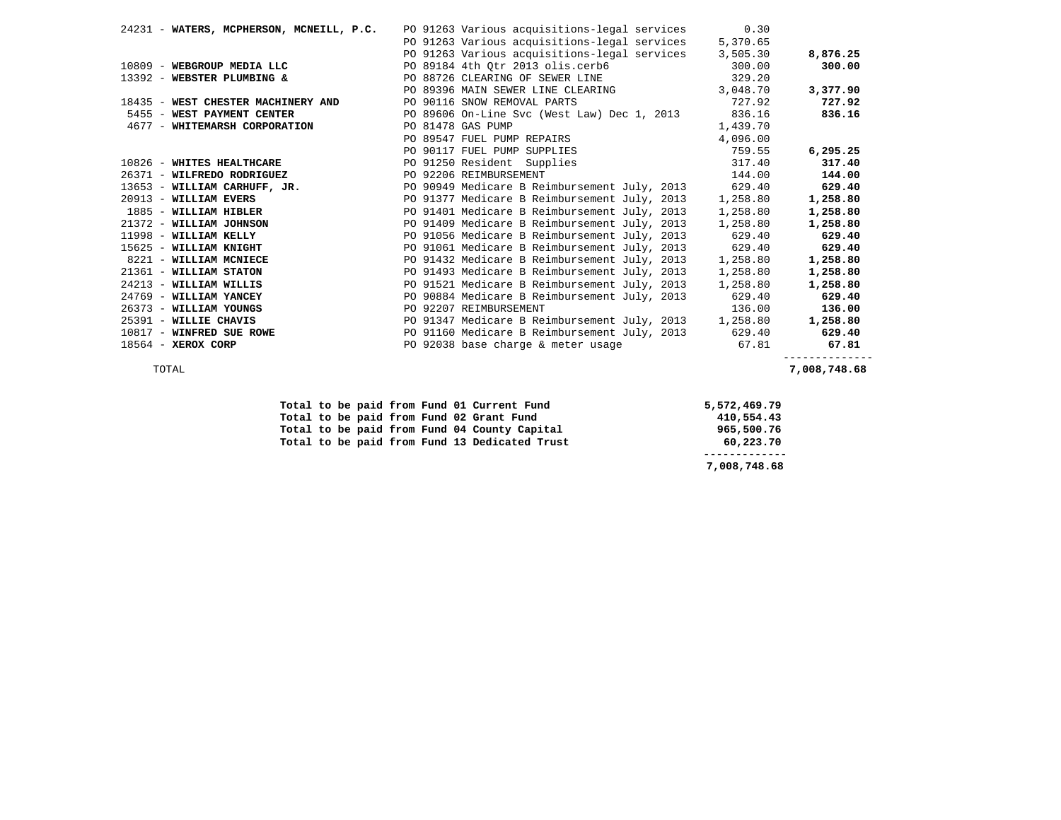| Vendor | Description | Amount | Total |
|---|---|---|---|
| 24231 - **WATERS, MCPHERSON, MCNEILL, P.C.** | PO 91263 Various acquisitions-legal services | 0.30 | |
| | PO 91263 Various acquisitions-legal services | 5,370.65 | |
| | PO 91263 Various acquisitions-legal services | 3,505.30 | **8,876.25** |
| 10809 - **WEBGROUP MEDIA LLC** | PO 89184 4th Qtr 2013 olis.cerb6 | 300.00 | **300.00** |
| 13392 - **WEBSTER PLUMBING &** | PO 88726 CLEARING OF SEWER LINE | 329.20 | |
| | PO 89396 MAIN SEWER LINE CLEARING | 3,048.70 | **3,377.90** |
| 18435 - **WEST CHESTER MACHINERY AND** | PO 90116 SNOW REMOVAL PARTS | 727.92 | **727.92** |
| 5455 - **WEST PAYMENT CENTER** | PO 89606 On-Line Svc (West Law) Dec 1, 2013 | 836.16 | **836.16** |
| 4677 - **WHITEMARSH CORPORATION** | PO 81478 GAS PUMP | 1,439.70 | |
| | PO 89547 FUEL PUMP REPAIRS | 4,096.00 | |
| | PO 90117 FUEL PUMP SUPPLIES | 759.55 | **6,295.25** |
| 10826 - **WHITES HEALTHCARE** | PO 91250 Resident Supplies | 317.40 | **317.40** |
| 26371 - **WILFREDO RODRIGUEZ** | PO 92206 REIMBURSEMENT | 144.00 | **144.00** |
| 13653 - **WILLIAM CARHUFF, JR.** | PO 90949 Medicare B Reimbursement July, 2013 | 629.40 | **629.40** |
| 20913 - **WILLIAM EVERS** | PO 91377 Medicare B Reimbursement July, 2013 | 1,258.80 | **1,258.80** |
| 1885 - **WILLIAM HIBLER** | PO 91401 Medicare B Reimbursement July, 2013 | 1,258.80 | **1,258.80** |
| 21372 - **WILLIAM JOHNSON** | PO 91409 Medicare B Reimbursement July, 2013 | 1,258.80 | **1,258.80** |
| 11998 - **WILLIAM KELLY** | PO 91056 Medicare B Reimbursement July, 2013 | 629.40 | **629.40** |
| 15625 - **WILLIAM KNIGHT** | PO 91061 Medicare B Reimbursement July, 2013 | 629.40 | **629.40** |
| 8221 - **WILLIAM MCNIECE** | PO 91432 Medicare B Reimbursement July, 2013 | 1,258.80 | **1,258.80** |
| 21361 - **WILLIAM STATON** | PO 91493 Medicare B Reimbursement July, 2013 | 1,258.80 | **1,258.80** |
| 24213 - **WILLIAM WILLIS** | PO 91521 Medicare B Reimbursement July, 2013 | 1,258.80 | **1,258.80** |
| 24769 - **WILLIAM YANCEY** | PO 90884 Medicare B Reimbursement July, 2013 | 629.40 | **629.40** |
| 26373 - **WILLIAM YOUNGS** | PO 92207 REIMBURSEMENT | 136.00 | **136.00** |
| 25391 - **WILLIE CHAVIS** | PO 91347 Medicare B Reimbursement July, 2013 | 1,258.80 | **1,258.80** |
| 10817 - **WINFRED SUE ROWE** | PO 91160 Medicare B Reimbursement July, 2013 | 629.40 | **629.40** |
| 18564 - **XEROX CORP** | PO 92038 base charge & meter usage | 67.81 | **67.81** |
| TOTAL | | | **7,008,748.68** |

| | |
|---|---|
| **Total to be paid from Fund 01 Current Fund** | **5,572,469.79** |
| **Total to be paid from Fund 02 Grant Fund** | **410,554.43** |
| **Total to be paid from Fund 04 County Capital** | **965,500.76** |
| **Total to be paid from Fund 13 Dedicated Trust** | **60,223.70** |
| | **7,008,748.68** |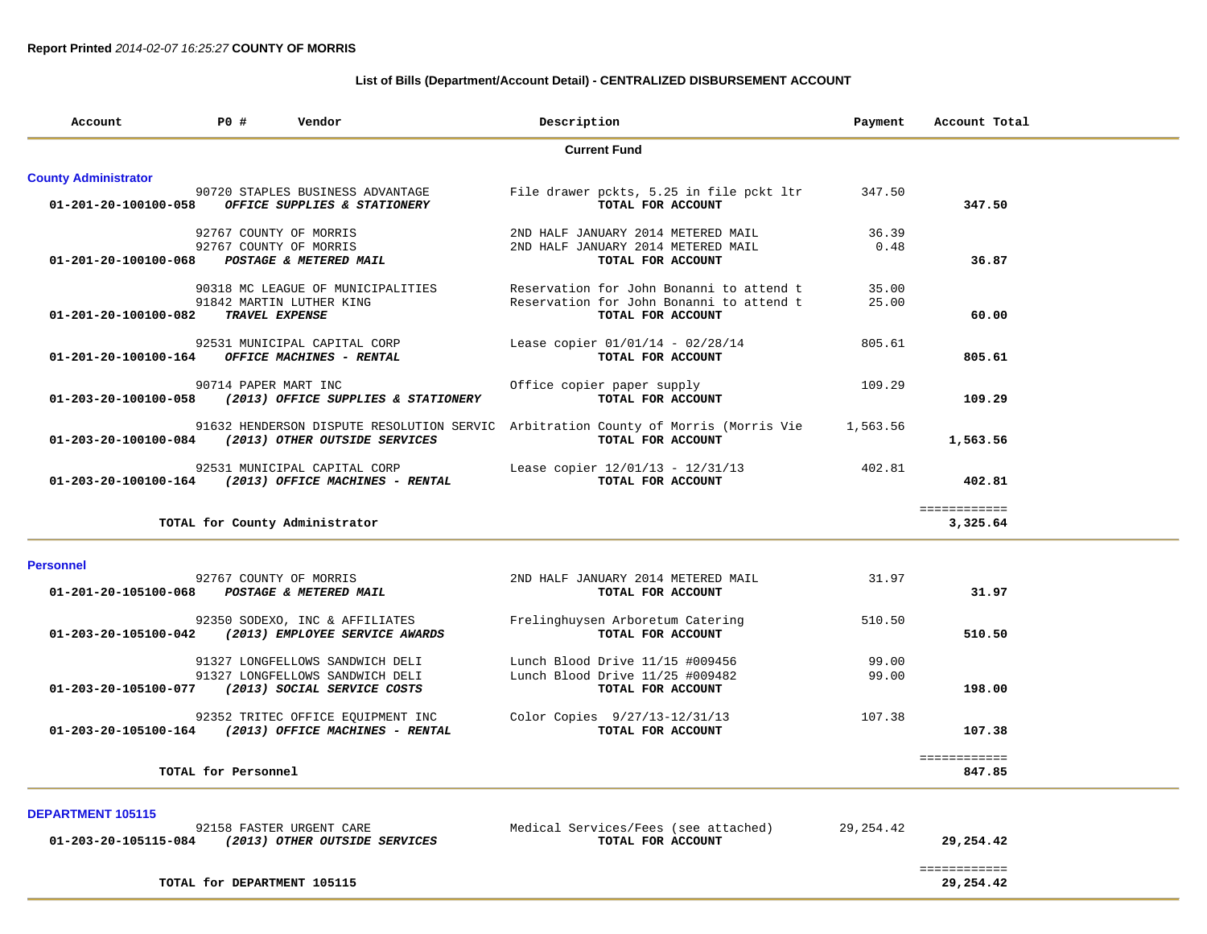**Report Printed** *2014-02-07 16:25:27* **COUNTY OF MORRIS**

## List of Bills (Department/Account Detail) - CENTRALIZED DISBURSEMENT ACCOUNT

| Account | PO # | Vendor | Description | Payment | Account Total |
|---|---|---|---|---|---|
| | | **Current Fund** | | | |
| **County Administrator** | | | | | |
| | 90720 | STAPLES BUSINESS ADVANTAGE | File drawer pckts, 5.25 in file pckt ltr | 347.50 | |
| **01-201-20-100100-058** | | ***OFFICE SUPPLIES & STATIONERY*** | **TOTAL FOR ACCOUNT** | | **347.50** |
| | 92767 | COUNTY OF MORRIS | 2ND HALF JANUARY 2014 METERED MAIL | 36.39 | |
| | 92767 | COUNTY OF MORRIS | 2ND HALF JANUARY 2014 METERED MAIL | 0.48 | |
| **01-201-20-100100-068** | | ***POSTAGE & METERED MAIL*** | **TOTAL FOR ACCOUNT** | | **36.87** |
| | 90318 | MC LEAGUE OF MUNICIPALITIES | Reservation for John Bonanni to attend t | 35.00 | |
| | 91842 | MARTIN LUTHER KING | Reservation for John Bonanni to attend t | 25.00 | |
| **01-201-20-100100-082** | | ***TRAVEL EXPENSE*** | **TOTAL FOR ACCOUNT** | | **60.00** |
| | 92531 | MUNICIPAL CAPITAL CORP | Lease copier 01/01/14 - 02/28/14 | 805.61 | |
| **01-201-20-100100-164** | | ***OFFICE MACHINES - RENTAL*** | **TOTAL FOR ACCOUNT** | | **805.61** |
| | 90714 | PAPER MART INC | Office copier paper supply | 109.29 | |
| **01-203-20-100100-058** | | ***(2013) OFFICE SUPPLIES & STATIONERY*** | **TOTAL FOR ACCOUNT** | | **109.29** |
| | 91632 | HENDERSON DISPUTE RESOLUTION SERVIC | Arbitration County of Morris (Morris Vie | 1,563.56 | |
| **01-203-20-100100-084** | | ***(2013) OTHER OUTSIDE SERVICES*** | **TOTAL FOR ACCOUNT** | | **1,563.56** |
| | 92531 | MUNICIPAL CAPITAL CORP | Lease copier 12/01/13 - 12/31/13 | 402.81 | |
| **01-203-20-100100-164** | | ***(2013) OFFICE MACHINES - RENTAL*** | **TOTAL FOR ACCOUNT** | | **402.81** |
| | | | | | ============ |
| | | **TOTAL for County Administrator** | | | **3,325.64** |
| **Personnel** | | | | | |
| | 92767 | COUNTY OF MORRIS | 2ND HALF JANUARY 2014 METERED MAIL | 31.97 | |
| **01-201-20-105100-068** | | ***POSTAGE & METERED MAIL*** | **TOTAL FOR ACCOUNT** | | **31.97** |
| | 92350 | SODEXO, INC & AFFILIATES | Frelinghuysen Arboretum Catering | 510.50 | |
| **01-203-20-105100-042** | | ***(2013) EMPLOYEE SERVICE AWARDS*** | **TOTAL FOR ACCOUNT** | | **510.50** |
| | 91327 | LONGFELLOWS SANDWICH DELI | Lunch Blood Drive 11/15 #009456 | 99.00 | |
| | 91327 | LONGFELLOWS SANDWICH DELI | Lunch Blood Drive 11/25 #009482 | 99.00 | |
| **01-203-20-105100-077** | | ***(2013) SOCIAL SERVICE COSTS*** | **TOTAL FOR ACCOUNT** | | **198.00** |
| | 92352 | TRITEC OFFICE EQUIPMENT INC | Color Copies 9/27/13-12/31/13 | 107.38 | |
| **01-203-20-105100-164** | | ***(2013) OFFICE MACHINES - RENTAL*** | **TOTAL FOR ACCOUNT** | | **107.38** |
| | | | | | ============ |
| | | **TOTAL for Personnel** | | | **847.85** |
| **DEPARTMENT 105115** | | | | | |
| | 92158 | FASTER URGENT CARE | Medical Services/Fees (see attached) | 29,254.42 | |
| **01-203-20-105115-084** | | ***(2013) OTHER OUTSIDE SERVICES*** | **TOTAL FOR ACCOUNT** | | **29,254.42** |
| | | | | | ============ |
| | | **TOTAL for DEPARTMENT 105115** | | | **29,254.42** |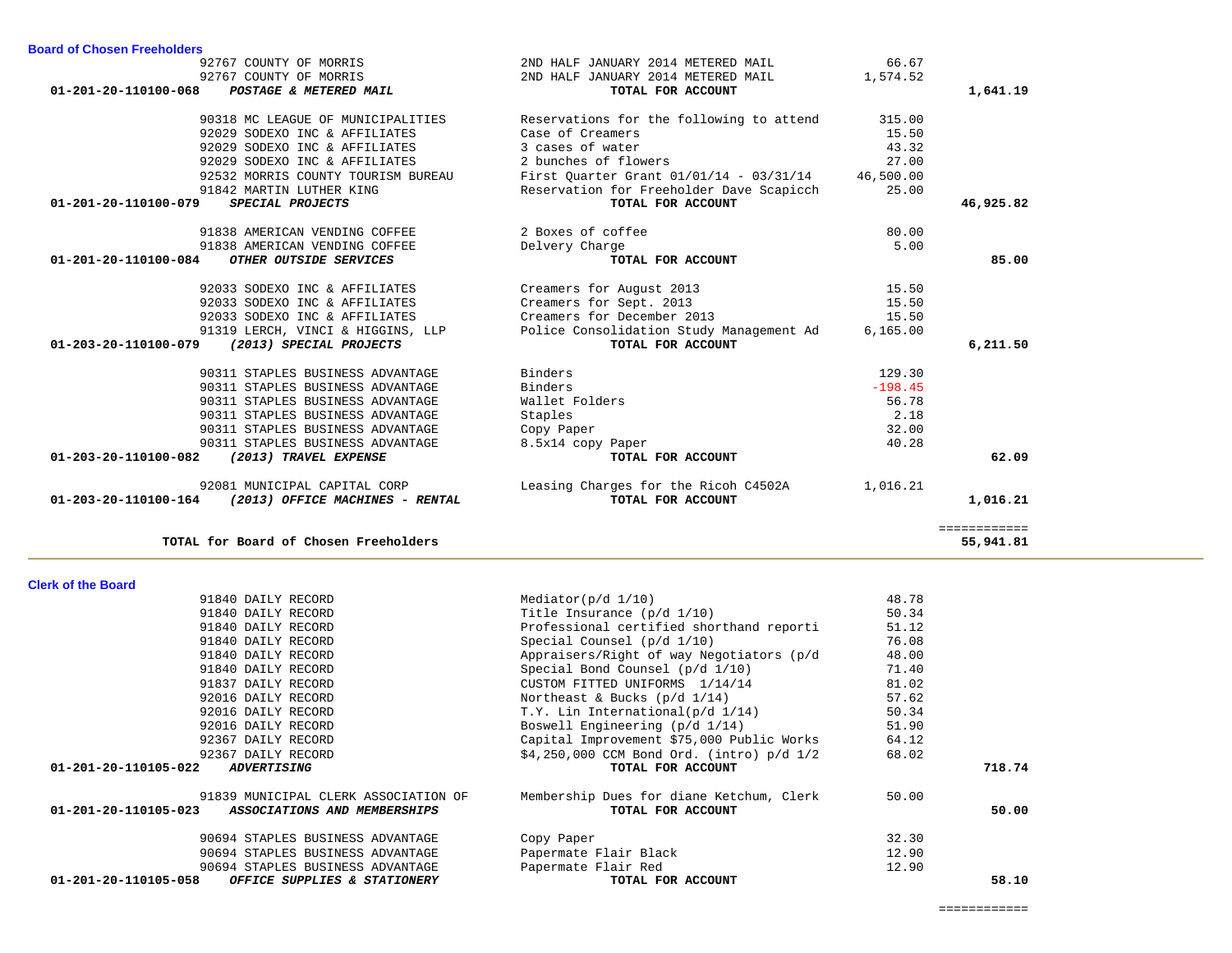## Board of Chosen Freeholders

| Account | Vendor | Description | Amount | Total |
|---|---|---|---|---|
| | 92767 COUNTY OF MORRIS | 2ND HALF JANUARY 2014 METERED MAIL | 66.67 | |
| | 92767 COUNTY OF MORRIS | 2ND HALF JANUARY 2014 METERED MAIL | 1,574.52 | |
| **01-201-20-110100-068** | ***POSTAGE & METERED MAIL*** | **TOTAL FOR ACCOUNT** | | **1,641.19** |
| | 90318 MC LEAGUE OF MUNICIPALITIES | Reservations for the following to attend | 315.00 | |
| | 92029 SODEXO INC & AFFILIATES | Case of Creamers | 15.50 | |
| | 92029 SODEXO INC & AFFILIATES | 3 cases of water | 43.32 | |
| | 92029 SODEXO INC & AFFILIATES | 2 bunches of flowers | 27.00 | |
| | 92532 MORRIS COUNTY TOURISM BUREAU | First Quarter Grant 01/01/14 - 03/31/14 | 46,500.00 | |
| | 91842 MARTIN LUTHER KING | Reservation for Freeholder Dave Scapicch | 25.00 | |
| **01-201-20-110100-079** | ***SPECIAL PROJECTS*** | **TOTAL FOR ACCOUNT** | | **46,925.82** |
| | 91838 AMERICAN VENDING COFFEE | 2 Boxes of coffee | 80.00 | |
| | 91838 AMERICAN VENDING COFFEE | Delvery Charge | 5.00 | |
| **01-201-20-110100-084** | ***OTHER OUTSIDE SERVICES*** | **TOTAL FOR ACCOUNT** | | **85.00** |
| | 92033 SODEXO INC & AFFILIATES | Creamers for August 2013 | 15.50 | |
| | 92033 SODEXO INC & AFFILIATES | Creamers for Sept. 2013 | 15.50 | |
| | 92033 SODEXO INC & AFFILIATES | Creamers for December 2013 | 15.50 | |
| | 91319 LERCH, VINCI & HIGGINS, LLP | Police Consolidation Study Management Ad | 6,165.00 | |
| **01-203-20-110100-079** | ***(2013) SPECIAL PROJECTS*** | **TOTAL FOR ACCOUNT** | | **6,211.50** |
| | 90311 STAPLES BUSINESS ADVANTAGE | Binders | 129.30 | |
| | 90311 STAPLES BUSINESS ADVANTAGE | Binders | -198.45 | |
| | 90311 STAPLES BUSINESS ADVANTAGE | Wallet Folders | 56.78 | |
| | 90311 STAPLES BUSINESS ADVANTAGE | Staples | 2.18 | |
| | 90311 STAPLES BUSINESS ADVANTAGE | Copy Paper | 32.00 | |
| | 90311 STAPLES BUSINESS ADVANTAGE | 8.5x14 copy Paper | 40.28 | |
| **01-203-20-110100-082** | ***(2013) TRAVEL EXPENSE*** | **TOTAL FOR ACCOUNT** | | **62.09** |
| | 92081 MUNICIPAL CAPITAL CORP | Leasing Charges for the Ricoh C4502A | 1,016.21 | |
| **01-203-20-110100-164** | ***(2013) OFFICE MACHINES - RENTAL*** | **TOTAL FOR ACCOUNT** | | **1,016.21** |
| | | | | ============ |
| | **TOTAL for Board of Chosen Freeholders** | | | **55,941.81** |

## Clerk of the Board

| Account | Vendor | Description | Amount | Total |
|---|---|---|---|---|
| | 91840 DAILY RECORD | Mediator(p/d 1/10) | 48.78 | |
| | 91840 DAILY RECORD | Title Insurance (p/d 1/10) | 50.34 | |
| | 91840 DAILY RECORD | Professional certified shorthand reporti | 51.12 | |
| | 91840 DAILY RECORD | Special Counsel (p/d 1/10) | 76.08 | |
| | 91840 DAILY RECORD | Appraisers/Right of way Negotiators (p/d | 48.00 | |
| | 91840 DAILY RECORD | Special Bond Counsel (p/d 1/10) | 71.40 | |
| | 91837 DAILY RECORD | CUSTOM FITTED UNIFORMS 1/14/14 | 81.02 | |
| | 92016 DAILY RECORD | Northeast & Bucks (p/d 1/14) | 57.62 | |
| | 92016 DAILY RECORD | T.Y. Lin International(p/d 1/14) | 50.34 | |
| | 92016 DAILY RECORD | Boswell Engineering (p/d 1/14) | 51.90 | |
| | 92367 DAILY RECORD | Capital Improvement $75,000 Public Works | 64.12 | |
| | 92367 DAILY RECORD | $4,250,000 CCM Bond Ord. (intro) p/d 1/2 | 68.02 | |
| **01-201-20-110105-022** | ***ADVERTISING*** | **TOTAL FOR ACCOUNT** | | **718.74** |
| | 91839 MUNICIPAL CLERK ASSOCIATION OF | Membership Dues for diane Ketchum, Clerk | 50.00 | |
| **01-201-20-110105-023** | ***ASSOCIATIONS AND MEMBERSHIPS*** | **TOTAL FOR ACCOUNT** | | **50.00** |
| | 90694 STAPLES BUSINESS ADVANTAGE | Copy Paper | 32.30 | |
| | 90694 STAPLES BUSINESS ADVANTAGE | Papermate Flair Black | 12.90 | |
| | 90694 STAPLES BUSINESS ADVANTAGE | Papermate Flair Red | 12.90 | |
| **01-201-20-110105-058** | ***OFFICE SUPPLIES & STATIONERY*** | **TOTAL FOR ACCOUNT** | | **58.10** |
| | | | | ============ |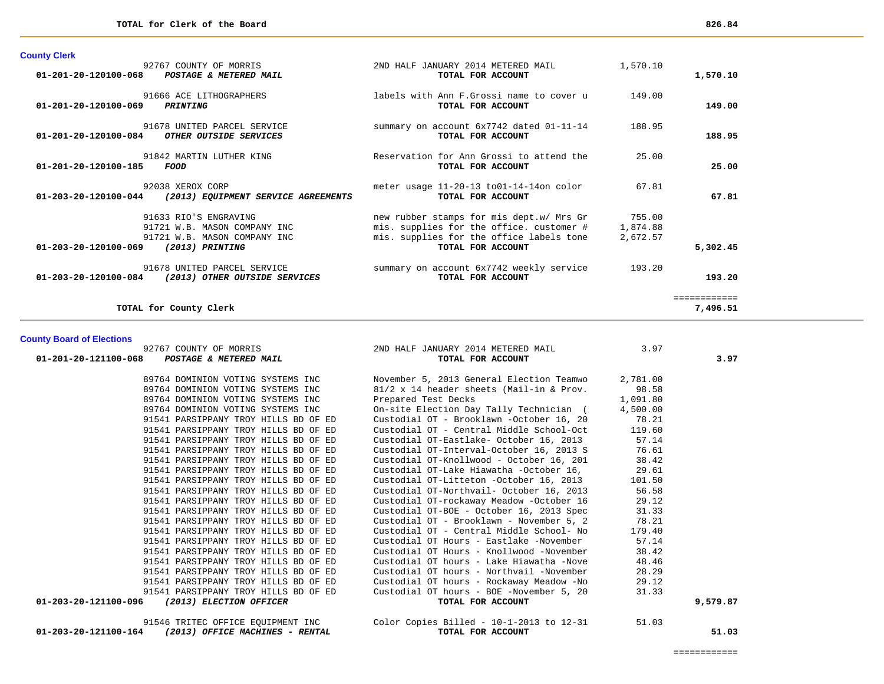**TOTAL for Clerk of the Board** 826.84

## County Clerk

| Account | Vendor / Account Name | Description | Amount | Total |
|---|---|---|---|---|
| | 92767 COUNTY OF MORRIS | 2ND HALF JANUARY 2014 METERED MAIL | 1,570.10 | |
| 01-201-20-120100-068 | *POSTAGE & METERED MAIL* | TOTAL FOR ACCOUNT | | 1,570.10 |
| | 91666 ACE LITHOGRAPHERS | labels with Ann F.Grossi name to cover u | 149.00 | |
| 01-201-20-120100-069 | *PRINTING* | TOTAL FOR ACCOUNT | | 149.00 |
| | 91678 UNITED PARCEL SERVICE | summary on account 6x7742 dated 01-11-14 | 188.95 | |
| 01-201-20-120100-084 | *OTHER OUTSIDE SERVICES* | TOTAL FOR ACCOUNT | | 188.95 |
| | 91842 MARTIN LUTHER KING | Reservation for Ann Grossi to attend the | 25.00 | |
| 01-201-20-120100-185 | *FOOD* | TOTAL FOR ACCOUNT | | 25.00 |
| | 92038 XEROX CORP | meter usage 11-20-13 to01-14-14on color | 67.81 | |
| 01-203-20-120100-044 | *(2013) EQUIPMENT SERVICE AGREEMENTS* | TOTAL FOR ACCOUNT | | 67.81 |
| | 91633 RIO'S ENGRAVING | new rubber stamps for mis dept.w/ Mrs Gr | 755.00 | |
| | 91721 W.B. MASON COMPANY INC | mis. supplies for the office. customer # | 1,874.88 | |
| | 91721 W.B. MASON COMPANY INC | mis. supplies for the office labels tone | 2,672.57 | |
| 01-203-20-120100-069 | *(2013) PRINTING* | TOTAL FOR ACCOUNT | | 5,302.45 |
| | 91678 UNITED PARCEL SERVICE | summary on account 6x7742 weekly service | 193.20 | |
| 01-203-20-120100-084 | *(2013) OTHER OUTSIDE SERVICES* | TOTAL FOR ACCOUNT | | 193.20 |

**TOTAL for County Clerk** 7,496.51

## County Board of Elections

| Account | Vendor / Account Name | Description | Amount | Total |
|---|---|---|---|---|
| | 92767 COUNTY OF MORRIS | 2ND HALF JANUARY 2014 METERED MAIL | 3.97 | |
| 01-201-20-121100-068 | *POSTAGE & METERED MAIL* | TOTAL FOR ACCOUNT | | 3.97 |
| | 89764 DOMINION VOTING SYSTEMS INC | November 5, 2013 General Election Teamwo | 2,781.00 | |
| | 89764 DOMINION VOTING SYSTEMS INC | 81/2 x 14 header sheets (Mail-in & Prov. | 98.58 | |
| | 89764 DOMINION VOTING SYSTEMS INC | Prepared Test Decks | 1,091.80 | |
| | 89764 DOMINION VOTING SYSTEMS INC | On-site Election Day Tally Technician ( | 4,500.00 | |
| | 91541 PARSIPPANY TROY HILLS BD OF ED | Custodial OT - Brooklawn -October 16, 20 | 78.21 | |
| | 91541 PARSIPPANY TROY HILLS BD OF ED | Custodial OT - Central Middle School-Oct | 119.60 | |
| | 91541 PARSIPPANY TROY HILLS BD OF ED | Custodial OT-Eastlake- October 16, 2013 | 57.14 | |
| | 91541 PARSIPPANY TROY HILLS BD OF ED | Custodial OT-Interval-October 16, 2013 S | 76.61 | |
| | 91541 PARSIPPANY TROY HILLS BD OF ED | Custodial OT-Knollwood - October 16, 201 | 38.42 | |
| | 91541 PARSIPPANY TROY HILLS BD OF ED | Custodial OT-Lake Hiawatha -October 16, | 29.61 | |
| | 91541 PARSIPPANY TROY HILLS BD OF ED | Custodial OT-Litteton -October 16, 2013 | 101.50 | |
| | 91541 PARSIPPANY TROY HILLS BD OF ED | Custodial OT-Northvail- October 16, 2013 | 56.58 | |
| | 91541 PARSIPPANY TROY HILLS BD OF ED | Custodial OT-rockaway Meadow -October 16 | 29.12 | |
| | 91541 PARSIPPANY TROY HILLS BD OF ED | Custodial OT-BOE - October 16, 2013 Spec | 31.33 | |
| | 91541 PARSIPPANY TROY HILLS BD OF ED | Custodial OT - Brooklawn - November 5, 2 | 78.21 | |
| | 91541 PARSIPPANY TROY HILLS BD OF ED | Custodial OT - Central Middle School- No | 179.40 | |
| | 91541 PARSIPPANY TROY HILLS BD OF ED | Custodial OT Hours - Eastlake -November | 57.14 | |
| | 91541 PARSIPPANY TROY HILLS BD OF ED | Custodial OT Hours - Knollwood -November | 38.42 | |
| | 91541 PARSIPPANY TROY HILLS BD OF ED | Custodial OT hours - Lake Hiawatha -Nove | 48.46 | |
| | 91541 PARSIPPANY TROY HILLS BD OF ED | Custodial OT hours - Northvail -November | 28.29 | |
| | 91541 PARSIPPANY TROY HILLS BD OF ED | Custodial OT hours - Rockaway Meadow -No | 29.12 | |
| | 91541 PARSIPPANY TROY HILLS BD OF ED | Custodial OT hours - BOE -November 5, 20 | 31.33 | |
| 01-203-20-121100-096 | *(2013) ELECTION OFFICER* | TOTAL FOR ACCOUNT | | 9,579.87 |
| | 91546 TRITEC OFFICE EQUIPMENT INC | Color Copies Billed - 10-1-2013 to 12-31 | 51.03 | |
| 01-203-20-121100-164 | *(2013) OFFICE MACHINES - RENTAL* | TOTAL FOR ACCOUNT | | 51.03 |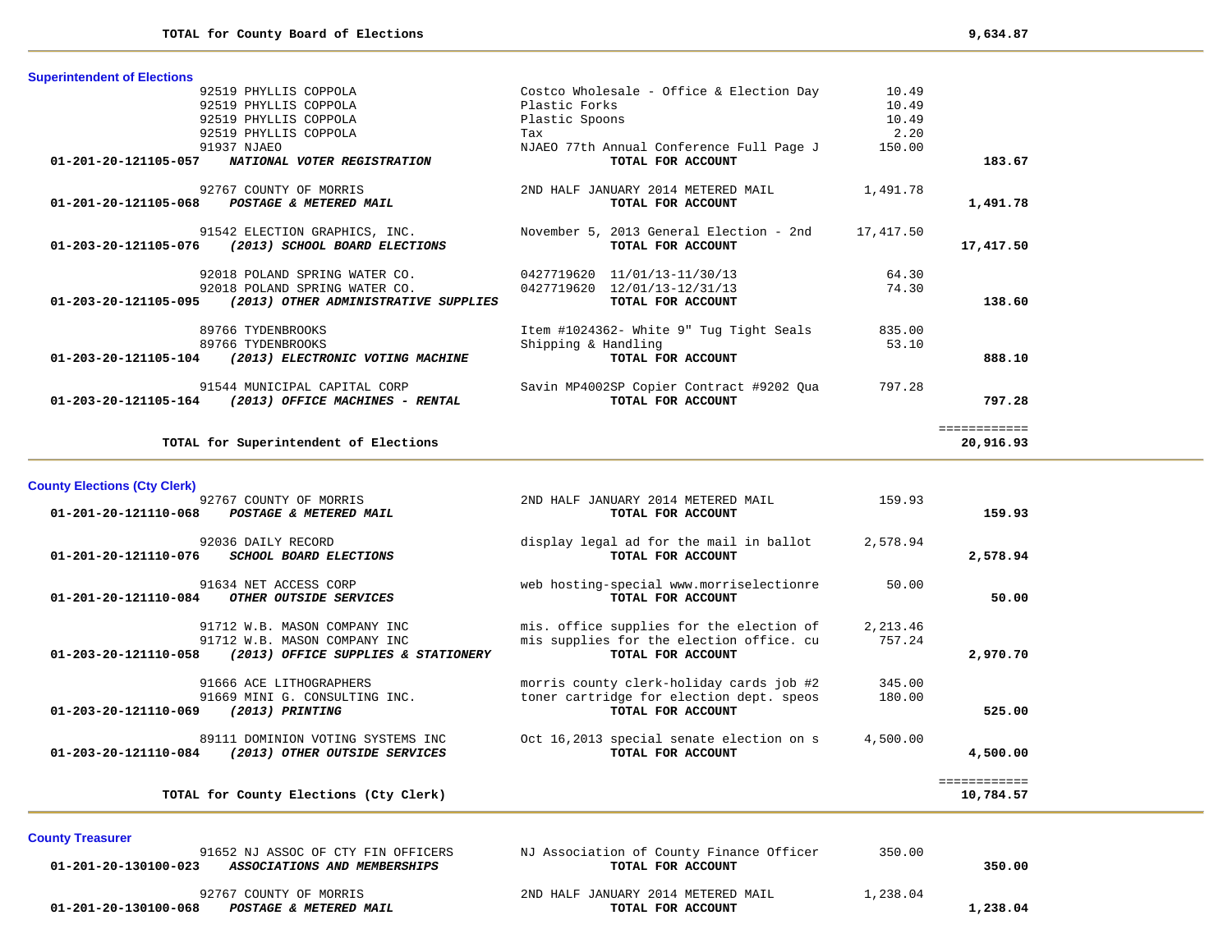**TOTAL for County Board of Elections** 9,634.87

## Superintendent of Elections

| Account / Vendor | Description | Amount | Total |
|---|---|---|---|
| 92519 PHYLLIS COPPOLA | Costco Wholesale - Office & Election Day | 10.49 | |
| 92519 PHYLLIS COPPOLA | Plastic Forks | 10.49 | |
| 92519 PHYLLIS COPPOLA | Plastic Spoons | 10.49 | |
| 92519 PHYLLIS COPPOLA | Tax | 2.20 | |
| 91937 NJAEO | NJAEO 77th Annual Conference Full Page J | 150.00 | |
| **01-201-20-121105-057** ***NATIONAL VOTER REGISTRATION*** | **TOTAL FOR ACCOUNT** | | **183.67** |
| 92767 COUNTY OF MORRIS | 2ND HALF JANUARY 2014 METERED MAIL | 1,491.78 | |
| **01-201-20-121105-068** ***POSTAGE & METERED MAIL*** | **TOTAL FOR ACCOUNT** | | **1,491.78** |
| 91542 ELECTION GRAPHICS, INC. | November 5, 2013 General Election - 2nd | 17,417.50 | |
| **01-203-20-121105-076** ***(2013) SCHOOL BOARD ELECTIONS*** | **TOTAL FOR ACCOUNT** | | **17,417.50** |
| 92018 POLAND SPRING WATER CO. | 0427719620 11/01/13-11/30/13 | 64.30 | |
| 92018 POLAND SPRING WATER CO. | 0427719620 12/01/13-12/31/13 | 74.30 | |
| **01-203-20-121105-095** ***(2013) OTHER ADMINISTRATIVE SUPPLIES*** | **TOTAL FOR ACCOUNT** | | **138.60** |
| 89766 TYDENBROOKS | Item #1024362- White 9" Tug Tight Seals | 835.00 | |
| 89766 TYDENBROOKS | Shipping & Handling | 53.10 | |
| **01-203-20-121105-104** ***(2013) ELECTRONIC VOTING MACHINE*** | **TOTAL FOR ACCOUNT** | | **888.10** |
| 91544 MUNICIPAL CAPITAL CORP | Savin MP4002SP Copier Contract #9202 Qua | 797.28 | |
| **01-203-20-121105-164** ***(2013) OFFICE MACHINES - RENTAL*** | **TOTAL FOR ACCOUNT** | | **797.28** |

**TOTAL for Superintendent of Elections** 20,916.93

## County Elections (Cty Clerk)

| Account / Vendor | Description | Amount | Total |
|---|---|---|---|
| 92767 COUNTY OF MORRIS | 2ND HALF JANUARY 2014 METERED MAIL | 159.93 | |
| **01-201-20-121110-068** ***POSTAGE & METERED MAIL*** | **TOTAL FOR ACCOUNT** | | **159.93** |
| 92036 DAILY RECORD | display legal ad for the mail in ballot | 2,578.94 | |
| **01-201-20-121110-076** ***SCHOOL BOARD ELECTIONS*** | **TOTAL FOR ACCOUNT** | | **2,578.94** |
| 91634 NET ACCESS CORP | web hosting-special www.morriselectionre | 50.00 | |
| **01-201-20-121110-084** ***OTHER OUTSIDE SERVICES*** | **TOTAL FOR ACCOUNT** | | **50.00** |
| 91712 W.B. MASON COMPANY INC | mis. office supplies for the election of | 2,213.46 | |
| 91712 W.B. MASON COMPANY INC | mis supplies for the election office. cu | 757.24 | |
| **01-203-20-121110-058** ***(2013) OFFICE SUPPLIES & STATIONERY*** | **TOTAL FOR ACCOUNT** | | **2,970.70** |
| 91666 ACE LITHOGRAPHERS | morris county clerk-holiday cards job #2 | 345.00 | |
| 91669 MINI G. CONSULTING INC. | toner cartridge for election dept. speos | 180.00 | |
| **01-203-20-121110-069** ***(2013) PRINTING*** | **TOTAL FOR ACCOUNT** | | **525.00** |
| 89111 DOMINION VOTING SYSTEMS INC | Oct 16,2013 special senate election on s | 4,500.00 | |
| **01-203-20-121110-084** ***(2013) OTHER OUTSIDE SERVICES*** | **TOTAL FOR ACCOUNT** | | **4,500.00** |

**TOTAL for County Elections (Cty Clerk)** 10,784.57

## County Treasurer

| Account / Vendor | Description | Amount | Total |
|---|---|---|---|
| 91652 NJ ASSOC OF CTY FIN OFFICERS | NJ Association of County Finance Officer | 350.00 | |
| **01-201-20-130100-023** ***ASSOCIATIONS AND MEMBERSHIPS*** | **TOTAL FOR ACCOUNT** | | **350.00** |
| 92767 COUNTY OF MORRIS | 2ND HALF JANUARY 2014 METERED MAIL | 1,238.04 | |
| **01-201-20-130100-068** ***POSTAGE & METERED MAIL*** | **TOTAL FOR ACCOUNT** | | **1,238.04** |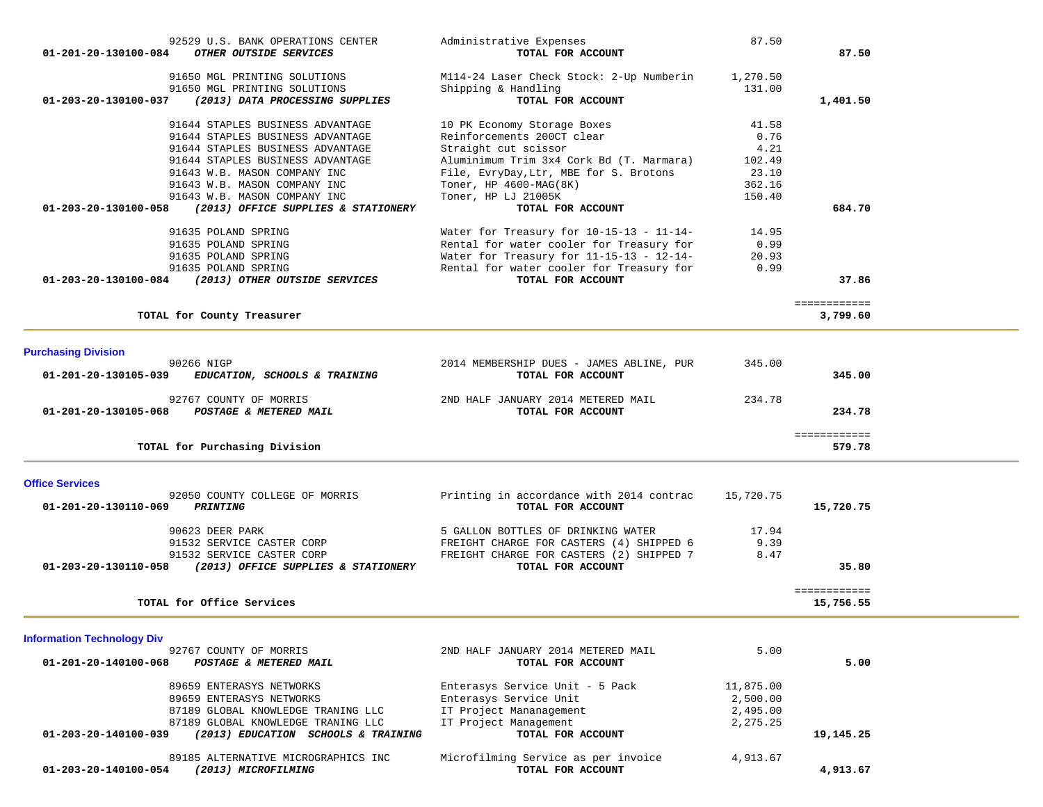| Account | Vendor | Description | Amount | Total |
|---|---|---|---|---|
| | 92529 U.S. BANK OPERATIONS CENTER | Administrative Expenses | 87.50 | |
| 01-201-20-130100-084 | ***OTHER OUTSIDE SERVICES*** | **TOTAL FOR ACCOUNT** | | **87.50** |
| | 91650 MGL PRINTING SOLUTIONS | M114-24 Laser Check Stock: 2-Up Numberin | 1,270.50 | |
| | 91650 MGL PRINTING SOLUTIONS | Shipping & Handling | 131.00 | |
| 01-203-20-130100-037 | ***(2013) DATA PROCESSING SUPPLIES*** | **TOTAL FOR ACCOUNT** | | **1,401.50** |
| | 91644 STAPLES BUSINESS ADVANTAGE | 10 PK Economy Storage Boxes | 41.58 | |
| | 91644 STAPLES BUSINESS ADVANTAGE | Reinforcements 200CT clear | 0.76 | |
| | 91644 STAPLES BUSINESS ADVANTAGE | Straight cut scissor | 4.21 | |
| | 91644 STAPLES BUSINESS ADVANTAGE | Aluminimum Trim 3x4 Cork Bd (T. Marmara) | 102.49 | |
| | 91643 W.B. MASON COMPANY INC | File, EvryDay,Ltr, MBE for S. Brotons | 23.10 | |
| | 91643 W.B. MASON COMPANY INC | Toner, HP 4600-MAG(8K) | 362.16 | |
| | 91643 W.B. MASON COMPANY INC | Toner, HP LJ 21005K | 150.40 | |
| 01-203-20-130100-058 | ***(2013) OFFICE SUPPLIES & STATIONERY*** | **TOTAL FOR ACCOUNT** | | **684.70** |
| | 91635 POLAND SPRING | Water for Treasury for 10-15-13 - 11-14- | 14.95 | |
| | 91635 POLAND SPRING | Rental for water cooler for Treasury for | 0.99 | |
| | 91635 POLAND SPRING | Water for Treasury for 11-15-13 - 12-14- | 20.93 | |
| | 91635 POLAND SPRING | Rental for water cooler for Treasury for | 0.99 | |
| 01-203-20-130100-084 | ***(2013) OTHER OUTSIDE SERVICES*** | **TOTAL FOR ACCOUNT** | | **37.86** |
| | | | | ============ |
| | **TOTAL for County Treasurer** | | | **3,799.60** |

## Purchasing Division

| Account | Vendor | Description | Amount | Total |
|---|---|---|---|---|
| | 90266 NIGP | 2014 MEMBERSHIP DUES - JAMES ABLINE, PUR | 345.00 | |
| 01-201-20-130105-039 | ***EDUCATION, SCHOOLS & TRAINING*** | **TOTAL FOR ACCOUNT** | | **345.00** |
| | 92767 COUNTY OF MORRIS | 2ND HALF JANUARY 2014 METERED MAIL | 234.78 | |
| 01-201-20-130105-068 | ***POSTAGE & METERED MAIL*** | **TOTAL FOR ACCOUNT** | | **234.78** |
| | | | | ============ |
| | **TOTAL for Purchasing Division** | | | **579.78** |

## Office Services

| Account | Vendor | Description | Amount | Total |
|---|---|---|---|---|
| | 92050 COUNTY COLLEGE OF MORRIS | Printing in accordance with 2014 contrac | 15,720.75 | |
| 01-201-20-130110-069 | ***PRINTING*** | **TOTAL FOR ACCOUNT** | | **15,720.75** |
| | 90623 DEER PARK | 5 GALLON BOTTLES OF DRINKING WATER | 17.94 | |
| | 91532 SERVICE CASTER CORP | FREIGHT CHARGE FOR CASTERS (4) SHIPPED 6 | 9.39 | |
| | 91532 SERVICE CASTER CORP | FREIGHT CHARGE FOR CASTERS (2) SHIPPED 7 | 8.47 | |
| 01-203-20-130110-058 | ***(2013) OFFICE SUPPLIES & STATIONERY*** | **TOTAL FOR ACCOUNT** | | **35.80** |
| | | | | ============ |
| | **TOTAL for Office Services** | | | **15,756.55** |

## Information Technology Div

| Account | Vendor | Description | Amount | Total |
|---|---|---|---|---|
| | 92767 COUNTY OF MORRIS | 2ND HALF JANUARY 2014 METERED MAIL | 5.00 | |
| 01-201-20-140100-068 | ***POSTAGE & METERED MAIL*** | **TOTAL FOR ACCOUNT** | | **5.00** |
| | 89659 ENTERASYS NETWORKS | Enterasys Service Unit - 5 Pack | 11,875.00 | |
| | 89659 ENTERASYS NETWORKS | Enterasys Service Unit | 2,500.00 | |
| | 87189 GLOBAL KNOWLEDGE TRANING LLC | IT Project Mananagement | 2,495.00 | |
| | 87189 GLOBAL KNOWLEDGE TRANING LLC | IT Project Management | 2,275.25 | |
| 01-203-20-140100-039 | ***(2013) EDUCATION SCHOOLS & TRAINING*** | **TOTAL FOR ACCOUNT** | | **19,145.25** |
| | 89185 ALTERNATIVE MICROGRAPHICS INC | Microfilming Service as per invoice | 4,913.67 | |
| 01-203-20-140100-054 | ***(2013) MICROFILMING*** | **TOTAL FOR ACCOUNT** | | **4,913.67** |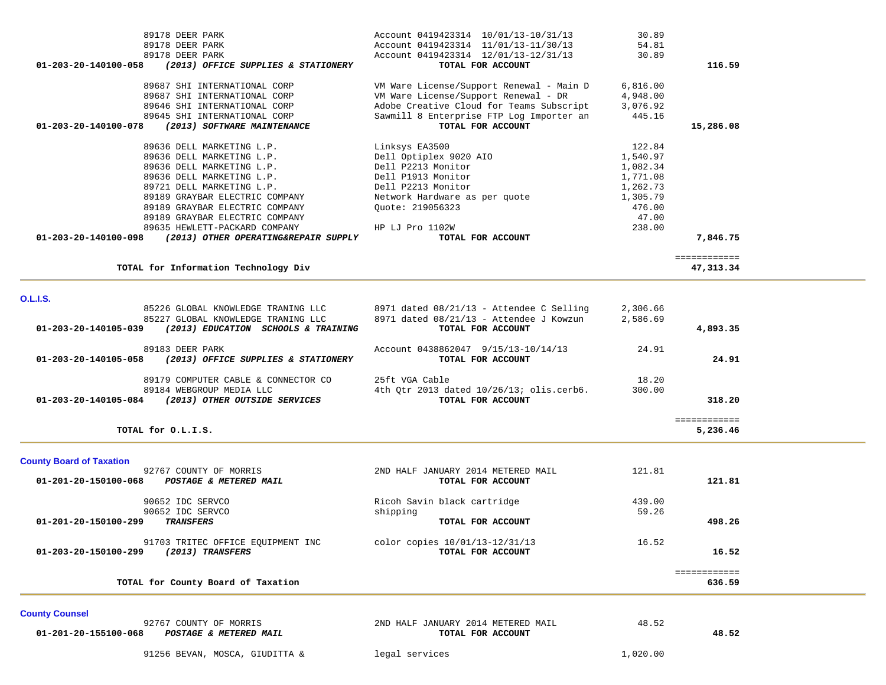| | | | | |
|---|---|---|---|---|
| | 89178 DEER PARK | Account 0419423314 10/01/13-10/31/13 | 30.89 | |
| | 89178 DEER PARK | Account 0419423314 11/01/13-11/30/13 | 54.81 | |
| | 89178 DEER PARK | Account 0419423314 12/01/13-12/31/13 | 30.89 | |
| **01-203-20-140100-058** | ***(2013) OFFICE SUPPLIES & STATIONERY*** | **TOTAL FOR ACCOUNT** | | **116.59** |
| | 89687 SHI INTERNATIONAL CORP | VM Ware License/Support Renewal - Main D | 6,816.00 | |
| | 89687 SHI INTERNATIONAL CORP | VM Ware License/Support Renewal - DR | 4,948.00 | |
| | 89646 SHI INTERNATIONAL CORP | Adobe Creative Cloud for Teams Subscript | 3,076.92 | |
| | 89645 SHI INTERNATIONAL CORP | Sawmill 8 Enterprise FTP Log Importer an | 445.16 | |
| **01-203-20-140100-078** | ***(2013) SOFTWARE MAINTENANCE*** | **TOTAL FOR ACCOUNT** | | **15,286.08** |
| | 89636 DELL MARKETING L.P. | Linksys EA3500 | 122.84 | |
| | 89636 DELL MARKETING L.P. | Dell Optiplex 9020 AIO | 1,540.97 | |
| | 89636 DELL MARKETING L.P. | Dell P2213 Monitor | 1,082.34 | |
| | 89636 DELL MARKETING L.P. | Dell P1913 Monitor | 1,771.08 | |
| | 89721 DELL MARKETING L.P. | Dell P2213 Monitor | 1,262.73 | |
| | 89189 GRAYBAR ELECTRIC COMPANY | Network Hardware as per quote | 1,305.79 | |
| | 89189 GRAYBAR ELECTRIC COMPANY | Quote: 219056323 | 476.00 | |
| | 89189 GRAYBAR ELECTRIC COMPANY | | 47.00 | |
| | 89635 HEWLETT-PACKARD COMPANY | HP LJ Pro 1102W | 238.00 | |
| **01-203-20-140100-098** | ***(2013) OTHER OPERATING&REPAIR SUPPLY*** | **TOTAL FOR ACCOUNT** | | **7,846.75** |
| | | | | ============ |
| | **TOTAL for Information Technology Div** | | | **47,313.34** |

**O.L.I.S.**

| | | | | |
|---|---|---|---|---|
| | 85226 GLOBAL KNOWLEDGE TRANING LLC | 8971 dated 08/21/13 - Attendee C Selling | 2,306.66 | |
| | 85227 GLOBAL KNOWLEDGE TRANING LLC | 8971 dated 08/21/13 - Attendee J Kowzun | 2,586.69 | |
| **01-203-20-140105-039** | ***(2013) EDUCATION SCHOOLS & TRAINING*** | **TOTAL FOR ACCOUNT** | | **4,893.35** |
| | 89183 DEER PARK | Account 0438862047 9/15/13-10/14/13 | 24.91 | |
| **01-203-20-140105-058** | ***(2013) OFFICE SUPPLIES & STATIONERY*** | **TOTAL FOR ACCOUNT** | | **24.91** |
| | 89179 COMPUTER CABLE & CONNECTOR CO | 25ft VGA Cable | 18.20 | |
| | 89184 WEBGROUP MEDIA LLC | 4th Qtr 2013 dated 10/26/13; olis.cerb6. | 300.00 | |
| **01-203-20-140105-084** | ***(2013) OTHER OUTSIDE SERVICES*** | **TOTAL FOR ACCOUNT** | | **318.20** |
| | | | | ============ |
| | **TOTAL for O.L.I.S.** | | | **5,236.46** |

**County Board of Taxation**

| | | | | |
|---|---|---|---|---|
| | 92767 COUNTY OF MORRIS | 2ND HALF JANUARY 2014 METERED MAIL | 121.81 | |
| **01-201-20-150100-068** | ***POSTAGE & METERED MAIL*** | **TOTAL FOR ACCOUNT** | | **121.81** |
| | 90652 IDC SERVCO | Ricoh Savin black cartridge | 439.00 | |
| | 90652 IDC SERVCO | shipping | 59.26 | |
| **01-201-20-150100-299** | ***TRANSFERS*** | **TOTAL FOR ACCOUNT** | | **498.26** |
| | 91703 TRITEC OFFICE EQUIPMENT INC | color copies 10/01/13-12/31/13 | 16.52 | |
| **01-203-20-150100-299** | ***(2013) TRANSFERS*** | **TOTAL FOR ACCOUNT** | | **16.52** |
| | | | | ============ |
| | **TOTAL for County Board of Taxation** | | | **636.59** |

**County Counsel**

| | | | | |
|---|---|---|---|---|
| | 92767 COUNTY OF MORRIS | 2ND HALF JANUARY 2014 METERED MAIL | 48.52 | |
| **01-201-20-155100-068** | ***POSTAGE & METERED MAIL*** | **TOTAL FOR ACCOUNT** | | **48.52** |
| | 91256 BEVAN, MOSCA, GIUDITTA & | legal services | 1,020.00 | |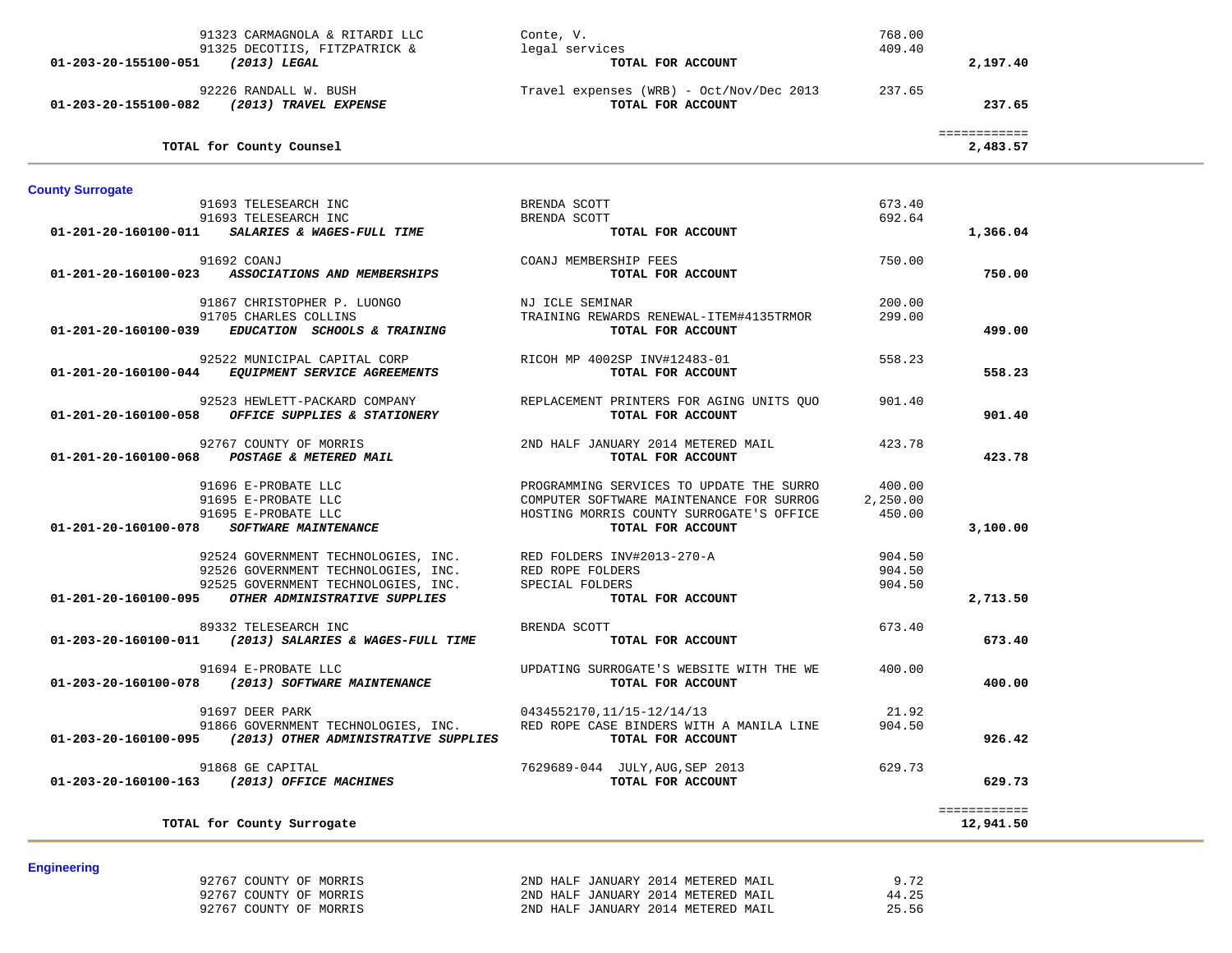| Account / Vendor | Description | Amount | Total |
|---|---|---|---|
| 91323 CARMAGNOLA & RITARDI LLC | Conte, V. | 768.00 | |
| 91325 DECOTIIS, FITZPATRICK & | legal services | 409.40 | |
| 01-203-20-155100-051 *(2013) LEGAL* | **TOTAL FOR ACCOUNT** | | **2,197.40** |
| 92226 RANDALL W. BUSH | Travel expenses (WRB) - Oct/Nov/Dec 2013 | 237.65 | |
| 01-203-20-155100-082 *(2013) TRAVEL EXPENSE* | **TOTAL FOR ACCOUNT** | | **237.65** |
| **TOTAL for County Counsel** | | | **2,483.57** |

## County Surrogate

| Account / Vendor | Description | Amount | Total |
|---|---|---|---|
| 91693 TELESEARCH INC | BRENDA SCOTT | 673.40 | |
| 91693 TELESEARCH INC | BRENDA SCOTT | 692.64 | |
| 01-201-20-160100-011 *SALARIES & WAGES-FULL TIME* | **TOTAL FOR ACCOUNT** | | **1,366.04** |
| 91692 COANJ | COANJ MEMBERSHIP FEES | 750.00 | |
| 01-201-20-160100-023 *ASSOCIATIONS AND MEMBERSHIPS* | **TOTAL FOR ACCOUNT** | | **750.00** |
| 91867 CHRISTOPHER P. LUONGO | NJ ICLE SEMINAR | 200.00 | |
| 91705 CHARLES COLLINS | TRAINING REWARDS RENEWAL-ITEM#4135TRMOR | 299.00 | |
| 01-201-20-160100-039 *EDUCATION SCHOOLS & TRAINING* | **TOTAL FOR ACCOUNT** | | **499.00** |
| 92522 MUNICIPAL CAPITAL CORP | RICOH MP 4002SP INV#12483-01 | 558.23 | |
| 01-201-20-160100-044 *EQUIPMENT SERVICE AGREEMENTS* | **TOTAL FOR ACCOUNT** | | **558.23** |
| 92523 HEWLETT-PACKARD COMPANY | REPLACEMENT PRINTERS FOR AGING UNITS QUO | 901.40 | |
| 01-201-20-160100-058 *OFFICE SUPPLIES & STATIONERY* | **TOTAL FOR ACCOUNT** | | **901.40** |
| 92767 COUNTY OF MORRIS | 2ND HALF JANUARY 2014 METERED MAIL | 423.78 | |
| 01-201-20-160100-068 *POSTAGE & METERED MAIL* | **TOTAL FOR ACCOUNT** | | **423.78** |
| 91696 E-PROBATE LLC | PROGRAMMING SERVICES TO UPDATE THE SURRO | 400.00 | |
| 91695 E-PROBATE LLC | COMPUTER SOFTWARE MAINTENANCE FOR SURROG | 2,250.00 | |
| 91695 E-PROBATE LLC | HOSTING MORRIS COUNTY SURROGATE'S OFFICE | 450.00 | |
| 01-201-20-160100-078 *SOFTWARE MAINTENANCE* | **TOTAL FOR ACCOUNT** | | **3,100.00** |
| 92524 GOVERNMENT TECHNOLOGIES, INC. | RED FOLDERS INV#2013-270-A | 904.50 | |
| 92526 GOVERNMENT TECHNOLOGIES, INC. | RED ROPE FOLDERS | 904.50 | |
| 92525 GOVERNMENT TECHNOLOGIES, INC. | SPECIAL FOLDERS | 904.50 | |
| 01-201-20-160100-095 *OTHER ADMINISTRATIVE SUPPLIES* | **TOTAL FOR ACCOUNT** | | **2,713.50** |
| 89332 TELESEARCH INC | BRENDA SCOTT | 673.40 | |
| 01-203-20-160100-011 *(2013) SALARIES & WAGES-FULL TIME* | **TOTAL FOR ACCOUNT** | | **673.40** |
| 91694 E-PROBATE LLC | UPDATING SURROGATE'S WEBSITE WITH THE WE | 400.00 | |
| 01-203-20-160100-078 *(2013) SOFTWARE MAINTENANCE* | **TOTAL FOR ACCOUNT** | | **400.00** |
| 91697 DEER PARK | 0434552170,11/15-12/14/13 | 21.92 | |
| 91866 GOVERNMENT TECHNOLOGIES, INC. | RED ROPE CASE BINDERS WITH A MANILA LINE | 904.50 | |
| 01-203-20-160100-095 *(2013) OTHER ADMINISTRATIVE SUPPLIES* | **TOTAL FOR ACCOUNT** | | **926.42** |
| 91868 GE CAPITAL | 7629689-044 JULY,AUG,SEP 2013 | 629.73 | |
| 01-203-20-160100-163 *(2013) OFFICE MACHINES* | **TOTAL FOR ACCOUNT** | | **629.73** |
| **TOTAL for County Surrogate** | | | **12,941.50** |

## Engineering

| Account / Vendor | Description | Amount | Total |
|---|---|---|---|
| 92767 COUNTY OF MORRIS | 2ND HALF JANUARY 2014 METERED MAIL | 9.72 | |
| 92767 COUNTY OF MORRIS | 2ND HALF JANUARY 2014 METERED MAIL | 44.25 | |
| 92767 COUNTY OF MORRIS | 2ND HALF JANUARY 2014 METERED MAIL | 25.56 | |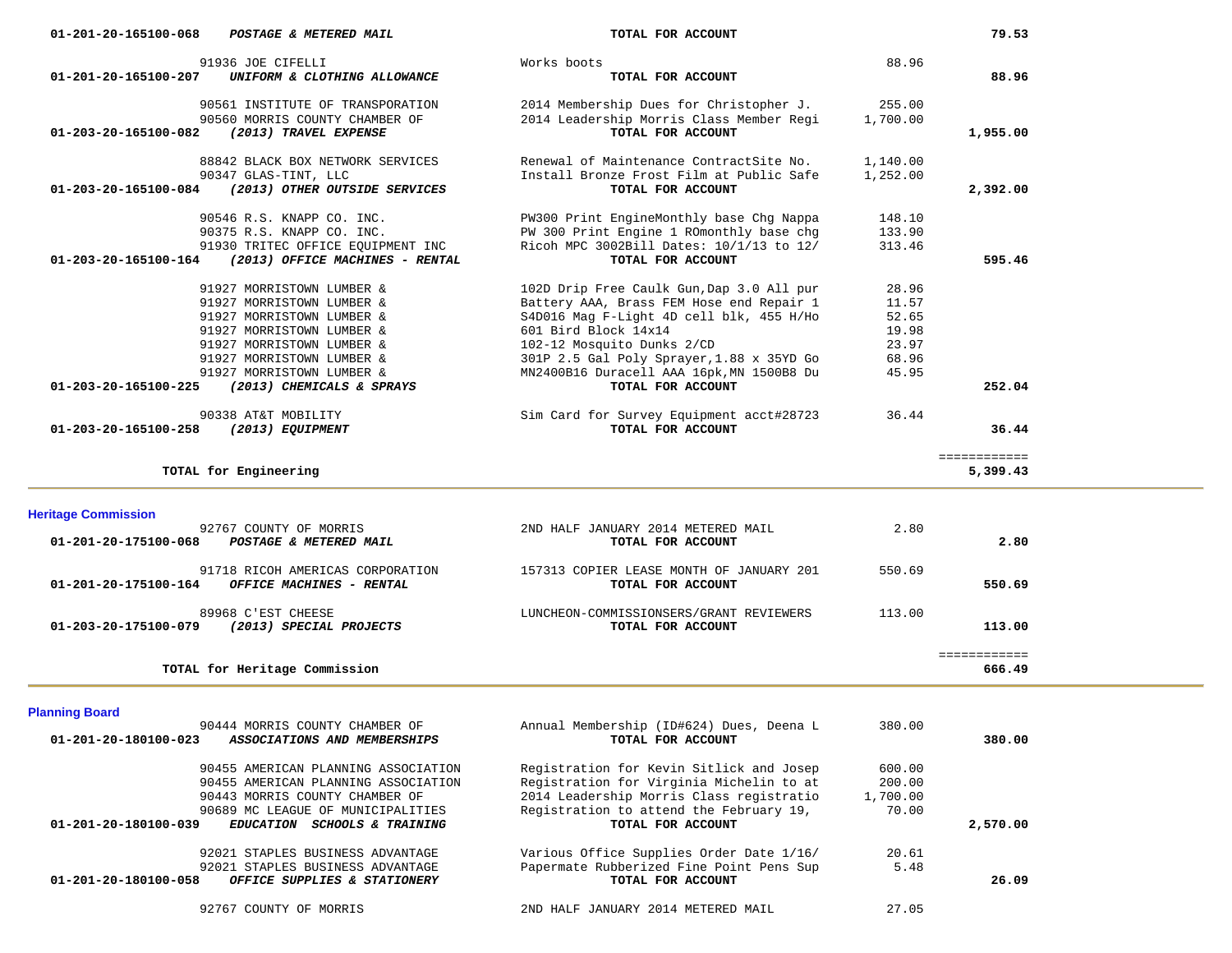| Account / Vendor | Description | Amount | Total |
|---|---|---|---|
| **01-201-20-165100-068** ***POSTAGE & METERED MAIL*** | **TOTAL FOR ACCOUNT** | | **79.53** |
| 91936 JOE CIFELLI | Works boots | 88.96 | |
| **01-201-20-165100-207** ***UNIFORM & CLOTHING ALLOWANCE*** | **TOTAL FOR ACCOUNT** | | **88.96** |
| 90561 INSTITUTE OF TRANSPORATION | 2014 Membership Dues for Christopher J. | 255.00 | |
| 90560 MORRIS COUNTY CHAMBER OF | 2014 Leadership Morris Class Member Regi | 1,700.00 | |
| **01-203-20-165100-082** ***(2013) TRAVEL EXPENSE*** | **TOTAL FOR ACCOUNT** | | **1,955.00** |
| 88842 BLACK BOX NETWORK SERVICES | Renewal of Maintenance ContractSite No. | 1,140.00 | |
| 90347 GLAS-TINT, LLC | Install Bronze Frost Film at Public Safe | 1,252.00 | |
| **01-203-20-165100-084** ***(2013) OTHER OUTSIDE SERVICES*** | **TOTAL FOR ACCOUNT** | | **2,392.00** |
| 90546 R.S. KNAPP CO. INC. | PW300 Print EngineMonthly base Chg Nappa | 148.10 | |
| 90375 R.S. KNAPP CO. INC. | PW 300 Print Engine 1 ROmonthly base chg | 133.90 | |
| 91930 TRITEC OFFICE EQUIPMENT INC | Ricoh MPC 3002Bill Dates: 10/1/13 to 12/ | 313.46 | |
| **01-203-20-165100-164** ***(2013) OFFICE MACHINES - RENTAL*** | **TOTAL FOR ACCOUNT** | | **595.46** |
| 91927 MORRISTOWN LUMBER & | 102D Drip Free Caulk Gun,Dap 3.0 All pur | 28.96 | |
| 91927 MORRISTOWN LUMBER & | Battery AAA, Brass FEM Hose end Repair 1 | 11.57 | |
| 91927 MORRISTOWN LUMBER & | S4D016 Mag F-Light 4D cell blk, 455 H/Ho | 52.65 | |
| 91927 MORRISTOWN LUMBER & | 601 Bird Block 14x14 | 19.98 | |
| 91927 MORRISTOWN LUMBER & | 102-12 Mosquito Dunks 2/CD | 23.97 | |
| 91927 MORRISTOWN LUMBER & | 301P 2.5 Gal Poly Sprayer,1.88 x 35YD Go | 68.96 | |
| 91927 MORRISTOWN LUMBER & | MN2400B16 Duracell AAA 16pk,MN 1500B8 Du | 45.95 | |
| **01-203-20-165100-225** ***(2013) CHEMICALS & SPRAYS*** | **TOTAL FOR ACCOUNT** | | **252.04** |
| 90338 AT&T MOBILITY | Sim Card for Survey Equipment acct#28723 | 36.44 | |
| **01-203-20-165100-258** ***(2013) EQUIPMENT*** | **TOTAL FOR ACCOUNT** | | **36.44** |
| | | | ============ |
| **TOTAL for Engineering** | | | **5,399.43** |

## Heritage Commission

| Account / Vendor | Description | Amount | Total |
|---|---|---|---|
| 92767 COUNTY OF MORRIS | 2ND HALF JANUARY 2014 METERED MAIL | 2.80 | |
| **01-201-20-175100-068** ***POSTAGE & METERED MAIL*** | **TOTAL FOR ACCOUNT** | | **2.80** |
| 91718 RICOH AMERICAS CORPORATION | 157313 COPIER LEASE MONTH OF JANUARY 201 | 550.69 | |
| **01-201-20-175100-164** ***OFFICE MACHINES - RENTAL*** | **TOTAL FOR ACCOUNT** | | **550.69** |
| 89968 C'EST CHEESE | LUNCHEON-COMMISSIONSERS/GRANT REVIEWERS | 113.00 | |
| **01-203-20-175100-079** ***(2013) SPECIAL PROJECTS*** | **TOTAL FOR ACCOUNT** | | **113.00** |
| | | | ============ |
| **TOTAL for Heritage Commission** | | | **666.49** |

## Planning Board

| Account / Vendor | Description | Amount | Total |
|---|---|---|---|
| 90444 MORRIS COUNTY CHAMBER OF | Annual Membership (ID#624) Dues, Deena L | 380.00 | |
| **01-201-20-180100-023** ***ASSOCIATIONS AND MEMBERSHIPS*** | **TOTAL FOR ACCOUNT** | | **380.00** |
| 90455 AMERICAN PLANNING ASSOCIATION | Registration for Kevin Sitlick and Josep | 600.00 | |
| 90455 AMERICAN PLANNING ASSOCIATION | Registration for Virginia Michelin to at | 200.00 | |
| 90443 MORRIS COUNTY CHAMBER OF | 2014 Leadership Morris Class registratio | 1,700.00 | |
| 90689 MC LEAGUE OF MUNICIPALITIES | Registration to attend the February 19, | 70.00 | |
| **01-201-20-180100-039** ***EDUCATION SCHOOLS & TRAINING*** | **TOTAL FOR ACCOUNT** | | **2,570.00** |
| 92021 STAPLES BUSINESS ADVANTAGE | Various Office Supplies Order Date 1/16/ | 20.61 | |
| 92021 STAPLES BUSINESS ADVANTAGE | Papermate Rubberized Fine Point Pens Sup | 5.48 | |
| **01-201-20-180100-058** ***OFFICE SUPPLIES & STATIONERY*** | **TOTAL FOR ACCOUNT** | | **26.09** |
| 92767 COUNTY OF MORRIS | 2ND HALF JANUARY 2014 METERED MAIL | 27.05 | |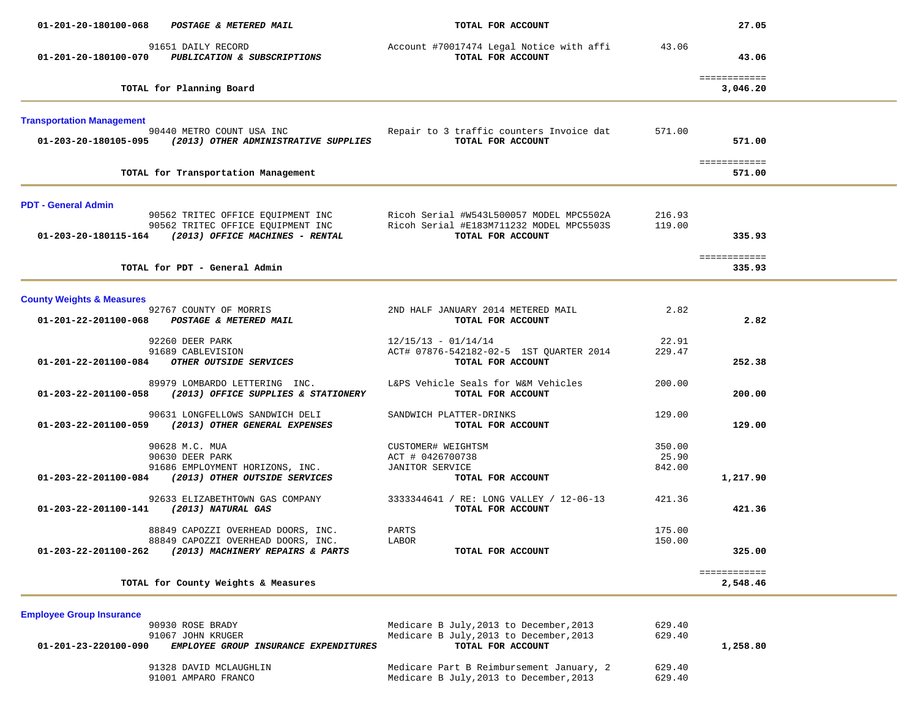| Account | Vendor / Account Description | Description | Amount | Total |
|---|---|---|---|---|
| 01-201-20-180100-068 | ***POSTAGE & METERED MAIL*** | **TOTAL FOR ACCOUNT** | | **27.05** |
| | 91651 DAILY RECORD | Account #70017474 Legal Notice with affi | 43.06 | |
| 01-201-20-180100-070 | ***PUBLICATION & SUBSCRIPTIONS*** | **TOTAL FOR ACCOUNT** | | **43.06** |
| | **TOTAL for Planning Board** | | | ============ **3,046.20** |

## Transportation Management

| Account | Vendor / Account Description | Description | Amount | Total |
|---|---|---|---|---|
| | 90440 METRO COUNT USA INC | Repair to 3 traffic counters Invoice dat | 571.00 | |
| 01-203-20-180105-095 | ***(2013) OTHER ADMINISTRATIVE SUPPLIES*** | **TOTAL FOR ACCOUNT** | | **571.00** |
| | **TOTAL for Transportation Management** | | | ============ **571.00** |

## PDT - General Admin

| Account | Vendor / Account Description | Description | Amount | Total |
|---|---|---|---|---|
| | 90562 TRITEC OFFICE EQUIPMENT INC | Ricoh Serial #W543L500057 MODEL MPC5502A | 216.93 | |
| | 90562 TRITEC OFFICE EQUIPMENT INC | Ricoh Serial #E183M711232 MODEL MPC5503S | 119.00 | |
| 01-203-20-180115-164 | ***(2013) OFFICE MACHINES - RENTAL*** | **TOTAL FOR ACCOUNT** | | **335.93** |
| | **TOTAL for PDT - General Admin** | | | ============ **335.93** |

## County Weights & Measures

| Account | Vendor / Account Description | Description | Amount | Total |
|---|---|---|---|---|
| | 92767 COUNTY OF MORRIS | 2ND HALF JANUARY 2014 METERED MAIL | 2.82 | |
| 01-201-22-201100-068 | ***POSTAGE & METERED MAIL*** | **TOTAL FOR ACCOUNT** | | **2.82** |
| | 92260 DEER PARK | 12/15/13 - 01/14/14 | 22.91 | |
| | 91689 CABLEVISION | ACT# 07876-542182-02-5 1ST QUARTER 2014 | 229.47 | |
| 01-201-22-201100-084 | ***OTHER OUTSIDE SERVICES*** | **TOTAL FOR ACCOUNT** | | **252.38** |
| | 89979 LOMBARDO LETTERING INC. | L&PS Vehicle Seals for W&M Vehicles | 200.00 | |
| 01-203-22-201100-058 | ***(2013) OFFICE SUPPLIES & STATIONERY*** | **TOTAL FOR ACCOUNT** | | **200.00** |
| | 90631 LONGFELLOWS SANDWICH DELI | SANDWICH PLATTER-DRINKS | 129.00 | |
| 01-203-22-201100-059 | ***(2013) OTHER GENERAL EXPENSES*** | **TOTAL FOR ACCOUNT** | | **129.00** |
| | 90628 M.C. MUA | CUSTOMER# WEIGHTSM | 350.00 | |
| | 90630 DEER PARK | ACT # 0426700738 | 25.90 | |
| | 91686 EMPLOYMENT HORIZONS, INC. | JANITOR SERVICE | 842.00 | |
| 01-203-22-201100-084 | ***(2013) OTHER OUTSIDE SERVICES*** | **TOTAL FOR ACCOUNT** | | **1,217.90** |
| | 92633 ELIZABETHTOWN GAS COMPANY | 3333344641 / RE: LONG VALLEY / 12-06-13 | 421.36 | |
| 01-203-22-201100-141 | ***(2013) NATURAL GAS*** | **TOTAL FOR ACCOUNT** | | **421.36** |
| | 88849 CAPOZZI OVERHEAD DOORS, INC. | PARTS | 175.00 | |
| | 88849 CAPOZZI OVERHEAD DOORS, INC. | LABOR | 150.00 | |
| 01-203-22-201100-262 | ***(2013) MACHINERY REPAIRS & PARTS*** | **TOTAL FOR ACCOUNT** | | **325.00** |
| | **TOTAL for County Weights & Measures** | | | ============ **2,548.46** |

## Employee Group Insurance

| Account | Vendor / Account Description | Description | Amount | Total |
|---|---|---|---|---|
| | 90930 ROSE BRADY | Medicare B July,2013 to December,2013 | 629.40 | |
| | 91067 JOHN KRUGER | Medicare B July,2013 to December,2013 | 629.40 | |
| 01-201-23-220100-090 | ***EMPLOYEE GROUP INSURANCE EXPENDITURES*** | **TOTAL FOR ACCOUNT** | | **1,258.80** |
| | 91328 DAVID MCLAUGHLIN | Medicare Part B Reimbursement January, 2 | 629.40 | |
| | 91001 AMPARO FRANCO | Medicare B July,2013 to December,2013 | 629.40 | |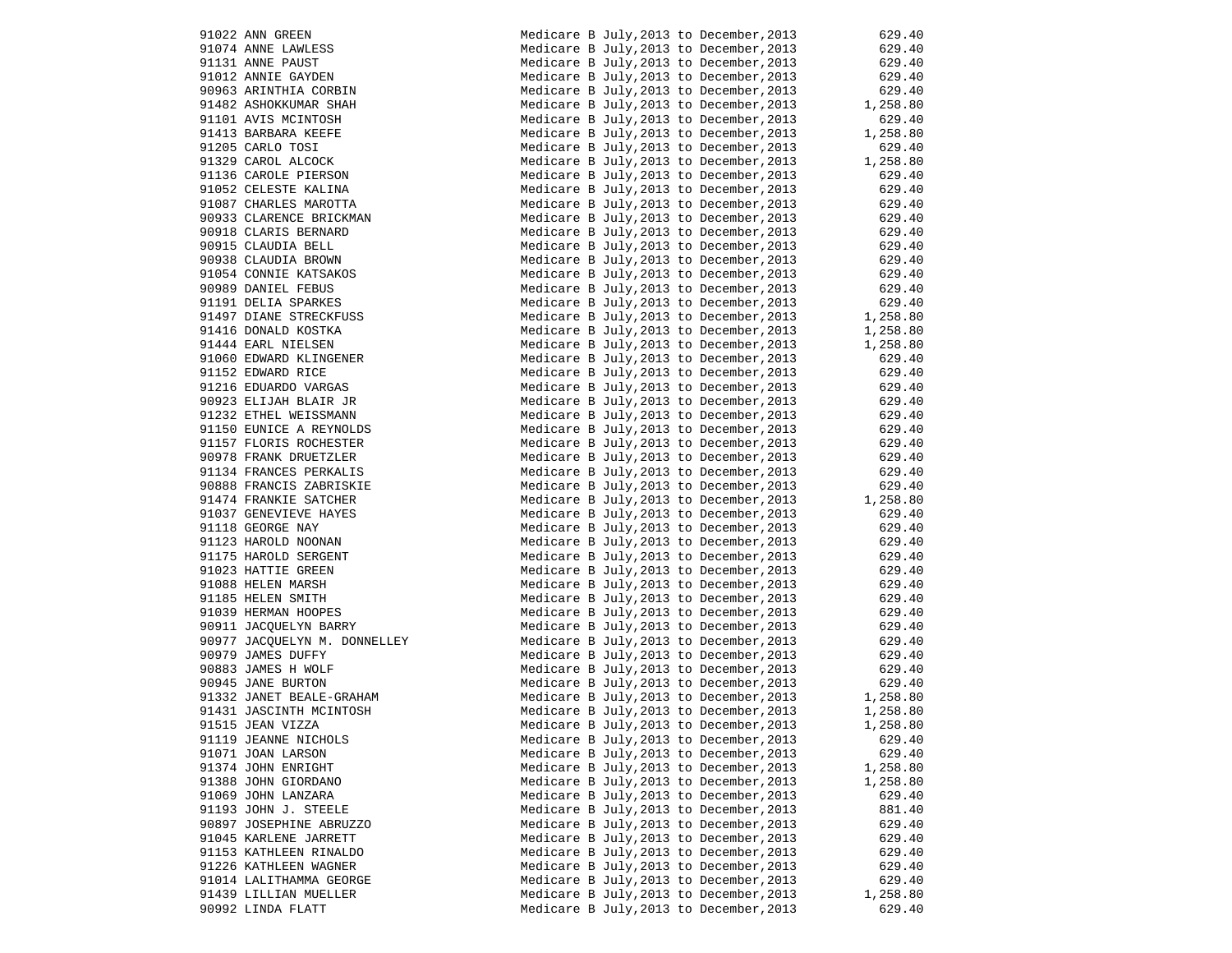| ID | Name | Description | Amount |
|---|---|---|---|
| 91022 | ANN GREEN | Medicare B July,2013 to December,2013 | 629.40 |
| 91074 | ANNE LAWLESS | Medicare B July,2013 to December,2013 | 629.40 |
| 91131 | ANNE PAUST | Medicare B July,2013 to December,2013 | 629.40 |
| 91012 | ANNIE GAYDEN | Medicare B July,2013 to December,2013 | 629.40 |
| 90963 | ARINTHIA CORBIN | Medicare B July,2013 to December,2013 | 629.40 |
| 91482 | ASHOKKUMAR SHAH | Medicare B July,2013 to December,2013 | 1,258.80 |
| 91101 | AVIS MCINTOSH | Medicare B July,2013 to December,2013 | 629.40 |
| 91413 | BARBARA KEEFE | Medicare B July,2013 to December,2013 | 1,258.80 |
| 91205 | CARLO TOSI | Medicare B July,2013 to December,2013 | 629.40 |
| 91329 | CAROL ALCOCK | Medicare B July,2013 to December,2013 | 1,258.80 |
| 91136 | CAROLE PIERSON | Medicare B July,2013 to December,2013 | 629.40 |
| 91052 | CELESTE KALINA | Medicare B July,2013 to December,2013 | 629.40 |
| 91087 | CHARLES MAROTTA | Medicare B July,2013 to December,2013 | 629.40 |
| 90933 | CLARENCE BRICKMAN | Medicare B July,2013 to December,2013 | 629.40 |
| 90918 | CLARIS BERNARD | Medicare B July,2013 to December,2013 | 629.40 |
| 90915 | CLAUDIA BELL | Medicare B July,2013 to December,2013 | 629.40 |
| 90938 | CLAUDIA BROWN | Medicare B July,2013 to December,2013 | 629.40 |
| 91054 | CONNIE KATSAKOS | Medicare B July,2013 to December,2013 | 629.40 |
| 90989 | DANIEL FEBUS | Medicare B July,2013 to December,2013 | 629.40 |
| 91191 | DELIA SPARKES | Medicare B July,2013 to December,2013 | 629.40 |
| 91497 | DIANE STRECKFUSS | Medicare B July,2013 to December,2013 | 1,258.80 |
| 91416 | DONALD KOSTKA | Medicare B July,2013 to December,2013 | 1,258.80 |
| 91444 | EARL NIELSEN | Medicare B July,2013 to December,2013 | 1,258.80 |
| 91060 | EDWARD KLINGENER | Medicare B July,2013 to December,2013 | 629.40 |
| 91152 | EDWARD RICE | Medicare B July,2013 to December,2013 | 629.40 |
| 91216 | EDUARDO VARGAS | Medicare B July,2013 to December,2013 | 629.40 |
| 90923 | ELIJAH BLAIR JR | Medicare B July,2013 to December,2013 | 629.40 |
| 91232 | ETHEL WEISSMANN | Medicare B July,2013 to December,2013 | 629.40 |
| 91150 | EUNICE A REYNOLDS | Medicare B July,2013 to December,2013 | 629.40 |
| 91157 | FLORIS ROCHESTER | Medicare B July,2013 to December,2013 | 629.40 |
| 90978 | FRANK DRUETZLER | Medicare B July,2013 to December,2013 | 629.40 |
| 91134 | FRANCES PERKALIS | Medicare B July,2013 to December,2013 | 629.40 |
| 90888 | FRANCIS ZABRISKIE | Medicare B July,2013 to December,2013 | 629.40 |
| 91474 | FRANKIE SATCHER | Medicare B July,2013 to December,2013 | 1,258.80 |
| 91037 | GENEVIEVE HAYES | Medicare B July,2013 to December,2013 | 629.40 |
| 91118 | GEORGE NAY | Medicare B July,2013 to December,2013 | 629.40 |
| 91123 | HAROLD NOONAN | Medicare B July,2013 to December,2013 | 629.40 |
| 91175 | HAROLD SERGENT | Medicare B July,2013 to December,2013 | 629.40 |
| 91023 | HATTIE GREEN | Medicare B July,2013 to December,2013 | 629.40 |
| 91088 | HELEN MARSH | Medicare B July,2013 to December,2013 | 629.40 |
| 91185 | HELEN SMITH | Medicare B July,2013 to December,2013 | 629.40 |
| 91039 | HERMAN HOOPES | Medicare B July,2013 to December,2013 | 629.40 |
| 90911 | JACQUELYN BARRY | Medicare B July,2013 to December,2013 | 629.40 |
| 90977 | JACQUELYN M. DONNELLEY | Medicare B July,2013 to December,2013 | 629.40 |
| 90979 | JAMES DUFFY | Medicare B July,2013 to December,2013 | 629.40 |
| 90883 | JAMES H WOLF | Medicare B July,2013 to December,2013 | 629.40 |
| 90945 | JANE BURTON | Medicare B July,2013 to December,2013 | 629.40 |
| 91332 | JANET BEALE-GRAHAM | Medicare B July,2013 to December,2013 | 1,258.80 |
| 91431 | JASCINTH MCINTOSH | Medicare B July,2013 to December,2013 | 1,258.80 |
| 91515 | JEAN VIZZA | Medicare B July,2013 to December,2013 | 1,258.80 |
| 91119 | JEANNE NICHOLS | Medicare B July,2013 to December,2013 | 629.40 |
| 91071 | JOAN LARSON | Medicare B July,2013 to December,2013 | 629.40 |
| 91374 | JOHN ENRIGHT | Medicare B July,2013 to December,2013 | 1,258.80 |
| 91388 | JOHN GIORDANO | Medicare B July,2013 to December,2013 | 1,258.80 |
| 91069 | JOHN LANZARA | Medicare B July,2013 to December,2013 | 629.40 |
| 91193 | JOHN J. STEELE | Medicare B July,2013 to December,2013 | 881.40 |
| 90897 | JOSEPHINE ABRUZZO | Medicare B July,2013 to December,2013 | 629.40 |
| 91045 | KARLENE JARRETT | Medicare B July,2013 to December,2013 | 629.40 |
| 91153 | KATHLEEN RINALDO | Medicare B July,2013 to December,2013 | 629.40 |
| 91226 | KATHLEEN WAGNER | Medicare B July,2013 to December,2013 | 629.40 |
| 91014 | LALITHAMMA GEORGE | Medicare B July,2013 to December,2013 | 629.40 |
| 91439 | LILLIAN MUELLER | Medicare B July,2013 to December,2013 | 1,258.80 |
| 90992 | LINDA FLATT | Medicare B July,2013 to December,2013 | 629.40 |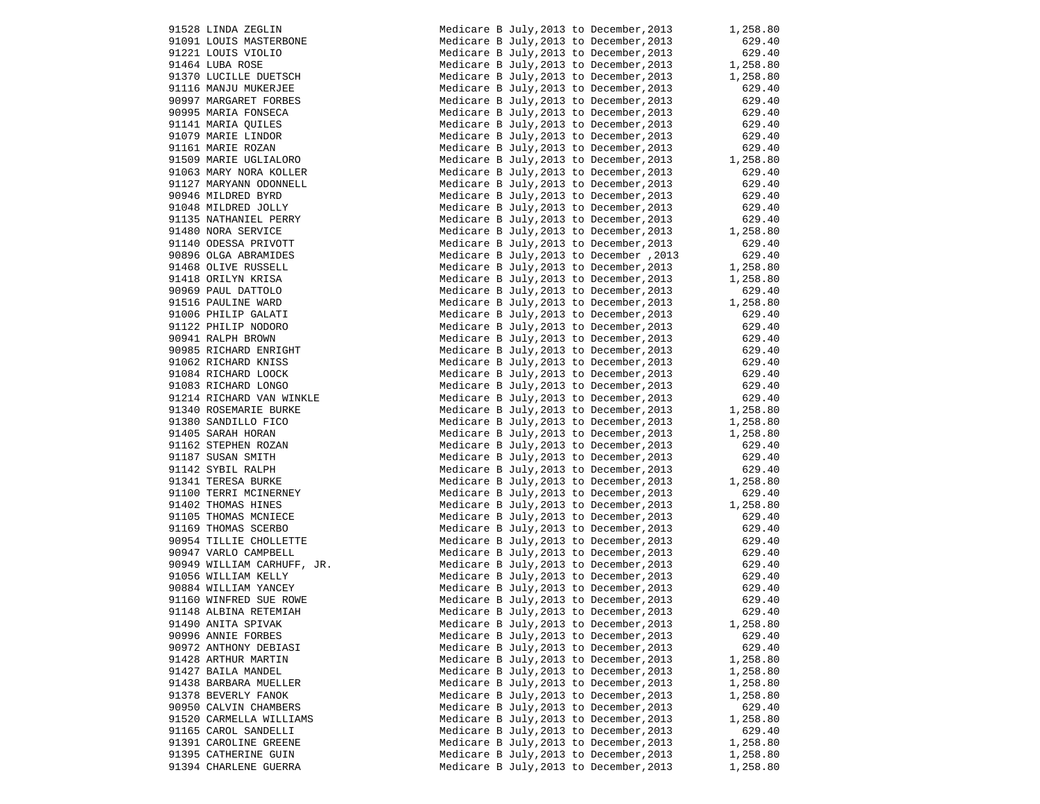| | | | |
|---|---|---|---|
| 91528 | LINDA ZEGLIN | Medicare B July,2013 to December,2013 | 1,258.80 |
| 91091 | LOUIS MASTERBONE | Medicare B July,2013 to December,2013 | 629.40 |
| 91221 | LOUIS VIOLIO | Medicare B July,2013 to December,2013 | 629.40 |
| 91464 | LUBA ROSE | Medicare B July,2013 to December,2013 | 1,258.80 |
| 91370 | LUCILLE DUETSCH | Medicare B July,2013 to December,2013 | 1,258.80 |
| 91116 | MANJU MUKERJEE | Medicare B July,2013 to December,2013 | 629.40 |
| 90997 | MARGARET FORBES | Medicare B July,2013 to December,2013 | 629.40 |
| 90995 | MARIA FONSECA | Medicare B July,2013 to December,2013 | 629.40 |
| 91141 | MARIA QUILES | Medicare B July,2013 to December,2013 | 629.40 |
| 91079 | MARIE LINDOR | Medicare B July,2013 to December,2013 | 629.40 |
| 91161 | MARIE ROZAN | Medicare B July,2013 to December,2013 | 629.40 |
| 91509 | MARIE UGLIALORO | Medicare B July,2013 to December,2013 | 1,258.80 |
| 91063 | MARY NORA KOLLER | Medicare B July,2013 to December,2013 | 629.40 |
| 91127 | MARYANN ODONNELL | Medicare B July,2013 to December,2013 | 629.40 |
| 90946 | MILDRED BYRD | Medicare B July,2013 to December,2013 | 629.40 |
| 91048 | MILDRED JOLLY | Medicare B July,2013 to December,2013 | 629.40 |
| 91135 | NATHANIEL PERRY | Medicare B July,2013 to December,2013 | 629.40 |
| 91480 | NORA SERVICE | Medicare B July,2013 to December,2013 | 1,258.80 |
| 91140 | ODESSA PRIVOTT | Medicare B July,2013 to December,2013 | 629.40 |
| 90896 | OLGA ABRAMIDES | Medicare B July,2013 to December ,2013 | 629.40 |
| 91468 | OLIVE RUSSELL | Medicare B July,2013 to December,2013 | 1,258.80 |
| 91418 | ORILYN KRISA | Medicare B July,2013 to December,2013 | 1,258.80 |
| 90969 | PAUL DATTOLO | Medicare B July,2013 to December,2013 | 629.40 |
| 91516 | PAULINE WARD | Medicare B July,2013 to December,2013 | 1,258.80 |
| 91006 | PHILIP GALATI | Medicare B July,2013 to December,2013 | 629.40 |
| 91122 | PHILIP NODORO | Medicare B July,2013 to December,2013 | 629.40 |
| 90941 | RALPH BROWN | Medicare B July,2013 to December,2013 | 629.40 |
| 90985 | RICHARD ENRIGHT | Medicare B July,2013 to December,2013 | 629.40 |
| 91062 | RICHARD KNISS | Medicare B July,2013 to December,2013 | 629.40 |
| 91084 | RICHARD LOOCK | Medicare B July,2013 to December,2013 | 629.40 |
| 91083 | RICHARD LONGO | Medicare B July,2013 to December,2013 | 629.40 |
| 91214 | RICHARD VAN WINKLE | Medicare B July,2013 to December,2013 | 629.40 |
| 91340 | ROSEMARIE BURKE | Medicare B July,2013 to December,2013 | 1,258.80 |
| 91380 | SANDILLO FICO | Medicare B July,2013 to December,2013 | 1,258.80 |
| 91405 | SARAH HORAN | Medicare B July,2013 to December,2013 | 1,258.80 |
| 91162 | STEPHEN ROZAN | Medicare B July,2013 to December,2013 | 629.40 |
| 91187 | SUSAN SMITH | Medicare B July,2013 to December,2013 | 629.40 |
| 91142 | SYBIL RALPH | Medicare B July,2013 to December,2013 | 629.40 |
| 91341 | TERESA BURKE | Medicare B July,2013 to December,2013 | 1,258.80 |
| 91100 | TERRI MCINERNEY | Medicare B July,2013 to December,2013 | 629.40 |
| 91402 | THOMAS HINES | Medicare B July,2013 to December,2013 | 1,258.80 |
| 91105 | THOMAS MCNIECE | Medicare B July,2013 to December,2013 | 629.40 |
| 91169 | THOMAS SCERBO | Medicare B July,2013 to December,2013 | 629.40 |
| 90954 | TILLIE CHOLLETTE | Medicare B July,2013 to December,2013 | 629.40 |
| 90947 | VARLO CAMPBELL | Medicare B July,2013 to December,2013 | 629.40 |
| 90949 | WILLIAM CARHUFF, JR. | Medicare B July,2013 to December,2013 | 629.40 |
| 91056 | WILLIAM KELLY | Medicare B July,2013 to December,2013 | 629.40 |
| 90884 | WILLIAM YANCEY | Medicare B July,2013 to December,2013 | 629.40 |
| 91160 | WINFRED SUE ROWE | Medicare B July,2013 to December,2013 | 629.40 |
| 91148 | ALBINA RETEMIAH | Medicare B July,2013 to December,2013 | 629.40 |
| 91490 | ANITA SPIVAK | Medicare B July,2013 to December,2013 | 1,258.80 |
| 90996 | ANNIE FORBES | Medicare B July,2013 to December,2013 | 629.40 |
| 90972 | ANTHONY DEBIASI | Medicare B July,2013 to December,2013 | 629.40 |
| 91428 | ARTHUR MARTIN | Medicare B July,2013 to December,2013 | 1,258.80 |
| 91427 | BAILA MANDEL | Medicare B July,2013 to December,2013 | 1,258.80 |
| 91438 | BARBARA MUELLER | Medicare B July,2013 to December,2013 | 1,258.80 |
| 91378 | BEVERLY FANOK | Medicare B July,2013 to December,2013 | 1,258.80 |
| 90950 | CALVIN CHAMBERS | Medicare B July,2013 to December,2013 | 629.40 |
| 91520 | CARMELLA WILLIAMS | Medicare B July,2013 to December,2013 | 1,258.80 |
| 91165 | CAROL SANDELLI | Medicare B July,2013 to December,2013 | 629.40 |
| 91391 | CAROLINE GREENE | Medicare B July,2013 to December,2013 | 1,258.80 |
| 91395 | CATHERINE GUIN | Medicare B July,2013 to December,2013 | 1,258.80 |
| 91394 | CHARLENE GUERRA | Medicare B July,2013 to December,2013 | 1,258.80 |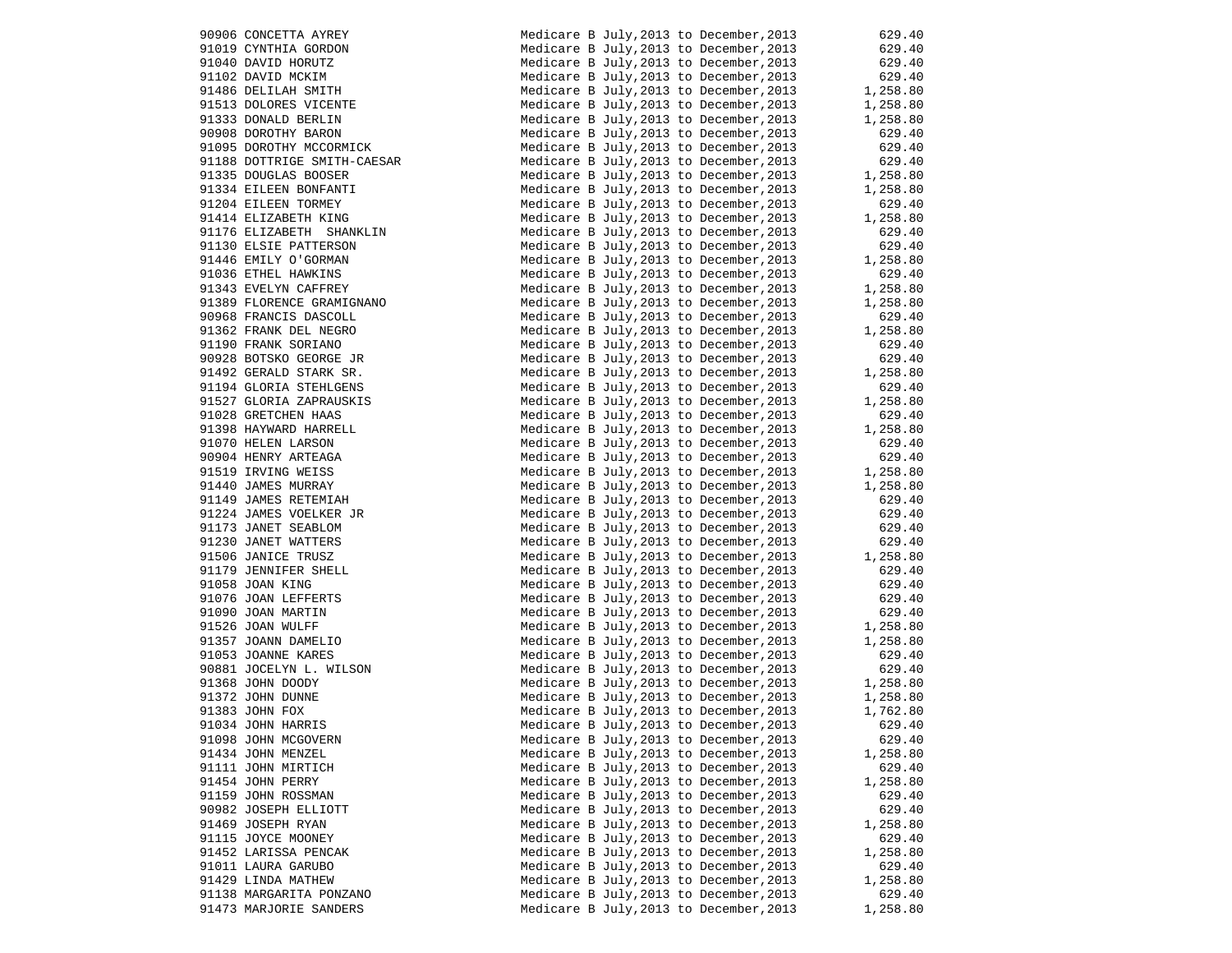| | | |
|---|---|---|
| 90906 CONCETTA AYREY | Medicare B July,2013 to December,2013 | 629.40 |
| 91019 CYNTHIA GORDON | Medicare B July,2013 to December,2013 | 629.40 |
| 91040 DAVID HORUTZ | Medicare B July,2013 to December,2013 | 629.40 |
| 91102 DAVID MCKIM | Medicare B July,2013 to December,2013 | 629.40 |
| 91486 DELILAH SMITH | Medicare B July,2013 to December,2013 | 1,258.80 |
| 91513 DOLORES VICENTE | Medicare B July,2013 to December,2013 | 1,258.80 |
| 91333 DONALD BERLIN | Medicare B July,2013 to December,2013 | 1,258.80 |
| 90908 DOROTHY BARON | Medicare B July,2013 to December,2013 | 629.40 |
| 91095 DOROTHY MCCORMICK | Medicare B July,2013 to December,2013 | 629.40 |
| 91188 DOTTRIGE SMITH-CAESAR | Medicare B July,2013 to December,2013 | 629.40 |
| 91335 DOUGLAS BOOSER | Medicare B July,2013 to December,2013 | 1,258.80 |
| 91334 EILEEN BONFANTI | Medicare B July,2013 to December,2013 | 1,258.80 |
| 91204 EILEEN TORMEY | Medicare B July,2013 to December,2013 | 629.40 |
| 91414 ELIZABETH KING | Medicare B July,2013 to December,2013 | 1,258.80 |
| 91176 ELIZABETH SHANKLIN | Medicare B July,2013 to December,2013 | 629.40 |
| 91130 ELSIE PATTERSON | Medicare B July,2013 to December,2013 | 629.40 |
| 91446 EMILY O'GORMAN | Medicare B July,2013 to December,2013 | 1,258.80 |
| 91036 ETHEL HAWKINS | Medicare B July,2013 to December,2013 | 629.40 |
| 91343 EVELYN CAFFREY | Medicare B July,2013 to December,2013 | 1,258.80 |
| 91389 FLORENCE GRAMIGNANO | Medicare B July,2013 to December,2013 | 1,258.80 |
| 90968 FRANCIS DASCOLL | Medicare B July,2013 to December,2013 | 629.40 |
| 91362 FRANK DEL NEGRO | Medicare B July,2013 to December,2013 | 1,258.80 |
| 91190 FRANK SORIANO | Medicare B July,2013 to December,2013 | 629.40 |
| 90928 BOTSKO GEORGE JR | Medicare B July,2013 to December,2013 | 629.40 |
| 91492 GERALD STARK SR. | Medicare B July,2013 to December,2013 | 1,258.80 |
| 91194 GLORIA STEHLGENS | Medicare B July,2013 to December,2013 | 629.40 |
| 91527 GLORIA ZAPRAUSKIS | Medicare B July,2013 to December,2013 | 1,258.80 |
| 91028 GRETCHEN HAAS | Medicare B July,2013 to December,2013 | 629.40 |
| 91398 HAYWARD HARRELL | Medicare B July,2013 to December,2013 | 1,258.80 |
| 91070 HELEN LARSON | Medicare B July,2013 to December,2013 | 629.40 |
| 90904 HENRY ARTEAGA | Medicare B July,2013 to December,2013 | 629.40 |
| 91519 IRVING WEISS | Medicare B July,2013 to December,2013 | 1,258.80 |
| 91440 JAMES MURRAY | Medicare B July,2013 to December,2013 | 1,258.80 |
| 91149 JAMES RETEMIAH | Medicare B July,2013 to December,2013 | 629.40 |
| 91224 JAMES VOELKER JR | Medicare B July,2013 to December,2013 | 629.40 |
| 91173 JANET SEABLOM | Medicare B July,2013 to December,2013 | 629.40 |
| 91230 JANET WATTERS | Medicare B July,2013 to December,2013 | 629.40 |
| 91506 JANICE TRUSZ | Medicare B July,2013 to December,2013 | 1,258.80 |
| 91179 JENNIFER SHELL | Medicare B July,2013 to December,2013 | 629.40 |
| 91058 JOAN KING | Medicare B July,2013 to December,2013 | 629.40 |
| 91076 JOAN LEFFERTS | Medicare B July,2013 to December,2013 | 629.40 |
| 91090 JOAN MARTIN | Medicare B July,2013 to December,2013 | 629.40 |
| 91526 JOAN WULFF | Medicare B July,2013 to December,2013 | 1,258.80 |
| 91357 JOANN DAMELIO | Medicare B July,2013 to December,2013 | 1,258.80 |
| 91053 JOANNE KARES | Medicare B July,2013 to December,2013 | 629.40 |
| 90881 JOCELYN L. WILSON | Medicare B July,2013 to December,2013 | 629.40 |
| 91368 JOHN DOODY | Medicare B July,2013 to December,2013 | 1,258.80 |
| 91372 JOHN DUNNE | Medicare B July,2013 to December,2013 | 1,258.80 |
| 91383 JOHN FOX | Medicare B July,2013 to December,2013 | 1,762.80 |
| 91034 JOHN HARRIS | Medicare B July,2013 to December,2013 | 629.40 |
| 91098 JOHN MCGOVERN | Medicare B July,2013 to December,2013 | 629.40 |
| 91434 JOHN MENZEL | Medicare B July,2013 to December,2013 | 1,258.80 |
| 91111 JOHN MIRTICH | Medicare B July,2013 to December,2013 | 629.40 |
| 91454 JOHN PERRY | Medicare B July,2013 to December,2013 | 1,258.80 |
| 91159 JOHN ROSSMAN | Medicare B July,2013 to December,2013 | 629.40 |
| 90982 JOSEPH ELLIOTT | Medicare B July,2013 to December,2013 | 629.40 |
| 91469 JOSEPH RYAN | Medicare B July,2013 to December,2013 | 1,258.80 |
| 91115 JOYCE MOONEY | Medicare B July,2013 to December,2013 | 629.40 |
| 91452 LARISSA PENCAK | Medicare B July,2013 to December,2013 | 1,258.80 |
| 91011 LAURA GARUBO | Medicare B July,2013 to December,2013 | 629.40 |
| 91429 LINDA MATHEW | Medicare B July,2013 to December,2013 | 1,258.80 |
| 91138 MARGARITA PONZANO | Medicare B July,2013 to December,2013 | 629.40 |
| 91473 MARJORIE SANDERS | Medicare B July,2013 to December,2013 | 1,258.80 |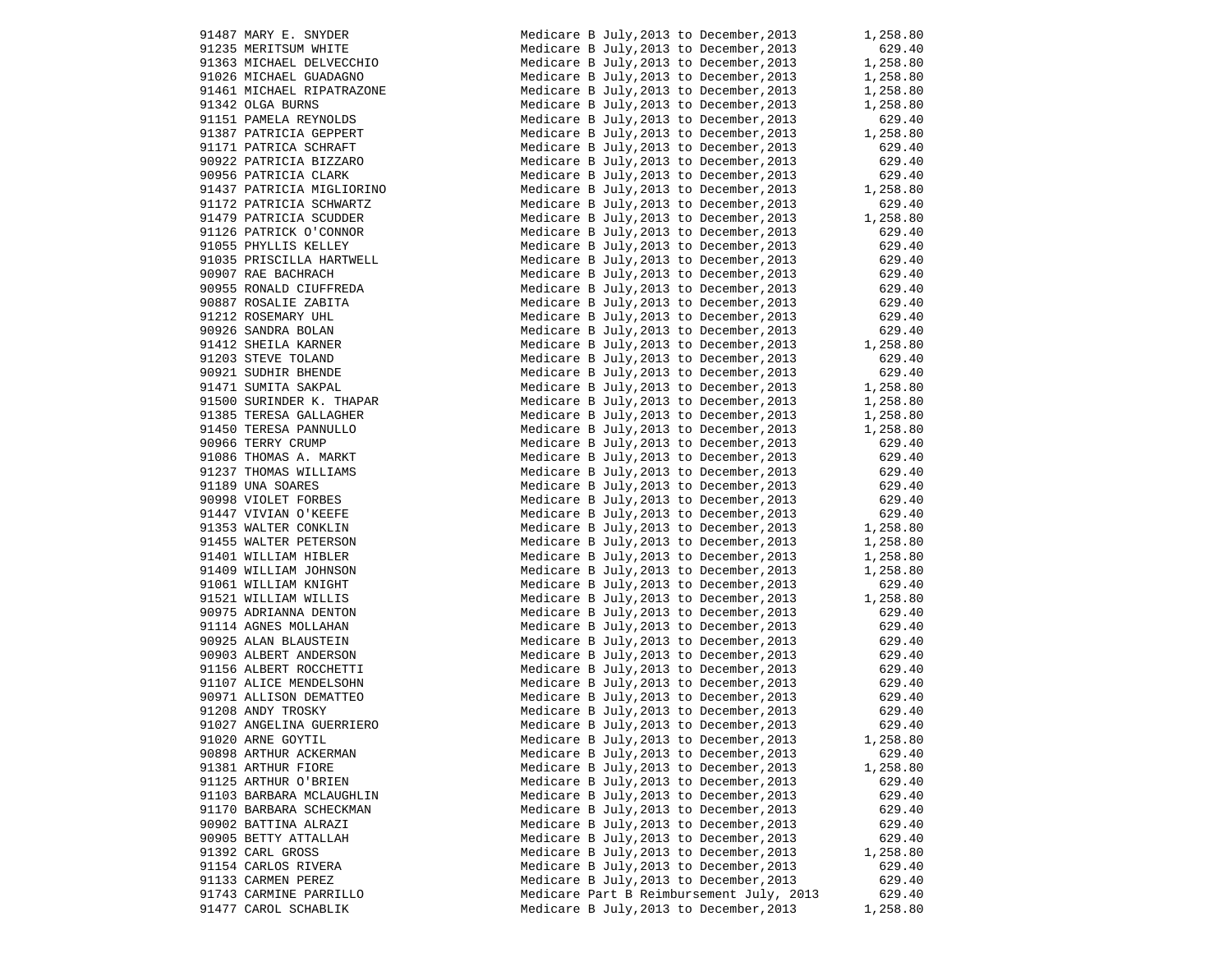| | | | |
|---|---|---|---|
| 91487 | MARY E. SNYDER | Medicare B July,2013 to December,2013 | 1,258.80 |
| 91235 | MERITSUM WHITE | Medicare B July,2013 to December,2013 | 629.40 |
| 91363 | MICHAEL DELVECCHIO | Medicare B July,2013 to December,2013 | 1,258.80 |
| 91026 | MICHAEL GUADAGNO | Medicare B July,2013 to December,2013 | 1,258.80 |
| 91461 | MICHAEL RIPATRAZONE | Medicare B July,2013 to December,2013 | 1,258.80 |
| 91342 | OLGA BURNS | Medicare B July,2013 to December,2013 | 1,258.80 |
| 91151 | PAMELA REYNOLDS | Medicare B July,2013 to December,2013 | 629.40 |
| 91387 | PATRICIA GEPPERT | Medicare B July,2013 to December,2013 | 1,258.80 |
| 91171 | PATRICA SCHRAFT | Medicare B July,2013 to December,2013 | 629.40 |
| 90922 | PATRICIA BIZZARO | Medicare B July,2013 to December,2013 | 629.40 |
| 90956 | PATRICIA CLARK | Medicare B July,2013 to December,2013 | 629.40 |
| 91437 | PATRICIA MIGLIORINO | Medicare B July,2013 to December,2013 | 1,258.80 |
| 91172 | PATRICIA SCHWARTZ | Medicare B July,2013 to December,2013 | 629.40 |
| 91479 | PATRICIA SCUDDER | Medicare B July,2013 to December,2013 | 1,258.80 |
| 91126 | PATRICK O'CONNOR | Medicare B July,2013 to December,2013 | 629.40 |
| 91055 | PHYLLIS KELLEY | Medicare B July,2013 to December,2013 | 629.40 |
| 91035 | PRISCILLA HARTWELL | Medicare B July,2013 to December,2013 | 629.40 |
| 90907 | RAE BACHRACH | Medicare B July,2013 to December,2013 | 629.40 |
| 90955 | RONALD CIUFFREDA | Medicare B July,2013 to December,2013 | 629.40 |
| 90887 | ROSALIE ZABITA | Medicare B July,2013 to December,2013 | 629.40 |
| 91212 | ROSEMARY UHL | Medicare B July,2013 to December,2013 | 629.40 |
| 90926 | SANDRA BOLAN | Medicare B July,2013 to December,2013 | 629.40 |
| 91412 | SHEILA KARNER | Medicare B July,2013 to December,2013 | 1,258.80 |
| 91203 | STEVE TOLAND | Medicare B July,2013 to December,2013 | 629.40 |
| 90921 | SUDHIR BHENDE | Medicare B July,2013 to December,2013 | 629.40 |
| 91471 | SUMITA SAKPAL | Medicare B July,2013 to December,2013 | 1,258.80 |
| 91500 | SURINDER K. THAPAR | Medicare B July,2013 to December,2013 | 1,258.80 |
| 91385 | TERESA GALLAGHER | Medicare B July,2013 to December,2013 | 1,258.80 |
| 91450 | TERESA PANNULLO | Medicare B July,2013 to December,2013 | 1,258.80 |
| 90966 | TERRY CRUMP | Medicare B July,2013 to December,2013 | 629.40 |
| 91086 | THOMAS A. MARKT | Medicare B July,2013 to December,2013 | 629.40 |
| 91237 | THOMAS WILLIAMS | Medicare B July,2013 to December,2013 | 629.40 |
| 91189 | UNA SOARES | Medicare B July,2013 to December,2013 | 629.40 |
| 90998 | VIOLET FORBES | Medicare B July,2013 to December,2013 | 629.40 |
| 91447 | VIVIAN O'KEEFE | Medicare B July,2013 to December,2013 | 629.40 |
| 91353 | WALTER CONKLIN | Medicare B July,2013 to December,2013 | 1,258.80 |
| 91455 | WALTER PETERSON | Medicare B July,2013 to December,2013 | 1,258.80 |
| 91401 | WILLIAM HIBLER | Medicare B July,2013 to December,2013 | 1,258.80 |
| 91409 | WILLIAM JOHNSON | Medicare B July,2013 to December,2013 | 1,258.80 |
| 91061 | WILLIAM KNIGHT | Medicare B July,2013 to December,2013 | 629.40 |
| 91521 | WILLIAM WILLIS | Medicare B July,2013 to December,2013 | 1,258.80 |
| 90975 | ADRIANNA DENTON | Medicare B July,2013 to December,2013 | 629.40 |
| 91114 | AGNES MOLLAHAN | Medicare B July,2013 to December,2013 | 629.40 |
| 90925 | ALAN BLAUSTEIN | Medicare B July,2013 to December,2013 | 629.40 |
| 90903 | ALBERT ANDERSON | Medicare B July,2013 to December,2013 | 629.40 |
| 91156 | ALBERT ROCCHETTI | Medicare B July,2013 to December,2013 | 629.40 |
| 91107 | ALICE MENDELSOHN | Medicare B July,2013 to December,2013 | 629.40 |
| 90971 | ALLISON DEMATTEO | Medicare B July,2013 to December,2013 | 629.40 |
| 91208 | ANDY TROSKY | Medicare B July,2013 to December,2013 | 629.40 |
| 91027 | ANGELINA GUERRIERO | Medicare B July,2013 to December,2013 | 629.40 |
| 91020 | ARNE GOYTIL | Medicare B July,2013 to December,2013 | 1,258.80 |
| 90898 | ARTHUR ACKERMAN | Medicare B July,2013 to December,2013 | 629.40 |
| 91381 | ARTHUR FIORE | Medicare B July,2013 to December,2013 | 1,258.80 |
| 91125 | ARTHUR O'BRIEN | Medicare B July,2013 to December,2013 | 629.40 |
| 91103 | BARBARA MCLAUGHLIN | Medicare B July,2013 to December,2013 | 629.40 |
| 91170 | BARBARA SCHECKMAN | Medicare B July,2013 to December,2013 | 629.40 |
| 90902 | BATTINA ALRAZI | Medicare B July,2013 to December,2013 | 629.40 |
| 90905 | BETTY ATTALLAH | Medicare B July,2013 to December,2013 | 629.40 |
| 91392 | CARL GROSS | Medicare B July,2013 to December,2013 | 1,258.80 |
| 91154 | CARLOS RIVERA | Medicare B July,2013 to December,2013 | 629.40 |
| 91133 | CARMEN PEREZ | Medicare B July,2013 to December,2013 | 629.40 |
| 91743 | CARMINE PARRILLO | Medicare Part B Reimbursement July, 2013 | 629.40 |
| 91477 | CAROL SCHABLIK | Medicare B July,2013 to December,2013 | 1,258.80 |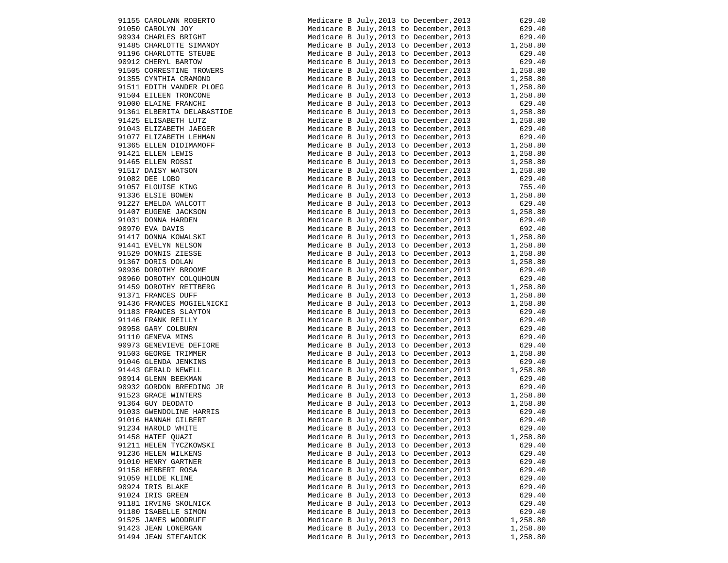| | | | |
|---|---|---|---|
| 91155 | CAROLANN ROBERTO | Medicare B July,2013 to December,2013 | 629.40 |
| 91050 | CAROLYN JOY | Medicare B July,2013 to December,2013 | 629.40 |
| 90934 | CHARLES BRIGHT | Medicare B July,2013 to December,2013 | 629.40 |
| 91485 | CHARLOTTE SIMANDY | Medicare B July,2013 to December,2013 | 1,258.80 |
| 91196 | CHARLOTTE STEUBE | Medicare B July,2013 to December,2013 | 629.40 |
| 90912 | CHERYL BARTOW | Medicare B July,2013 to December,2013 | 629.40 |
| 91505 | CORRESTINE TROWERS | Medicare B July,2013 to December,2013 | 1,258.80 |
| 91355 | CYNTHIA CRAMOND | Medicare B July,2013 to December,2013 | 1,258.80 |
| 91511 | EDITH VANDER PLOEG | Medicare B July,2013 to December,2013 | 1,258.80 |
| 91504 | EILEEN TRONCONE | Medicare B July,2013 to December,2013 | 1,258.80 |
| 91000 | ELAINE FRANCHI | Medicare B July,2013 to December,2013 | 629.40 |
| 91361 | ELBERITA DELABASTIDE | Medicare B July,2013 to December,2013 | 1,258.80 |
| 91425 | ELISABETH LUTZ | Medicare B July,2013 to December,2013 | 1,258.80 |
| 91043 | ELIZABETH JAEGER | Medicare B July,2013 to December,2013 | 629.40 |
| 91077 | ELIZABETH LEHMAN | Medicare B July,2013 to December,2013 | 629.40 |
| 91365 | ELLEN DIDIMAMOFF | Medicare B July,2013 to December,2013 | 1,258.80 |
| 91421 | ELLEN LEWIS | Medicare B July,2013 to December,2013 | 1,258.80 |
| 91465 | ELLEN ROSSI | Medicare B July,2013 to December,2013 | 1,258.80 |
| 91517 | DAISY WATSON | Medicare B July,2013 to December,2013 | 1,258.80 |
| 91082 | DEE LOBO | Medicare B July,2013 to December,2013 | 629.40 |
| 91057 | ELOUISE KING | Medicare B July,2013 to December,2013 | 755.40 |
| 91336 | ELSIE BOWEN | Medicare B July,2013 to December,2013 | 1,258.80 |
| 91227 | EMELDA WALCOTT | Medicare B July,2013 to December,2013 | 629.40 |
| 91407 | EUGENE JACKSON | Medicare B July,2013 to December,2013 | 1,258.80 |
| 91031 | DONNA HARDEN | Medicare B July,2013 to December,2013 | 629.40 |
| 90970 | EVA DAVIS | Medicare B July,2013 to December,2013 | 692.40 |
| 91417 | DONNA KOWALSKI | Medicare B July,2013 to December,2013 | 1,258.80 |
| 91441 | EVELYN NELSON | Medicare B July,2013 to December,2013 | 1,258.80 |
| 91529 | DONNIS ZIESSE | Medicare B July,2013 to December,2013 | 1,258.80 |
| 91367 | DORIS DOLAN | Medicare B July,2013 to December,2013 | 1,258.80 |
| 90936 | DOROTHY BROOME | Medicare B July,2013 to December,2013 | 629.40 |
| 90960 | DOROTHY COLQUHOUN | Medicare B July,2013 to December,2013 | 629.40 |
| 91459 | DOROTHY RETTBERG | Medicare B July,2013 to December,2013 | 1,258.80 |
| 91371 | FRANCES DUFF | Medicare B July,2013 to December,2013 | 1,258.80 |
| 91436 | FRANCES MOGIELNICKI | Medicare B July,2013 to December,2013 | 1,258.80 |
| 91183 | FRANCES SLAYTON | Medicare B July,2013 to December,2013 | 629.40 |
| 91146 | FRANK REILLY | Medicare B July,2013 to December,2013 | 629.40 |
| 90958 | GARY COLBURN | Medicare B July,2013 to December,2013 | 629.40 |
| 91110 | GENEVA MIMS | Medicare B July,2013 to December,2013 | 629.40 |
| 90973 | GENEVIEVE DEFIORE | Medicare B July,2013 to December,2013 | 629.40 |
| 91503 | GEORGE TRIMMER | Medicare B July,2013 to December,2013 | 1,258.80 |
| 91046 | GLENDA JENKINS | Medicare B July,2013 to December,2013 | 629.40 |
| 91443 | GERALD NEWELL | Medicare B July,2013 to December,2013 | 1,258.80 |
| 90914 | GLENN BEEKMAN | Medicare B July,2013 to December,2013 | 629.40 |
| 90932 | GORDON BREEDING JR | Medicare B July,2013 to December,2013 | 629.40 |
| 91523 | GRACE WINTERS | Medicare B July,2013 to December,2013 | 1,258.80 |
| 91364 | GUY DEODATO | Medicare B July,2013 to December,2013 | 1,258.80 |
| 91033 | GWENDOLINE HARRIS | Medicare B July,2013 to December,2013 | 629.40 |
| 91016 | HANNAH GILBERT | Medicare B July,2013 to December,2013 | 629.40 |
| 91234 | HAROLD WHITE | Medicare B July,2013 to December,2013 | 629.40 |
| 91458 | HATEF QUAZI | Medicare B July,2013 to December,2013 | 1,258.80 |
| 91211 | HELEN TYCZKOWSKI | Medicare B July,2013 to December,2013 | 629.40 |
| 91236 | HELEN WILKENS | Medicare B July,2013 to December,2013 | 629.40 |
| 91010 | HENRY GARTNER | Medicare B July,2013 to December,2013 | 629.40 |
| 91158 | HERBERT ROSA | Medicare B July,2013 to December,2013 | 629.40 |
| 91059 | HILDE KLINE | Medicare B July,2013 to December,2013 | 629.40 |
| 90924 | IRIS BLAKE | Medicare B July,2013 to December,2013 | 629.40 |
| 91024 | IRIS GREEN | Medicare B July,2013 to December,2013 | 629.40 |
| 91181 | IRVING SKOLNICK | Medicare B July,2013 to December,2013 | 629.40 |
| 91180 | ISABELLE SIMON | Medicare B July,2013 to December,2013 | 629.40 |
| 91525 | JAMES WOODRUFF | Medicare B July,2013 to December,2013 | 1,258.80 |
| 91423 | JEAN LONERGAN | Medicare B July,2013 to December,2013 | 1,258.80 |
| 91494 | JEAN STEFANICK | Medicare B July,2013 to December,2013 | 1,258.80 |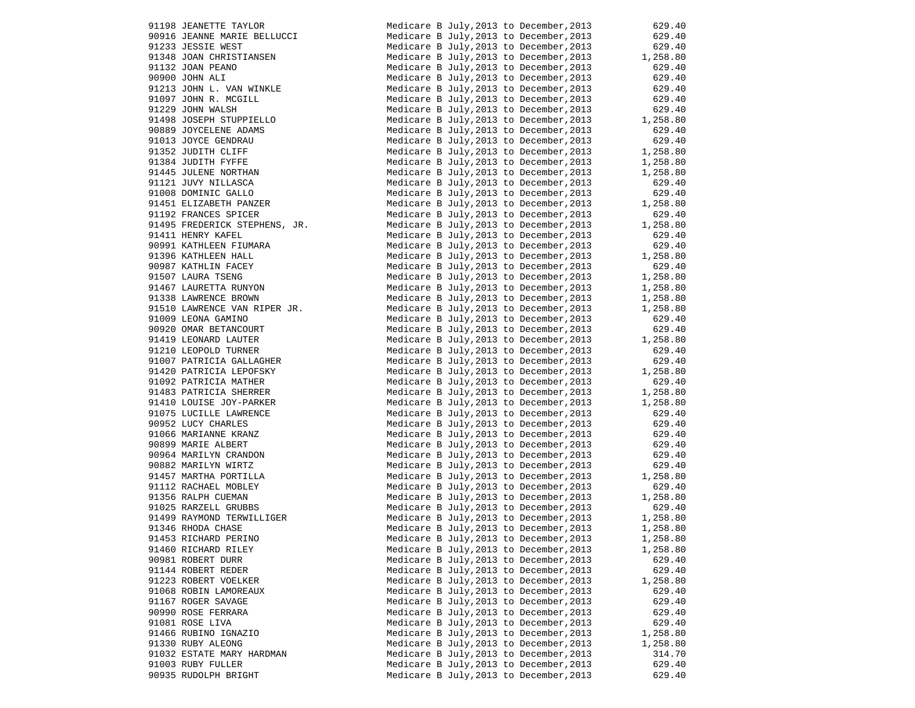| | | | |
|---|---|---|---|
| 91198 | JEANETTE TAYLOR | Medicare B July,2013 to December,2013 | 629.40 |
| 90916 | JEANNE MARIE BELLUCCI | Medicare B July,2013 to December,2013 | 629.40 |
| 91233 | JESSIE WEST | Medicare B July,2013 to December,2013 | 629.40 |
| 91348 | JOAN CHRISTIANSEN | Medicare B July,2013 to December,2013 | 1,258.80 |
| 91132 | JOAN PEANO | Medicare B July,2013 to December,2013 | 629.40 |
| 90900 | JOHN ALI | Medicare B July,2013 to December,2013 | 629.40 |
| 91213 | JOHN L. VAN WINKLE | Medicare B July,2013 to December,2013 | 629.40 |
| 91097 | JOHN R. MCGILL | Medicare B July,2013 to December,2013 | 629.40 |
| 91229 | JOHN WALSH | Medicare B July,2013 to December,2013 | 629.40 |
| 91498 | JOSEPH STUPPIELLO | Medicare B July,2013 to December,2013 | 1,258.80 |
| 90889 | JOYCELENE ADAMS | Medicare B July,2013 to December,2013 | 629.40 |
| 91013 | JOYCE GENDRAU | Medicare B July,2013 to December,2013 | 629.40 |
| 91352 | JUDITH CLIFF | Medicare B July,2013 to December,2013 | 1,258.80 |
| 91384 | JUDITH FYFFE | Medicare B July,2013 to December,2013 | 1,258.80 |
| 91445 | JULENE NORTHAN | Medicare B July,2013 to December,2013 | 1,258.80 |
| 91121 | JUVY NILLASCA | Medicare B July,2013 to December,2013 | 629.40 |
| 91008 | DOMINIC GALLO | Medicare B July,2013 to December,2013 | 629.40 |
| 91451 | ELIZABETH PANZER | Medicare B July,2013 to December,2013 | 1,258.80 |
| 91192 | FRANCES SPICER | Medicare B July,2013 to December,2013 | 629.40 |
| 91495 | FREDERICK STEPHENS, JR. | Medicare B July,2013 to December,2013 | 1,258.80 |
| 91411 | HENRY KAFEL | Medicare B July,2013 to December,2013 | 629.40 |
| 90991 | KATHLEEN FIUMARA | Medicare B July,2013 to December,2013 | 629.40 |
| 91396 | KATHLEEN HALL | Medicare B July,2013 to December,2013 | 1,258.80 |
| 90987 | KATHLIN FACEY | Medicare B July,2013 to December,2013 | 629.40 |
| 91507 | LAURA TSENG | Medicare B July,2013 to December,2013 | 1,258.80 |
| 91467 | LAURETTA RUNYON | Medicare B July,2013 to December,2013 | 1,258.80 |
| 91338 | LAWRENCE BROWN | Medicare B July,2013 to December,2013 | 1,258.80 |
| 91510 | LAWRENCE VAN RIPER JR. | Medicare B July,2013 to December,2013 | 1,258.80 |
| 91009 | LEONA GAMINO | Medicare B July,2013 to December,2013 | 629.40 |
| 90920 | OMAR BETANCOURT | Medicare B July,2013 to December,2013 | 629.40 |
| 91419 | LEONARD LAUTER | Medicare B July,2013 to December,2013 | 1,258.80 |
| 91210 | LEOPOLD TURNER | Medicare B July,2013 to December,2013 | 629.40 |
| 91007 | PATRICIA GALLAGHER | Medicare B July,2013 to December,2013 | 629.40 |
| 91420 | PATRICIA LEPOFSKY | Medicare B July,2013 to December,2013 | 1,258.80 |
| 91092 | PATRICIA MATHER | Medicare B July,2013 to December,2013 | 629.40 |
| 91483 | PATRICIA SHERRER | Medicare B July,2013 to December,2013 | 1,258.80 |
| 91410 | LOUISE JOY-PARKER | Medicare B July,2013 to December,2013 | 1,258.80 |
| 91075 | LUCILLE LAWRENCE | Medicare B July,2013 to December,2013 | 629.40 |
| 90952 | LUCY CHARLES | Medicare B July,2013 to December,2013 | 629.40 |
| 91066 | MARIANNE KRANZ | Medicare B July,2013 to December,2013 | 629.40 |
| 90899 | MARIE ALBERT | Medicare B July,2013 to December,2013 | 629.40 |
| 90964 | MARILYN CRANDON | Medicare B July,2013 to December,2013 | 629.40 |
| 90882 | MARILYN WIRTZ | Medicare B July,2013 to December,2013 | 629.40 |
| 91457 | MARTHA PORTILLA | Medicare B July,2013 to December,2013 | 1,258.80 |
| 91112 | RACHAEL MOBLEY | Medicare B July,2013 to December,2013 | 629.40 |
| 91356 | RALPH CUEMAN | Medicare B July,2013 to December,2013 | 1,258.80 |
| 91025 | RARZELL GRUBBS | Medicare B July,2013 to December,2013 | 629.40 |
| 91499 | RAYMOND TERWILLIGER | Medicare B July,2013 to December,2013 | 1,258.80 |
| 91346 | RHODA CHASE | Medicare B July,2013 to December,2013 | 1,258.80 |
| 91453 | RICHARD PERINO | Medicare B July,2013 to December,2013 | 1,258.80 |
| 91460 | RICHARD RILEY | Medicare B July,2013 to December,2013 | 1,258.80 |
| 90981 | ROBERT DURR | Medicare B July,2013 to December,2013 | 629.40 |
| 91144 | ROBERT REDER | Medicare B July,2013 to December,2013 | 629.40 |
| 91223 | ROBERT VOELKER | Medicare B July,2013 to December,2013 | 1,258.80 |
| 91068 | ROBIN LAMOREAUX | Medicare B July,2013 to December,2013 | 629.40 |
| 91167 | ROGER SAVAGE | Medicare B July,2013 to December,2013 | 629.40 |
| 90990 | ROSE FERRARA | Medicare B July,2013 to December,2013 | 629.40 |
| 91081 | ROSE LIVA | Medicare B July,2013 to December,2013 | 629.40 |
| 91466 | RUBINO IGNAZIO | Medicare B July,2013 to December,2013 | 1,258.80 |
| 91330 | RUBY ALEONG | Medicare B July,2013 to December,2013 | 1,258.80 |
| 91032 | ESTATE MARY HARDMAN | Medicare B July,2013 to December,2013 | 314.70 |
| 91003 | RUBY FULLER | Medicare B July,2013 to December,2013 | 629.40 |
| 90935 | RUDOLPH BRIGHT | Medicare B July,2013 to December,2013 | 629.40 |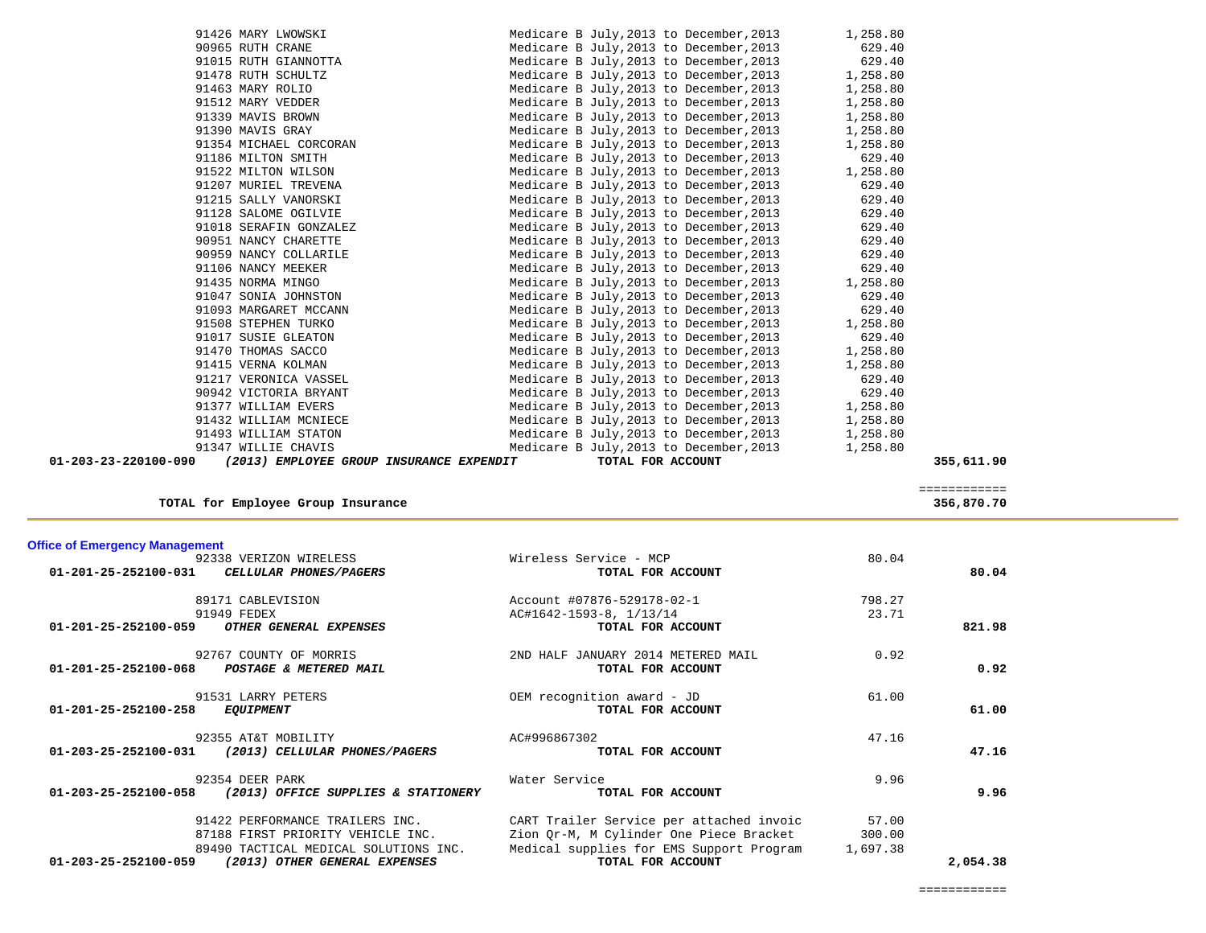| Account | Vendor | Description | Amount | Total |
|---|---|---|---|---|
| | 91426 MARY LWOWSKI | Medicare B July,2013 to December,2013 | 1,258.80 | |
| | 90965 RUTH CRANE | Medicare B July,2013 to December,2013 | 629.40 | |
| | 91015 RUTH GIANNOTTA | Medicare B July,2013 to December,2013 | 629.40 | |
| | 91478 RUTH SCHULTZ | Medicare B July,2013 to December,2013 | 1,258.80 | |
| | 91463 MARY ROLIO | Medicare B July,2013 to December,2013 | 1,258.80 | |
| | 91512 MARY VEDDER | Medicare B July,2013 to December,2013 | 1,258.80 | |
| | 91339 MAVIS BROWN | Medicare B July,2013 to December,2013 | 1,258.80 | |
| | 91390 MAVIS GRAY | Medicare B July,2013 to December,2013 | 1,258.80 | |
| | 91354 MICHAEL CORCORAN | Medicare B July,2013 to December,2013 | 1,258.80 | |
| | 91186 MILTON SMITH | Medicare B July,2013 to December,2013 | 629.40 | |
| | 91522 MILTON WILSON | Medicare B July,2013 to December,2013 | 1,258.80 | |
| | 91207 MURIEL TREVENA | Medicare B July,2013 to December,2013 | 629.40 | |
| | 91215 SALLY VANORSKI | Medicare B July,2013 to December,2013 | 629.40 | |
| | 91128 SALOME OGILVIE | Medicare B July,2013 to December,2013 | 629.40 | |
| | 91018 SERAFIN GONZALEZ | Medicare B July,2013 to December,2013 | 629.40 | |
| | 90951 NANCY CHARETTE | Medicare B July,2013 to December,2013 | 629.40 | |
| | 90959 NANCY COLLARILE | Medicare B July,2013 to December,2013 | 629.40 | |
| | 91106 NANCY MEEKER | Medicare B July,2013 to December,2013 | 629.40 | |
| | 91435 NORMA MINGO | Medicare B July,2013 to December,2013 | 1,258.80 | |
| | 91047 SONIA JOHNSTON | Medicare B July,2013 to December,2013 | 629.40 | |
| | 91093 MARGARET MCCANN | Medicare B July,2013 to December,2013 | 629.40 | |
| | 91508 STEPHEN TURKO | Medicare B July,2013 to December,2013 | 1,258.80 | |
| | 91017 SUSIE GLEATON | Medicare B July,2013 to December,2013 | 629.40 | |
| | 91470 THOMAS SACCO | Medicare B July,2013 to December,2013 | 1,258.80 | |
| | 91415 VERNA KOLMAN | Medicare B July,2013 to December,2013 | 1,258.80 | |
| | 91217 VERONICA VASSEL | Medicare B July,2013 to December,2013 | 629.40 | |
| | 90942 VICTORIA BRYANT | Medicare B July,2013 to December,2013 | 629.40 | |
| | 91377 WILLIAM EVERS | Medicare B July,2013 to December,2013 | 1,258.80 | |
| | 91432 WILLIAM MCNIECE | Medicare B July,2013 to December,2013 | 1,258.80 | |
| | 91493 WILLIAM STATON | Medicare B July,2013 to December,2013 | 1,258.80 | |
| | 91347 WILLIE CHAVIS | Medicare B July,2013 to December,2013 | 1,258.80 | |
| **01-203-23-220100-090** | ***(2013) EMPLOYEE GROUP INSURANCE EXPENDIT*** | **TOTAL FOR ACCOUNT** | | **355,611.90** |
| | | | | ============ |
| | **TOTAL for Employee Group Insurance** | | | **356,870.70** |

## Office of Emergency Management

| Account | Vendor | Description | Amount | Total |
|---|---|---|---|---|
| | 92338 VERIZON WIRELESS | Wireless Service - MCP | 80.04 | |
| **01-201-25-252100-031** | ***CELLULAR PHONES/PAGERS*** | **TOTAL FOR ACCOUNT** | | **80.04** |
| | 89171 CABLEVISION | Account #07876-529178-02-1 | 798.27 | |
| | 91949 FEDEX | AC#1642-1593-8, 1/13/14 | 23.71 | |
| **01-201-25-252100-059** | ***OTHER GENERAL EXPENSES*** | **TOTAL FOR ACCOUNT** | | **821.98** |
| | 92767 COUNTY OF MORRIS | 2ND HALF JANUARY 2014 METERED MAIL | 0.92 | |
| **01-201-25-252100-068** | ***POSTAGE & METERED MAIL*** | **TOTAL FOR ACCOUNT** | | **0.92** |
| | 91531 LARRY PETERS | OEM recognition award - JD | 61.00 | |
| **01-201-25-252100-258** | ***EQUIPMENT*** | **TOTAL FOR ACCOUNT** | | **61.00** |
| | 92355 AT&T MOBILITY | AC#996867302 | 47.16 | |
| **01-203-25-252100-031** | ***(2013) CELLULAR PHONES/PAGERS*** | **TOTAL FOR ACCOUNT** | | **47.16** |
| | 92354 DEER PARK | Water Service | 9.96 | |
| **01-203-25-252100-058** | ***(2013) OFFICE SUPPLIES & STATIONERY*** | **TOTAL FOR ACCOUNT** | | **9.96** |
| | 91422 PERFORMANCE TRAILERS INC. | CART Trailer Service per attached invoic | 57.00 | |
| | 87188 FIRST PRIORITY VEHICLE INC. | Zion Qr-M, M Cylinder One Piece Bracket | 300.00 | |
| | 89490 TACTICAL MEDICAL SOLUTIONS INC. | Medical supplies for EMS Support Program | 1,697.38 | |
| **01-203-25-252100-059** | ***(2013) OTHER GENERAL EXPENSES*** | **TOTAL FOR ACCOUNT** | | **2,054.38** |
| | | | | ============ |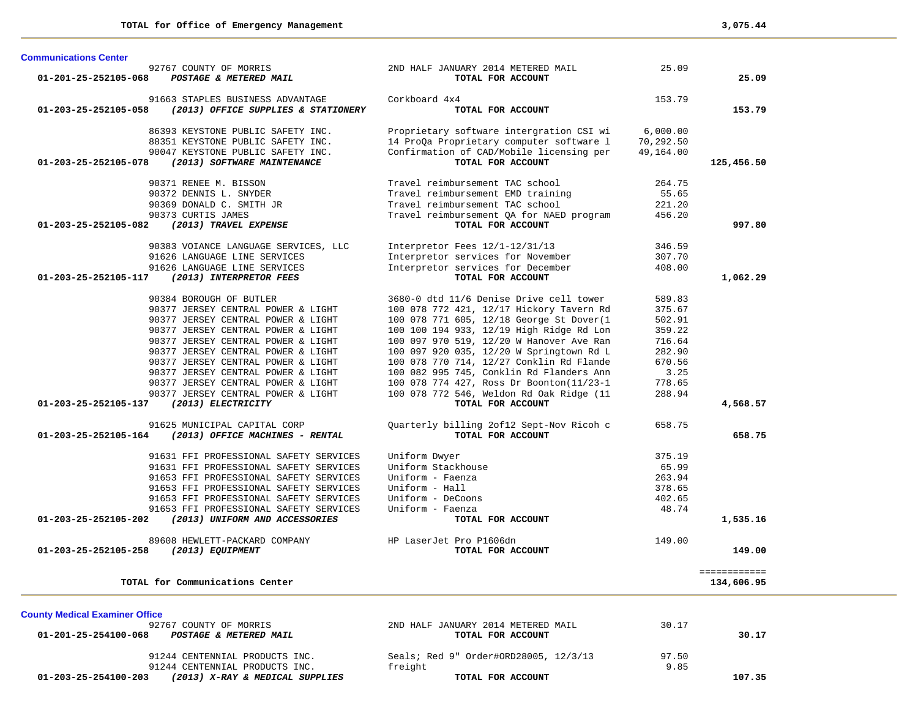**TOTAL for Office of Emergency Management** **3,075.44**

## Communications Center

| Account | Vendor / Account Name | Description | Amount | Total |
|---|---|---|---|---|
| | 92767 COUNTY OF MORRIS | 2ND HALF JANUARY 2014 METERED MAIL | 25.09 | |
| **01-201-25-252105-068** | ***POSTAGE & METERED MAIL*** | **TOTAL FOR ACCOUNT** | | **25.09** |
| | 91663 STAPLES BUSINESS ADVANTAGE | Corkboard 4x4 | 153.79 | |
| **01-203-25-252105-058** | ***(2013) OFFICE SUPPLIES & STATIONERY*** | **TOTAL FOR ACCOUNT** | | **153.79** |
| | 86393 KEYSTONE PUBLIC SAFETY INC. | Proprietary software intergration CSI wi | 6,000.00 | |
| | 88351 KEYSTONE PUBLIC SAFETY INC. | 14 ProQa Proprietary computer software l | 70,292.50 | |
| | 90047 KEYSTONE PUBLIC SAFETY INC. | Confirmation of CAD/Mobile licensing per | 49,164.00 | |
| **01-203-25-252105-078** | ***(2013) SOFTWARE MAINTENANCE*** | **TOTAL FOR ACCOUNT** | | **125,456.50** |
| | 90371 RENEE M. BISSON | Travel reimbursement TAC school | 264.75 | |
| | 90372 DENNIS L. SNYDER | Travel reimbursement EMD training | 55.65 | |
| | 90369 DONALD C. SMITH JR | Travel reimbursement TAC school | 221.20 | |
| | 90373 CURTIS JAMES | Travel reimbursement QA for NAED program | 456.20 | |
| **01-203-25-252105-082** | ***(2013) TRAVEL EXPENSE*** | **TOTAL FOR ACCOUNT** | | **997.80** |
| | 90383 VOIANCE LANGUAGE SERVICES, LLC | Interpretor Fees 12/1-12/31/13 | 346.59 | |
| | 91626 LANGUAGE LINE SERVICES | Interpretor services for November | 307.70 | |
| | 91626 LANGUAGE LINE SERVICES | Interpretor services for December | 408.00 | |
| **01-203-25-252105-117** | ***(2013) INTERPRETOR FEES*** | **TOTAL FOR ACCOUNT** | | **1,062.29** |
| | 90384 BOROUGH OF BUTLER | 3680-0 dtd 11/6 Denise Drive cell tower | 589.83 | |
| | 90377 JERSEY CENTRAL POWER & LIGHT | 100 078 772 421, 12/17 Hickory Tavern Rd | 375.67 | |
| | 90377 JERSEY CENTRAL POWER & LIGHT | 100 078 771 605, 12/18 George St Dover(1 | 502.91 | |
| | 90377 JERSEY CENTRAL POWER & LIGHT | 100 100 194 933, 12/19 High Ridge Rd Lon | 359.22 | |
| | 90377 JERSEY CENTRAL POWER & LIGHT | 100 097 970 519, 12/20 W Hanover Ave Ran | 716.64 | |
| | 90377 JERSEY CENTRAL POWER & LIGHT | 100 097 920 035, 12/20 W Springtown Rd L | 282.90 | |
| | 90377 JERSEY CENTRAL POWER & LIGHT | 100 078 770 714, 12/27 Conklin Rd Flande | 670.56 | |
| | 90377 JERSEY CENTRAL POWER & LIGHT | 100 082 995 745, Conklin Rd Flanders Ann | 3.25 | |
| | 90377 JERSEY CENTRAL POWER & LIGHT | 100 078 774 427, Ross Dr Boonton(11/23-1 | 778.65 | |
| | 90377 JERSEY CENTRAL POWER & LIGHT | 100 078 772 546, Weldon Rd Oak Ridge (11 | 288.94 | |
| **01-203-25-252105-137** | ***(2013) ELECTRICITY*** | **TOTAL FOR ACCOUNT** | | **4,568.57** |
| | 91625 MUNICIPAL CAPITAL CORP | Quarterly billing 2of12 Sept-Nov Ricoh c | 658.75 | |
| **01-203-25-252105-164** | ***(2013) OFFICE MACHINES - RENTAL*** | **TOTAL FOR ACCOUNT** | | **658.75** |
| | 91631 FFI PROFESSIONAL SAFETY SERVICES | Uniform Dwyer | 375.19 | |
| | 91631 FFI PROFESSIONAL SAFETY SERVICES | Uniform Stackhouse | 65.99 | |
| | 91653 FFI PROFESSIONAL SAFETY SERVICES | Uniform - Faenza | 263.94 | |
| | 91653 FFI PROFESSIONAL SAFETY SERVICES | Uniform - Hall | 378.65 | |
| | 91653 FFI PROFESSIONAL SAFETY SERVICES | Uniform - DeCoons | 402.65 | |
| | 91653 FFI PROFESSIONAL SAFETY SERVICES | Uniform - Faenza | 48.74 | |
| **01-203-25-252105-202** | ***(2013) UNIFORM AND ACCESSORIES*** | **TOTAL FOR ACCOUNT** | | **1,535.16** |
| | 89608 HEWLETT-PACKARD COMPANY | HP LaserJet Pro P1606dn | 149.00 | |
| **01-203-25-252105-258** | ***(2013) EQUIPMENT*** | **TOTAL FOR ACCOUNT** | | **149.00** |

**TOTAL for Communications Center** **134,606.95**

## County Medical Examiner Office

| Account | Vendor / Account Name | Description | Amount | Total |
|---|---|---|---|---|
| | 92767 COUNTY OF MORRIS | 2ND HALF JANUARY 2014 METERED MAIL | 30.17 | |
| **01-201-25-254100-068** | ***POSTAGE & METERED MAIL*** | **TOTAL FOR ACCOUNT** | | **30.17** |
| | 91244 CENTENNIAL PRODUCTS INC. | Seals; Red 9" Order#ORD28005, 12/3/13 | 97.50 | |
| | 91244 CENTENNIAL PRODUCTS INC. | freight | 9.85 | |
| **01-203-25-254100-203** | ***(2013) X-RAY & MEDICAL SUPPLIES*** | **TOTAL FOR ACCOUNT** | | **107.35** |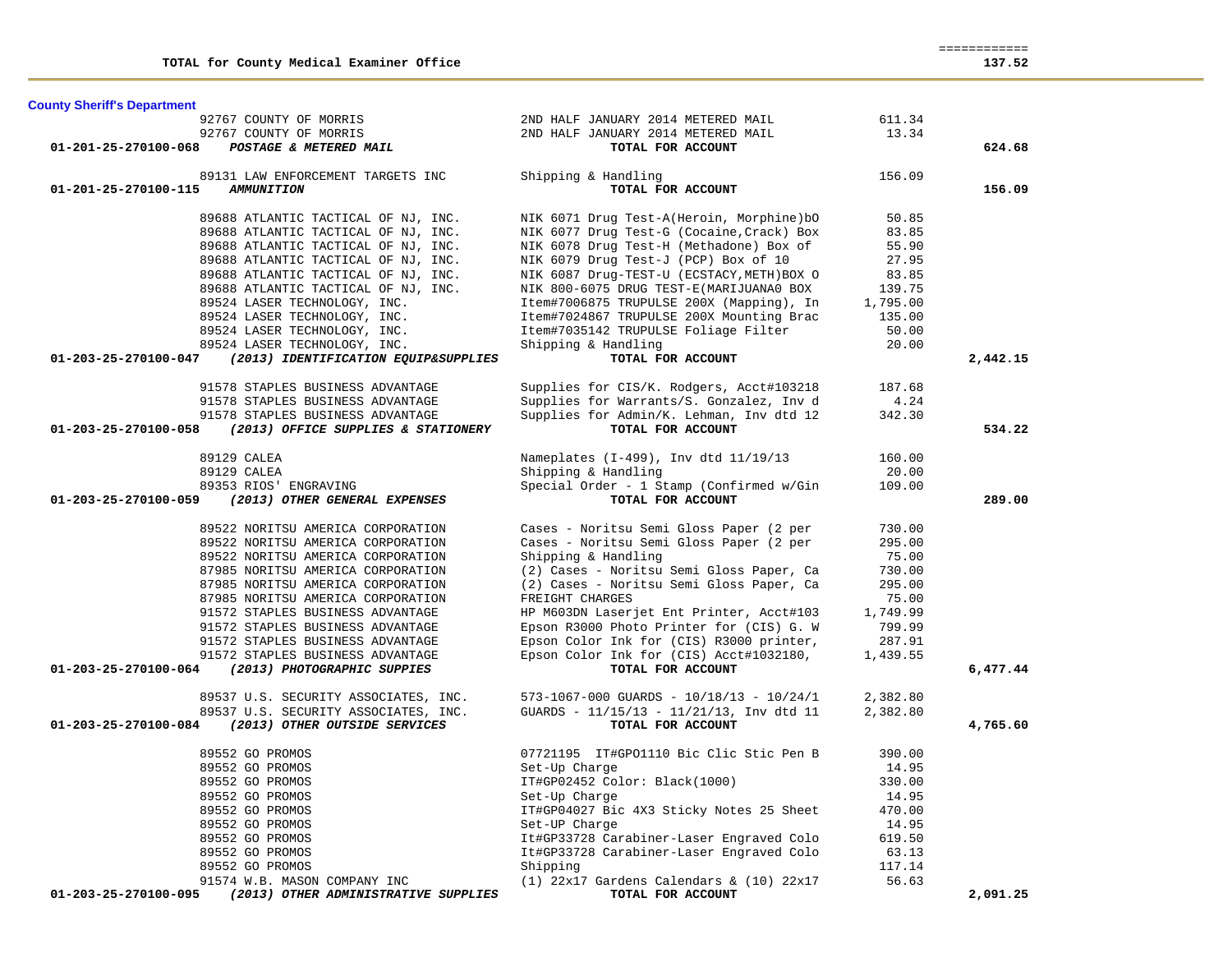| | | | |
|---|---|---|---|
| **TOTAL for County Medical Examiner Office** | | | **137.52** |

**County Sheriff's Department**

| Account / Vendor | Description | Amount | Total |
|---|---|---|---|
| 92767 COUNTY OF MORRIS | 2ND HALF JANUARY 2014 METERED MAIL | 611.34 | |
| 92767 COUNTY OF MORRIS | 2ND HALF JANUARY 2014 METERED MAIL | 13.34 | |
| **01-201-25-270100-068** ***POSTAGE & METERED MAIL*** | **TOTAL FOR ACCOUNT** | | **624.68** |
| 89131 LAW ENFORCEMENT TARGETS INC | Shipping & Handling | 156.09 | |
| **01-201-25-270100-115** ***AMMUNITION*** | **TOTAL FOR ACCOUNT** | | **156.09** |
| 89688 ATLANTIC TACTICAL OF NJ, INC. | NIK 6071 Drug Test-A(Heroin, Morphine)bO | 50.85 | |
| 89688 ATLANTIC TACTICAL OF NJ, INC. | NIK 6077 Drug Test-G (Cocaine,Crack) Box | 83.85 | |
| 89688 ATLANTIC TACTICAL OF NJ, INC. | NIK 6078 Drug Test-H (Methadone) Box of | 55.90 | |
| 89688 ATLANTIC TACTICAL OF NJ, INC. | NIK 6079 Drug Test-J (PCP) Box of 10 | 27.95 | |
| 89688 ATLANTIC TACTICAL OF NJ, INC. | NIK 6087 Drug-TEST-U (ECSTACY,METH)BOX O | 83.85 | |
| 89688 ATLANTIC TACTICAL OF NJ, INC. | NIK 800-6075 DRUG TEST-E(MARIJUANA0 BOX | 139.75 | |
| 89524 LASER TECHNOLOGY, INC. | Item#7006875 TRUPULSE 200X (Mapping), In | 1,795.00 | |
| 89524 LASER TECHNOLOGY, INC. | Item#7024867 TRUPULSE 200X Mounting Brac | 135.00 | |
| 89524 LASER TECHNOLOGY, INC. | Item#7035142 TRUPULSE Foliage Filter | 50.00 | |
| 89524 LASER TECHNOLOGY, INC. | Shipping & Handling | 20.00 | |
| **01-203-25-270100-047** ***(2013) IDENTIFICATION EQUIP&SUPPLIES*** | **TOTAL FOR ACCOUNT** | | **2,442.15** |
| 91578 STAPLES BUSINESS ADVANTAGE | Supplies for CIS/K. Rodgers, Acct#103218 | 187.68 | |
| 91578 STAPLES BUSINESS ADVANTAGE | Supplies for Warrants/S. Gonzalez, Inv d | 4.24 | |
| 91578 STAPLES BUSINESS ADVANTAGE | Supplies for Admin/K. Lehman, Inv dtd 12 | 342.30 | |
| **01-203-25-270100-058** ***(2013) OFFICE SUPPLIES & STATIONERY*** | **TOTAL FOR ACCOUNT** | | **534.22** |
| 89129 CALEA | Nameplates (I-499), Inv dtd 11/19/13 | 160.00 | |
| 89129 CALEA | Shipping & Handling | 20.00 | |
| 89353 RIOS' ENGRAVING | Special Order - 1 Stamp (Confirmed w/Gin | 109.00 | |
| **01-203-25-270100-059** ***(2013) OTHER GENERAL EXPENSES*** | **TOTAL FOR ACCOUNT** | | **289.00** |
| 89522 NORITSU AMERICA CORPORATION | Cases - Noritsu Semi Gloss Paper (2 per | 730.00 | |
| 89522 NORITSU AMERICA CORPORATION | Cases - Noritsu Semi Gloss Paper (2 per | 295.00 | |
| 89522 NORITSU AMERICA CORPORATION | Shipping & Handling | 75.00 | |
| 87985 NORITSU AMERICA CORPORATION | (2) Cases - Noritsu Semi Gloss Paper, Ca | 730.00 | |
| 87985 NORITSU AMERICA CORPORATION | (2) Cases - Noritsu Semi Gloss Paper, Ca | 295.00 | |
| 87985 NORITSU AMERICA CORPORATION | FREIGHT CHARGES | 75.00 | |
| 91572 STAPLES BUSINESS ADVANTAGE | HP M603DN Laserjet Ent Printer, Acct#103 | 1,749.99 | |
| 91572 STAPLES BUSINESS ADVANTAGE | Epson R3000 Photo Printer for (CIS) G. W | 799.99 | |
| 91572 STAPLES BUSINESS ADVANTAGE | Epson Color Ink for (CIS) R3000 printer, | 287.91 | |
| 91572 STAPLES BUSINESS ADVANTAGE | Epson Color Ink for (CIS) Acct#1032180, | 1,439.55 | |
| **01-203-25-270100-064** ***(2013) PHOTOGRAPHIC SUPPIES*** | **TOTAL FOR ACCOUNT** | | **6,477.44** |
| 89537 U.S. SECURITY ASSOCIATES, INC. | 573-1067-000 GUARDS - 10/18/13 - 10/24/1 | 2,382.80 | |
| 89537 U.S. SECURITY ASSOCIATES, INC. | GUARDS - 11/15/13 - 11/21/13, Inv dtd 11 | 2,382.80 | |
| **01-203-25-270100-084** ***(2013) OTHER OUTSIDE SERVICES*** | **TOTAL FOR ACCOUNT** | | **4,765.60** |
| 89552 GO PROMOS | 07721195 IT#GPO1110 Bic Clic Stic Pen B | 390.00 | |
| 89552 GO PROMOS | Set-Up Charge | 14.95 | |
| 89552 GO PROMOS | IT#GP02452 Color: Black(1000) | 330.00 | |
| 89552 GO PROMOS | Set-Up Charge | 14.95 | |
| 89552 GO PROMOS | IT#GP04027 Bic 4X3 Sticky Notes 25 Sheet | 470.00 | |
| 89552 GO PROMOS | Set-UP Charge | 14.95 | |
| 89552 GO PROMOS | It#GP33728 Carabiner-Laser Engraved Colo | 619.50 | |
| 89552 GO PROMOS | It#GP33728 Carabiner-Laser Engraved Colo | 63.13 | |
| 89552 GO PROMOS | Shipping | 117.14 | |
| 91574 W.B. MASON COMPANY INC | (1) 22x17 Gardens Calendars & (10) 22x17 | 56.63 | |
| **01-203-25-270100-095** ***(2013) OTHER ADMINISTRATIVE SUPPLIES*** | **TOTAL FOR ACCOUNT** | | **2,091.25** |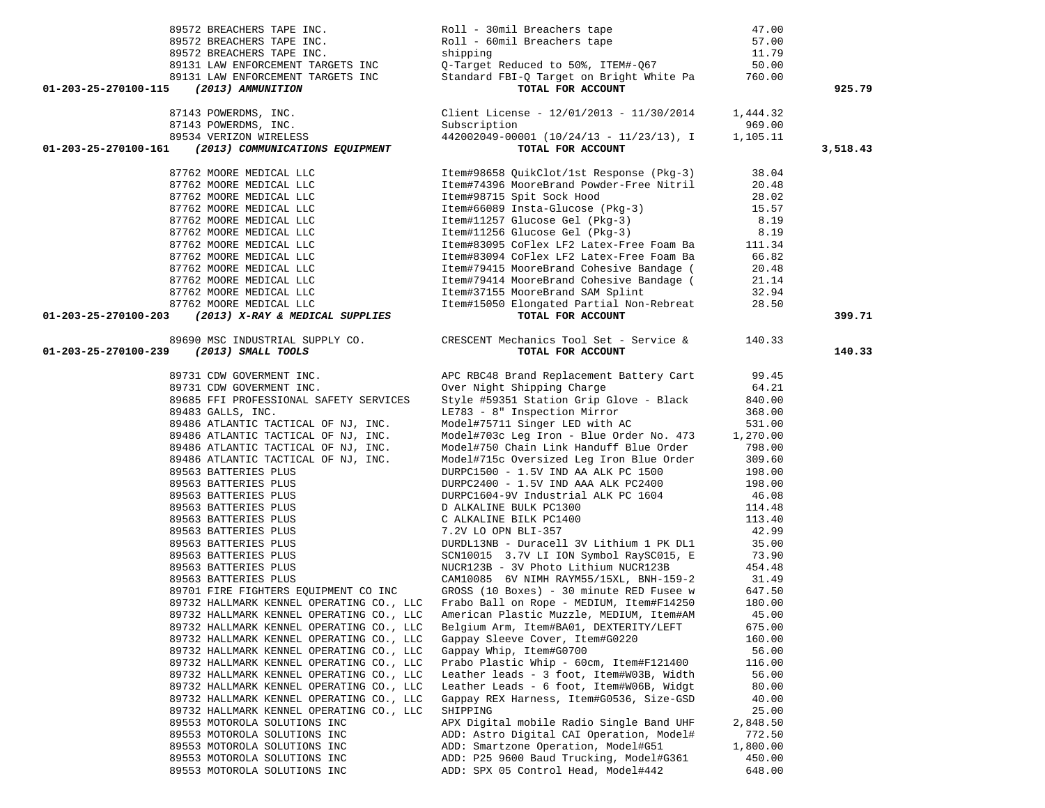| Account | Vendor | Description | Amount | Total |
|---|---|---|---|---|
| | 89572 BREACHERS TAPE INC. | Roll - 30mil Breachers tape | 47.00 | |
| | 89572 BREACHERS TAPE INC. | Roll - 60mil Breachers tape | 57.00 | |
| | 89572 BREACHERS TAPE INC. | shipping | 11.79 | |
| | 89131 LAW ENFORCEMENT TARGETS INC | Q-Target Reduced to 50%, ITEM#-Q67 | 50.00 | |
| | 89131 LAW ENFORCEMENT TARGETS INC | Standard FBI-Q Target on Bright White Pa | 760.00 | |
| **01-203-25-270100-115** | ***(2013) AMMUNITION*** | **TOTAL FOR ACCOUNT** | | **925.79** |
| | 87143 POWERDMS, INC. | Client License - 12/01/2013 - 11/30/2014 | 1,444.32 | |
| | 87143 POWERDMS, INC. | Subscription | 969.00 | |
| | 89534 VERIZON WIRELESS | 442002049-00001 (10/24/13 - 11/23/13), I | 1,105.11 | |
| **01-203-25-270100-161** | ***(2013) COMMUNICATIONS EQUIPMENT*** | **TOTAL FOR ACCOUNT** | | **3,518.43** |
| | 87762 MOORE MEDICAL LLC | Item#98658 QuikClot/1st Response (Pkg-3) | 38.04 | |
| | 87762 MOORE MEDICAL LLC | Item#74396 MooreBrand Powder-Free Nitril | 20.48 | |
| | 87762 MOORE MEDICAL LLC | Item#98715 Spit Sock Hood | 28.02 | |
| | 87762 MOORE MEDICAL LLC | Item#66089 Insta-Glucose (Pkg-3) | 15.57 | |
| | 87762 MOORE MEDICAL LLC | Item#11257 Glucose Gel (Pkg-3) | 8.19 | |
| | 87762 MOORE MEDICAL LLC | Item#11256 Glucose Gel (Pkg-3) | 8.19 | |
| | 87762 MOORE MEDICAL LLC | Item#83095 CoFlex LF2 Latex-Free Foam Ba | 111.34 | |
| | 87762 MOORE MEDICAL LLC | Item#83094 CoFlex LF2 Latex-Free Foam Ba | 66.82 | |
| | 87762 MOORE MEDICAL LLC | Item#79415 MooreBrand Cohesive Bandage ( | 20.48 | |
| | 87762 MOORE MEDICAL LLC | Item#79414 MooreBrand Cohesive Bandage ( | 21.14 | |
| | 87762 MOORE MEDICAL LLC | Item#37155 MooreBrand SAM Splint | 32.94 | |
| | 87762 MOORE MEDICAL LLC | Item#15050 Elongated Partial Non-Rebreat | 28.50 | |
| **01-203-25-270100-203** | ***(2013) X-RAY & MEDICAL SUPPLIES*** | **TOTAL FOR ACCOUNT** | | **399.71** |
| | 89690 MSC INDUSTRIAL SUPPLY CO. | CRESCENT Mechanics Tool Set - Service & | 140.33 | |
| **01-203-25-270100-239** | ***(2013) SMALL TOOLS*** | **TOTAL FOR ACCOUNT** | | **140.33** |
| | 89731 CDW GOVERMENT INC. | APC RBC48 Brand Replacement Battery Cart | 99.45 | |
| | 89731 CDW GOVERMENT INC. | Over Night Shipping Charge | 64.21 | |
| | 89685 FFI PROFESSIONAL SAFETY SERVICES | Style #59351 Station Grip Glove - Black | 840.00 | |
| | 89483 GALLS, INC. | LE783 - 8" Inspection Mirror | 368.00 | |
| | 89486 ATLANTIC TACTICAL OF NJ, INC. | Model#75711 Singer LED with AC | 531.00 | |
| | 89486 ATLANTIC TACTICAL OF NJ, INC. | Model#703c Leg Iron - Blue Order No. 473 | 1,270.00 | |
| | 89486 ATLANTIC TACTICAL OF NJ, INC. | Model#750 Chain Link Handuff Blue Order | 798.00 | |
| | 89486 ATLANTIC TACTICAL OF NJ, INC. | Model#715c Oversized Leg Iron Blue Order | 309.60 | |
| | 89563 BATTERIES PLUS | DURPC1500 - 1.5V IND AA ALK PC 1500 | 198.00 | |
| | 89563 BATTERIES PLUS | DURPC2400 - 1.5V IND AAA ALK PC2400 | 198.00 | |
| | 89563 BATTERIES PLUS | DURPC1604-9V Industrial ALK PC 1604 | 46.08 | |
| | 89563 BATTERIES PLUS | D ALKALINE BULK PC1300 | 114.48 | |
| | 89563 BATTERIES PLUS | C ALKALINE BILK PC1400 | 113.40 | |
| | 89563 BATTERIES PLUS | 7.2V LO OPN BLI-357 | 42.99 | |
| | 89563 BATTERIES PLUS | DURDL13NB - Duracell 3V Lithium 1 PK DL1 | 35.00 | |
| | 89563 BATTERIES PLUS | SCN10015 3.7V LI ION Symbol RaySC015, E | 73.90 | |
| | 89563 BATTERIES PLUS | NUCR123B - 3V Photo Lithium NUCR123B | 454.48 | |
| | 89563 BATTERIES PLUS | CAM10085 6V NIMH RAYM55/15XL, BNH-159-2 | 31.49 | |
| | 89701 FIRE FIGHTERS EQUIPMENT CO INC | GROSS (10 Boxes) - 30 minute RED Fusee w | 647.50 | |
| | 89732 HALLMARK KENNEL OPERATING CO., LLC | Frabo Ball on Rope - MEDIUM, Item#F14250 | 180.00 | |
| | 89732 HALLMARK KENNEL OPERATING CO., LLC | American Plastic Muzzle, MEDIUM, Item#AM | 45.00 | |
| | 89732 HALLMARK KENNEL OPERATING CO., LLC | Belgium Arm, Item#BA01, DEXTERITY/LEFT | 675.00 | |
| | 89732 HALLMARK KENNEL OPERATING CO., LLC | Gappay Sleeve Cover, Item#G0220 | 160.00 | |
| | 89732 HALLMARK KENNEL OPERATING CO., LLC | Gappay Whip, Item#G0700 | 56.00 | |
| | 89732 HALLMARK KENNEL OPERATING CO., LLC | Prabo Plastic Whip - 60cm, Item#F121400 | 116.00 | |
| | 89732 HALLMARK KENNEL OPERATING CO., LLC | Leather leads - 3 foot, Item#W03B, Width | 56.00 | |
| | 89732 HALLMARK KENNEL OPERATING CO., LLC | Leather Leads - 6 foot, Item#W06B, Widgt | 80.00 | |
| | 89732 HALLMARK KENNEL OPERATING CO., LLC | Gappay REX Harness, Item#G0536, Size-GSD | 40.00 | |
| | 89732 HALLMARK KENNEL OPERATING CO., LLC | SHIPPING | 25.00 | |
| | 89553 MOTOROLA SOLUTIONS INC | APX Digital mobile Radio Single Band UHF | 2,848.50 | |
| | 89553 MOTOROLA SOLUTIONS INC | ADD: Astro Digital CAI Operation, Model# | 772.50 | |
| | 89553 MOTOROLA SOLUTIONS INC | ADD: Smartzone Operation, Model#G51 | 1,800.00 | |
| | 89553 MOTOROLA SOLUTIONS INC | ADD: P25 9600 Baud Trucking, Model#G361 | 450.00 | |
| | 89553 MOTOROLA SOLUTIONS INC | ADD: SPX 05 Control Head, Model#442 | 648.00 | |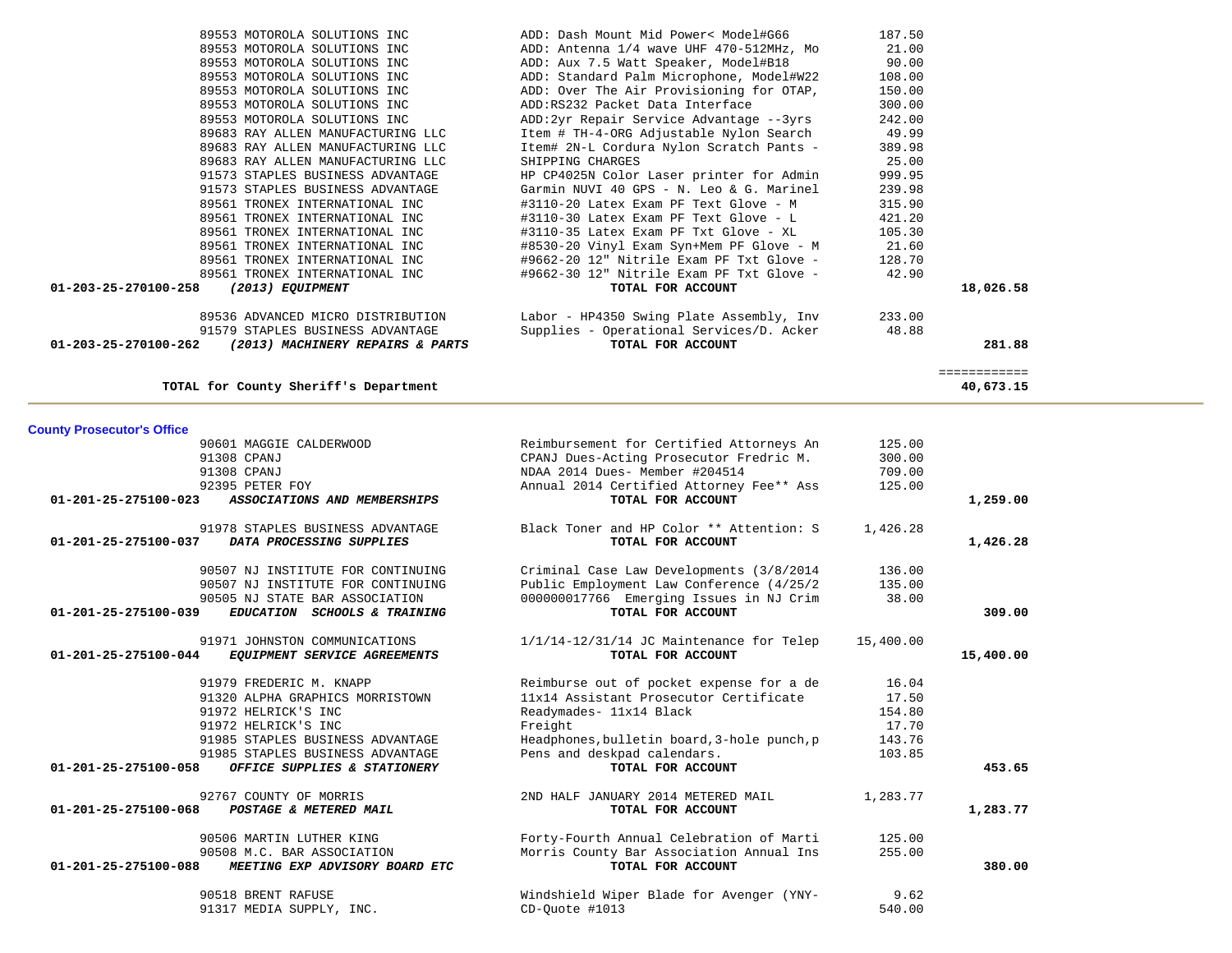| | | | | |
|---|---|---|---|---|
| | 89553 MOTOROLA SOLUTIONS INC | ADD: Dash Mount Mid Power< Model#G66 | 187.50 | |
| | 89553 MOTOROLA SOLUTIONS INC | ADD: Antenna 1/4 wave UHF 470-512MHz, Mo | 21.00 | |
| | 89553 MOTOROLA SOLUTIONS INC | ADD: Aux 7.5 Watt Speaker, Model#B18 | 90.00 | |
| | 89553 MOTOROLA SOLUTIONS INC | ADD: Standard Palm Microphone, Model#W22 | 108.00 | |
| | 89553 MOTOROLA SOLUTIONS INC | ADD: Over The Air Provisioning for OTAP, | 150.00 | |
| | 89553 MOTOROLA SOLUTIONS INC | ADD:RS232 Packet Data Interface | 300.00 | |
| | 89553 MOTOROLA SOLUTIONS INC | ADD:2yr Repair Service Advantage --3yrs | 242.00 | |
| | 89683 RAY ALLEN MANUFACTURING LLC | Item # TH-4-ORG Adjustable Nylon Search | 49.99 | |
| | 89683 RAY ALLEN MANUFACTURING LLC | Item# 2N-L Cordura Nylon Scratch Pants - | 389.98 | |
| | 89683 RAY ALLEN MANUFACTURING LLC | SHIPPING CHARGES | 25.00 | |
| | 91573 STAPLES BUSINESS ADVANTAGE | HP CP4025N Color Laser printer for Admin | 999.95 | |
| | 91573 STAPLES BUSINESS ADVANTAGE | Garmin NUVI 40 GPS - N. Leo & G. Marinel | 239.98 | |
| | 89561 TRONEX INTERNATIONAL INC | #3110-20 Latex Exam PF Text Glove - M | 315.90 | |
| | 89561 TRONEX INTERNATIONAL INC | #3110-30 Latex Exam PF Text Glove - L | 421.20 | |
| | 89561 TRONEX INTERNATIONAL INC | #3110-35 Latex Exam PF Txt Glove - XL | 105.30 | |
| | 89561 TRONEX INTERNATIONAL INC | #8530-20 Vinyl Exam Syn+Mem PF Glove - M | 21.60 | |
| | 89561 TRONEX INTERNATIONAL INC | #9662-20 12" Nitrile Exam PF Txt Glove - | 128.70 | |
| | 89561 TRONEX INTERNATIONAL INC | #9662-30 12" Nitrile Exam PF Txt Glove - | 42.90 | |
| **01-203-25-270100-258** | ***(2013) EQUIPMENT*** | **TOTAL FOR ACCOUNT** | | **18,026.58** |
| | 89536 ADVANCED MICRO DISTRIBUTION | Labor - HP4350 Swing Plate Assembly, Inv | 233.00 | |
| | 91579 STAPLES BUSINESS ADVANTAGE | Supplies - Operational Services/D. Acker | 48.88 | |
| **01-203-25-270100-262** | ***(2013) MACHINERY REPAIRS & PARTS*** | **TOTAL FOR ACCOUNT** | | **281.88** |
| | | | | ============ |
| | **TOTAL for County Sheriff's Department** | | | **40,673.15** |

**County Prosecutor's Office**

| | | | | |
|---|---|---|---|---|
| | 90601 MAGGIE CALDERWOOD | Reimbursement for Certified Attorneys An | 125.00 | |
| | 91308 CPANJ | CPANJ Dues-Acting Prosecutor Fredric M. | 300.00 | |
| | 91308 CPANJ | NDAA 2014 Dues- Member #204514 | 709.00 | |
| | 92395 PETER FOY | Annual 2014 Certified Attorney Fee** Ass | 125.00 | |
| **01-201-25-275100-023** | ***ASSOCIATIONS AND MEMBERSHIPS*** | **TOTAL FOR ACCOUNT** | | **1,259.00** |
| | 91978 STAPLES BUSINESS ADVANTAGE | Black Toner and HP Color ** Attention: S | 1,426.28 | |
| **01-201-25-275100-037** | ***DATA PROCESSING SUPPLIES*** | **TOTAL FOR ACCOUNT** | | **1,426.28** |
| | 90507 NJ INSTITUTE FOR CONTINUING | Criminal Case Law Developments (3/8/2014 | 136.00 | |
| | 90507 NJ INSTITUTE FOR CONTINUING | Public Employment Law Conference (4/25/2 | 135.00 | |
| | 90505 NJ STATE BAR ASSOCIATION | 000000017766 Emerging Issues in NJ Crim | 38.00 | |
| **01-201-25-275100-039** | ***EDUCATION SCHOOLS & TRAINING*** | **TOTAL FOR ACCOUNT** | | **309.00** |
| | 91971 JOHNSTON COMMUNICATIONS | 1/1/14-12/31/14 JC Maintenance for Telep | 15,400.00 | |
| **01-201-25-275100-044** | ***EQUIPMENT SERVICE AGREEMENTS*** | **TOTAL FOR ACCOUNT** | | **15,400.00** |
| | 91979 FREDERIC M. KNAPP | Reimburse out of pocket expense for a de | 16.04 | |
| | 91320 ALPHA GRAPHICS MORRISTOWN | 11x14 Assistant Prosecutor Certificate | 17.50 | |
| | 91972 HELRICK'S INC | Readymades- 11x14 Black | 154.80 | |
| | 91972 HELRICK'S INC | Freight | 17.70 | |
| | 91985 STAPLES BUSINESS ADVANTAGE | Headphones,bulletin board,3-hole punch,p | 143.76 | |
| | 91985 STAPLES BUSINESS ADVANTAGE | Pens and deskpad calendars. | 103.85 | |
| **01-201-25-275100-058** | ***OFFICE SUPPLIES & STATIONERY*** | **TOTAL FOR ACCOUNT** | | **453.65** |
| | 92767 COUNTY OF MORRIS | 2ND HALF JANUARY 2014 METERED MAIL | 1,283.77 | |
| **01-201-25-275100-068** | ***POSTAGE & METERED MAIL*** | **TOTAL FOR ACCOUNT** | | **1,283.77** |
| | 90506 MARTIN LUTHER KING | Forty-Fourth Annual Celebration of Marti | 125.00 | |
| | 90508 M.C. BAR ASSOCIATION | Morris County Bar Association Annual Ins | 255.00 | |
| **01-201-25-275100-088** | ***MEETING EXP ADVISORY BOARD ETC*** | **TOTAL FOR ACCOUNT** | | **380.00** |
| | 90518 BRENT RAFUSE | Windshield Wiper Blade for Avenger (YNY- | 9.62 | |
| | 91317 MEDIA SUPPLY, INC. | CD-Quote #1013 | 540.00 | |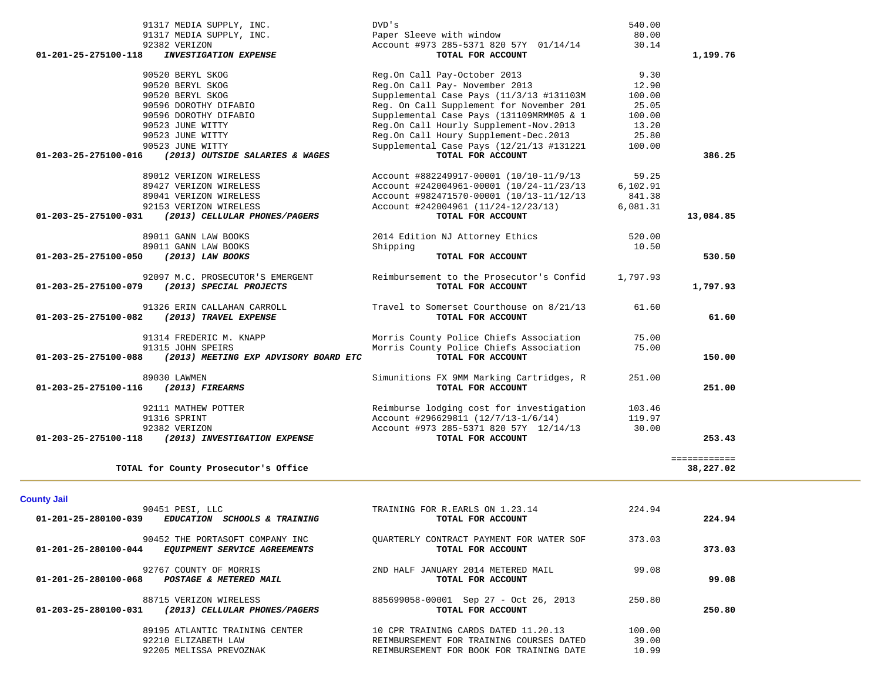| Account | Vendor | Description | Amount | Total |
|---|---|---|---|---|
| | 91317 MEDIA SUPPLY, INC. | DVD's | 540.00 | |
| | 91317 MEDIA SUPPLY, INC. | Paper Sleeve with window | 80.00 | |
| | 92382 VERIZON | Account #973 285-5371 820 57Y 01/14/14 | 30.14 | |
| 01-201-25-275100-118 | ***INVESTIGATION EXPENSE*** | **TOTAL FOR ACCOUNT** | | **1,199.76** |
| | 90520 BERYL SKOG | Reg.On Call Pay-October 2013 | 9.30 | |
| | 90520 BERYL SKOG | Reg.On Call Pay- November 2013 | 12.90 | |
| | 90520 BERYL SKOG | Supplemental Case Pays (11/3/13 #131103M | 100.00 | |
| | 90596 DOROTHY DIFABIO | Reg. On Call Supplement for November 201 | 25.05 | |
| | 90596 DOROTHY DIFABIO | Supplemental Case Pays (131109MRMM05 & 1 | 100.00 | |
| | 90523 JUNE WITTY | Reg.On Call Hourly Supplement-Nov.2013 | 13.20 | |
| | 90523 JUNE WITTY | Reg.On Call Houry Supplement-Dec.2013 | 25.80 | |
| | 90523 JUNE WITTY | Supplemental Case Pays (12/21/13 #131221 | 100.00 | |
| 01-203-25-275100-016 | ***(2013) OUTSIDE SALARIES & WAGES*** | **TOTAL FOR ACCOUNT** | | **386.25** |
| | 89012 VERIZON WIRELESS | Account #882249917-00001 (10/10-11/9/13 | 59.25 | |
| | 89427 VERIZON WIRELESS | Account #242004961-00001 (10/24-11/23/13 | 6,102.91 | |
| | 89041 VERIZON WIRELESS | Account #982471570-00001 (10/13-11/12/13 | 841.38 | |
| | 92153 VERIZON WIRELESS | Account #242004961 (11/24-12/23/13) | 6,081.31 | |
| 01-203-25-275100-031 | ***(2013) CELLULAR PHONES/PAGERS*** | **TOTAL FOR ACCOUNT** | | **13,084.85** |
| | 89011 GANN LAW BOOKS | 2014 Edition NJ Attorney Ethics | 520.00 | |
| | 89011 GANN LAW BOOKS | Shipping | 10.50 | |
| 01-203-25-275100-050 | ***(2013) LAW BOOKS*** | **TOTAL FOR ACCOUNT** | | **530.50** |
| | 92097 M.C. PROSECUTOR'S EMERGENT | Reimbursement to the Prosecutor's Confid | 1,797.93 | |
| 01-203-25-275100-079 | ***(2013) SPECIAL PROJECTS*** | **TOTAL FOR ACCOUNT** | | **1,797.93** |
| | 91326 ERIN CALLAHAN CARROLL | Travel to Somerset Courthouse on 8/21/13 | 61.60 | |
| 01-203-25-275100-082 | ***(2013) TRAVEL EXPENSE*** | **TOTAL FOR ACCOUNT** | | **61.60** |
| | 91314 FREDERIC M. KNAPP | Morris County Police Chiefs Association | 75.00 | |
| | 91315 JOHN SPEIRS | Morris County Police Chiefs Association | 75.00 | |
| 01-203-25-275100-088 | ***(2013) MEETING EXP ADVISORY BOARD ETC*** | **TOTAL FOR ACCOUNT** | | **150.00** |
| | 89030 LAWMEN | Simunitions FX 9MM Marking Cartridges, R | 251.00 | |
| 01-203-25-275100-116 | ***(2013) FIREARMS*** | **TOTAL FOR ACCOUNT** | | **251.00** |
| | 92111 MATHEW POTTER | Reimburse lodging cost for investigation | 103.46 | |
| | 91316 SPRINT | Account #296629811 (12/7/13-1/6/14) | 119.97 | |
| | 92382 VERIZON | Account #973 285-5371 820 57Y 12/14/13 | 30.00 | |
| 01-203-25-275100-118 | ***(2013) INVESTIGATION EXPENSE*** | **TOTAL FOR ACCOUNT** | | **253.43** |
| | **TOTAL for County Prosecutor's Office** | | | **38,227.02** |

## County Jail

| Account | Vendor | Description | Amount | Total |
|---|---|---|---|---|
| | 90451 PESI, LLC | TRAINING FOR R.EARLS ON 1.23.14 | 224.94 | |
| 01-201-25-280100-039 | ***EDUCATION SCHOOLS & TRAINING*** | **TOTAL FOR ACCOUNT** | | **224.94** |
| | 90452 THE PORTASOFT COMPANY INC | QUARTERLY CONTRACT PAYMENT FOR WATER SOF | 373.03 | |
| 01-201-25-280100-044 | ***EQUIPMENT SERVICE AGREEMENTS*** | **TOTAL FOR ACCOUNT** | | **373.03** |
| | 92767 COUNTY OF MORRIS | 2ND HALF JANUARY 2014 METERED MAIL | 99.08 | |
| 01-201-25-280100-068 | ***POSTAGE & METERED MAIL*** | **TOTAL FOR ACCOUNT** | | **99.08** |
| | 88715 VERIZON WIRELESS | 885699058-00001 Sep 27 - Oct 26, 2013 | 250.80 | |
| 01-203-25-280100-031 | ***(2013) CELLULAR PHONES/PAGERS*** | **TOTAL FOR ACCOUNT** | | **250.80** |
| | 89195 ATLANTIC TRAINING CENTER | 10 CPR TRAINING CARDS DATED 11.20.13 | 100.00 | |
| | 92210 ELIZABETH LAW | REIMBURSEMENT FOR TRAINING COURSES DATED | 39.00 | |
| | 92205 MELISSA PREVOZNAK | REIMBURSEMENT FOR BOOK FOR TRAINING DATE | 10.99 | |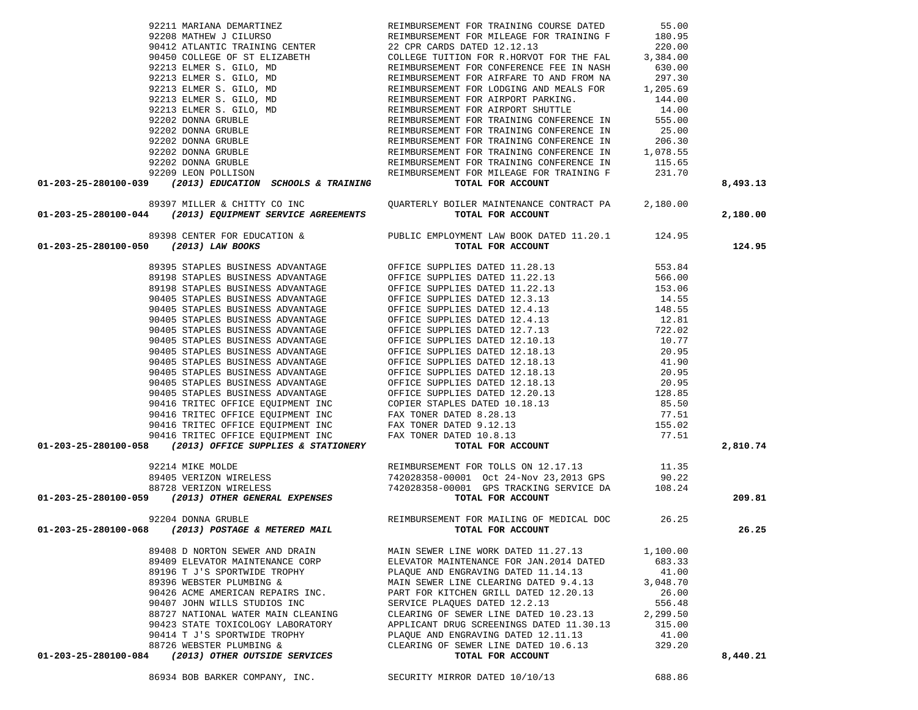| Account | Vendor | Description | Amount | Total |
|---|---|---|---|---|
| | 92211 MARIANA DEMARTINEZ | REIMBURSEMENT FOR TRAINING COURSE DATED | 55.00 | |
| | 92208 MATHEW J CILURSO | REIMBURSEMENT FOR MILEAGE FOR TRAINING F | 180.95 | |
| | 90412 ATLANTIC TRAINING CENTER | 22 CPR CARDS DATED 12.12.13 | 220.00 | |
| | 90450 COLLEGE OF ST ELIZABETH | COLLEGE TUITION FOR R.HORVOT FOR THE FAL | 3,384.00 | |
| | 92213 ELMER S. GILO, MD | REIMBURSEMENT FOR CONFERENCE FEE IN NASH | 630.00 | |
| | 92213 ELMER S. GILO, MD | REIMBURSEMENT FOR AIRFARE TO AND FROM NA | 297.30 | |
| | 92213 ELMER S. GILO, MD | REIMBURSEMENT FOR LODGING AND MEALS FOR | 1,205.69 | |
| | 92213 ELMER S. GILO, MD | REIMBURSEMENT FOR AIRPORT PARKING. | 144.00 | |
| | 92213 ELMER S. GILO, MD | REIMBURSEMENT FOR AIRPORT SHUTTLE | 14.00 | |
| | 92202 DONNA GRUBLE | REIMBURSEMENT FOR TRAINING CONFERENCE IN | 555.00 | |
| | 92202 DONNA GRUBLE | REIMBURSEMENT FOR TRAINING CONFERENCE IN | 25.00 | |
| | 92202 DONNA GRUBLE | REIMBURSEMENT FOR TRAINING CONFERENCE IN | 206.30 | |
| | 92202 DONNA GRUBLE | REIMBURSEMENT FOR TRAINING CONFERENCE IN | 1,078.55 | |
| | 92202 DONNA GRUBLE | REIMBURSEMENT FOR TRAINING CONFERENCE IN | 115.65 | |
| | 92209 LEON POLLISON | REIMBURSEMENT FOR MILEAGE FOR TRAINING F | 231.70 | |
| **01-203-25-280100-039** | ***(2013) EDUCATION SCHOOLS & TRAINING*** | **TOTAL FOR ACCOUNT** | | **8,493.13** |
| | 89397 MILLER & CHITTY CO INC | QUARTERLY BOILER MAINTENANCE CONTRACT PA | 2,180.00 | |
| **01-203-25-280100-044** | ***(2013) EQUIPMENT SERVICE AGREEMENTS*** | **TOTAL FOR ACCOUNT** | | **2,180.00** |
| | 89398 CENTER FOR EDUCATION & | PUBLIC EMPLOYMENT LAW BOOK DATED 11.20.1 | 124.95 | |
| **01-203-25-280100-050** | ***(2013) LAW BOOKS*** | **TOTAL FOR ACCOUNT** | | **124.95** |
| | 89395 STAPLES BUSINESS ADVANTAGE | OFFICE SUPPLIES DATED 11.28.13 | 553.84 | |
| | 89198 STAPLES BUSINESS ADVANTAGE | OFFICE SUPPLIES DATED 11.22.13 | 566.00 | |
| | 89198 STAPLES BUSINESS ADVANTAGE | OFFICE SUPPLIES DATED 11.22.13 | 153.06 | |
| | 90405 STAPLES BUSINESS ADVANTAGE | OFFICE SUPPLIES DATED 12.3.13 | 14.55 | |
| | 90405 STAPLES BUSINESS ADVANTAGE | OFFICE SUPPLIES DATED 12.4.13 | 148.55 | |
| | 90405 STAPLES BUSINESS ADVANTAGE | OFFICE SUPPLIES DATED 12.4.13 | 12.81 | |
| | 90405 STAPLES BUSINESS ADVANTAGE | OFFICE SUPPLIES DATED 12.7.13 | 722.02 | |
| | 90405 STAPLES BUSINESS ADVANTAGE | OFFICE SUPPLIES DATED 12.10.13 | 10.77 | |
| | 90405 STAPLES BUSINESS ADVANTAGE | OFFICE SUPPLIES DATED 12.18.13 | 20.95 | |
| | 90405 STAPLES BUSINESS ADVANTAGE | OFFICE SUPPLIES DATED 12.18.13 | 41.90 | |
| | 90405 STAPLES BUSINESS ADVANTAGE | OFFICE SUPPLIES DATED 12.18.13 | 20.95 | |
| | 90405 STAPLES BUSINESS ADVANTAGE | OFFICE SUPPLIES DATED 12.18.13 | 20.95 | |
| | 90405 STAPLES BUSINESS ADVANTAGE | OFFICE SUPPLIES DATED 12.20.13 | 128.85 | |
| | 90416 TRITEC OFFICE EQUIPMENT INC | COPIER STAPLES DATED 10.18.13 | 85.50 | |
| | 90416 TRITEC OFFICE EQUIPMENT INC | FAX TONER DATED 8.28.13 | 77.51 | |
| | 90416 TRITEC OFFICE EQUIPMENT INC | FAX TONER DATED 9.12.13 | 155.02 | |
| | 90416 TRITEC OFFICE EQUIPMENT INC | FAX TONER DATED 10.8.13 | 77.51 | |
| **01-203-25-280100-058** | ***(2013) OFFICE SUPPLIES & STATIONERY*** | **TOTAL FOR ACCOUNT** | | **2,810.74** |
| | 92214 MIKE MOLDE | REIMBURSEMENT FOR TOLLS ON 12.17.13 | 11.35 | |
| | 89405 VERIZON WIRELESS | 742028358-00001 Oct 24-Nov 23,2013 GPS | 90.22 | |
| | 88728 VERIZON WIRELESS | 742028358-00001 GPS TRACKING SERVICE DA | 108.24 | |
| **01-203-25-280100-059** | ***(2013) OTHER GENERAL EXPENSES*** | **TOTAL FOR ACCOUNT** | | **209.81** |
| | 92204 DONNA GRUBLE | REIMBURSEMENT FOR MAILING OF MEDICAL DOC | 26.25 | |
| **01-203-25-280100-068** | ***(2013) POSTAGE & METERED MAIL*** | **TOTAL FOR ACCOUNT** | | **26.25** |
| | 89408 D NORTON SEWER AND DRAIN | MAIN SEWER LINE WORK DATED 11.27.13 | 1,100.00 | |
| | 89409 ELEVATOR MAINTENANCE CORP | ELEVATOR MAINTENANCE FOR JAN.2014 DATED | 683.33 | |
| | 89196 T J'S SPORTWIDE TROPHY | PLAQUE AND ENGRAVING DATED 11.14.13 | 41.00 | |
| | 89396 WEBSTER PLUMBING & | MAIN SEWER LINE CLEARING DATED 9.4.13 | 3,048.70 | |
| | 90426 ACME AMERICAN REPAIRS INC. | PART FOR KITCHEN GRILL DATED 12.20.13 | 26.00 | |
| | 90407 JOHN WILLS STUDIOS INC | SERVICE PLAQUES DATED 12.2.13 | 556.48 | |
| | 88727 NATIONAL WATER MAIN CLEANING | CLEARING OF SEWER LINE DATED 10.23.13 | 2,299.50 | |
| | 90423 STATE TOXICOLOGY LABORATORY | APPLICANT DRUG SCREENINGS DATED 11.30.13 | 315.00 | |
| | 90414 T J'S SPORTWIDE TROPHY | PLAQUE AND ENGRAVING DATED 12.11.13 | 41.00 | |
| | 88726 WEBSTER PLUMBING & | CLEARING OF SEWER LINE DATED 10.6.13 | 329.20 | |
| **01-203-25-280100-084** | ***(2013) OTHER OUTSIDE SERVICES*** | **TOTAL FOR ACCOUNT** | | **8,440.21** |
| | 86934 BOB BARKER COMPANY, INC. | SECURITY MIRROR DATED 10/10/13 | 688.86 | |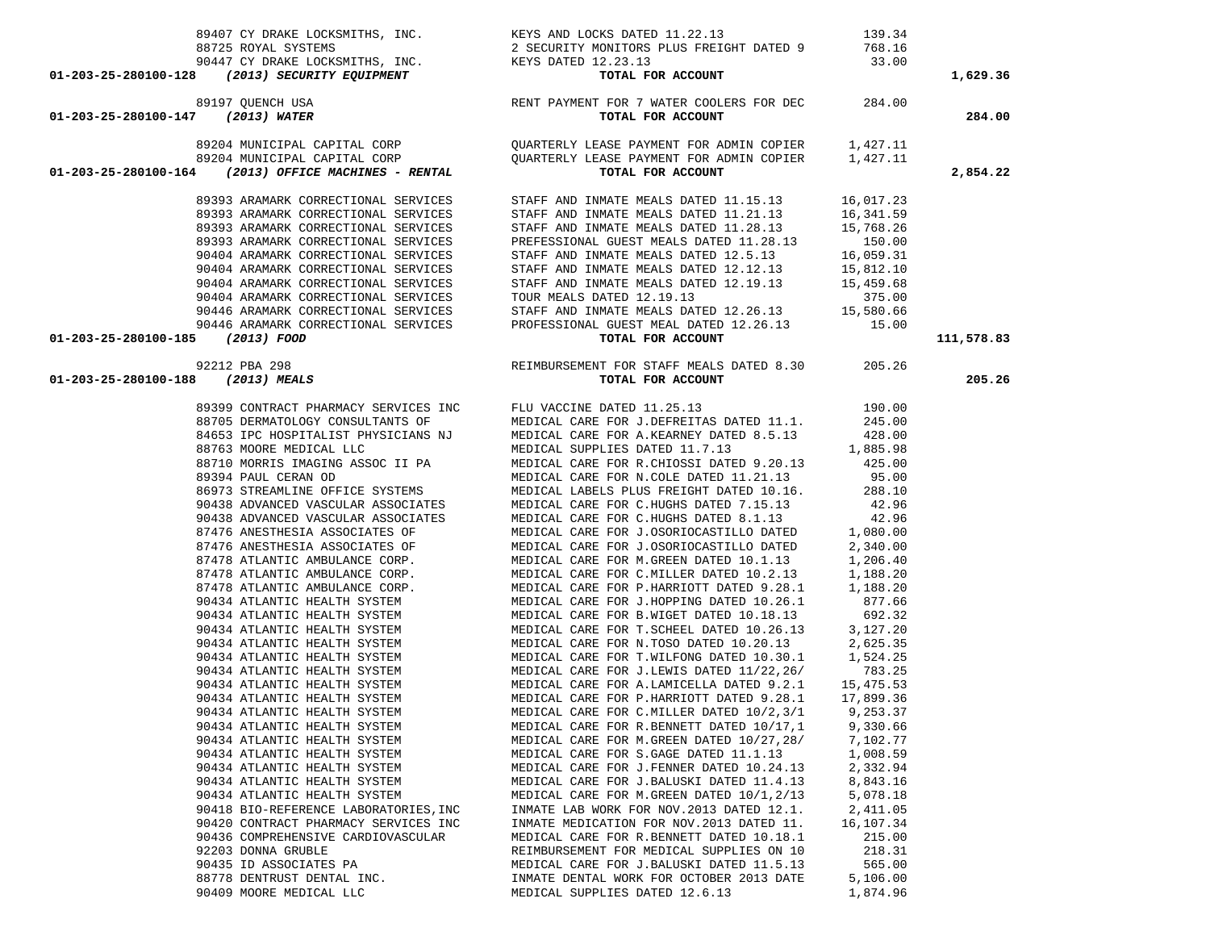| Account | Vendor | Description | Amount | Total |
|---|---|---|---|---|
| | 89407 CY DRAKE LOCKSMITHS, INC. | KEYS AND LOCKS DATED 11.22.13 | 139.34 | |
| | 88725 ROYAL SYSTEMS | 2 SECURITY MONITORS PLUS FREIGHT DATED 9 | 768.16 | |
| | 90447 CY DRAKE LOCKSMITHS, INC. | KEYS DATED 12.23.13 | 33.00 | |
| **01-203-25-280100-128** | ***(2013) SECURITY EQUIPMENT*** | **TOTAL FOR ACCOUNT** | | **1,629.36** |
| | 89197 QUENCH USA | RENT PAYMENT FOR 7 WATER COOLERS FOR DEC | 284.00 | |
| **01-203-25-280100-147** | ***(2013) WATER*** | **TOTAL FOR ACCOUNT** | | **284.00** |
| | 89204 MUNICIPAL CAPITAL CORP | QUARTERLY LEASE PAYMENT FOR ADMIN COPIER | 1,427.11 | |
| | 89204 MUNICIPAL CAPITAL CORP | QUARTERLY LEASE PAYMENT FOR ADMIN COPIER | 1,427.11 | |
| **01-203-25-280100-164** | ***(2013) OFFICE MACHINES - RENTAL*** | **TOTAL FOR ACCOUNT** | | **2,854.22** |
| | 89393 ARAMARK CORRECTIONAL SERVICES | STAFF AND INMATE MEALS DATED 11.15.13 | 16,017.23 | |
| | 89393 ARAMARK CORRECTIONAL SERVICES | STAFF AND INMATE MEALS DATED 11.21.13 | 16,341.59 | |
| | 89393 ARAMARK CORRECTIONAL SERVICES | STAFF AND INMATE MEALS DATED 11.28.13 | 15,768.26 | |
| | 89393 ARAMARK CORRECTIONAL SERVICES | PREFESSIONAL GUEST MEALS DATED 11.28.13 | 150.00 | |
| | 90404 ARAMARK CORRECTIONAL SERVICES | STAFF AND INMATE MEALS DATED 12.5.13 | 16,059.31 | |
| | 90404 ARAMARK CORRECTIONAL SERVICES | STAFF AND INMATE MEALS DATED 12.12.13 | 15,812.10 | |
| | 90404 ARAMARK CORRECTIONAL SERVICES | STAFF AND INMATE MEALS DATED 12.19.13 | 15,459.68 | |
| | 90404 ARAMARK CORRECTIONAL SERVICES | TOUR MEALS DATED 12.19.13 | 375.00 | |
| | 90446 ARAMARK CORRECTIONAL SERVICES | STAFF AND INMATE MEALS DATED 12.26.13 | 15,580.66 | |
| | 90446 ARAMARK CORRECTIONAL SERVICES | PROFESSIONAL GUEST MEAL DATED 12.26.13 | 15.00 | |
| **01-203-25-280100-185** | ***(2013) FOOD*** | **TOTAL FOR ACCOUNT** | | **111,578.83** |
| | 92212 PBA 298 | REIMBURSEMENT FOR STAFF MEALS DATED 8.30 | 205.26 | |
| **01-203-25-280100-188** | ***(2013) MEALS*** | **TOTAL FOR ACCOUNT** | | **205.26** |
| | 89399 CONTRACT PHARMACY SERVICES INC | FLU VACCINE DATED 11.25.13 | 190.00 | |
| | 88705 DERMATOLOGY CONSULTANTS OF | MEDICAL CARE FOR J.DEFREITAS DATED 11.1. | 245.00 | |
| | 84653 IPC HOSPITALIST PHYSICIANS NJ | MEDICAL CARE FOR A.KEARNEY DATED 8.5.13 | 428.00 | |
| | 88763 MOORE MEDICAL LLC | MEDICAL SUPPLIES DATED 11.7.13 | 1,885.98 | |
| | 88710 MORRIS IMAGING ASSOC II PA | MEDICAL CARE FOR R.CHIOSSI DATED 9.20.13 | 425.00 | |
| | 89394 PAUL CERAN OD | MEDICAL CARE FOR N.COLE DATED 11.21.13 | 95.00 | |
| | 86973 STREAMLINE OFFICE SYSTEMS | MEDICAL LABELS PLUS FREIGHT DATED 10.16. | 288.10 | |
| | 90438 ADVANCED VASCULAR ASSOCIATES | MEDICAL CARE FOR C.HUGHS DATED 7.15.13 | 42.96 | |
| | 90438 ADVANCED VASCULAR ASSOCIATES | MEDICAL CARE FOR C.HUGHS DATED 8.1.13 | 42.96 | |
| | 87476 ANESTHESIA ASSOCIATES OF | MEDICAL CARE FOR J.OSORIOCASTILLO DATED | 1,080.00 | |
| | 87476 ANESTHESIA ASSOCIATES OF | MEDICAL CARE FOR J.OSORIOCASTILLO DATED | 2,340.00 | |
| | 87478 ATLANTIC AMBULANCE CORP. | MEDICAL CARE FOR M.GREEN DATED 10.1.13 | 1,206.40 | |
| | 87478 ATLANTIC AMBULANCE CORP. | MEDICAL CARE FOR C.MILLER DATED 10.2.13 | 1,188.20 | |
| | 87478 ATLANTIC AMBULANCE CORP. | MEDICAL CARE FOR P.HARRIOTT DATED 9.28.1 | 1,188.20 | |
| | 90434 ATLANTIC HEALTH SYSTEM | MEDICAL CARE FOR J.HOPPING DATED 10.26.1 | 877.66 | |
| | 90434 ATLANTIC HEALTH SYSTEM | MEDICAL CARE FOR B.WIGET DATED 10.18.13 | 692.32 | |
| | 90434 ATLANTIC HEALTH SYSTEM | MEDICAL CARE FOR T.SCHEEL DATED 10.26.13 | 3,127.20 | |
| | 90434 ATLANTIC HEALTH SYSTEM | MEDICAL CARE FOR N.TOSO DATED 10.20.13 | 2,625.35 | |
| | 90434 ATLANTIC HEALTH SYSTEM | MEDICAL CARE FOR T.WILFONG DATED 10.30.1 | 1,524.25 | |
| | 90434 ATLANTIC HEALTH SYSTEM | MEDICAL CARE FOR J.LEWIS DATED 11/22,26/ | 783.25 | |
| | 90434 ATLANTIC HEALTH SYSTEM | MEDICAL CARE FOR A.LAMICELLA DATED 9.2.1 | 15,475.53 | |
| | 90434 ATLANTIC HEALTH SYSTEM | MEDICAL CARE FOR P.HARRIOTT DATED 9.28.1 | 17,899.36 | |
| | 90434 ATLANTIC HEALTH SYSTEM | MEDICAL CARE FOR C.MILLER DATED 10/2,3/1 | 9,253.37 | |
| | 90434 ATLANTIC HEALTH SYSTEM | MEDICAL CARE FOR R.BENNETT DATED 10/17,1 | 9,330.66 | |
| | 90434 ATLANTIC HEALTH SYSTEM | MEDICAL CARE FOR M.GREEN DATED 10/27,28/ | 7,102.77 | |
| | 90434 ATLANTIC HEALTH SYSTEM | MEDICAL CARE FOR S.GAGE DATED 11.1.13 | 1,008.59 | |
| | 90434 ATLANTIC HEALTH SYSTEM | MEDICAL CARE FOR J.FENNER DATED 10.24.13 | 2,332.94 | |
| | 90434 ATLANTIC HEALTH SYSTEM | MEDICAL CARE FOR J.BALUSKI DATED 11.4.13 | 8,843.16 | |
| | 90434 ATLANTIC HEALTH SYSTEM | MEDICAL CARE FOR M.GREEN DATED 10/1,2/13 | 5,078.18 | |
| | 90418 BIO-REFERENCE LABORATORIES,INC | INMATE LAB WORK FOR NOV.2013 DATED 12.1. | 2,411.05 | |
| | 90420 CONTRACT PHARMACY SERVICES INC | INMATE MEDICATION FOR NOV.2013 DATED 11. | 16,107.34 | |
| | 90436 COMPREHENSIVE CARDIOVASCULAR | MEDICAL CARE FOR R.BENNETT DATED 10.18.1 | 215.00 | |
| | 92203 DONNA GRUBLE | REIMBURSEMENT FOR MEDICAL SUPPLIES ON 10 | 218.31 | |
| | 90435 ID ASSOCIATES PA | MEDICAL CARE FOR J.BALUSKI DATED 11.5.13 | 565.00 | |
| | 88778 DENTRUST DENTAL INC. | INMATE DENTAL WORK FOR OCTOBER 2013 DATE | 5,106.00 | |
| | 90409 MOORE MEDICAL LLC | MEDICAL SUPPLIES DATED 12.6.13 | 1,874.96 | |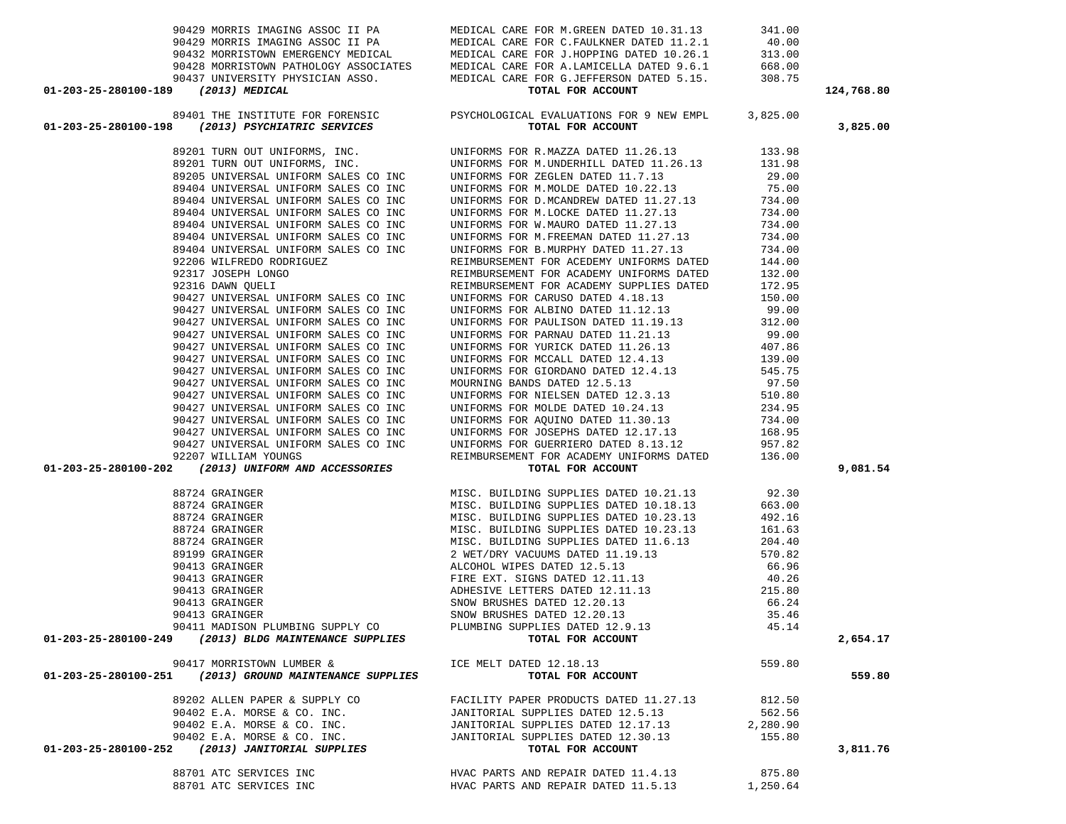| Account | Vendor | Description | Amount | Total |
|---|---|---|---|---|
| | 90429 MORRIS IMAGING ASSOC II PA | MEDICAL CARE FOR M.GREEN DATED 10.31.13 | 341.00 | |
| | 90429 MORRIS IMAGING ASSOC II PA | MEDICAL CARE FOR C.FAULKNER DATED 11.2.1 | 40.00 | |
| | 90432 MORRISTOWN EMERGENCY MEDICAL | MEDICAL CARE FOR J.HOPPING DATED 10.26.1 | 313.00 | |
| | 90428 MORRISTOWN PATHOLOGY ASSOCIATES | MEDICAL CARE FOR A.LAMICELLA DATED 9.6.1 | 668.00 | |
| | 90437 UNIVERSITY PHYSICIAN ASSO. | MEDICAL CARE FOR G.JEFFERSON DATED 5.15. | 308.75 | |
| **01-203-25-280100-189** | ***(2013) MEDICAL*** | **TOTAL FOR ACCOUNT** | | **124,768.80** |
| | 89401 THE INSTITUTE FOR FORENSIC | PSYCHOLOGICAL EVALUATIONS FOR 9 NEW EMPL | 3,825.00 | |
| **01-203-25-280100-198** | ***(2013) PSYCHIATRIC SERVICES*** | **TOTAL FOR ACCOUNT** | | **3,825.00** |
| | 89201 TURN OUT UNIFORMS, INC. | UNIFORMS FOR R.MAZZA DATED 11.26.13 | 133.98 | |
| | 89201 TURN OUT UNIFORMS, INC. | UNIFORMS FOR M.UNDERHILL DATED 11.26.13 | 131.98 | |
| | 89205 UNIVERSAL UNIFORM SALES CO INC | UNIFORMS FOR ZEGLEN DATED 11.7.13 | 29.00 | |
| | 89404 UNIVERSAL UNIFORM SALES CO INC | UNIFORMS FOR M.MOLDE DATED 10.22.13 | 75.00 | |
| | 89404 UNIVERSAL UNIFORM SALES CO INC | UNIFORMS FOR D.MCANDREW DATED 11.27.13 | 734.00 | |
| | 89404 UNIVERSAL UNIFORM SALES CO INC | UNIFORMS FOR M.LOCKE DATED 11.27.13 | 734.00 | |
| | 89404 UNIVERSAL UNIFORM SALES CO INC | UNIFORMS FOR W.MAURO DATED 11.27.13 | 734.00 | |
| | 89404 UNIVERSAL UNIFORM SALES CO INC | UNIFORMS FOR M.FREEMAN DATED 11.27.13 | 734.00 | |
| | 89404 UNIVERSAL UNIFORM SALES CO INC | UNIFORMS FOR B.MURPHY DATED 11.27.13 | 734.00 | |
| | 92206 WILFREDO RODRIGUEZ | REIMBURSEMENT FOR ACEDEMY UNIFORMS DATED | 144.00 | |
| | 92317 JOSEPH LONGO | REIMBURSEMENT FOR ACADEMY UNIFORMS DATED | 132.00 | |
| | 92316 DAWN QUELI | REIMBURSEMENT FOR ACADEMY SUPPLIES DATED | 172.95 | |
| | 90427 UNIVERSAL UNIFORM SALES CO INC | UNIFORMS FOR CARUSO DATED 4.18.13 | 150.00 | |
| | 90427 UNIVERSAL UNIFORM SALES CO INC | UNIFORMS FOR ALBINO DATED 11.12.13 | 99.00 | |
| | 90427 UNIVERSAL UNIFORM SALES CO INC | UNIFORMS FOR PAULISON DATED 11.19.13 | 312.00 | |
| | 90427 UNIVERSAL UNIFORM SALES CO INC | UNIFORMS FOR PARNAU DATED 11.21.13 | 99.00 | |
| | 90427 UNIVERSAL UNIFORM SALES CO INC | UNIFORMS FOR YURICK DATED 11.26.13 | 407.86 | |
| | 90427 UNIVERSAL UNIFORM SALES CO INC | UNIFORMS FOR MCCALL DATED 12.4.13 | 139.00 | |
| | 90427 UNIVERSAL UNIFORM SALES CO INC | UNIFORMS FOR GIORDANO DATED 12.4.13 | 545.75 | |
| | 90427 UNIVERSAL UNIFORM SALES CO INC | MOURNING BANDS DATED 12.5.13 | 97.50 | |
| | 90427 UNIVERSAL UNIFORM SALES CO INC | UNIFORMS FOR NIELSEN DATED 12.3.13 | 510.80 | |
| | 90427 UNIVERSAL UNIFORM SALES CO INC | UNIFORMS FOR MOLDE DATED 10.24.13 | 234.95 | |
| | 90427 UNIVERSAL UNIFORM SALES CO INC | UNIFORMS FOR AQUINO DATED 11.30.13 | 734.00 | |
| | 90427 UNIVERSAL UNIFORM SALES CO INC | UNIFORMS FOR JOSEPHS DATED 12.17.13 | 168.95 | |
| | 90427 UNIVERSAL UNIFORM SALES CO INC | UNIFORMS FOR GUERRIERO DATED 8.13.12 | 957.82 | |
| | 92207 WILLIAM YOUNGS | REIMBURSEMENT FOR ACADEMY UNIFORMS DATED | 136.00 | |
| **01-203-25-280100-202** | ***(2013) UNIFORM AND ACCESSORIES*** | **TOTAL FOR ACCOUNT** | | **9,081.54** |
| | 88724 GRAINGER | MISC. BUILDING SUPPLIES DATED 10.21.13 | 92.30 | |
| | 88724 GRAINGER | MISC. BUILDING SUPPLIES DATED 10.18.13 | 663.00 | |
| | 88724 GRAINGER | MISC. BUILDING SUPPLIES DATED 10.23.13 | 492.16 | |
| | 88724 GRAINGER | MISC. BUILDING SUPPLIES DATED 10.23.13 | 161.63 | |
| | 88724 GRAINGER | MISC. BUILDING SUPPLIES DATED 11.6.13 | 204.40 | |
| | 89199 GRAINGER | 2 WET/DRY VACUUMS DATED 11.19.13 | 570.82 | |
| | 90413 GRAINGER | ALCOHOL WIPES DATED 12.5.13 | 66.96 | |
| | 90413 GRAINGER | FIRE EXT. SIGNS DATED 12.11.13 | 40.26 | |
| | 90413 GRAINGER | ADHESIVE LETTERS DATED 12.11.13 | 215.80 | |
| | 90413 GRAINGER | SNOW BRUSHES DATED 12.20.13 | 66.24 | |
| | 90413 GRAINGER | SNOW BRUSHES DATED 12.20.13 | 35.46 | |
| | 90411 MADISON PLUMBING SUPPLY CO | PLUMBING SUPPLIES DATED 12.9.13 | 45.14 | |
| **01-203-25-280100-249** | ***(2013) BLDG MAINTENANCE SUPPLIES*** | **TOTAL FOR ACCOUNT** | | **2,654.17** |
| | 90417 MORRISTOWN LUMBER & | ICE MELT DATED 12.18.13 | 559.80 | |
| **01-203-25-280100-251** | ***(2013) GROUND MAINTENANCE SUPPLIES*** | **TOTAL FOR ACCOUNT** | | **559.80** |
| | 89202 ALLEN PAPER & SUPPLY CO | FACILITY PAPER PRODUCTS DATED 11.27.13 | 812.50 | |
| | 90402 E.A. MORSE & CO. INC. | JANITORIAL SUPPLIES DATED 12.5.13 | 562.56 | |
| | 90402 E.A. MORSE & CO. INC. | JANITORIAL SUPPLIES DATED 12.17.13 | 2,280.90 | |
| | 90402 E.A. MORSE & CO. INC. | JANITORIAL SUPPLIES DATED 12.30.13 | 155.80 | |
| **01-203-25-280100-252** | ***(2013) JANITORIAL SUPPLIES*** | **TOTAL FOR ACCOUNT** | | **3,811.76** |
| | 88701 ATC SERVICES INC | HVAC PARTS AND REPAIR DATED 11.4.13 | 875.80 | |
| | 88701 ATC SERVICES INC | HVAC PARTS AND REPAIR DATED 11.5.13 | 1,250.64 | |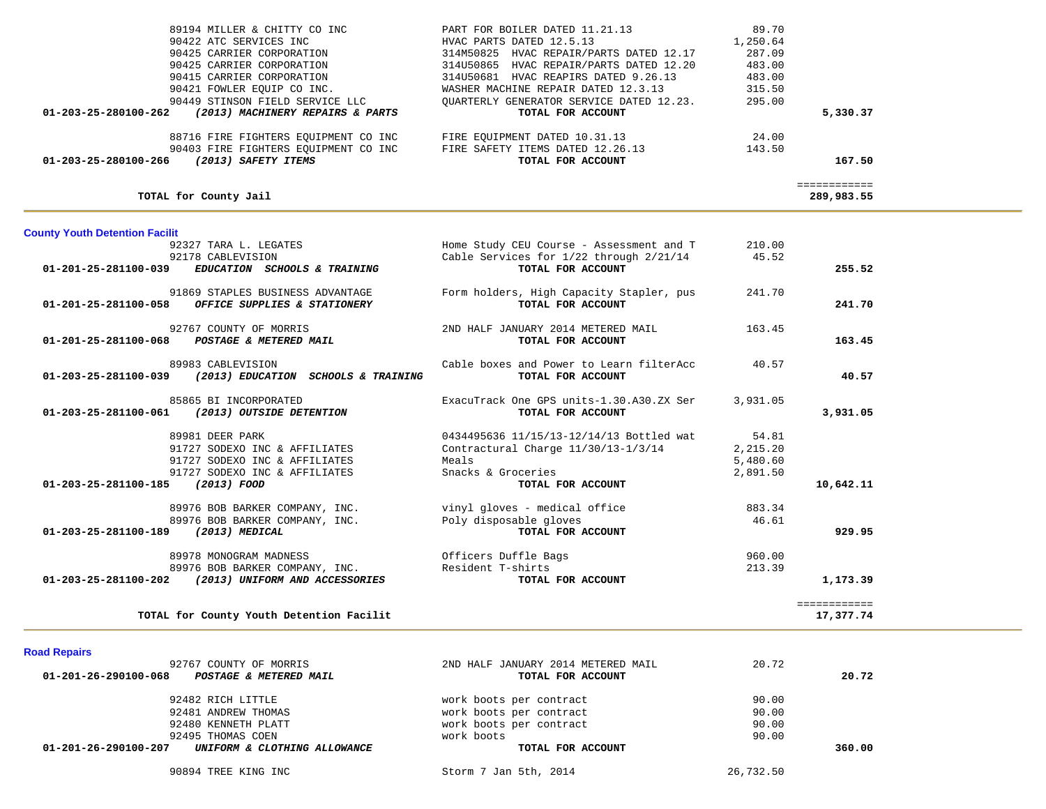| Account | Vendor / Description | Detail | Amount | Total |
|---|---|---|---|---|
| | 89194 MILLER & CHITTY CO INC | PART FOR BOILER DATED 11.21.13 | 89.70 | |
| | 90422 ATC SERVICES INC | HVAC PARTS DATED 12.5.13 | 1,250.64 | |
| | 90425 CARRIER CORPORATION | 314M50825 HVAC REPAIR/PARTS DATED 12.17 | 287.09 | |
| | 90425 CARRIER CORPORATION | 314U50865 HVAC REPAIR/PARTS DATED 12.20 | 483.00 | |
| | 90415 CARRIER CORPORATION | 314U50681 HVAC REAPIRS DATED 9.26.13 | 483.00 | |
| | 90421 FOWLER EQUIP CO INC. | WASHER MACHINE REPAIR DATED 12.3.13 | 315.50 | |
| | 90449 STINSON FIELD SERVICE LLC | QUARTERLY GENERATOR SERVICE DATED 12.23. | 295.00 | |
| **01-203-25-280100-262** | ***(2013) MACHINERY REPAIRS & PARTS*** | **TOTAL FOR ACCOUNT** | | **5,330.37** |
| | 88716 FIRE FIGHTERS EQUIPMENT CO INC | FIRE EQUIPMENT DATED 10.31.13 | 24.00 | |
| | 90403 FIRE FIGHTERS EQUIPMENT CO INC | FIRE SAFETY ITEMS DATED 12.26.13 | 143.50 | |
| **01-203-25-280100-266** | ***(2013) SAFETY ITEMS*** | **TOTAL FOR ACCOUNT** | | **167.50** |
| | **TOTAL for County Jail** | | | **289,983.55** |

**County Youth Detention Facilit**

| Account | Vendor / Description | Detail | Amount | Total |
|---|---|---|---|---|
| | 92327 TARA L. LEGATES | Home Study CEU Course - Assessment and T | 210.00 | |
| | 92178 CABLEVISION | Cable Services for 1/22 through 2/21/14 | 45.52 | |
| **01-201-25-281100-039** | ***EDUCATION SCHOOLS & TRAINING*** | **TOTAL FOR ACCOUNT** | | **255.52** |
| | 91869 STAPLES BUSINESS ADVANTAGE | Form holders, High Capacity Stapler, pus | 241.70 | |
| **01-201-25-281100-058** | ***OFFICE SUPPLIES & STATIONERY*** | **TOTAL FOR ACCOUNT** | | **241.70** |
| | 92767 COUNTY OF MORRIS | 2ND HALF JANUARY 2014 METERED MAIL | 163.45 | |
| **01-201-25-281100-068** | ***POSTAGE & METERED MAIL*** | **TOTAL FOR ACCOUNT** | | **163.45** |
| | 89983 CABLEVISION | Cable boxes and Power to Learn filterAcc | 40.57 | |
| **01-203-25-281100-039** | ***(2013) EDUCATION SCHOOLS & TRAINING*** | **TOTAL FOR ACCOUNT** | | **40.57** |
| | 85865 BI INCORPORATED | ExacuTrack One GPS units-1.30.A30.ZX Ser | 3,931.05 | |
| **01-203-25-281100-061** | ***(2013) OUTSIDE DETENTION*** | **TOTAL FOR ACCOUNT** | | **3,931.05** |
| | 89981 DEER PARK | 0434495636 11/15/13-12/14/13 Bottled wat | 54.81 | |
| | 91727 SODEXO INC & AFFILIATES | Contractural Charge 11/30/13-1/3/14 | 2,215.20 | |
| | 91727 SODEXO INC & AFFILIATES | Meals | 5,480.60 | |
| | 91727 SODEXO INC & AFFILIATES | Snacks & Groceries | 2,891.50 | |
| **01-203-25-281100-185** | ***(2013) FOOD*** | **TOTAL FOR ACCOUNT** | | **10,642.11** |
| | 89976 BOB BARKER COMPANY, INC. | vinyl gloves - medical office | 883.34 | |
| | 89976 BOB BARKER COMPANY, INC. | Poly disposable gloves | 46.61 | |
| **01-203-25-281100-189** | ***(2013) MEDICAL*** | **TOTAL FOR ACCOUNT** | | **929.95** |
| | 89978 MONOGRAM MADNESS | Officers Duffle Bags | 960.00 | |
| | 89976 BOB BARKER COMPANY, INC. | Resident T-shirts | 213.39 | |
| **01-203-25-281100-202** | ***(2013) UNIFORM AND ACCESSORIES*** | **TOTAL FOR ACCOUNT** | | **1,173.39** |
| | **TOTAL for County Youth Detention Facilit** | | | **17,377.74** |

**Road Repairs**

| Account | Vendor / Description | Detail | Amount | Total |
|---|---|---|---|---|
| | 92767 COUNTY OF MORRIS | 2ND HALF JANUARY 2014 METERED MAIL | 20.72 | |
| **01-201-26-290100-068** | ***POSTAGE & METERED MAIL*** | **TOTAL FOR ACCOUNT** | | **20.72** |
| | 92482 RICH LITTLE | work boots per contract | 90.00 | |
| | 92481 ANDREW THOMAS | work boots per contract | 90.00 | |
| | 92480 KENNETH PLATT | work boots per contract | 90.00 | |
| | 92495 THOMAS COEN | work boots | 90.00 | |
| **01-201-26-290100-207** | ***UNIFORM & CLOTHING ALLOWANCE*** | **TOTAL FOR ACCOUNT** | | **360.00** |
| | 90894 TREE KING INC | Storm 7 Jan 5th, 2014 | 26,732.50 | |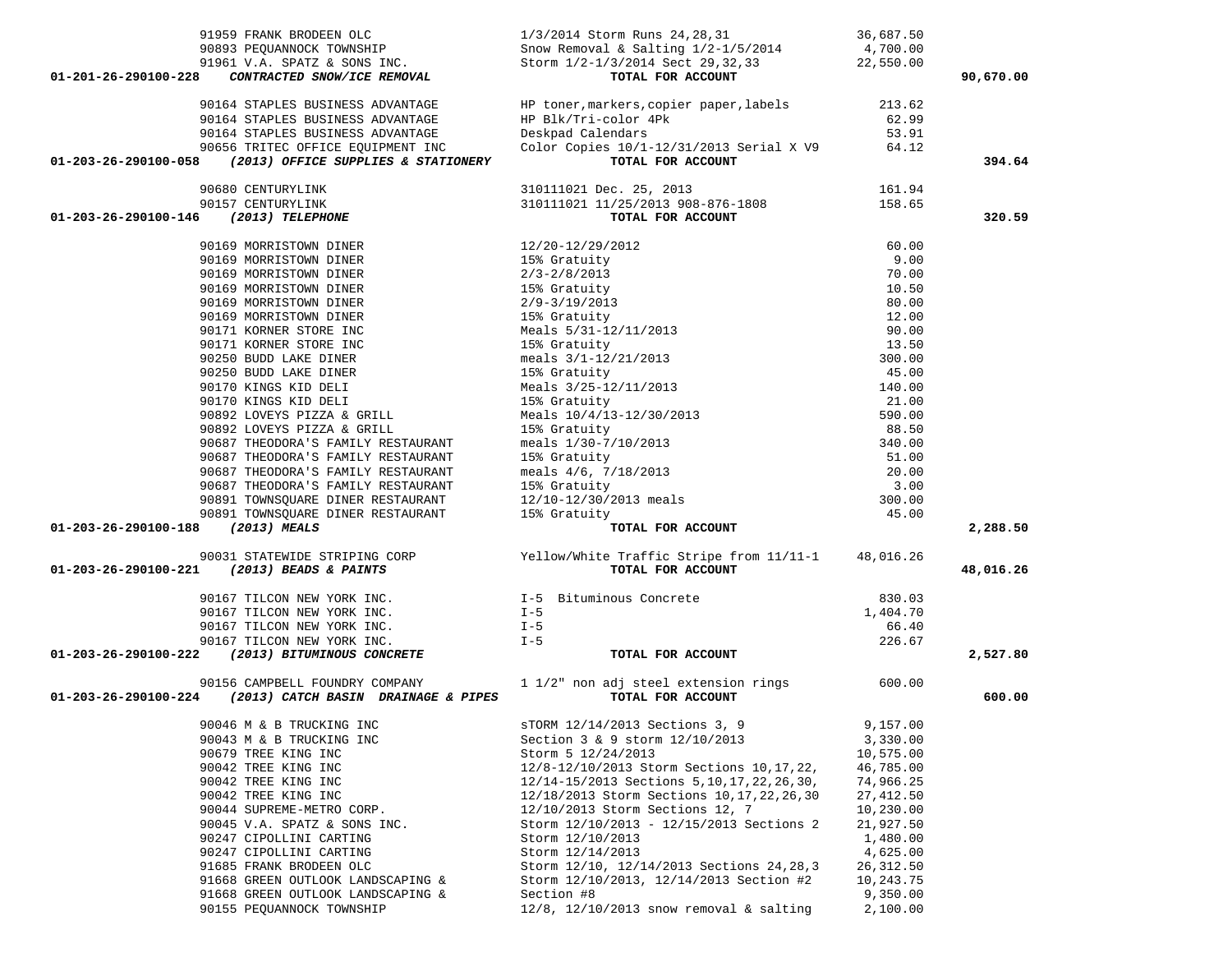| Account | Vendor | Description | Amount | Total |
|---|---|---|---|---|
| | 91959 FRANK BRODEEN OLC | 1/3/2014 Storm Runs 24,28,31 | 36,687.50 | |
| | 90893 PEQUANNOCK TOWNSHIP | Snow Removal & Salting 1/2-1/5/2014 | 4,700.00 | |
| | 91961 V.A. SPATZ & SONS INC. | Storm 1/2-1/3/2014 Sect 29,32,33 | 22,550.00 | |
| **01-201-26-290100-228** | ***CONTRACTED SNOW/ICE REMOVAL*** | **TOTAL FOR ACCOUNT** | | **90,670.00** |
| | 90164 STAPLES BUSINESS ADVANTAGE | HP toner,markers,copier paper,labels | 213.62 | |
| | 90164 STAPLES BUSINESS ADVANTAGE | HP Blk/Tri-color 4Pk | 62.99 | |
| | 90164 STAPLES BUSINESS ADVANTAGE | Deskpad Calendars | 53.91 | |
| | 90656 TRITEC OFFICE EQUIPMENT INC | Color Copies 10/1-12/31/2013 Serial X V9 | 64.12 | |
| **01-203-26-290100-058** | ***(2013) OFFICE SUPPLIES & STATIONERY*** | **TOTAL FOR ACCOUNT** | | **394.64** |
| | 90680 CENTURYLINK | 310111021 Dec. 25, 2013 | 161.94 | |
| | 90157 CENTURYLINK | 310111021 11/25/2013 908-876-1808 | 158.65 | |
| **01-203-26-290100-146** | ***(2013) TELEPHONE*** | **TOTAL FOR ACCOUNT** | | **320.59** |
| | 90169 MORRISTOWN DINER | 12/20-12/29/2012 | 60.00 | |
| | 90169 MORRISTOWN DINER | 15% Gratuity | 9.00 | |
| | 90169 MORRISTOWN DINER | 2/3-2/8/2013 | 70.00 | |
| | 90169 MORRISTOWN DINER | 15% Gratuity | 10.50 | |
| | 90169 MORRISTOWN DINER | 2/9-3/19/2013 | 80.00 | |
| | 90169 MORRISTOWN DINER | 15% Gratuity | 12.00 | |
| | 90171 KORNER STORE INC | Meals 5/31-12/11/2013 | 90.00 | |
| | 90171 KORNER STORE INC | 15% Gratuity | 13.50 | |
| | 90250 BUDD LAKE DINER | meals 3/1-12/21/2013 | 300.00 | |
| | 90250 BUDD LAKE DINER | 15% Gratuity | 45.00 | |
| | 90170 KINGS KID DELI | Meals 3/25-12/11/2013 | 140.00 | |
| | 90170 KINGS KID DELI | 15% Gratuity | 21.00 | |
| | 90892 LOVEYS PIZZA & GRILL | Meals 10/4/13-12/30/2013 | 590.00 | |
| | 90892 LOVEYS PIZZA & GRILL | 15% Gratuity | 88.50 | |
| | 90687 THEODORA'S FAMILY RESTAURANT | meals 1/30-7/10/2013 | 340.00 | |
| | 90687 THEODORA'S FAMILY RESTAURANT | 15% Gratuity | 51.00 | |
| | 90687 THEODORA'S FAMILY RESTAURANT | meals 4/6, 7/18/2013 | 20.00 | |
| | 90687 THEODORA'S FAMILY RESTAURANT | 15% Gratuity | 3.00 | |
| | 90891 TOWNSQUARE DINER RESTAURANT | 12/10-12/30/2013 meals | 300.00 | |
| | 90891 TOWNSQUARE DINER RESTAURANT | 15% Gratuity | 45.00 | |
| **01-203-26-290100-188** | ***(2013) MEALS*** | **TOTAL FOR ACCOUNT** | | **2,288.50** |
| | 90031 STATEWIDE STRIPING CORP | Yellow/White Traffic Stripe from 11/11-1 | 48,016.26 | |
| **01-203-26-290100-221** | ***(2013) BEADS & PAINTS*** | **TOTAL FOR ACCOUNT** | | **48,016.26** |
| | 90167 TILCON NEW YORK INC. | I-5 Bituminous Concrete | 830.03 | |
| | 90167 TILCON NEW YORK INC. | I-5 | 1,404.70 | |
| | 90167 TILCON NEW YORK INC. | I-5 | 66.40 | |
| | 90167 TILCON NEW YORK INC. | I-5 | 226.67 | |
| **01-203-26-290100-222** | ***(2013) BITUMINOUS CONCRETE*** | **TOTAL FOR ACCOUNT** | | **2,527.80** |
| | 90156 CAMPBELL FOUNDRY COMPANY | 1 1/2" non adj steel extension rings | 600.00 | |
| **01-203-26-290100-224** | ***(2013) CATCH BASIN DRAINAGE & PIPES*** | **TOTAL FOR ACCOUNT** | | **600.00** |
| | 90046 M & B TRUCKING INC | sTORM 12/14/2013 Sections 3, 9 | 9,157.00 | |
| | 90043 M & B TRUCKING INC | Section 3 & 9 storm 12/10/2013 | 3,330.00 | |
| | 90679 TREE KING INC | Storm 5 12/24/2013 | 10,575.00 | |
| | 90042 TREE KING INC | 12/8-12/10/2013 Storm Sections 10,17,22, | 46,785.00 | |
| | 90042 TREE KING INC | 12/14-15/2013 Sections 5,10,17,22,26,30, | 74,966.25 | |
| | 90042 TREE KING INC | 12/18/2013 Storm Sections 10,17,22,26,30 | 27,412.50 | |
| | 90044 SUPREME-METRO CORP. | 12/10/2013 Storm Sections 12, 7 | 10,230.00 | |
| | 90045 V.A. SPATZ & SONS INC. | Storm 12/10/2013 - 12/15/2013 Sections 2 | 21,927.50 | |
| | 90247 CIPOLLINI CARTING | Storm 12/10/2013 | 1,480.00 | |
| | 90247 CIPOLLINI CARTING | Storm 12/14/2013 | 4,625.00 | |
| | 91685 FRANK BRODEEN OLC | Storm 12/10, 12/14/2013 Sections 24,28,3 | 26,312.50 | |
| | 91668 GREEN OUTLOOK LANDSCAPING & | Storm 12/10/2013, 12/14/2013 Section #2 | 10,243.75 | |
| | 91668 GREEN OUTLOOK LANDSCAPING & | Section #8 | 9,350.00 | |
| | 90155 PEQUANNOCK TOWNSHIP | 12/8, 12/10/2013 snow removal & salting | 2,100.00 | |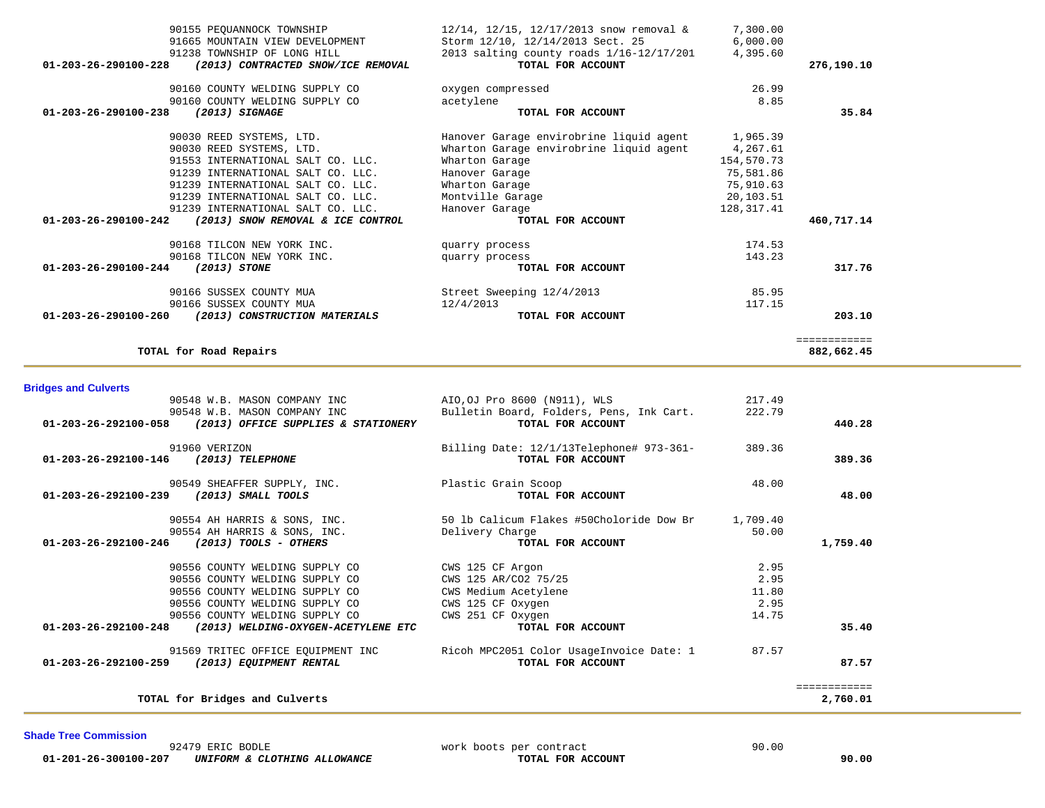| Account | Vendor | Description | Amount | Total |
|---|---|---|---|---|
| | 90155 PEQUANNOCK TOWNSHIP | 12/14, 12/15, 12/17/2013 snow removal & | 7,300.00 | |
| | 91665 MOUNTAIN VIEW DEVELOPMENT | Storm 12/10, 12/14/2013 Sect. 25 | 6,000.00 | |
| | 91238 TOWNSHIP OF LONG HILL | 2013 salting county roads 1/16-12/17/201 | 4,395.60 | |
| **01-203-26-290100-228** | ***(2013) CONTRACTED SNOW/ICE REMOVAL*** | **TOTAL FOR ACCOUNT** | | **276,190.10** |
| | 90160 COUNTY WELDING SUPPLY CO | oxygen compressed | 26.99 | |
| | 90160 COUNTY WELDING SUPPLY CO | acetylene | 8.85 | |
| **01-203-26-290100-238** | ***(2013) SIGNAGE*** | **TOTAL FOR ACCOUNT** | | **35.84** |
| | 90030 REED SYSTEMS, LTD. | Hanover Garage envirobrine liquid agent | 1,965.39 | |
| | 90030 REED SYSTEMS, LTD. | Wharton Garage envirobrine liquid agent | 4,267.61 | |
| | 91553 INTERNATIONAL SALT CO. LLC. | Wharton Garage | 154,570.73 | |
| | 91239 INTERNATIONAL SALT CO. LLC. | Hanover Garage | 75,581.86 | |
| | 91239 INTERNATIONAL SALT CO. LLC. | Wharton Garage | 75,910.63 | |
| | 91239 INTERNATIONAL SALT CO. LLC. | Montville Garage | 20,103.51 | |
| | 91239 INTERNATIONAL SALT CO. LLC. | Hanover Garage | 128,317.41 | |
| **01-203-26-290100-242** | ***(2013) SNOW REMOVAL & ICE CONTROL*** | **TOTAL FOR ACCOUNT** | | **460,717.14** |
| | 90168 TILCON NEW YORK INC. | quarry process | 174.53 | |
| | 90168 TILCON NEW YORK INC. | quarry process | 143.23 | |
| **01-203-26-290100-244** | ***(2013) STONE*** | **TOTAL FOR ACCOUNT** | | **317.76** |
| | 90166 SUSSEX COUNTY MUA | Street Sweeping 12/4/2013 | 85.95 | |
| | 90166 SUSSEX COUNTY MUA | 12/4/2013 | 117.15 | |
| **01-203-26-290100-260** | ***(2013) CONSTRUCTION MATERIALS*** | **TOTAL FOR ACCOUNT** | | **203.10** |
| | **TOTAL for Road Repairs** | | | **882,662.45** |

## Bridges and Culverts

| Account | Vendor | Description | Amount | Total |
|---|---|---|---|---|
| | 90548 W.B. MASON COMPANY INC | AIO,OJ Pro 8600 (N911), WLS | 217.49 | |
| | 90548 W.B. MASON COMPANY INC | Bulletin Board, Folders, Pens, Ink Cart. | 222.79 | |
| **01-203-26-292100-058** | ***(2013) OFFICE SUPPLIES & STATIONERY*** | **TOTAL FOR ACCOUNT** | | **440.28** |
| | 91960 VERIZON | Billing Date: 12/1/13Telephone# 973-361- | 389.36 | |
| **01-203-26-292100-146** | ***(2013) TELEPHONE*** | **TOTAL FOR ACCOUNT** | | **389.36** |
| | 90549 SHEAFFER SUPPLY, INC. | Plastic Grain Scoop | 48.00 | |
| **01-203-26-292100-239** | ***(2013) SMALL TOOLS*** | **TOTAL FOR ACCOUNT** | | **48.00** |
| | 90554 AH HARRIS & SONS, INC. | 50 lb Calicum Flakes #50Choloride Dow Br | 1,709.40 | |
| | 90554 AH HARRIS & SONS, INC. | Delivery Charge | 50.00 | |
| **01-203-26-292100-246** | ***(2013) TOOLS - OTHERS*** | **TOTAL FOR ACCOUNT** | | **1,759.40** |
| | 90556 COUNTY WELDING SUPPLY CO | CWS 125 CF Argon | 2.95 | |
| | 90556 COUNTY WELDING SUPPLY CO | CWS 125 AR/CO2 75/25 | 2.95 | |
| | 90556 COUNTY WELDING SUPPLY CO | CWS Medium Acetylene | 11.80 | |
| | 90556 COUNTY WELDING SUPPLY CO | CWS 125 CF Oxygen | 2.95 | |
| | 90556 COUNTY WELDING SUPPLY CO | CWS 251 CF Oxygen | 14.75 | |
| **01-203-26-292100-248** | ***(2013) WELDING-OXYGEN-ACETYLENE ETC*** | **TOTAL FOR ACCOUNT** | | **35.40** |
| | 91569 TRITEC OFFICE EQUIPMENT INC | Ricoh MPC2051 Color UsageInvoice Date: 1 | 87.57 | |
| **01-203-26-292100-259** | ***(2013) EQUIPMENT RENTAL*** | **TOTAL FOR ACCOUNT** | | **87.57** |
| | **TOTAL for Bridges and Culverts** | | | **2,760.01** |

## Shade Tree Commission

| Account | Vendor | Description | Amount | Total |
|---|---|---|---|---|
| | 92479 ERIC BODLE | work boots per contract | 90.00 | |
| **01-201-26-300100-207** | ***UNIFORM & CLOTHING ALLOWANCE*** | **TOTAL FOR ACCOUNT** | | **90.00** |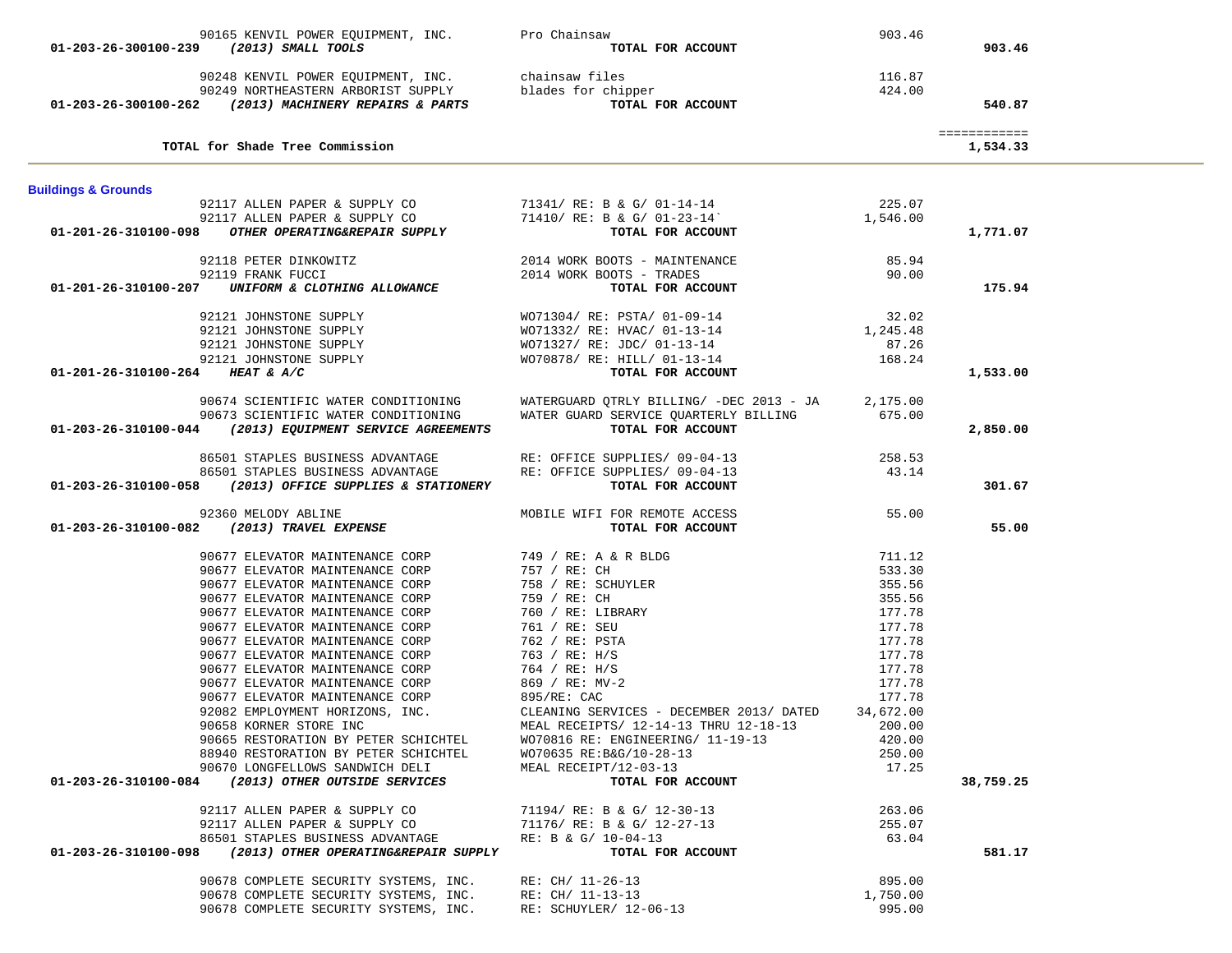| Account | Vendor | Description | Amount | Total |
|---|---|---|---|---|
| | 90165 KENVIL POWER EQUIPMENT, INC. | Pro Chainsaw | 903.46 | |
| 01-203-26-300100-239 | *(2013) SMALL TOOLS* | **TOTAL FOR ACCOUNT** | | **903.46** |
| | 90248 KENVIL POWER EQUIPMENT, INC. | chainsaw files | 116.87 | |
| | 90249 NORTHEASTERN ARBORIST SUPPLY | blades for chipper | 424.00 | |
| 01-203-26-300100-262 | *(2013) MACHINERY REPAIRS & PARTS* | **TOTAL FOR ACCOUNT** | | **540.87** |
| | | | | ============ |
| | **TOTAL for Shade Tree Commission** | | | **1,534.33** |

**Buildings & Grounds**

| Account | Vendor | Description | Amount | Total |
|---|---|---|---|---|
| | 92117 ALLEN PAPER & SUPPLY CO | 71341/ RE: B & G/ 01-14-14 | 225.07 | |
| | 92117 ALLEN PAPER & SUPPLY CO | 71410/ RE: B & G/ 01-23-14` | 1,546.00 | |
| 01-201-26-310100-098 | *OTHER OPERATING&REPAIR SUPPLY* | **TOTAL FOR ACCOUNT** | | **1,771.07** |
| | 92118 PETER DINKOWITZ | 2014 WORK BOOTS - MAINTENANCE | 85.94 | |
| | 92119 FRANK FUCCI | 2014 WORK BOOTS - TRADES | 90.00 | |
| 01-201-26-310100-207 | *UNIFORM & CLOTHING ALLOWANCE* | **TOTAL FOR ACCOUNT** | | **175.94** |
| | 92121 JOHNSTONE SUPPLY | WO71304/ RE: PSTA/ 01-09-14 | 32.02 | |
| | 92121 JOHNSTONE SUPPLY | WO71332/ RE: HVAC/ 01-13-14 | 1,245.48 | |
| | 92121 JOHNSTONE SUPPLY | WO71327/ RE: JDC/ 01-13-14 | 87.26 | |
| | 92121 JOHNSTONE SUPPLY | WO70878/ RE: HILL/ 01-13-14 | 168.24 | |
| 01-201-26-310100-264 | *HEAT & A/C* | **TOTAL FOR ACCOUNT** | | **1,533.00** |
| | 90674 SCIENTIFIC WATER CONDITIONING | WATERGUARD QTRLY BILLING/ -DEC 2013 - JA | 2,175.00 | |
| | 90673 SCIENTIFIC WATER CONDITIONING | WATER GUARD SERVICE QUARTERLY BILLING | 675.00 | |
| 01-203-26-310100-044 | *(2013) EQUIPMENT SERVICE AGREEMENTS* | **TOTAL FOR ACCOUNT** | | **2,850.00** |
| | 86501 STAPLES BUSINESS ADVANTAGE | RE: OFFICE SUPPLIES/ 09-04-13 | 258.53 | |
| | 86501 STAPLES BUSINESS ADVANTAGE | RE: OFFICE SUPPLIES/ 09-04-13 | 43.14 | |
| 01-203-26-310100-058 | *(2013) OFFICE SUPPLIES & STATIONERY* | **TOTAL FOR ACCOUNT** | | **301.67** |
| | 92360 MELODY ABLINE | MOBILE WIFI FOR REMOTE ACCESS | 55.00 | |
| 01-203-26-310100-082 | *(2013) TRAVEL EXPENSE* | **TOTAL FOR ACCOUNT** | | **55.00** |
| | 90677 ELEVATOR MAINTENANCE CORP | 749 / RE: A & R BLDG | 711.12 | |
| | 90677 ELEVATOR MAINTENANCE CORP | 757 / RE: CH | 533.30 | |
| | 90677 ELEVATOR MAINTENANCE CORP | 758 / RE: SCHUYLER | 355.56 | |
| | 90677 ELEVATOR MAINTENANCE CORP | 759 / RE: CH | 355.56 | |
| | 90677 ELEVATOR MAINTENANCE CORP | 760 / RE: LIBRARY | 177.78 | |
| | 90677 ELEVATOR MAINTENANCE CORP | 761 / RE: SEU | 177.78 | |
| | 90677 ELEVATOR MAINTENANCE CORP | 762 / RE: PSTA | 177.78 | |
| | 90677 ELEVATOR MAINTENANCE CORP | 763 / RE: H/S | 177.78 | |
| | 90677 ELEVATOR MAINTENANCE CORP | 764 / RE: H/S | 177.78 | |
| | 90677 ELEVATOR MAINTENANCE CORP | 869 / RE: MV-2 | 177.78 | |
| | 90677 ELEVATOR MAINTENANCE CORP | 895/RE: CAC | 177.78 | |
| | 92082 EMPLOYMENT HORIZONS, INC. | CLEANING SERVICES - DECEMBER 2013/ DATED | 34,672.00 | |
| | 90658 KORNER STORE INC | MEAL RECEIPTS/ 12-14-13 THRU 12-18-13 | 200.00 | |
| | 90665 RESTORATION BY PETER SCHICHTEL | WO70816 RE: ENGINEERING/ 11-19-13 | 420.00 | |
| | 88940 RESTORATION BY PETER SCHICHTEL | WO70635 RE:B&G/10-28-13 | 250.00 | |
| | 90670 LONGFELLOWS SANDWICH DELI | MEAL RECEIPT/12-03-13 | 17.25 | |
| 01-203-26-310100-084 | *(2013) OTHER OUTSIDE SERVICES* | **TOTAL FOR ACCOUNT** | | **38,759.25** |
| | 92117 ALLEN PAPER & SUPPLY CO | 71194/ RE: B & G/ 12-30-13 | 263.06 | |
| | 92117 ALLEN PAPER & SUPPLY CO | 71176/ RE: B & G/ 12-27-13 | 255.07 | |
| | 86501 STAPLES BUSINESS ADVANTAGE | RE: B & G/ 10-04-13 | 63.04 | |
| 01-203-26-310100-098 | *(2013) OTHER OPERATING&REPAIR SUPPLY* | **TOTAL FOR ACCOUNT** | | **581.17** |
| | 90678 COMPLETE SECURITY SYSTEMS, INC. | RE: CH/ 11-26-13 | 895.00 | |
| | 90678 COMPLETE SECURITY SYSTEMS, INC. | RE: CH/ 11-13-13 | 1,750.00 | |
| | 90678 COMPLETE SECURITY SYSTEMS, INC. | RE: SCHUYLER/ 12-06-13 | 995.00 | |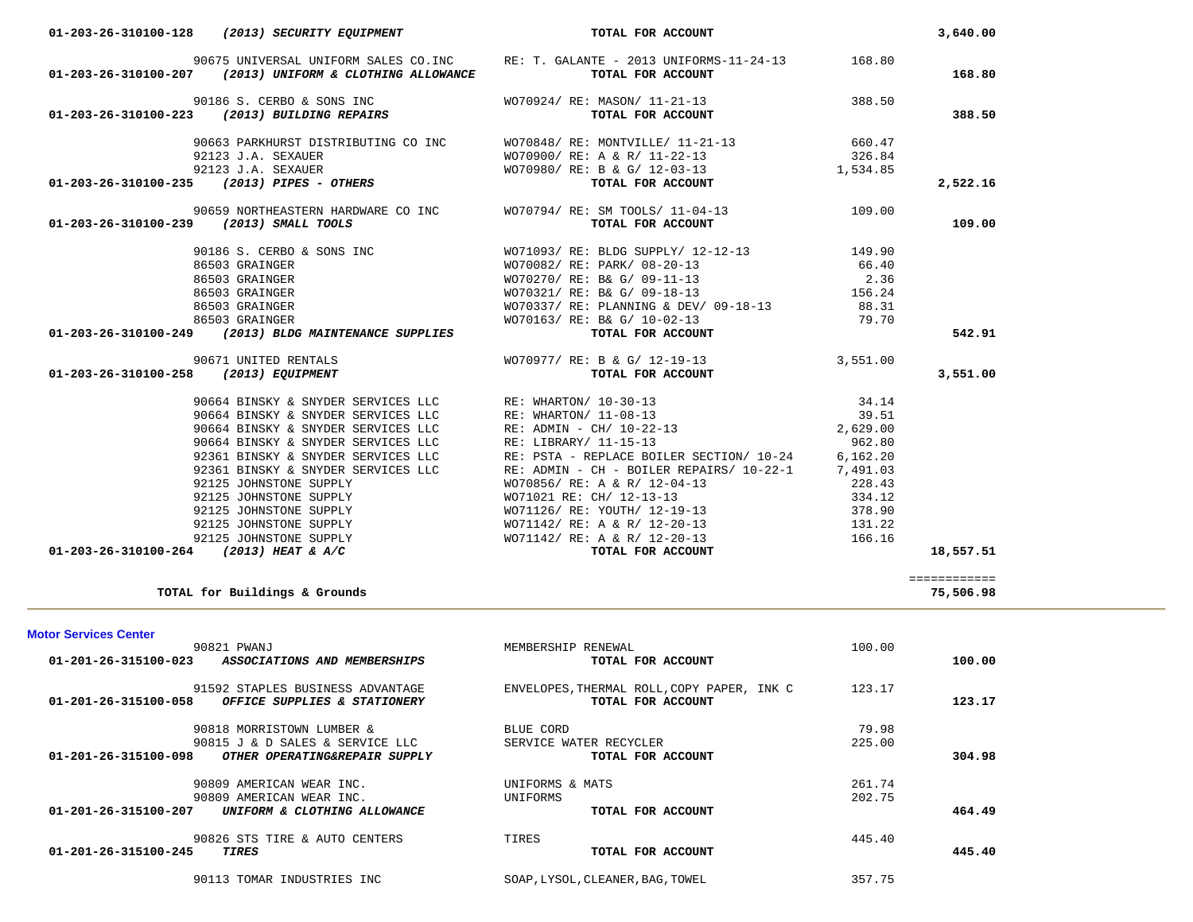| Account / Vendor | Description | Amount | Total |
|---|---|---|---|
| **01-203-26-310100-128** ***(2013) SECURITY EQUIPMENT*** | **TOTAL FOR ACCOUNT** | | **3,640.00** |
| 90675 UNIVERSAL UNIFORM SALES CO.INC | RE: T. GALANTE - 2013 UNIFORMS-11-24-13 | 168.80 | |
| **01-203-26-310100-207** ***(2013) UNIFORM & CLOTHING ALLOWANCE*** | **TOTAL FOR ACCOUNT** | | **168.80** |
| 90186 S. CERBO & SONS INC | WO70924/ RE: MASON/ 11-21-13 | 388.50 | |
| **01-203-26-310100-223** ***(2013) BUILDING REPAIRS*** | **TOTAL FOR ACCOUNT** | | **388.50** |
| 90663 PARKHURST DISTRIBUTING CO INC | WO70848/ RE: MONTVILLE/ 11-21-13 | 660.47 | |
| 92123 J.A. SEXAUER | WO70900/ RE: A & R/ 11-22-13 | 326.84 | |
| 92123 J.A. SEXAUER | WO70980/ RE: B & G/ 12-03-13 | 1,534.85 | |
| **01-203-26-310100-235** ***(2013) PIPES - OTHERS*** | **TOTAL FOR ACCOUNT** | | **2,522.16** |
| 90659 NORTHEASTERN HARDWARE CO INC | WO70794/ RE: SM TOOLS/ 11-04-13 | 109.00 | |
| **01-203-26-310100-239** ***(2013) SMALL TOOLS*** | **TOTAL FOR ACCOUNT** | | **109.00** |
| 90186 S. CERBO & SONS INC | WO71093/ RE: BLDG SUPPLY/ 12-12-13 | 149.90 | |
| 86503 GRAINGER | WO70082/ RE: PARK/ 08-20-13 | 66.40 | |
| 86503 GRAINGER | WO70270/ RE: B& G/ 09-11-13 | 2.36 | |
| 86503 GRAINGER | WO70321/ RE: B& G/ 09-18-13 | 156.24 | |
| 86503 GRAINGER | WO70337/ RE: PLANNING & DEV/ 09-18-13 | 88.31 | |
| 86503 GRAINGER | WO70163/ RE: B& G/ 10-02-13 | 79.70 | |
| **01-203-26-310100-249** ***(2013) BLDG MAINTENANCE SUPPLIES*** | **TOTAL FOR ACCOUNT** | | **542.91** |
| 90671 UNITED RENTALS | WO70977/ RE: B & G/ 12-19-13 | 3,551.00 | |
| **01-203-26-310100-258** ***(2013) EQUIPMENT*** | **TOTAL FOR ACCOUNT** | | **3,551.00** |
| 90664 BINSKY & SNYDER SERVICES LLC | RE: WHARTON/ 10-30-13 | 34.14 | |
| 90664 BINSKY & SNYDER SERVICES LLC | RE: WHARTON/ 11-08-13 | 39.51 | |
| 90664 BINSKY & SNYDER SERVICES LLC | RE: ADMIN - CH/ 10-22-13 | 2,629.00 | |
| 90664 BINSKY & SNYDER SERVICES LLC | RE: LIBRARY/ 11-15-13 | 962.80 | |
| 92361 BINSKY & SNYDER SERVICES LLC | RE: PSTA - REPLACE BOILER SECTION/ 10-24 | 6,162.20 | |
| 92361 BINSKY & SNYDER SERVICES LLC | RE: ADMIN - CH - BOILER REPAIRS/ 10-22-1 | 7,491.03 | |
| 92125 JOHNSTONE SUPPLY | WO70856/ RE: A & R/ 12-04-13 | 228.43 | |
| 92125 JOHNSTONE SUPPLY | WO71021 RE: CH/ 12-13-13 | 334.12 | |
| 92125 JOHNSTONE SUPPLY | WO71126/ RE: YOUTH/ 12-19-13 | 378.90 | |
| 92125 JOHNSTONE SUPPLY | WO71142/ RE: A & R/ 12-20-13 | 131.22 | |
| 92125 JOHNSTONE SUPPLY | WO71142/ RE: A & R/ 12-20-13 | 166.16 | |
| **01-203-26-310100-264** ***(2013) HEAT & A/C*** | **TOTAL FOR ACCOUNT** | | **18,557.51** |
| | | | ============ |
| **TOTAL for Buildings & Grounds** | | | **75,506.98** |

**Motor Services Center**

| Account / Vendor | Description | Amount | Total |
|---|---|---|---|
| 90821 PWANJ | MEMBERSHIP RENEWAL | 100.00 | |
| **01-201-26-315100-023** ***ASSOCIATIONS AND MEMBERSHIPS*** | **TOTAL FOR ACCOUNT** | | **100.00** |
| 91592 STAPLES BUSINESS ADVANTAGE | ENVELOPES,THERMAL ROLL,COPY PAPER, INK C | 123.17 | |
| **01-201-26-315100-058** ***OFFICE SUPPLIES & STATIONERY*** | **TOTAL FOR ACCOUNT** | | **123.17** |
| 90818 MORRISTOWN LUMBER & | BLUE CORD | 79.98 | |
| 90815 J & D SALES & SERVICE LLC | SERVICE WATER RECYCLER | 225.00 | |
| **01-201-26-315100-098** ***OTHER OPERATING&REPAIR SUPPLY*** | **TOTAL FOR ACCOUNT** | | **304.98** |
| 90809 AMERICAN WEAR INC. | UNIFORMS & MATS | 261.74 | |
| 90809 AMERICAN WEAR INC. | UNIFORMS | 202.75 | |
| **01-201-26-315100-207** ***UNIFORM & CLOTHING ALLOWANCE*** | **TOTAL FOR ACCOUNT** | | **464.49** |
| 90826 STS TIRE & AUTO CENTERS | TIRES | 445.40 | |
| **01-201-26-315100-245** ***TIRES*** | **TOTAL FOR ACCOUNT** | | **445.40** |
| 90113 TOMAR INDUSTRIES INC | SOAP,LYSOL,CLEANER,BAG,TOWEL | 357.75 | |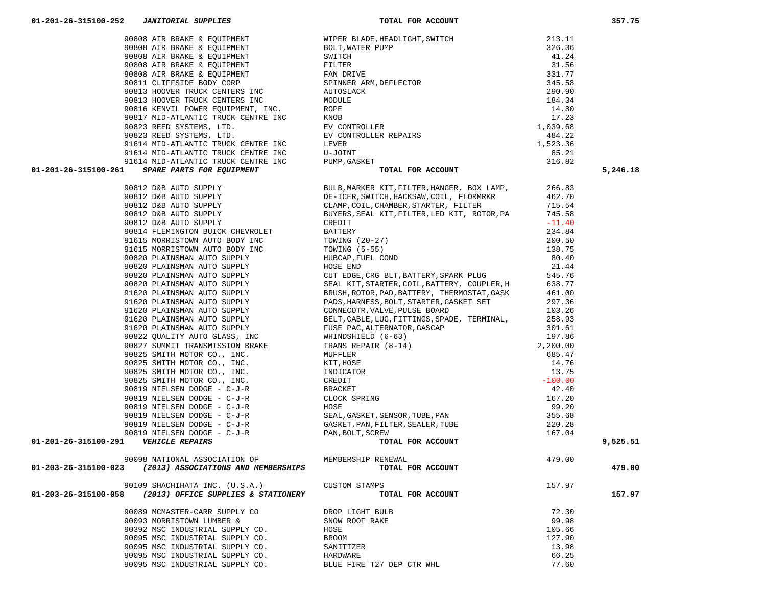| Account | Vendor | Description | Amount | Total |
|---|---|---|---|---|
| 01-201-26-315100-252 ***JANITORIAL SUPPLIES*** | | **TOTAL FOR ACCOUNT** | | **357.75** |
| | 90808 AIR BRAKE & EQUIPMENT | WIPER BLADE,HEADLIGHT,SWITCH | 213.11 | |
| | 90808 AIR BRAKE & EQUIPMENT | BOLT,WATER PUMP | 326.36 | |
| | 90808 AIR BRAKE & EQUIPMENT | SWITCH | 41.24 | |
| | 90808 AIR BRAKE & EQUIPMENT | FILTER | 31.56 | |
| | 90808 AIR BRAKE & EQUIPMENT | FAN DRIVE | 331.77 | |
| | 90811 CLIFFSIDE BODY CORP | SPINNER ARM,DEFLECTOR | 345.58 | |
| | 90813 HOOVER TRUCK CENTERS INC | AUTOSLACK | 290.90 | |
| | 90813 HOOVER TRUCK CENTERS INC | MODULE | 184.34 | |
| | 90816 KENVIL POWER EQUIPMENT, INC. | ROPE | 14.80 | |
| | 90817 MID-ATLANTIC TRUCK CENTRE INC | KNOB | 17.23 | |
| | 90823 REED SYSTEMS, LTD. | EV CONTROLLER | 1,039.68 | |
| | 90823 REED SYSTEMS, LTD. | EV CONTROLLER REPAIRS | 484.22 | |
| | 91614 MID-ATLANTIC TRUCK CENTRE INC | LEVER | 1,523.36 | |
| | 91614 MID-ATLANTIC TRUCK CENTRE INC | U-JOINT | 85.21 | |
| | 91614 MID-ATLANTIC TRUCK CENTRE INC | PUMP,GASKET | 316.82 | |
| 01-201-26-315100-261 ***SPARE PARTS FOR EQUIPMENT*** | | **TOTAL FOR ACCOUNT** | | **5,246.18** |
| | 90812 D&B AUTO SUPPLY | BULB,MARKER KIT,FILTER,HANGER, BOX LAMP, | 266.83 | |
| | 90812 D&B AUTO SUPPLY | DE-ICER,SWITCH,HACKSAW,COIL, FLORMRKR | 462.70 | |
| | 90812 D&B AUTO SUPPLY | CLAMP,COIL,CHAMBER,STARTER, FILTER | 715.54 | |
| | 90812 D&B AUTO SUPPLY | BUYERS,SEAL KIT,FILTER,LED KIT, ROTOR,PA | 745.58 | |
| | 90812 D&B AUTO SUPPLY | CREDIT | -11.40 | |
| | 90814 FLEMINGTON BUICK CHEVROLET | BATTERY | 234.84 | |
| | 91615 MORRISTOWN AUTO BODY INC | TOWING (20-27) | 200.50 | |
| | 91615 MORRISTOWN AUTO BODY INC | TOWING (5-55) | 138.75 | |
| | 90820 PLAINSMAN AUTO SUPPLY | HUBCAP,FUEL COND | 80.40 | |
| | 90820 PLAINSMAN AUTO SUPPLY | HOSE END | 21.44 | |
| | 90820 PLAINSMAN AUTO SUPPLY | CUT EDGE,CRG BLT,BATTERY,SPARK PLUG | 545.76 | |
| | 90820 PLAINSMAN AUTO SUPPLY | SEAL KIT,STARTER,COIL,BATTERY, COUPLER,H | 638.77 | |
| | 91620 PLAINSMAN AUTO SUPPLY | BRUSH,ROTOR,PAD,BATTERY, THERMOSTAT,GASK | 461.00 | |
| | 91620 PLAINSMAN AUTO SUPPLY | PADS,HARNESS,BOLT,STARTER,GASKET SET | 297.36 | |
| | 91620 PLAINSMAN AUTO SUPPLY | CONNECOTR,VALVE,PULSE BOARD | 103.26 | |
| | 91620 PLAINSMAN AUTO SUPPLY | BELT,CABLE,LUG,FITTINGS,SPADE, TERMINAL, | 258.93 | |
| | 91620 PLAINSMAN AUTO SUPPLY | FUSE PAC,ALTERNATOR,GASCAP | 301.61 | |
| | 90822 QUALITY AUTO GLASS, INC | WHINDSHIELD (6-63) | 197.86 | |
| | 90827 SUMMIT TRANSMISSION BRAKE | TRANS REPAIR (8-14) | 2,200.00 | |
| | 90825 SMITH MOTOR CO., INC. | MUFFLER | 685.47 | |
| | 90825 SMITH MOTOR CO., INC. | KIT,HOSE | 14.76 | |
| | 90825 SMITH MOTOR CO., INC. | INDICATOR | 13.75 | |
| | 90825 SMITH MOTOR CO., INC. | CREDIT | -100.00 | |
| | 90819 NIELSEN DODGE - C-J-R | BRACKET | 42.40 | |
| | 90819 NIELSEN DODGE - C-J-R | CLOCK SPRING | 167.20 | |
| | 90819 NIELSEN DODGE - C-J-R | HOSE | 99.20 | |
| | 90819 NIELSEN DODGE - C-J-R | SEAL,GASKET,SENSOR,TUBE,PAN | 355.68 | |
| | 90819 NIELSEN DODGE - C-J-R | GASKET,PAN,FILTER,SEALER,TUBE | 220.28 | |
| | 90819 NIELSEN DODGE - C-J-R | PAN,BOLT,SCREW | 167.04 | |
| 01-201-26-315100-291 ***VEHICLE REPAIRS*** | | **TOTAL FOR ACCOUNT** | | **9,525.51** |
| | 90098 NATIONAL ASSOCIATION OF | MEMBERSHIP RENEWAL | 479.00 | |
| 01-203-26-315100-023 ***(2013) ASSOCIATIONS AND MEMBERSHIPS*** | | **TOTAL FOR ACCOUNT** | | **479.00** |
| | 90109 SHACHIHATA INC. (U.S.A.) | CUSTOM STAMPS | 157.97 | |
| 01-203-26-315100-058 ***(2013) OFFICE SUPPLIES & STATIONERY*** | | **TOTAL FOR ACCOUNT** | | **157.97** |
| | 90089 MCMASTER-CARR SUPPLY CO | DROP LIGHT BULB | 72.30 | |
| | 90093 MORRISTOWN LUMBER & | SNOW ROOF RAKE | 99.98 | |
| | 90392 MSC INDUSTRIAL SUPPLY CO. | HOSE | 105.66 | |
| | 90095 MSC INDUSTRIAL SUPPLY CO. | BROOM | 127.90 | |
| | 90095 MSC INDUSTRIAL SUPPLY CO. | SANITIZER | 13.98 | |
| | 90095 MSC INDUSTRIAL SUPPLY CO. | HARDWARE | 66.25 | |
| | 90095 MSC INDUSTRIAL SUPPLY CO. | BLUE FIRE T27 DEP CTR WHL | 77.60 | |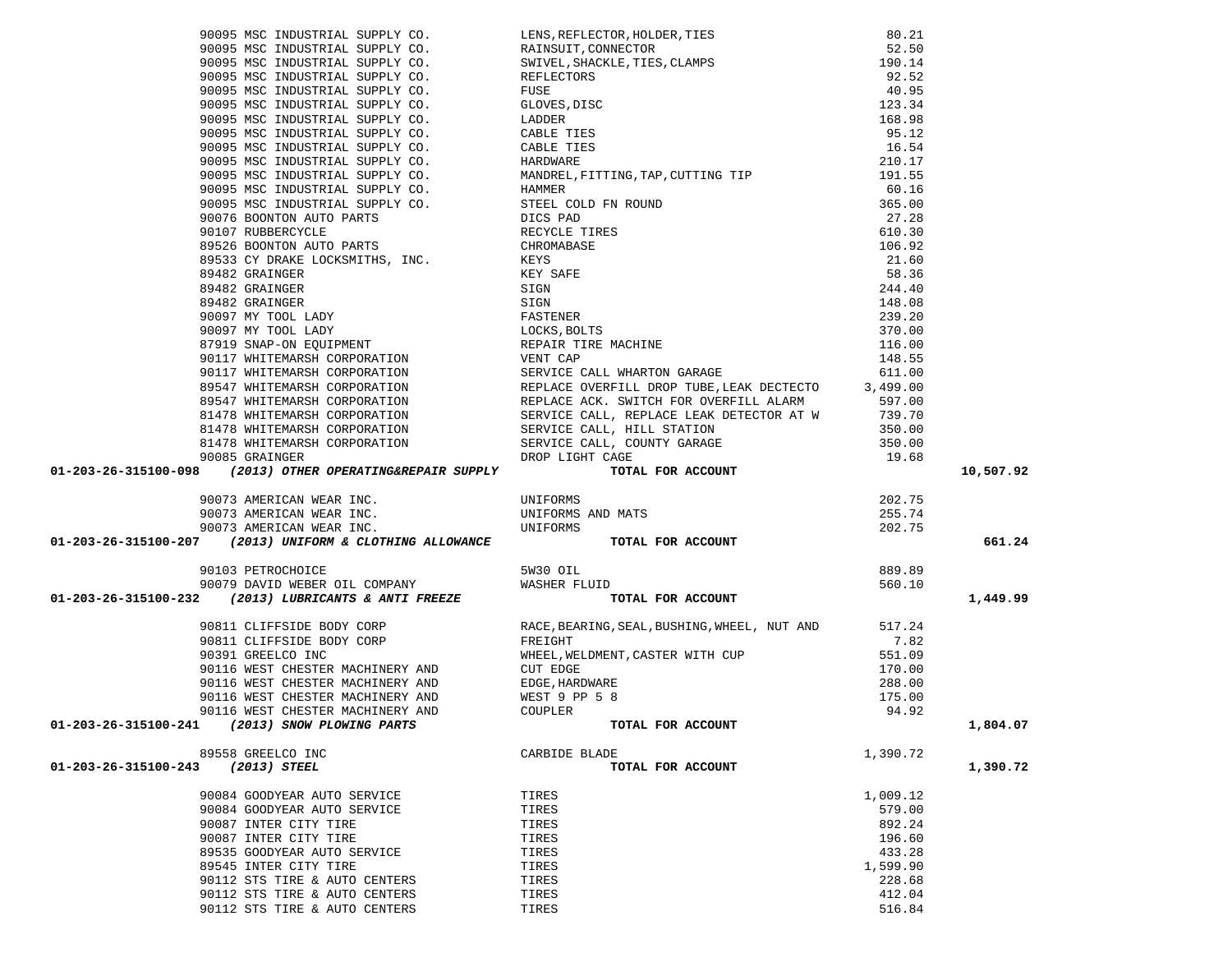| Account | Vendor | Description | Amount | Total |
|---|---|---|---|---|
| | 90095 MSC INDUSTRIAL SUPPLY CO. | LENS,REFLECTOR,HOLDER,TIES | 80.21 | |
| | 90095 MSC INDUSTRIAL SUPPLY CO. | RAINSUIT,CONNECTOR | 52.50 | |
| | 90095 MSC INDUSTRIAL SUPPLY CO. | SWIVEL,SHACKLE,TIES,CLAMPS | 190.14 | |
| | 90095 MSC INDUSTRIAL SUPPLY CO. | REFLECTORS | 92.52 | |
| | 90095 MSC INDUSTRIAL SUPPLY CO. | FUSE | 40.95 | |
| | 90095 MSC INDUSTRIAL SUPPLY CO. | GLOVES,DISC | 123.34 | |
| | 90095 MSC INDUSTRIAL SUPPLY CO. | LADDER | 168.98 | |
| | 90095 MSC INDUSTRIAL SUPPLY CO. | CABLE TIES | 95.12 | |
| | 90095 MSC INDUSTRIAL SUPPLY CO. | CABLE TIES | 16.54 | |
| | 90095 MSC INDUSTRIAL SUPPLY CO. | HARDWARE | 210.17 | |
| | 90095 MSC INDUSTRIAL SUPPLY CO. | MANDREL,FITTING,TAP,CUTTING TIP | 191.55 | |
| | 90095 MSC INDUSTRIAL SUPPLY CO. | HAMMER | 60.16 | |
| | 90095 MSC INDUSTRIAL SUPPLY CO. | STEEL COLD FN ROUND | 365.00 | |
| | 90076 BOONTON AUTO PARTS | DICS PAD | 27.28 | |
| | 90107 RUBBERCYCLE | RECYCLE TIRES | 610.30 | |
| | 89526 BOONTON AUTO PARTS | CHROMABASE | 106.92 | |
| | 89533 CY DRAKE LOCKSMITHS, INC. | KEYS | 21.60 | |
| | 89482 GRAINGER | KEY SAFE | 58.36 | |
| | 89482 GRAINGER | SIGN | 244.40 | |
| | 89482 GRAINGER | SIGN | 148.08 | |
| | 90097 MY TOOL LADY | FASTENER | 239.20 | |
| | 90097 MY TOOL LADY | LOCKS,BOLTS | 370.00 | |
| | 87919 SNAP-ON EQUIPMENT | REPAIR TIRE MACHINE | 116.00 | |
| | 90117 WHITEMARSH CORPORATION | VENT CAP | 148.55 | |
| | 90117 WHITEMARSH CORPORATION | SERVICE CALL WHARTON GARAGE | 611.00 | |
| | 89547 WHITEMARSH CORPORATION | REPLACE OVERFILL DROP TUBE,LEAK DECTECTO | 3,499.00 | |
| | 89547 WHITEMARSH CORPORATION | REPLACE ACK. SWITCH FOR OVERFILL ALARM | 597.00 | |
| | 81478 WHITEMARSH CORPORATION | SERVICE CALL, REPLACE LEAK DETECTOR AT W | 739.70 | |
| | 81478 WHITEMARSH CORPORATION | SERVICE CALL, HILL STATION | 350.00 | |
| | 81478 WHITEMARSH CORPORATION | SERVICE CALL, COUNTY GARAGE | 350.00 | |
| | 90085 GRAINGER | DROP LIGHT CAGE | 19.68 | |
| **01-203-26-315100-098** | ***(2013) OTHER OPERATING&REPAIR SUPPLY*** | **TOTAL FOR ACCOUNT** | | **10,507.92** |
| | 90073 AMERICAN WEAR INC. | UNIFORMS | 202.75 | |
| | 90073 AMERICAN WEAR INC. | UNIFORMS AND MATS | 255.74 | |
| | 90073 AMERICAN WEAR INC. | UNIFORMS | 202.75 | |
| **01-203-26-315100-207** | ***(2013) UNIFORM & CLOTHING ALLOWANCE*** | **TOTAL FOR ACCOUNT** | | **661.24** |
| | 90103 PETROCHOICE | 5W30 OIL | 889.89 | |
| | 90079 DAVID WEBER OIL COMPANY | WASHER FLUID | 560.10 | |
| **01-203-26-315100-232** | ***(2013) LUBRICANTS & ANTI FREEZE*** | **TOTAL FOR ACCOUNT** | | **1,449.99** |
| | 90811 CLIFFSIDE BODY CORP | RACE,BEARING,SEAL,BUSHING,WHEEL, NUT AND | 517.24 | |
| | 90811 CLIFFSIDE BODY CORP | FREIGHT | 7.82 | |
| | 90391 GREELCO INC | WHEEL,WELDMENT,CASTER WITH CUP | 551.09 | |
| | 90116 WEST CHESTER MACHINERY AND | CUT EDGE | 170.00 | |
| | 90116 WEST CHESTER MACHINERY AND | EDGE,HARDWARE | 288.00 | |
| | 90116 WEST CHESTER MACHINERY AND | WEST 9 PP 5 8 | 175.00 | |
| | 90116 WEST CHESTER MACHINERY AND | COUPLER | 94.92 | |
| **01-203-26-315100-241** | ***(2013) SNOW PLOWING PARTS*** | **TOTAL FOR ACCOUNT** | | **1,804.07** |
| | 89558 GREELCO INC | CARBIDE BLADE | 1,390.72 | |
| **01-203-26-315100-243** | ***(2013) STEEL*** | **TOTAL FOR ACCOUNT** | | **1,390.72** |
| | 90084 GOODYEAR AUTO SERVICE | TIRES | 1,009.12 | |
| | 90084 GOODYEAR AUTO SERVICE | TIRES | 579.00 | |
| | 90087 INTER CITY TIRE | TIRES | 892.24 | |
| | 90087 INTER CITY TIRE | TIRES | 196.60 | |
| | 89535 GOODYEAR AUTO SERVICE | TIRES | 433.28 | |
| | 89545 INTER CITY TIRE | TIRES | 1,599.90 | |
| | 90112 STS TIRE & AUTO CENTERS | TIRES | 228.68 | |
| | 90112 STS TIRE & AUTO CENTERS | TIRES | 412.04 | |
| | 90112 STS TIRE & AUTO CENTERS | TIRES | 516.84 | |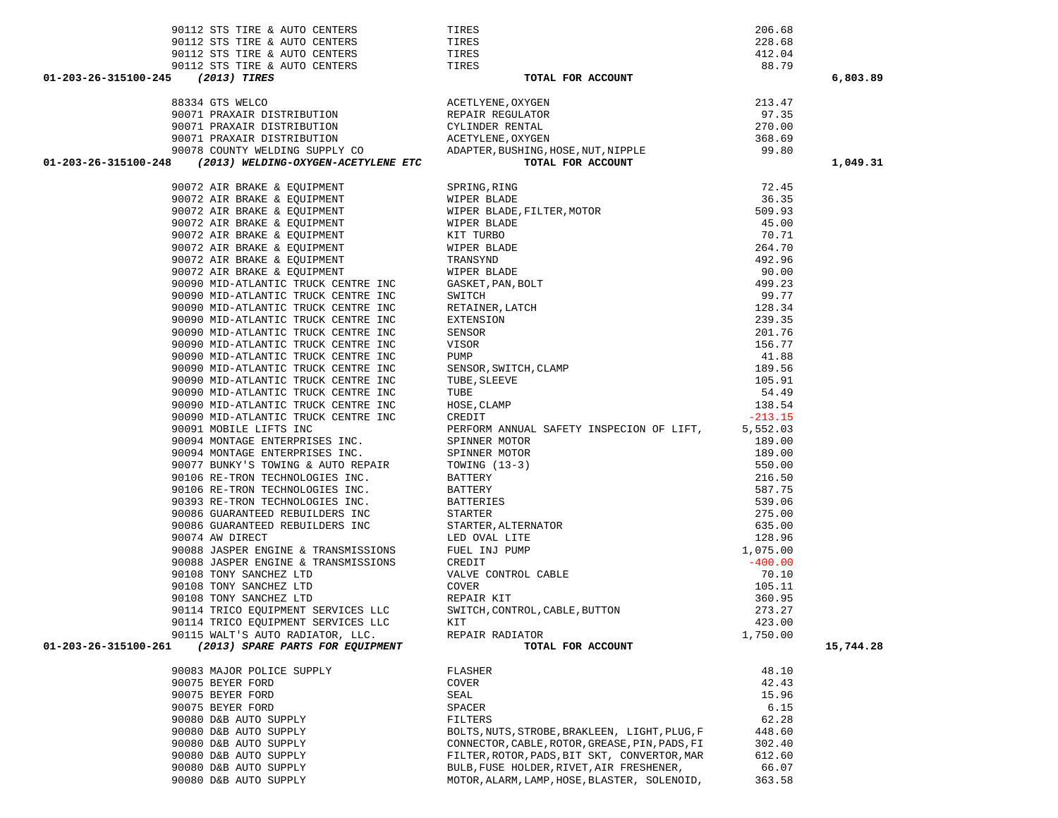| Account | Vendor | Description | Amount | Total |
|---|---|---|---|---|
| | 90112 STS TIRE & AUTO CENTERS | TIRES | 206.68 | |
| | 90112 STS TIRE & AUTO CENTERS | TIRES | 228.68 | |
| | 90112 STS TIRE & AUTO CENTERS | TIRES | 412.04 | |
| | 90112 STS TIRE & AUTO CENTERS | TIRES | 88.79 | |
| **01-203-26-315100-245** | ***(2013) TIRES*** | **TOTAL FOR ACCOUNT** | | **6,803.89** |
| | 88334 GTS WELCO | ACETLYENE,OXYGEN | 213.47 | |
| | 90071 PRAXAIR DISTRIBUTION | REPAIR REGULATOR | 97.35 | |
| | 90071 PRAXAIR DISTRIBUTION | CYLINDER RENTAL | 270.00 | |
| | 90071 PRAXAIR DISTRIBUTION | ACETLYENE,OXYGEN | 368.69 | |
| | 90078 COUNTY WELDING SUPPLY CO | ADAPTER,BUSHING,HOSE,NUT,NIPPLE | 99.80 | |
| **01-203-26-315100-248** | ***(2013) WELDING-OXYGEN-ACETYLENE ETC*** | **TOTAL FOR ACCOUNT** | | **1,049.31** |
| | 90072 AIR BRAKE & EQUIPMENT | SPRING,RING | 72.45 | |
| | 90072 AIR BRAKE & EQUIPMENT | WIPER BLADE | 36.35 | |
| | 90072 AIR BRAKE & EQUIPMENT | WIPER BLADE,FILTER,MOTOR | 509.93 | |
| | 90072 AIR BRAKE & EQUIPMENT | WIPER BLADE | 45.00 | |
| | 90072 AIR BRAKE & EQUIPMENT | KIT TURBO | 70.71 | |
| | 90072 AIR BRAKE & EQUIPMENT | WIPER BLADE | 264.70 | |
| | 90072 AIR BRAKE & EQUIPMENT | TRANSYND | 492.96 | |
| | 90072 AIR BRAKE & EQUIPMENT | WIPER BLADE | 90.00 | |
| | 90090 MID-ATLANTIC TRUCK CENTRE INC | GASKET,PAN,BOLT | 499.23 | |
| | 90090 MID-ATLANTIC TRUCK CENTRE INC | SWITCH | 99.77 | |
| | 90090 MID-ATLANTIC TRUCK CENTRE INC | RETAINER,LATCH | 128.34 | |
| | 90090 MID-ATLANTIC TRUCK CENTRE INC | EXTENSION | 239.35 | |
| | 90090 MID-ATLANTIC TRUCK CENTRE INC | SENSOR | 201.76 | |
| | 90090 MID-ATLANTIC TRUCK CENTRE INC | VISOR | 156.77 | |
| | 90090 MID-ATLANTIC TRUCK CENTRE INC | PUMP | 41.88 | |
| | 90090 MID-ATLANTIC TRUCK CENTRE INC | SENSOR,SWITCH,CLAMP | 189.56 | |
| | 90090 MID-ATLANTIC TRUCK CENTRE INC | TUBE,SLEEVE | 105.91 | |
| | 90090 MID-ATLANTIC TRUCK CENTRE INC | TUBE | 54.49 | |
| | 90090 MID-ATLANTIC TRUCK CENTRE INC | HOSE,CLAMP | 138.54 | |
| | 90090 MID-ATLANTIC TRUCK CENTRE INC | CREDIT | -213.15 | |
| | 90091 MOBILE LIFTS INC | PERFORM ANNUAL SAFETY INSPECION OF LIFT, | 5,552.03 | |
| | 90094 MONTAGE ENTERPRISES INC. | SPINNER MOTOR | 189.00 | |
| | 90094 MONTAGE ENTERPRISES INC. | SPINNER MOTOR | 189.00 | |
| | 90077 BUNKY'S TOWING & AUTO REPAIR | TOWING (13-3) | 550.00 | |
| | 90106 RE-TRON TECHNOLOGIES INC. | BATTERY | 216.50 | |
| | 90106 RE-TRON TECHNOLOGIES INC. | BATTERY | 587.75 | |
| | 90393 RE-TRON TECHNOLOGIES INC. | BATTERIES | 539.06 | |
| | 90086 GUARANTEED REBUILDERS INC | STARTER | 275.00 | |
| | 90086 GUARANTEED REBUILDERS INC | STARTER,ALTERNATOR | 635.00 | |
| | 90074 AW DIRECT | LED OVAL LITE | 128.96 | |
| | 90088 JASPER ENGINE & TRANSMISSIONS | FUEL INJ PUMP | 1,075.00 | |
| | 90088 JASPER ENGINE & TRANSMISSIONS | CREDIT | -400.00 | |
| | 90108 TONY SANCHEZ LTD | VALVE CONTROL CABLE | 70.10 | |
| | 90108 TONY SANCHEZ LTD | COVER | 105.11 | |
| | 90108 TONY SANCHEZ LTD | REPAIR KIT | 360.95 | |
| | 90114 TRICO EQUIPMENT SERVICES LLC | SWITCH,CONTROL,CABLE,BUTTON | 273.27 | |
| | 90114 TRICO EQUIPMENT SERVICES LLC | KIT | 423.00 | |
| | 90115 WALT'S AUTO RADIATOR, LLC. | REPAIR RADIATOR | 1,750.00 | |
| **01-203-26-315100-261** | ***(2013) SPARE PARTS FOR EQUIPMENT*** | **TOTAL FOR ACCOUNT** | | **15,744.28** |
| | 90083 MAJOR POLICE SUPPLY | FLASHER | 48.10 | |
| | 90075 BEYER FORD | COVER | 42.43 | |
| | 90075 BEYER FORD | SEAL | 15.96 | |
| | 90075 BEYER FORD | SPACER | 6.15 | |
| | 90080 D&B AUTO SUPPLY | FILTERS | 62.28 | |
| | 90080 D&B AUTO SUPPLY | BOLTS,NUTS,STROBE,BRAKLEEN, LIGHT,PLUG,F | 448.60 | |
| | 90080 D&B AUTO SUPPLY | CONNECTOR,CABLE,ROTOR,GREASE,PIN,PADS,FI | 302.40 | |
| | 90080 D&B AUTO SUPPLY | FILTER,ROTOR,PADS,BIT SKT, CONVERTOR,MAR | 612.60 | |
| | 90080 D&B AUTO SUPPLY | BULB,FUSE HOLDER,RIVET,AIR FRESHENER, | 66.07 | |
| | 90080 D&B AUTO SUPPLY | MOTOR,ALARM,LAMP,HOSE,BLASTER, SOLENOID, | 363.58 | |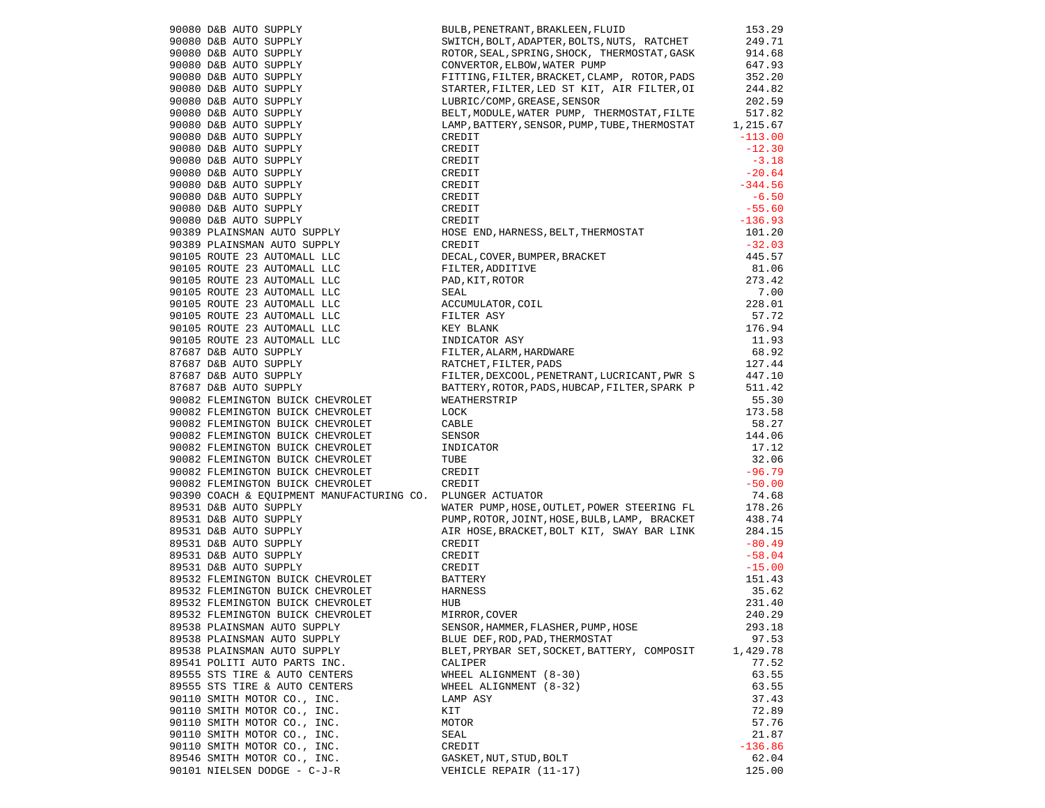| | | | |
|---|---|---|---|
| 90080 | D&B AUTO SUPPLY | BULB,PENETRANT,BRAKLEEN,FLUID | 153.29 |
| 90080 | D&B AUTO SUPPLY | SWITCH,BOLT,ADAPTER,BOLTS,NUTS, RATCHET | 249.71 |
| 90080 | D&B AUTO SUPPLY | ROTOR,SEAL,SPRING,SHOCK, THERMOSTAT,GASK | 914.68 |
| 90080 | D&B AUTO SUPPLY | CONVERTOR,ELBOW,WATER PUMP | 647.93 |
| 90080 | D&B AUTO SUPPLY | FITTING,FILTER,BRACKET,CLAMP, ROTOR,PADS | 352.20 |
| 90080 | D&B AUTO SUPPLY | STARTER,FILTER,LED ST KIT, AIR FILTER,OI | 244.82 |
| 90080 | D&B AUTO SUPPLY | LUBRIC/COMP,GREASE,SENSOR | 202.59 |
| 90080 | D&B AUTO SUPPLY | BELT,MODULE,WATER PUMP, THERMOSTAT,FILTE | 517.82 |
| 90080 | D&B AUTO SUPPLY | LAMP,BATTERY,SENSOR,PUMP,TUBE,THERMOSTAT | 1,215.67 |
| 90080 | D&B AUTO SUPPLY | CREDIT | -113.00 |
| 90080 | D&B AUTO SUPPLY | CREDIT | -12.30 |
| 90080 | D&B AUTO SUPPLY | CREDIT | -3.18 |
| 90080 | D&B AUTO SUPPLY | CREDIT | -20.64 |
| 90080 | D&B AUTO SUPPLY | CREDIT | -344.56 |
| 90080 | D&B AUTO SUPPLY | CREDIT | -6.50 |
| 90080 | D&B AUTO SUPPLY | CREDIT | -55.60 |
| 90080 | D&B AUTO SUPPLY | CREDIT | -136.93 |
| 90389 | PLAINSMAN AUTO SUPPLY | HOSE END,HARNESS,BELT,THERMOSTAT | 101.20 |
| 90389 | PLAINSMAN AUTO SUPPLY | CREDIT | -32.03 |
| 90105 | ROUTE 23 AUTOMALL LLC | DECAL,COVER,BUMPER,BRACKET | 445.57 |
| 90105 | ROUTE 23 AUTOMALL LLC | FILTER,ADDITIVE | 81.06 |
| 90105 | ROUTE 23 AUTOMALL LLC | PAD,KIT,ROTOR | 273.42 |
| 90105 | ROUTE 23 AUTOMALL LLC | SEAL | 7.00 |
| 90105 | ROUTE 23 AUTOMALL LLC | ACCUMULATOR,COIL | 228.01 |
| 90105 | ROUTE 23 AUTOMALL LLC | FILTER ASY | 57.72 |
| 90105 | ROUTE 23 AUTOMALL LLC | KEY BLANK | 176.94 |
| 90105 | ROUTE 23 AUTOMALL LLC | INDICATOR ASY | 11.93 |
| 87687 | D&B AUTO SUPPLY | FILTER,ALARM,HARDWARE | 68.92 |
| 87687 | D&B AUTO SUPPLY | RATCHET,FILTER,PADS | 127.44 |
| 87687 | D&B AUTO SUPPLY | FILTER,DEXCOOL,PENETRANT,LUCRICANT,PWR S | 447.10 |
| 87687 | D&B AUTO SUPPLY | BATTERY,ROTOR,PADS,HUBCAP,FILTER,SPARK P | 511.42 |
| 90082 | FLEMINGTON BUICK CHEVROLET | WEATHERSTRIP | 55.30 |
| 90082 | FLEMINGTON BUICK CHEVROLET | LOCK | 173.58 |
| 90082 | FLEMINGTON BUICK CHEVROLET | CABLE | 58.27 |
| 90082 | FLEMINGTON BUICK CHEVROLET | SENSOR | 144.06 |
| 90082 | FLEMINGTON BUICK CHEVROLET | INDICATOR | 17.12 |
| 90082 | FLEMINGTON BUICK CHEVROLET | TUBE | 32.06 |
| 90082 | FLEMINGTON BUICK CHEVROLET | CREDIT | -96.79 |
| 90082 | FLEMINGTON BUICK CHEVROLET | CREDIT | -50.00 |
| 90390 | COACH & EQUIPMENT MANUFACTURING CO. | PLUNGER ACTUATOR | 74.68 |
| 89531 | D&B AUTO SUPPLY | WATER PUMP,HOSE,OUTLET,POWER STEERING FL | 178.26 |
| 89531 | D&B AUTO SUPPLY | PUMP,ROTOR,JOINT,HOSE,BULB,LAMP, BRACKET | 438.74 |
| 89531 | D&B AUTO SUPPLY | AIR HOSE,BRACKET,BOLT KIT, SWAY BAR LINK | 284.15 |
| 89531 | D&B AUTO SUPPLY | CREDIT | -80.49 |
| 89531 | D&B AUTO SUPPLY | CREDIT | -58.04 |
| 89531 | D&B AUTO SUPPLY | CREDIT | -15.00 |
| 89532 | FLEMINGTON BUICK CHEVROLET | BATTERY | 151.43 |
| 89532 | FLEMINGTON BUICK CHEVROLET | HARNESS | 35.62 |
| 89532 | FLEMINGTON BUICK CHEVROLET | HUB | 231.40 |
| 89532 | FLEMINGTON BUICK CHEVROLET | MIRROR,COVER | 240.29 |
| 89538 | PLAINSMAN AUTO SUPPLY | SENSOR,HAMMER,FLASHER,PUMP,HOSE | 293.18 |
| 89538 | PLAINSMAN AUTO SUPPLY | BLUE DEF,ROD,PAD,THERMOSTAT | 97.53 |
| 89538 | PLAINSMAN AUTO SUPPLY | BLET,PRYBAR SET,SOCKET,BATTERY, COMPOSIT | 1,429.78 |
| 89541 | POLITI AUTO PARTS INC. | CALIPER | 77.52 |
| 89555 | STS TIRE & AUTO CENTERS | WHEEL ALIGNMENT (8-30) | 63.55 |
| 89555 | STS TIRE & AUTO CENTERS | WHEEL ALIGNMENT (8-32) | 63.55 |
| 90110 | SMITH MOTOR CO., INC. | LAMP ASY | 37.43 |
| 90110 | SMITH MOTOR CO., INC. | KIT | 72.89 |
| 90110 | SMITH MOTOR CO., INC. | MOTOR | 57.76 |
| 90110 | SMITH MOTOR CO., INC. | SEAL | 21.87 |
| 90110 | SMITH MOTOR CO., INC. | CREDIT | -136.86 |
| 89546 | SMITH MOTOR CO., INC. | GASKET,NUT,STUD,BOLT | 62.04 |
| 90101 | NIELSEN DODGE - C-J-R | VEHICLE REPAIR (11-17) | 125.00 |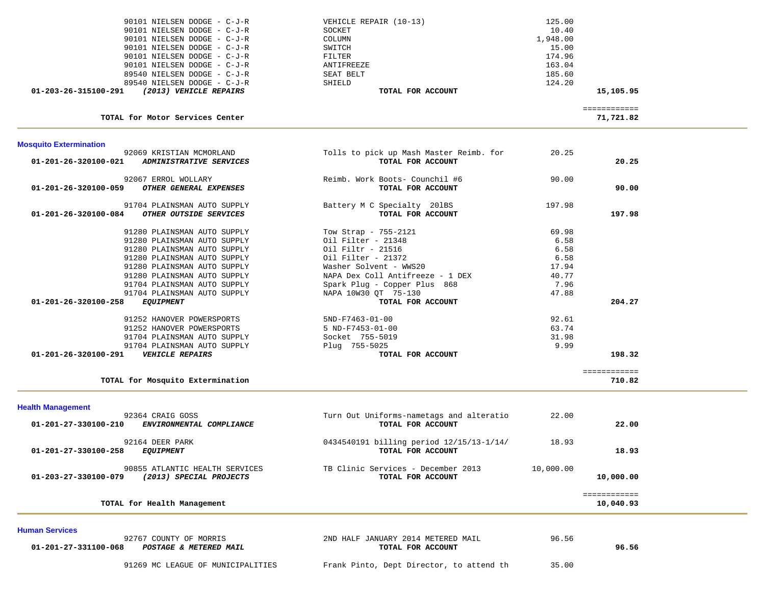| | Vendor | Description | Amount | Total |
|---|---|---|---|---|
| | 90101 NIELSEN DODGE - C-J-R | VEHICLE REPAIR (10-13) | 125.00 | |
| | 90101 NIELSEN DODGE - C-J-R | SOCKET | 10.40 | |
| | 90101 NIELSEN DODGE - C-J-R | COLUMN | 1,948.00 | |
| | 90101 NIELSEN DODGE - C-J-R | SWITCH | 15.00 | |
| | 90101 NIELSEN DODGE - C-J-R | FILTER | 174.96 | |
| | 90101 NIELSEN DODGE - C-J-R | ANTIFREEZE | 163.04 | |
| | 89540 NIELSEN DODGE - C-J-R | SEAT BELT | 185.60 | |
| | 89540 NIELSEN DODGE - C-J-R | SHIELD | 124.20 | |
| **01-203-26-315100-291** | ***(2013) VEHICLE REPAIRS*** | **TOTAL FOR ACCOUNT** | | **15,105.95** |
| | | | | ============ |
| | **TOTAL for Motor Services Center** | | | **71,721.82** |

## Mosquito Extermination

| | Vendor | Description | Amount | Total |
|---|---|---|---|---|
| | 92069 KRISTIAN MCMORLAND | Tolls to pick up Mash Master Reimb. for | 20.25 | |
| **01-201-26-320100-021** | ***ADMINISTRATIVE SERVICES*** | **TOTAL FOR ACCOUNT** | | **20.25** |
| | 92067 ERROL WOLLARY | Reimb. Work Boots- Counchil #6 | 90.00 | |
| **01-201-26-320100-059** | ***OTHER GENERAL EXPENSES*** | **TOTAL FOR ACCOUNT** | | **90.00** |
| | 91704 PLAINSMAN AUTO SUPPLY | Battery M C Specialty 20lBS | 197.98 | |
| **01-201-26-320100-084** | ***OTHER OUTSIDE SERVICES*** | **TOTAL FOR ACCOUNT** | | **197.98** |
| | 91280 PLAINSMAN AUTO SUPPLY | Tow Strap - 755-2121 | 69.98 | |
| | 91280 PLAINSMAN AUTO SUPPLY | Oil Filter - 21348 | 6.58 | |
| | 91280 PLAINSMAN AUTO SUPPLY | Oil Filtr - 21516 | 6.58 | |
| | 91280 PLAINSMAN AUTO SUPPLY | Oil Filter - 21372 | 6.58 | |
| | 91280 PLAINSMAN AUTO SUPPLY | Washer Solvent - WWS20 | 17.94 | |
| | 91280 PLAINSMAN AUTO SUPPLY | NAPA Dex Coll Antifreeze - 1 DEX | 40.77 | |
| | 91704 PLAINSMAN AUTO SUPPLY | Spark Plug - Copper Plus 868 | 7.96 | |
| | 91704 PLAINSMAN AUTO SUPPLY | NAPA 10W30 QT 75-130 | 47.88 | |
| **01-201-26-320100-258** | ***EQUIPMENT*** | **TOTAL FOR ACCOUNT** | | **204.27** |
| | 91252 HANOVER POWERSPORTS | 5ND-F7463-01-00 | 92.61 | |
| | 91252 HANOVER POWERSPORTS | 5 ND-F7453-01-00 | 63.74 | |
| | 91704 PLAINSMAN AUTO SUPPLY | Socket 755-5019 | 31.98 | |
| | 91704 PLAINSMAN AUTO SUPPLY | Plug 755-5025 | 9.99 | |
| **01-201-26-320100-291** | ***VEHICLE REPAIRS*** | **TOTAL FOR ACCOUNT** | | **198.32** |
| | | | | ============ |
| | **TOTAL for Mosquito Extermination** | | | **710.82** |

## Health Management

| | Vendor | Description | Amount | Total |
|---|---|---|---|---|
| | 92364 CRAIG GOSS | Turn Out Uniforms-nametags and alteratio | 22.00 | |
| **01-201-27-330100-210** | ***ENVIRONMENTAL COMPLIANCE*** | **TOTAL FOR ACCOUNT** | | **22.00** |
| | 92164 DEER PARK | 0434540191 billing period 12/15/13-1/14/ | 18.93 | |
| **01-201-27-330100-258** | ***EQUIPMENT*** | **TOTAL FOR ACCOUNT** | | **18.93** |
| | 90855 ATLANTIC HEALTH SERVICES | TB Clinic Services - December 2013 | 10,000.00 | |
| **01-203-27-330100-079** | ***(2013) SPECIAL PROJECTS*** | **TOTAL FOR ACCOUNT** | | **10,000.00** |
| | | | | ============ |
| | **TOTAL for Health Management** | | | **10,040.93** |

## Human Services

| | Vendor | Description | Amount | Total |
|---|---|---|---|---|
| | 92767 COUNTY OF MORRIS | 2ND HALF JANUARY 2014 METERED MAIL | 96.56 | |
| **01-201-27-331100-068** | ***POSTAGE & METERED MAIL*** | **TOTAL FOR ACCOUNT** | | **96.56** |
| | 91269 MC LEAGUE OF MUNICIPALITIES | Frank Pinto, Dept Director, to attend th | 35.00 | |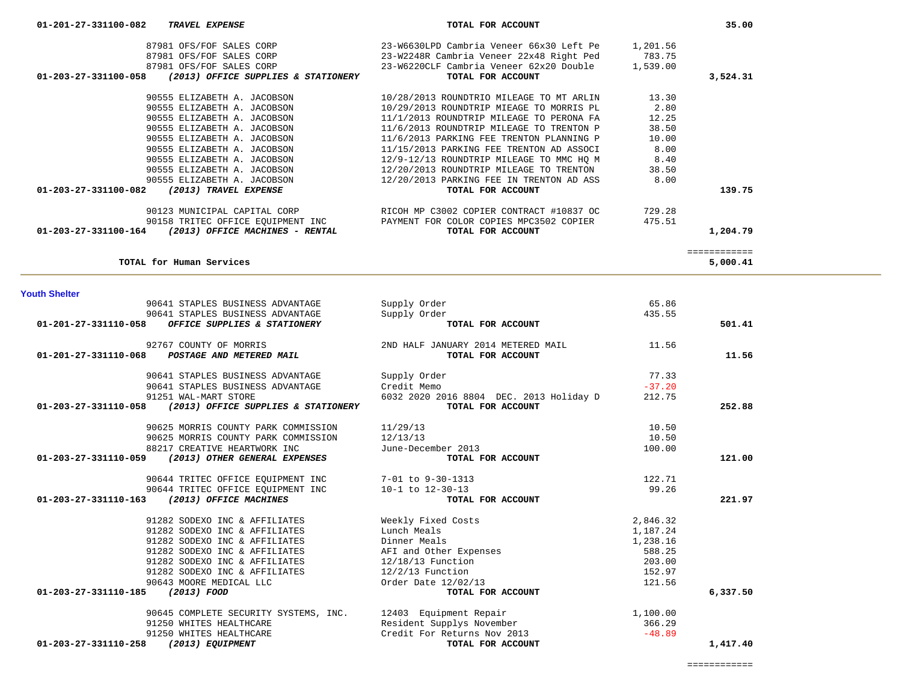| Account | Vendor | Description | Amount | Total |
|---|---|---|---|---|
| 01-201-27-331100-082 | *TRAVEL EXPENSE* | **TOTAL FOR ACCOUNT** | | 35.00 |
| | 87981 OFS/FOF SALES CORP | 23-W6630LPD Cambria Veneer 66x30 Left Pe | 1,201.56 | |
| | 87981 OFS/FOF SALES CORP | 23-W2248R Cambria Veneer 22x48 Right Ped | 783.75 | |
| | 87981 OFS/FOF SALES CORP | 23-W6220CLF Cambria Veneer 62x20 Double | 1,539.00 | |
| 01-203-27-331100-058 | *(2013) OFFICE SUPPLIES & STATIONERY* | **TOTAL FOR ACCOUNT** | | 3,524.31 |
| | 90555 ELIZABETH A. JACOBSON | 10/28/2013 ROUNDTRIO MILEAGE TO MT ARLIN | 13.30 | |
| | 90555 ELIZABETH A. JACOBSON | 10/29/2013 ROUNDTRIP MIEAGE TO MORRIS PL | 2.80 | |
| | 90555 ELIZABETH A. JACOBSON | 11/1/2013 ROUNDTRIP MILEAGE TO PERONA FA | 12.25 | |
| | 90555 ELIZABETH A. JACOBSON | 11/6/2013 ROUNDTRIP MILEAGE TO TRENTON P | 38.50 | |
| | 90555 ELIZABETH A. JACOBSON | 11/6/2013 PARKING FEE TRENTON PLANNING P | 10.00 | |
| | 90555 ELIZABETH A. JACOBSON | 11/15/2013 PARKING FEE TRENTON AD ASSOCI | 8.00 | |
| | 90555 ELIZABETH A. JACOBSON | 12/9-12/13 ROUNDTRIP MILEAGE TO MMC HQ M | 8.40 | |
| | 90555 ELIZABETH A. JACOBSON | 12/20/2013 ROUNDTRIP MILEAGE TO TRENTON | 38.50 | |
| | 90555 ELIZABETH A. JACOBSON | 12/20/2013 PARKING FEE IN TRENTON AD ASS | 8.00 | |
| 01-203-27-331100-082 | *(2013) TRAVEL EXPENSE* | **TOTAL FOR ACCOUNT** | | 139.75 |
| | 90123 MUNICIPAL CAPITAL CORP | RICOH MP C3002 COPIER CONTRACT #10837 OC | 729.28 | |
| | 90158 TRITEC OFFICE EQUIPMENT INC | PAYMENT FOR COLOR COPIES MPC3502 COPIER | 475.51 | |
| 01-203-27-331100-164 | *(2013) OFFICE MACHINES - RENTAL* | **TOTAL FOR ACCOUNT** | | 1,204.79 |
| | | | | ============ |
| | **TOTAL for Human Services** | | | 5,000.41 |

## Youth Shelter

| Account | Vendor | Description | Amount | Total |
|---|---|---|---|---|
| | 90641 STAPLES BUSINESS ADVANTAGE | Supply Order | 65.86 | |
| | 90641 STAPLES BUSINESS ADVANTAGE | Supply Order | 435.55 | |
| 01-201-27-331110-058 | *OFFICE SUPPLIES & STATIONERY* | **TOTAL FOR ACCOUNT** | | 501.41 |
| | 92767 COUNTY OF MORRIS | 2ND HALF JANUARY 2014 METERED MAIL | 11.56 | |
| 01-201-27-331110-068 | *POSTAGE AND METERED MAIL* | **TOTAL FOR ACCOUNT** | | 11.56 |
| | 90641 STAPLES BUSINESS ADVANTAGE | Supply Order | 77.33 | |
| | 90641 STAPLES BUSINESS ADVANTAGE | Credit Memo | -37.20 | |
| | 91251 WAL-MART STORE | 6032 2020 2016 8804 DEC. 2013 Holiday D | 212.75 | |
| 01-203-27-331110-058 | *(2013) OFFICE SUPPLIES & STATIONERY* | **TOTAL FOR ACCOUNT** | | 252.88 |
| | 90625 MORRIS COUNTY PARK COMMISSION | 11/29/13 | 10.50 | |
| | 90625 MORRIS COUNTY PARK COMMISSION | 12/13/13 | 10.50 | |
| | 88217 CREATIVE HEARTWORK INC | June-December 2013 | 100.00 | |
| 01-203-27-331110-059 | *(2013) OTHER GENERAL EXPENSES* | **TOTAL FOR ACCOUNT** | | 121.00 |
| | 90644 TRITEC OFFICE EQUIPMENT INC | 7-01 to 9-30-1313 | 122.71 | |
| | 90644 TRITEC OFFICE EQUIPMENT INC | 10-1 to 12-30-13 | 99.26 | |
| 01-203-27-331110-163 | *(2013) OFFICE MACHINES* | **TOTAL FOR ACCOUNT** | | 221.97 |
| | 91282 SODEXO INC & AFFILIATES | Weekly Fixed Costs | 2,846.32 | |
| | 91282 SODEXO INC & AFFILIATES | Lunch Meals | 1,187.24 | |
| | 91282 SODEXO INC & AFFILIATES | Dinner Meals | 1,238.16 | |
| | 91282 SODEXO INC & AFFILIATES | AFI and Other Expenses | 588.25 | |
| | 91282 SODEXO INC & AFFILIATES | 12/18/13 Function | 203.00 | |
| | 91282 SODEXO INC & AFFILIATES | 12/2/13 Function | 152.97 | |
| | 90643 MOORE MEDICAL LLC | Order Date 12/02/13 | 121.56 | |
| 01-203-27-331110-185 | *(2013) FOOD* | **TOTAL FOR ACCOUNT** | | 6,337.50 |
| | 90645 COMPLETE SECURITY SYSTEMS, INC. | 12403 Equipment Repair | 1,100.00 | |
| | 91250 WHITES HEALTHCARE | Resident Supplys November | 366.29 | |
| | 91250 WHITES HEALTHCARE | Credit For Returns Nov 2013 | -48.89 | |
| 01-203-27-331110-258 | *(2013) EQUIPMENT* | **TOTAL FOR ACCOUNT** | | 1,417.40 |
| | | | | ============ |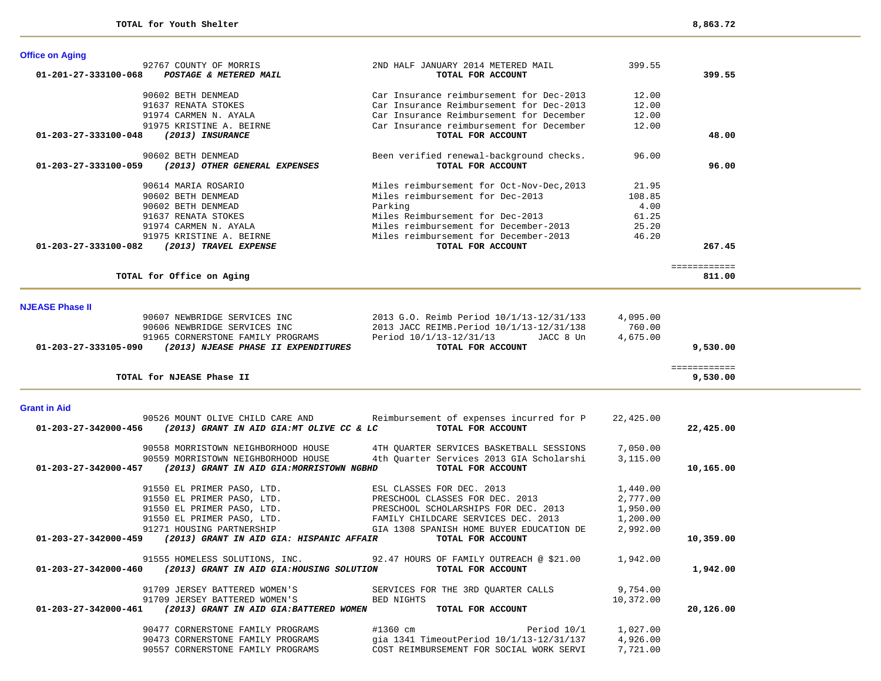**TOTAL for Youth Shelter** 8,863.72

## Office on Aging

| Account / Vendor | Description | Amount | Total |
|---|---|---|---|
| 92767 COUNTY OF MORRIS | 2ND HALF JANUARY 2014 METERED MAIL | 399.55 | |
| **01-201-27-333100-068 *POSTAGE & METERED MAIL*** | **TOTAL FOR ACCOUNT** | | **399.55** |
| 90602 BETH DENMEAD | Car Insurance reimbursement for Dec-2013 | 12.00 | |
| 91637 RENATA STOKES | Car Insurance Reimbursement for Dec-2013 | 12.00 | |
| 91974 CARMEN N. AYALA | Car Insurance Reimbursement for December | 12.00 | |
| 91975 KRISTINE A. BEIRNE | Car Insurance reimbursement for December | 12.00 | |
| **01-203-27-333100-048 *(2013) INSURANCE*** | **TOTAL FOR ACCOUNT** | | **48.00** |
| 90602 BETH DENMEAD | Been verified renewal-background checks. | 96.00 | |
| **01-203-27-333100-059 *(2013) OTHER GENERAL EXPENSES*** | **TOTAL FOR ACCOUNT** | | **96.00** |
| 90614 MARIA ROSARIO | Miles reimbursement for Oct-Nov-Dec,2013 | 21.95 | |
| 90602 BETH DENMEAD | Miles reimbursement for Dec-2013 | 108.85 | |
| 90602 BETH DENMEAD | Parking | 4.00 | |
| 91637 RENATA STOKES | Miles Reimbursement for Dec-2013 | 61.25 | |
| 91974 CARMEN N. AYALA | Miles reimbursement for December-2013 | 25.20 | |
| 91975 KRISTINE A. BEIRNE | Miles reimbursement for December-2013 | 46.20 | |
| **01-203-27-333100-082 *(2013) TRAVEL EXPENSE*** | **TOTAL FOR ACCOUNT** | | **267.45** |

**TOTAL for Office on Aging** 811.00

## NJEASE Phase II

| Account / Vendor | Description | Amount | Total |
|---|---|---|---|
| 90607 NEWBRIDGE SERVICES INC | 2013 G.O. Reimb Period 10/1/13-12/31/133 | 4,095.00 | |
| 90606 NEWBRIDGE SERVICES INC | 2013 JACC REIMB.Period 10/1/13-12/31/138 | 760.00 | |
| 91965 CORNERSTONE FAMILY PROGRAMS | Period 10/1/13-12/31/13 JACC 8 Un | 4,675.00 | |
| **01-203-27-333105-090 *(2013) NJEASE PHASE II EXPENDITURES*** | **TOTAL FOR ACCOUNT** | | **9,530.00** |

**TOTAL for NJEASE Phase II** 9,530.00

## Grant in Aid

| Account / Vendor | Description | Amount | Total |
|---|---|---|---|
| 90526 MOUNT OLIVE CHILD CARE AND | Reimbursement of expenses incurred for P | 22,425.00 | |
| **01-203-27-342000-456 *(2013) GRANT IN AID GIA:MT OLIVE CC & LC*** | **TOTAL FOR ACCOUNT** | | **22,425.00** |
| 90558 MORRISTOWN NEIGHBORHOOD HOUSE | 4TH QUARTER SERVICES BASKETBALL SESSIONS | 7,050.00 | |
| 90559 MORRISTOWN NEIGHBORHOOD HOUSE | 4th Quarter Services 2013 GIA Scholarshi | 3,115.00 | |
| **01-203-27-342000-457 *(2013) GRANT IN AID GIA:MORRISTOWN NGBHD*** | **TOTAL FOR ACCOUNT** | | **10,165.00** |
| 91550 EL PRIMER PASO, LTD. | ESL CLASSES FOR DEC. 2013 | 1,440.00 | |
| 91550 EL PRIMER PASO, LTD. | PRESCHOOL CLASSES FOR DEC. 2013 | 2,777.00 | |
| 91550 EL PRIMER PASO, LTD. | PRESCHOOL SCHOLARSHIPS FOR DEC. 2013 | 1,950.00 | |
| 91550 EL PRIMER PASO, LTD. | FAMILY CHILDCARE SERVICES DEC. 2013 | 1,200.00 | |
| 91271 HOUSING PARTNERSHIP | GIA 1308 SPANISH HOME BUYER EDUCATION DE | 2,992.00 | |
| **01-203-27-342000-459 *(2013) GRANT IN AID GIA: HISPANIC AFFAIR*** | **TOTAL FOR ACCOUNT** | | **10,359.00** |
| 91555 HOMELESS SOLUTIONS, INC. | 92.47 HOURS OF FAMILY OUTREACH @ $21.00 | 1,942.00 | |
| **01-203-27-342000-460 *(2013) GRANT IN AID GIA:HOUSING SOLUTION*** | **TOTAL FOR ACCOUNT** | | **1,942.00** |
| 91709 JERSEY BATTERED WOMEN'S | SERVICES FOR THE 3RD QUARTER CALLS | 9,754.00 | |
| 91709 JERSEY BATTERED WOMEN'S | BED NIGHTS | 10,372.00 | |
| **01-203-27-342000-461 *(2013) GRANT IN AID GIA:BATTERED WOMEN*** | **TOTAL FOR ACCOUNT** | | **20,126.00** |
| 90477 CORNERSTONE FAMILY PROGRAMS | #1360 cm Period 10/1 | 1,027.00 | |
| 90473 CORNERSTONE FAMILY PROGRAMS | gia 1341 TimeoutPeriod 10/1/13-12/31/137 | 4,926.00 | |
| 90557 CORNERSTONE FAMILY PROGRAMS | COST REIMBURSEMENT FOR SOCIAL WORK SERVI | 7,721.00 | |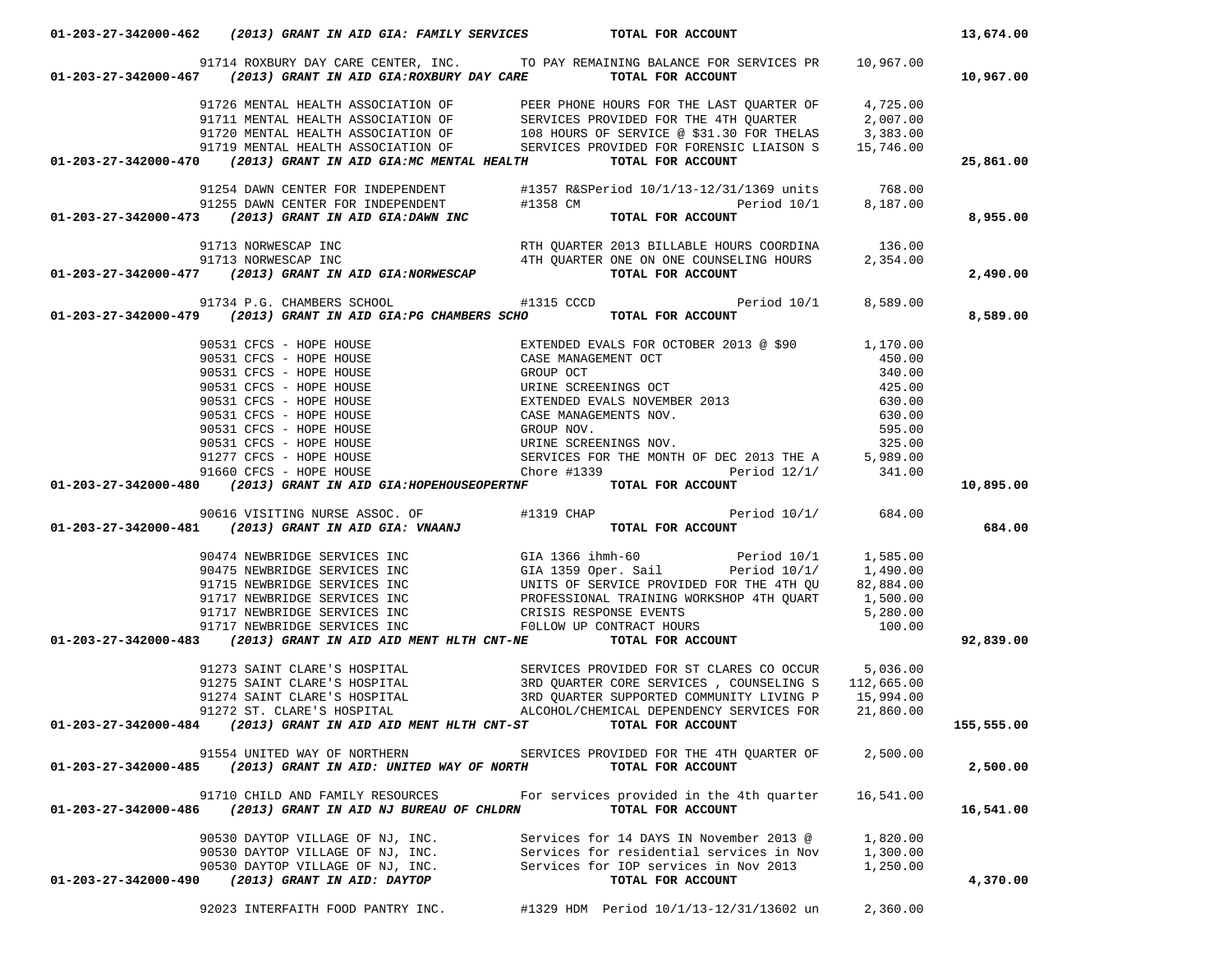| Account | Vendor | Description | Amount | Total |
|---|---|---|---|---|
| 01-203-27-342000-462 | *(2013) GRANT IN AID GIA: FAMILY SERVICES* | **TOTAL FOR ACCOUNT** | | 13,674.00 |
| | 91714 ROXBURY DAY CARE CENTER, INC. | TO PAY REMAINING BALANCE FOR SERVICES PR | 10,967.00 | |
| 01-203-27-342000-467 | *(2013) GRANT IN AID GIA:ROXBURY DAY CARE* | **TOTAL FOR ACCOUNT** | | 10,967.00 |
| | 91726 MENTAL HEALTH ASSOCIATION OF | PEER PHONE HOURS FOR THE LAST QUARTER OF | 4,725.00 | |
| | 91711 MENTAL HEALTH ASSOCIATION OF | SERVICES PROVIDED FOR THE 4TH QUARTER | 2,007.00 | |
| | 91720 MENTAL HEALTH ASSOCIATION OF | 108 HOURS OF SERVICE @ $31.30 FOR THELAS | 3,383.00 | |
| | 91719 MENTAL HEALTH ASSOCIATION OF | SERVICES PROVIDED FOR FORENSIC LIAISON S | 15,746.00 | |
| 01-203-27-342000-470 | *(2013) GRANT IN AID GIA:MC MENTAL HEALTH* | **TOTAL FOR ACCOUNT** | | 25,861.00 |
| | 91254 DAWN CENTER FOR INDEPENDENT | #1357 R&SPeriod 10/1/13-12/31/1369 units | 768.00 | |
| | 91255 DAWN CENTER FOR INDEPENDENT | #1358 CM Period 10/1 | 8,187.00 | |
| 01-203-27-342000-473 | *(2013) GRANT IN AID GIA:DAWN INC* | **TOTAL FOR ACCOUNT** | | 8,955.00 |
| | 91713 NORWESCAP INC | RTH QUARTER 2013 BILLABLE HOURS COORDINA | 136.00 | |
| | 91713 NORWESCAP INC | 4TH QUARTER ONE ON ONE COUNSELING HOURS | 2,354.00 | |
| 01-203-27-342000-477 | *(2013) GRANT IN AID GIA:NORWESCAP* | **TOTAL FOR ACCOUNT** | | 2,490.00 |
| | 91734 P.G. CHAMBERS SCHOOL | #1315 CCCD Period 10/1 | 8,589.00 | |
| 01-203-27-342000-479 | *(2013) GRANT IN AID GIA:PG CHAMBERS SCHO* | **TOTAL FOR ACCOUNT** | | 8,589.00 |
| | 90531 CFCS - HOPE HOUSE | EXTENDED EVALS FOR OCTOBER 2013 @ $90 | 1,170.00 | |
| | 90531 CFCS - HOPE HOUSE | CASE MANAGEMENT OCT | 450.00 | |
| | 90531 CFCS - HOPE HOUSE | GROUP OCT | 340.00 | |
| | 90531 CFCS - HOPE HOUSE | URINE SCREENINGS OCT | 425.00 | |
| | 90531 CFCS - HOPE HOUSE | EXTENDED EVALS NOVEMBER 2013 | 630.00 | |
| | 90531 CFCS - HOPE HOUSE | CASE MANAGEMENTS NOV. | 630.00 | |
| | 90531 CFCS - HOPE HOUSE | GROUP NOV. | 595.00 | |
| | 90531 CFCS - HOPE HOUSE | URINE SCREENINGS NOV. | 325.00 | |
| | 91277 CFCS - HOPE HOUSE | SERVICES FOR THE MONTH OF DEC 2013 THE A | 5,989.00 | |
| | 91660 CFCS - HOPE HOUSE | Chore #1339 Period 12/1/ | 341.00 | |
| 01-203-27-342000-480 | *(2013) GRANT IN AID GIA:HOPEHOUSEOPERTNF* | **TOTAL FOR ACCOUNT** | | 10,895.00 |
| | 90616 VISITING NURSE ASSOC. OF | #1319 CHAP Period 10/1/ | 684.00 | |
| 01-203-27-342000-481 | *(2013) GRANT IN AID GIA: VNAANJ* | **TOTAL FOR ACCOUNT** | | 684.00 |
| | 90474 NEWBRIDGE SERVICES INC | GIA 1366 ihmh-60 Period 10/1 | 1,585.00 | |
| | 90475 NEWBRIDGE SERVICES INC | GIA 1359 Oper. Sail Period 10/1/ | 1,490.00 | |
| | 91715 NEWBRIDGE SERVICES INC | UNITS OF SERVICE PROVIDED FOR THE 4TH QU | 82,884.00 | |
| | 91717 NEWBRIDGE SERVICES INC | PROFESSIONAL TRAINING WORKSHOP 4TH QUART | 1,500.00 | |
| | 91717 NEWBRIDGE SERVICES INC | CRISIS RESPONSE EVENTS | 5,280.00 | |
| | 91717 NEWBRIDGE SERVICES INC | F0LLOW UP CONTRACT HOURS | 100.00 | |
| 01-203-27-342000-483 | *(2013) GRANT IN AID AID MENT HLTH CNT-NE* | **TOTAL FOR ACCOUNT** | | 92,839.00 |
| | 91273 SAINT CLARE'S HOSPITAL | SERVICES PROVIDED FOR ST CLARES CO OCCUR | 5,036.00 | |
| | 91275 SAINT CLARE'S HOSPITAL | 3RD QUARTER CORE SERVICES , COUNSELING S | 112,665.00 | |
| | 91274 SAINT CLARE'S HOSPITAL | 3RD QUARTER SUPPORTED COMMUNITY LIVING P | 15,994.00 | |
| | 91272 ST. CLARE'S HOSPITAL | ALCOHOL/CHEMICAL DEPENDENCY SERVICES FOR | 21,860.00 | |
| 01-203-27-342000-484 | *(2013) GRANT IN AID AID MENT HLTH CNT-ST* | **TOTAL FOR ACCOUNT** | | 155,555.00 |
| | 91554 UNITED WAY OF NORTHERN | SERVICES PROVIDED FOR THE 4TH QUARTER OF | 2,500.00 | |
| 01-203-27-342000-485 | *(2013) GRANT IN AID: UNITED WAY OF NORTH* | **TOTAL FOR ACCOUNT** | | 2,500.00 |
| | 91710 CHILD AND FAMILY RESOURCES | For services provided in the 4th quarter | 16,541.00 | |
| 01-203-27-342000-486 | *(2013) GRANT IN AID NJ BUREAU OF CHLDRN* | **TOTAL FOR ACCOUNT** | | 16,541.00 |
| | 90530 DAYTOP VILLAGE OF NJ, INC. | Services for 14 DAYS IN November 2013 @ | 1,820.00 | |
| | 90530 DAYTOP VILLAGE OF NJ, INC. | Services for residential services in Nov | 1,300.00 | |
| | 90530 DAYTOP VILLAGE OF NJ, INC. | Services for IOP services in Nov 2013 | 1,250.00 | |
| 01-203-27-342000-490 | *(2013) GRANT IN AID: DAYTOP* | **TOTAL FOR ACCOUNT** | | 4,370.00 |
| | 92023 INTERFAITH FOOD PANTRY INC. | #1329 HDM Period 10/1/13-12/31/13602 un | 2,360.00 | |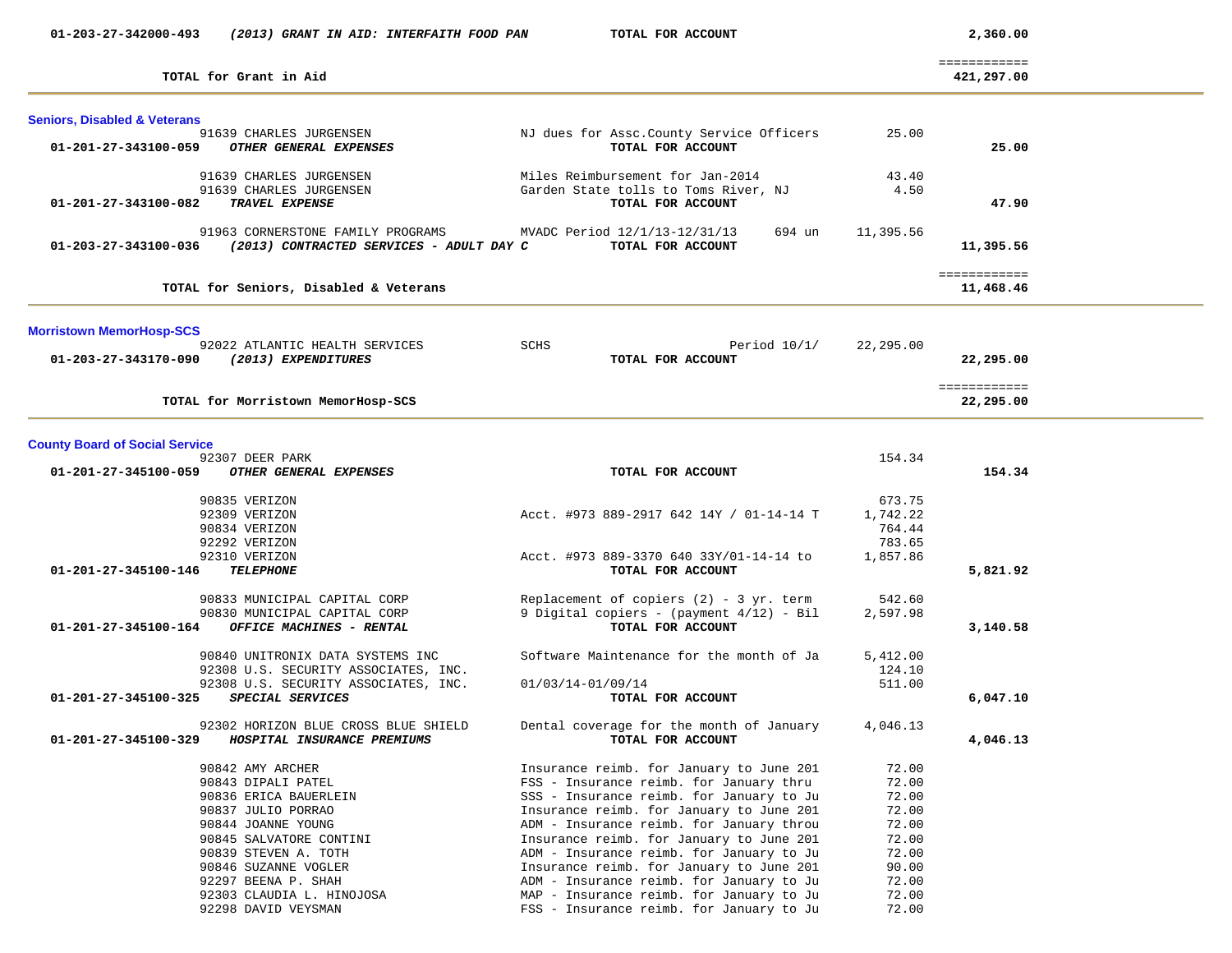**01-203-27-342000-493** ***(2013) GRANT IN AID: INTERFAITH FOOD PAN*** **TOTAL FOR ACCOUNT** **2,360.00**

============

**TOTAL for Grant in Aid** **421,297.00**

---

### Seniors, Disabled & Veterans

| Vendor | Description | Amount | Total |
|---|---|---|---|
| 91639 CHARLES JURGENSEN | NJ dues for Assc.County Service Officers | 25.00 | |
| **01-201-27-343100-059** ***OTHER GENERAL EXPENSES*** | **TOTAL FOR ACCOUNT** | | **25.00** |
| 91639 CHARLES JURGENSEN | Miles Reimbursement for Jan-2014 | 43.40 | |
| 91639 CHARLES JURGENSEN | Garden State tolls to Toms River, NJ | 4.50 | |
| **01-201-27-343100-082** ***TRAVEL EXPENSE*** | **TOTAL FOR ACCOUNT** | | **47.90** |
| 91963 CORNERSTONE FAMILY PROGRAMS | MVADC Period 12/1/13-12/31/13 694 un | 11,395.56 | |
| **01-203-27-343100-036** ***(2013) CONTRACTED SERVICES - ADULT DAY C*** | **TOTAL FOR ACCOUNT** | | **11,395.56** |

============

**TOTAL for Seniors, Disabled & Veterans** **11,468.46**

---

### Morristown MemorHosp-SCS

| Vendor | Description | Amount | Total |
|---|---|---|---|
| 92022 ATLANTIC HEALTH SERVICES | SCHS Period 10/1/ | 22,295.00 | |
| **01-203-27-343170-090** ***(2013) EXPENDITURES*** | **TOTAL FOR ACCOUNT** | | **22,295.00** |

============

**TOTAL for Morristown MemorHosp-SCS** **22,295.00**

---

### County Board of Social Service

| Vendor | Description | Amount | Total |
|---|---|---|---|
| 92307 DEER PARK | | 154.34 | |
| **01-201-27-345100-059** ***OTHER GENERAL EXPENSES*** | **TOTAL FOR ACCOUNT** | | **154.34** |
| 90835 VERIZON | | 673.75 | |
| 92309 VERIZON | Acct. #973 889-2917 642 14Y / 01-14-14 T | 1,742.22 | |
| 90834 VERIZON | | 764.44 | |
| 92292 VERIZON | | 783.65 | |
| 92310 VERIZON | Acct. #973 889-3370 640 33Y/01-14-14 to | 1,857.86 | |
| **01-201-27-345100-146** ***TELEPHONE*** | **TOTAL FOR ACCOUNT** | | **5,821.92** |
| 90833 MUNICIPAL CAPITAL CORP | Replacement of copiers (2) - 3 yr. term | 542.60 | |
| 90830 MUNICIPAL CAPITAL CORP | 9 Digital copiers - (payment 4/12) - Bil | 2,597.98 | |
| **01-201-27-345100-164** ***OFFICE MACHINES - RENTAL*** | **TOTAL FOR ACCOUNT** | | **3,140.58** |
| 90840 UNITRONIX DATA SYSTEMS INC | Software Maintenance for the month of Ja | 5,412.00 | |
| 92308 U.S. SECURITY ASSOCIATES, INC. | | 124.10 | |
| 92308 U.S. SECURITY ASSOCIATES, INC. | 01/03/14-01/09/14 | 511.00 | |
| **01-201-27-345100-325** ***SPECIAL SERVICES*** | **TOTAL FOR ACCOUNT** | | **6,047.10** |
| 92302 HORIZON BLUE CROSS BLUE SHIELD | Dental coverage for the month of January | 4,046.13 | |
| **01-201-27-345100-329** ***HOSPITAL INSURANCE PREMIUMS*** | **TOTAL FOR ACCOUNT** | | **4,046.13** |
| 90842 AMY ARCHER | Insurance reimb. for January to June 201 | 72.00 | |
| 90843 DIPALI PATEL | FSS - Insurance reimb. for January thru | 72.00 | |
| 90836 ERICA BAUERLEIN | SSS - Insurance reimb. for January to Ju | 72.00 | |
| 90837 JULIO PORRAO | Insurance reimb. for January to June 201 | 72.00 | |
| 90844 JOANNE YOUNG | ADM - Insurance reimb. for January throu | 72.00 | |
| 90845 SALVATORE CONTINI | Insurance reimb. for January to June 201 | 72.00 | |
| 90839 STEVEN A. TOTH | ADM - Insurance reimb. for January to Ju | 72.00 | |
| 90846 SUZANNE VOGLER | Insurance reimb. for January to June 201 | 90.00 | |
| 92297 BEENA P. SHAH | ADM - Insurance reimb. for January to Ju | 72.00 | |
| 92303 CLAUDIA L. HINOJOSA | MAP - Insurance reimb. for January to Ju | 72.00 | |
| 92298 DAVID VEYSMAN | FSS - Insurance reimb. for January to Ju | 72.00 | |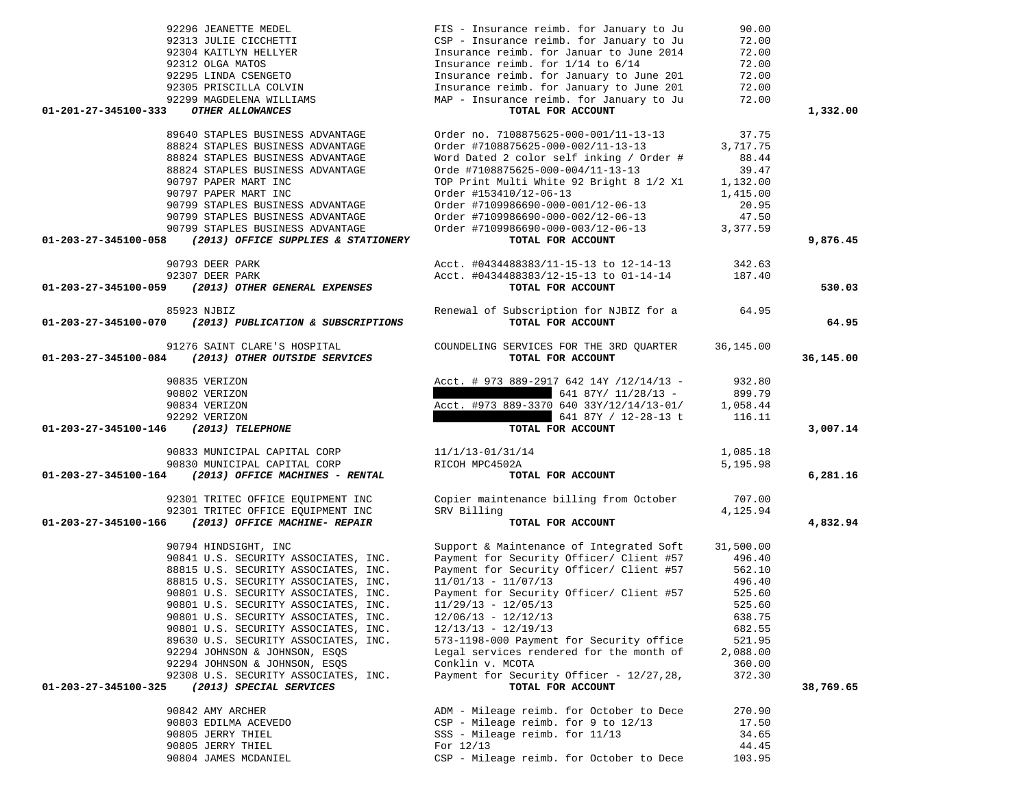| Account | Vendor | Description | Amount | Total |
|---|---|---|---|---|
| | 92296 JEANETTE MEDEL | FIS - Insurance reimb. for January to Ju | 90.00 | |
| | 92313 JULIE CICCHETTI | CSP - Insurance reimb. for January to Ju | 72.00 | |
| | 92304 KAITLYN HELLYER | Insurance reimb. for Januar to June 2014 | 72.00 | |
| | 92312 OLGA MATOS | Insurance reimb. for 1/14 to 6/14 | 72.00 | |
| | 92295 LINDA CSENGETO | Insurance reimb. for January to June 201 | 72.00 | |
| | 92305 PRISCILLA COLVIN | Insurance reimb. for January to June 201 | 72.00 | |
| | 92299 MAGDELENA WILLIAMS | MAP - Insurance reimb. for January to Ju | 72.00 | |
| **01-201-27-345100-333** | ***OTHER ALLOWANCES*** | **TOTAL FOR ACCOUNT** | | **1,332.00** |
| | 89640 STAPLES BUSINESS ADVANTAGE | Order no. 7108875625-000-001/11-13-13 | 37.75 | |
| | 88824 STAPLES BUSINESS ADVANTAGE | Order #7108875625-000-002/11-13-13 | 3,717.75 | |
| | 88824 STAPLES BUSINESS ADVANTAGE | Word Dated 2 color self inking / Order # | 88.44 | |
| | 88824 STAPLES BUSINESS ADVANTAGE | Orde #7108875625-000-004/11-13-13 | 39.47 | |
| | 90797 PAPER MART INC | TOP Print Multi White 92 Bright 8 1/2 X1 | 1,132.00 | |
| | 90797 PAPER MART INC | Order #153410/12-06-13 | 1,415.00 | |
| | 90799 STAPLES BUSINESS ADVANTAGE | Order #7109986690-000-001/12-06-13 | 20.95 | |
| | 90799 STAPLES BUSINESS ADVANTAGE | Order #7109986690-000-002/12-06-13 | 47.50 | |
| | 90799 STAPLES BUSINESS ADVANTAGE | Order #7109986690-000-003/12-06-13 | 3,377.59 | |
| **01-203-27-345100-058** | ***(2013) OFFICE SUPPLIES & STATIONERY*** | **TOTAL FOR ACCOUNT** | | **9,876.45** |
| | 90793 DEER PARK | Acct. #0434488383/11-15-13 to 12-14-13 | 342.63 | |
| | 92307 DEER PARK | Acct. #0434488383/12-15-13 to 01-14-14 | 187.40 | |
| **01-203-27-345100-059** | ***(2013) OTHER GENERAL EXPENSES*** | **TOTAL FOR ACCOUNT** | | **530.03** |
| | 85923 NJBIZ | Renewal of Subscription for NJBIZ for a | 64.95 | |
| **01-203-27-345100-070** | ***(2013) PUBLICATION & SUBSCRIPTIONS*** | **TOTAL FOR ACCOUNT** | | **64.95** |
| | 91276 SAINT CLARE'S HOSPITAL | COUNDELING SERVICES FOR THE 3RD QUARTER | 36,145.00 | |
| **01-203-27-345100-084** | ***(2013) OTHER OUTSIDE SERVICES*** | **TOTAL FOR ACCOUNT** | | **36,145.00** |
| | 90835 VERIZON | Acct. # 973 889-2917 642 14Y /12/14/13 - | 932.80 | |
| | 90802 VERIZON | [REDACTED] 641 87Y/ 11/28/13 - | 899.79 | |
| | 90834 VERIZON | Acct. #973 889-3370 640 33Y/12/14/13-01/ | 1,058.44 | |
| | 92292 VERIZON | [REDACTED] 641 87Y / 12-28-13 t | 116.11 | |
| **01-203-27-345100-146** | ***(2013) TELEPHONE*** | **TOTAL FOR ACCOUNT** | | **3,007.14** |
| | 90833 MUNICIPAL CAPITAL CORP | 11/1/13-01/31/14 | 1,085.18 | |
| | 90830 MUNICIPAL CAPITAL CORP | RICOH MPC4502A | 5,195.98 | |
| **01-203-27-345100-164** | ***(2013) OFFICE MACHINES - RENTAL*** | **TOTAL FOR ACCOUNT** | | **6,281.16** |
| | 92301 TRITEC OFFICE EQUIPMENT INC | Copier maintenance billing from October | 707.00 | |
| | 92301 TRITEC OFFICE EQUIPMENT INC | SRV Billing | 4,125.94 | |
| **01-203-27-345100-166** | ***(2013) OFFICE MACHINE- REPAIR*** | **TOTAL FOR ACCOUNT** | | **4,832.94** |
| | 90794 HINDSIGHT, INC | Support & Maintenance of Integrated Soft | 31,500.00 | |
| | 90841 U.S. SECURITY ASSOCIATES, INC. | Payment for Security Officer/ Client #57 | 496.40 | |
| | 88815 U.S. SECURITY ASSOCIATES, INC. | Payment for Security Officer/ Client #57 | 562.10 | |
| | 88815 U.S. SECURITY ASSOCIATES, INC. | 11/01/13 - 11/07/13 | 496.40 | |
| | 90801 U.S. SECURITY ASSOCIATES, INC. | Payment for Security Officer/ Client #57 | 525.60 | |
| | 90801 U.S. SECURITY ASSOCIATES, INC. | 11/29/13 - 12/05/13 | 525.60 | |
| | 90801 U.S. SECURITY ASSOCIATES, INC. | 12/06/13 - 12/12/13 | 638.75 | |
| | 90801 U.S. SECURITY ASSOCIATES, INC. | 12/13/13 - 12/19/13 | 682.55 | |
| | 89630 U.S. SECURITY ASSOCIATES, INC. | 573-1198-000 Payment for Security office | 521.95 | |
| | 92294 JOHNSON & JOHNSON, ESQS | Legal services rendered for the month of | 2,088.00 | |
| | 92294 JOHNSON & JOHNSON, ESQS | Conklin v. MCOTA | 360.00 | |
| | 92308 U.S. SECURITY ASSOCIATES, INC. | Payment for Security Officer - 12/27,28, | 372.30 | |
| **01-203-27-345100-325** | ***(2013) SPECIAL SERVICES*** | **TOTAL FOR ACCOUNT** | | **38,769.65** |
| | 90842 AMY ARCHER | ADM - Mileage reimb. for October to Dece | 270.90 | |
| | 90803 EDILMA ACEVEDO | CSP - Mileage reimb. for 9 to 12/13 | 17.50 | |
| | 90805 JERRY THIEL | SSS - Mileage reimb. for 11/13 | 34.65 | |
| | 90805 JERRY THIEL | For 12/13 | 44.45 | |
| | 90804 JAMES MCDANIEL | CSP - Mileage reimb. for October to Dece | 103.95 | |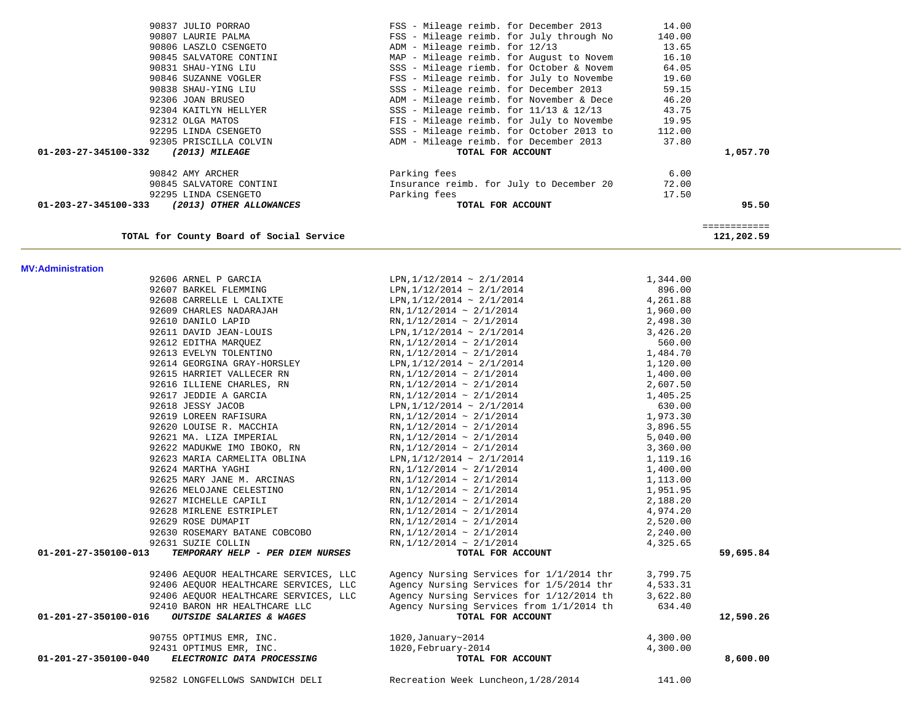| Account | Vendor | Description | Amount | Total |
|---|---|---|---|---|
| | 90837 JULIO PORRAO | FSS - Mileage reimb. for December 2013 | 14.00 | |
| | 90807 LAURIE PALMA | FSS - Mileage reimb. for July through No | 140.00 | |
| | 90806 LASZLO CSENGETO | ADM - Mileage reimb. for 12/13 | 13.65 | |
| | 90845 SALVATORE CONTINI | MAP - Mileage reimb. for August to Novem | 16.10 | |
| | 90831 SHAU-YING LIU | SSS - Mileage riemb. for October & Novem | 64.05 | |
| | 90846 SUZANNE VOGLER | FSS - Mileage reimb. for July to Novembe | 19.60 | |
| | 90838 SHAU-YING LIU | SSS - Mileage reimb. for December 2013 | 59.15 | |
| | 92306 JOAN BRUSEO | ADM - Mileage reimb. for November & Dece | 46.20 | |
| | 92304 KAITLYN HELLYER | SSS - Mileage reimb. for 11/13 & 12/13 | 43.75 | |
| | 92312 OLGA MATOS | FIS - Mileage reimb. for July to Novembe | 19.95 | |
| | 92295 LINDA CSENGETO | SSS - Mileage reimb. for October 2013 to | 112.00 | |
| | 92305 PRISCILLA COLVIN | ADM - Mileage reimb. for December 2013 | 37.80 | |
| **01-203-27-345100-332** | ***(2013) MILEAGE*** | **TOTAL FOR ACCOUNT** | | **1,057.70** |
| | 90842 AMY ARCHER | Parking fees | 6.00 | |
| | 90845 SALVATORE CONTINI | Insurance reimb. for July to December 20 | 72.00 | |
| | 92295 LINDA CSENGETO | Parking fees | 17.50 | |
| **01-203-27-345100-333** | ***(2013) OTHER ALLOWANCES*** | **TOTAL FOR ACCOUNT** | | **95.50** |
| | | | | ============ |
| | **TOTAL for County Board of Social Service** | | | **121,202.59** |

**MV:Administration**

| Account | Vendor | Description | Amount | Total |
|---|---|---|---|---|
| | 92606 ARNEL P GARCIA | LPN,1/12/2014 ~ 2/1/2014 | 1,344.00 | |
| | 92607 BARKEL FLEMMING | LPN,1/12/2014 ~ 2/1/2014 | 896.00 | |
| | 92608 CARRELLE L CALIXTE | LPN,1/12/2014 ~ 2/1/2014 | 4,261.88 | |
| | 92609 CHARLES NADARAJAH | RN,1/12/2014 ~ 2/1/2014 | 1,960.00 | |
| | 92610 DANILO LAPID | RN,1/12/2014 ~ 2/1/2014 | 2,498.30 | |
| | 92611 DAVID JEAN-LOUIS | LPN,1/12/2014 ~ 2/1/2014 | 3,426.20 | |
| | 92612 EDITHA MARQUEZ | RN,1/12/2014 ~ 2/1/2014 | 560.00 | |
| | 92613 EVELYN TOLENTINO | RN,1/12/2014 ~ 2/1/2014 | 1,484.70 | |
| | 92614 GEORGINA GRAY-HORSLEY | LPN,1/12/2014 ~ 2/1/2014 | 1,120.00 | |
| | 92615 HARRIET VALLECER RN | RN,1/12/2014 ~ 2/1/2014 | 1,400.00 | |
| | 92616 ILLIENE CHARLES, RN | RN,1/12/2014 ~ 2/1/2014 | 2,607.50 | |
| | 92617 JEDDIE A GARCIA | RN,1/12/2014 ~ 2/1/2014 | 1,405.25 | |
| | 92618 JESSY JACOB | LPN,1/12/2014 ~ 2/1/2014 | 630.00 | |
| | 92619 LOREEN RAFISURA | RN,1/12/2014 ~ 2/1/2014 | 1,973.30 | |
| | 92620 LOUISE R. MACCHIA | RN,1/12/2014 ~ 2/1/2014 | 3,896.55 | |
| | 92621 MA. LIZA IMPERIAL | RN,1/12/2014 ~ 2/1/2014 | 5,040.00 | |
| | 92622 MADUKWE IMO IBOKO, RN | RN,1/12/2014 ~ 2/1/2014 | 3,360.00 | |
| | 92623 MARIA CARMELITA OBLINA | LPN,1/12/2014 ~ 2/1/2014 | 1,119.16 | |
| | 92624 MARTHA YAGHI | RN,1/12/2014 ~ 2/1/2014 | 1,400.00 | |
| | 92625 MARY JANE M. ARCINAS | RN,1/12/2014 ~ 2/1/2014 | 1,113.00 | |
| | 92626 MELOJANE CELESTINO | RN,1/12/2014 ~ 2/1/2014 | 1,951.95 | |
| | 92627 MICHELLE CAPILI | RN,1/12/2014 ~ 2/1/2014 | 2,188.20 | |
| | 92628 MIRLENE ESTRIPLET | RN,1/12/2014 ~ 2/1/2014 | 4,974.20 | |
| | 92629 ROSE DUMAPIT | RN,1/12/2014 ~ 2/1/2014 | 2,520.00 | |
| | 92630 ROSEMARY BATANE COBCOBO | RN,1/12/2014 ~ 2/1/2014 | 2,240.00 | |
| | 92631 SUZIE COLLIN | RN,1/12/2014 ~ 2/1/2014 | 4,325.65 | |
| **01-201-27-350100-013** | ***TEMPORARY HELP - PER DIEM NURSES*** | **TOTAL FOR ACCOUNT** | | **59,695.84** |
| | 92406 AEQUOR HEALTHCARE SERVICES, LLC | Agency Nursing Services for 1/1/2014 thr | 3,799.75 | |
| | 92406 AEQUOR HEALTHCARE SERVICES, LLC | Agency Nursing Services for 1/5/2014 thr | 4,533.31 | |
| | 92406 AEQUOR HEALTHCARE SERVICES, LLC | Agency Nursing Services for 1/12/2014 th | 3,622.80 | |
| | 92410 BARON HR HEALTHCARE LLC | Agency Nursing Services from 1/1/2014 th | 634.40 | |
| **01-201-27-350100-016** | ***OUTSIDE SALARIES & WAGES*** | **TOTAL FOR ACCOUNT** | | **12,590.26** |
| | 90755 OPTIMUS EMR, INC. | 1020,January~2014 | 4,300.00 | |
| | 92431 OPTIMUS EMR, INC. | 1020,February-2014 | 4,300.00 | |
| **01-201-27-350100-040** | ***ELECTRONIC DATA PROCESSING*** | **TOTAL FOR ACCOUNT** | | **8,600.00** |
| | 92582 LONGFELLOWS SANDWICH DELI | Recreation Week Luncheon,1/28/2014 | 141.00 | |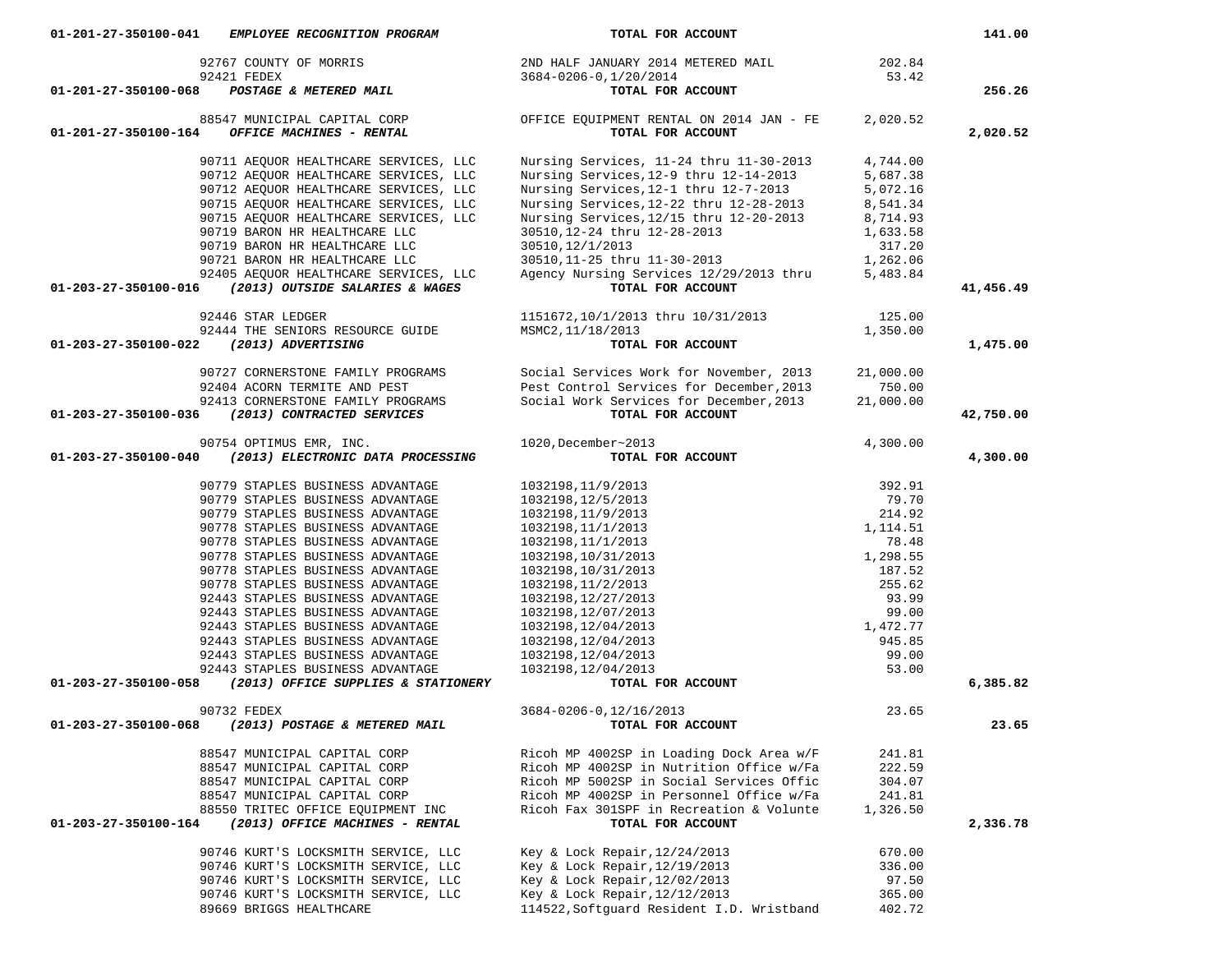| Account | Vendor | Description | Amount | Total |
|---|---|---|---|---|
| 01-201-27-350100-041 | *EMPLOYEE RECOGNITION PROGRAM* | TOTAL FOR ACCOUNT | | 141.00 |
| | 92767 COUNTY OF MORRIS | 2ND HALF JANUARY 2014 METERED MAIL | 202.84 | |
| | 92421 FEDEX | 3684-0206-0,1/20/2014 | 53.42 | |
| 01-201-27-350100-068 | *POSTAGE & METERED MAIL* | TOTAL FOR ACCOUNT | | 256.26 |
| | 88547 MUNICIPAL CAPITAL CORP | OFFICE EQUIPMENT RENTAL ON 2014 JAN - FE | 2,020.52 | |
| 01-201-27-350100-164 | *OFFICE MACHINES - RENTAL* | TOTAL FOR ACCOUNT | | 2,020.52 |
| | 90711 AEQUOR HEALTHCARE SERVICES, LLC | Nursing Services, 11-24 thru 11-30-2013 | 4,744.00 | |
| | 90712 AEQUOR HEALTHCARE SERVICES, LLC | Nursing Services,12-9 thru 12-14-2013 | 5,687.38 | |
| | 90712 AEQUOR HEALTHCARE SERVICES, LLC | Nursing Services,12-1 thru 12-7-2013 | 5,072.16 | |
| | 90715 AEQUOR HEALTHCARE SERVICES, LLC | Nursing Services,12-22 thru 12-28-2013 | 8,541.34 | |
| | 90715 AEQUOR HEALTHCARE SERVICES, LLC | Nursing Services,12/15 thru 12-20-2013 | 8,714.93 | |
| | 90719 BARON HR HEALTHCARE LLC | 30510,12-24 thru 12-28-2013 | 1,633.58 | |
| | 90719 BARON HR HEALTHCARE LLC | 30510,12/1/2013 | 317.20 | |
| | 90721 BARON HR HEALTHCARE LLC | 30510,11-25 thru 11-30-2013 | 1,262.06 | |
| | 92405 AEQUOR HEALTHCARE SERVICES, LLC | Agency Nursing Services 12/29/2013 thru | 5,483.84 | |
| 01-203-27-350100-016 | *(2013) OUTSIDE SALARIES & WAGES* | TOTAL FOR ACCOUNT | | 41,456.49 |
| | 92446 STAR LEDGER | 1151672,10/1/2013 thru 10/31/2013 | 125.00 | |
| | 92444 THE SENIORS RESOURCE GUIDE | MSMC2,11/18/2013 | 1,350.00 | |
| 01-203-27-350100-022 | *(2013) ADVERTISING* | TOTAL FOR ACCOUNT | | 1,475.00 |
| | 90727 CORNERSTONE FAMILY PROGRAMS | Social Services Work for November, 2013 | 21,000.00 | |
| | 92404 ACORN TERMITE AND PEST | Pest Control Services for December,2013 | 750.00 | |
| | 92413 CORNERSTONE FAMILY PROGRAMS | Social Work Services for December,2013 | 21,000.00 | |
| 01-203-27-350100-036 | *(2013) CONTRACTED SERVICES* | TOTAL FOR ACCOUNT | | 42,750.00 |
| | 90754 OPTIMUS EMR, INC. | 1020,December~2013 | 4,300.00 | |
| 01-203-27-350100-040 | *(2013) ELECTRONIC DATA PROCESSING* | TOTAL FOR ACCOUNT | | 4,300.00 |
| | 90779 STAPLES BUSINESS ADVANTAGE | 1032198,11/9/2013 | 392.91 | |
| | 90779 STAPLES BUSINESS ADVANTAGE | 1032198,12/5/2013 | 79.70 | |
| | 90779 STAPLES BUSINESS ADVANTAGE | 1032198,11/9/2013 | 214.92 | |
| | 90778 STAPLES BUSINESS ADVANTAGE | 1032198,11/1/2013 | 1,114.51 | |
| | 90778 STAPLES BUSINESS ADVANTAGE | 1032198,11/1/2013 | 78.48 | |
| | 90778 STAPLES BUSINESS ADVANTAGE | 1032198,10/31/2013 | 1,298.55 | |
| | 90778 STAPLES BUSINESS ADVANTAGE | 1032198,10/31/2013 | 187.52 | |
| | 90778 STAPLES BUSINESS ADVANTAGE | 1032198,11/2/2013 | 255.62 | |
| | 92443 STAPLES BUSINESS ADVANTAGE | 1032198,12/27/2013 | 93.99 | |
| | 92443 STAPLES BUSINESS ADVANTAGE | 1032198,12/07/2013 | 99.00 | |
| | 92443 STAPLES BUSINESS ADVANTAGE | 1032198,12/04/2013 | 1,472.77 | |
| | 92443 STAPLES BUSINESS ADVANTAGE | 1032198,12/04/2013 | 945.85 | |
| | 92443 STAPLES BUSINESS ADVANTAGE | 1032198,12/04/2013 | 99.00 | |
| | 92443 STAPLES BUSINESS ADVANTAGE | 1032198,12/04/2013 | 53.00 | |
| 01-203-27-350100-058 | *(2013) OFFICE SUPPLIES & STATIONERY* | TOTAL FOR ACCOUNT | | 6,385.82 |
| | 90732 FEDEX | 3684-0206-0,12/16/2013 | 23.65 | |
| 01-203-27-350100-068 | *(2013) POSTAGE & METERED MAIL* | TOTAL FOR ACCOUNT | | 23.65 |
| | 88547 MUNICIPAL CAPITAL CORP | Ricoh MP 4002SP in Loading Dock Area w/F | 241.81 | |
| | 88547 MUNICIPAL CAPITAL CORP | Ricoh MP 4002SP in Nutrition Office w/Fa | 222.59 | |
| | 88547 MUNICIPAL CAPITAL CORP | Ricoh MP 5002SP in Social Services Offic | 304.07 | |
| | 88547 MUNICIPAL CAPITAL CORP | Ricoh MP 4002SP in Personnel Office w/Fa | 241.81 | |
| | 88550 TRITEC OFFICE EQUIPMENT INC | Ricoh Fax 301SPF in Recreation & Volunte | 1,326.50 | |
| 01-203-27-350100-164 | *(2013) OFFICE MACHINES - RENTAL* | TOTAL FOR ACCOUNT | | 2,336.78 |
| | 90746 KURT'S LOCKSMITH SERVICE, LLC | Key & Lock Repair,12/24/2013 | 670.00 | |
| | 90746 KURT'S LOCKSMITH SERVICE, LLC | Key & Lock Repair,12/19/2013 | 336.00 | |
| | 90746 KURT'S LOCKSMITH SERVICE, LLC | Key & Lock Repair,12/02/2013 | 97.50 | |
| | 90746 KURT'S LOCKSMITH SERVICE, LLC | Key & Lock Repair,12/12/2013 | 365.00 | |
| | 89669 BRIGGS HEALTHCARE | 114522,Softguard Resident I.D. Wristband | 402.72 | |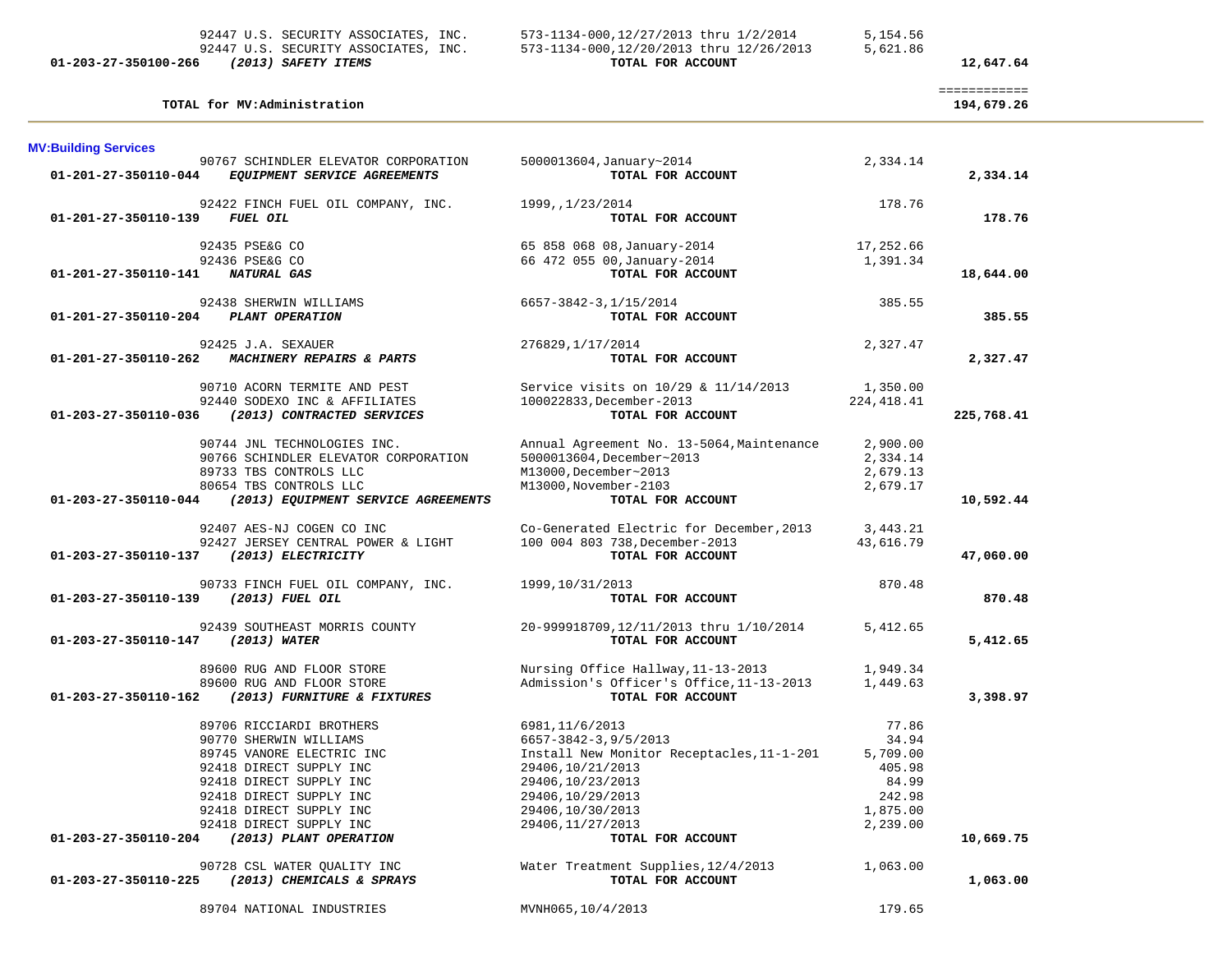| Account | Vendor / Description | Detail | Amount | Total |
|---|---|---|---|---|
| | 92447 U.S. SECURITY ASSOCIATES, INC. | 573-1134-000,12/27/2013 thru 1/2/2014 | 5,154.56 | |
| | 92447 U.S. SECURITY ASSOCIATES, INC. | 573-1134-000,12/20/2013 thru 12/26/2013 | 5,621.86 | |
| **01-203-27-350100-266** | ***(2013) SAFETY ITEMS*** | **TOTAL FOR ACCOUNT** | | **12,647.64** |
| | | | | ============ |
| | **TOTAL for MV:Administration** | | | **194,679.26** |

**MV:Building Services**

| Account | Vendor / Description | Detail | Amount | Total |
|---|---|---|---|---|
| | 90767 SCHINDLER ELEVATOR CORPORATION | 5000013604,January~2014 | 2,334.14 | |
| **01-201-27-350110-044** | ***EQUIPMENT SERVICE AGREEMENTS*** | **TOTAL FOR ACCOUNT** | | **2,334.14** |
| | 92422 FINCH FUEL OIL COMPANY, INC. | 1999,,1/23/2014 | 178.76 | |
| **01-201-27-350110-139** | ***FUEL OIL*** | **TOTAL FOR ACCOUNT** | | **178.76** |
| | 92435 PSE&G CO | 65 858 068 08,January-2014 | 17,252.66 | |
| | 92436 PSE&G CO | 66 472 055 00,January-2014 | 1,391.34 | |
| **01-201-27-350110-141** | ***NATURAL GAS*** | **TOTAL FOR ACCOUNT** | | **18,644.00** |
| | 92438 SHERWIN WILLIAMS | 6657-3842-3,1/15/2014 | 385.55 | |
| **01-201-27-350110-204** | ***PLANT OPERATION*** | **TOTAL FOR ACCOUNT** | | **385.55** |
| | 92425 J.A. SEXAUER | 276829,1/17/2014 | 2,327.47 | |
| **01-201-27-350110-262** | ***MACHINERY REPAIRS & PARTS*** | **TOTAL FOR ACCOUNT** | | **2,327.47** |
| | 90710 ACORN TERMITE AND PEST | Service visits on 10/29 & 11/14/2013 | 1,350.00 | |
| | 92440 SODEXO INC & AFFILIATES | 100022833,December-2013 | 224,418.41 | |
| **01-203-27-350110-036** | ***(2013) CONTRACTED SERVICES*** | **TOTAL FOR ACCOUNT** | | **225,768.41** |
| | 90744 JNL TECHNOLOGIES INC. | Annual Agreement No. 13-5064,Maintenance | 2,900.00 | |
| | 90766 SCHINDLER ELEVATOR CORPORATION | 5000013604,December~2013 | 2,334.14 | |
| | 89733 TBS CONTROLS LLC | M13000,December~2013 | 2,679.13 | |
| | 80654 TBS CONTROLS LLC | M13000,November-2103 | 2,679.17 | |
| **01-203-27-350110-044** | ***(2013) EQUIPMENT SERVICE AGREEMENTS*** | **TOTAL FOR ACCOUNT** | | **10,592.44** |
| | 92407 AES-NJ COGEN CO INC | Co-Generated Electric for December,2013 | 3,443.21 | |
| | 92427 JERSEY CENTRAL POWER & LIGHT | 100 004 803 738,December-2013 | 43,616.79 | |
| **01-203-27-350110-137** | ***(2013) ELECTRICITY*** | **TOTAL FOR ACCOUNT** | | **47,060.00** |
| | 90733 FINCH FUEL OIL COMPANY, INC. | 1999,10/31/2013 | 870.48 | |
| **01-203-27-350110-139** | ***(2013) FUEL OIL*** | **TOTAL FOR ACCOUNT** | | **870.48** |
| | 92439 SOUTHEAST MORRIS COUNTY | 20-999918709,12/11/2013 thru 1/10/2014 | 5,412.65 | |
| **01-203-27-350110-147** | ***(2013) WATER*** | **TOTAL FOR ACCOUNT** | | **5,412.65** |
| | 89600 RUG AND FLOOR STORE | Nursing Office Hallway,11-13-2013 | 1,949.34 | |
| | 89600 RUG AND FLOOR STORE | Admission's Officer's Office,11-13-2013 | 1,449.63 | |
| **01-203-27-350110-162** | ***(2013) FURNITURE & FIXTURES*** | **TOTAL FOR ACCOUNT** | | **3,398.97** |
| | 89706 RICCIARDI BROTHERS | 6981,11/6/2013 | 77.86 | |
| | 90770 SHERWIN WILLIAMS | 6657-3842-3,9/5/2013 | 34.94 | |
| | 89745 VANORE ELECTRIC INC | Install New Monitor Receptacles,11-1-201 | 5,709.00 | |
| | 92418 DIRECT SUPPLY INC | 29406,10/21/2013 | 405.98 | |
| | 92418 DIRECT SUPPLY INC | 29406,10/23/2013 | 84.99 | |
| | 92418 DIRECT SUPPLY INC | 29406,10/29/2013 | 242.98 | |
| | 92418 DIRECT SUPPLY INC | 29406,10/30/2013 | 1,875.00 | |
| | 92418 DIRECT SUPPLY INC | 29406,11/27/2013 | 2,239.00 | |
| **01-203-27-350110-204** | ***(2013) PLANT OPERATION*** | **TOTAL FOR ACCOUNT** | | **10,669.75** |
| | 90728 CSL WATER QUALITY INC | Water Treatment Supplies,12/4/2013 | 1,063.00 | |
| **01-203-27-350110-225** | ***(2013) CHEMICALS & SPRAYS*** | **TOTAL FOR ACCOUNT** | | **1,063.00** |
| | 89704 NATIONAL INDUSTRIES | MVNH065,10/4/2013 | 179.65 | |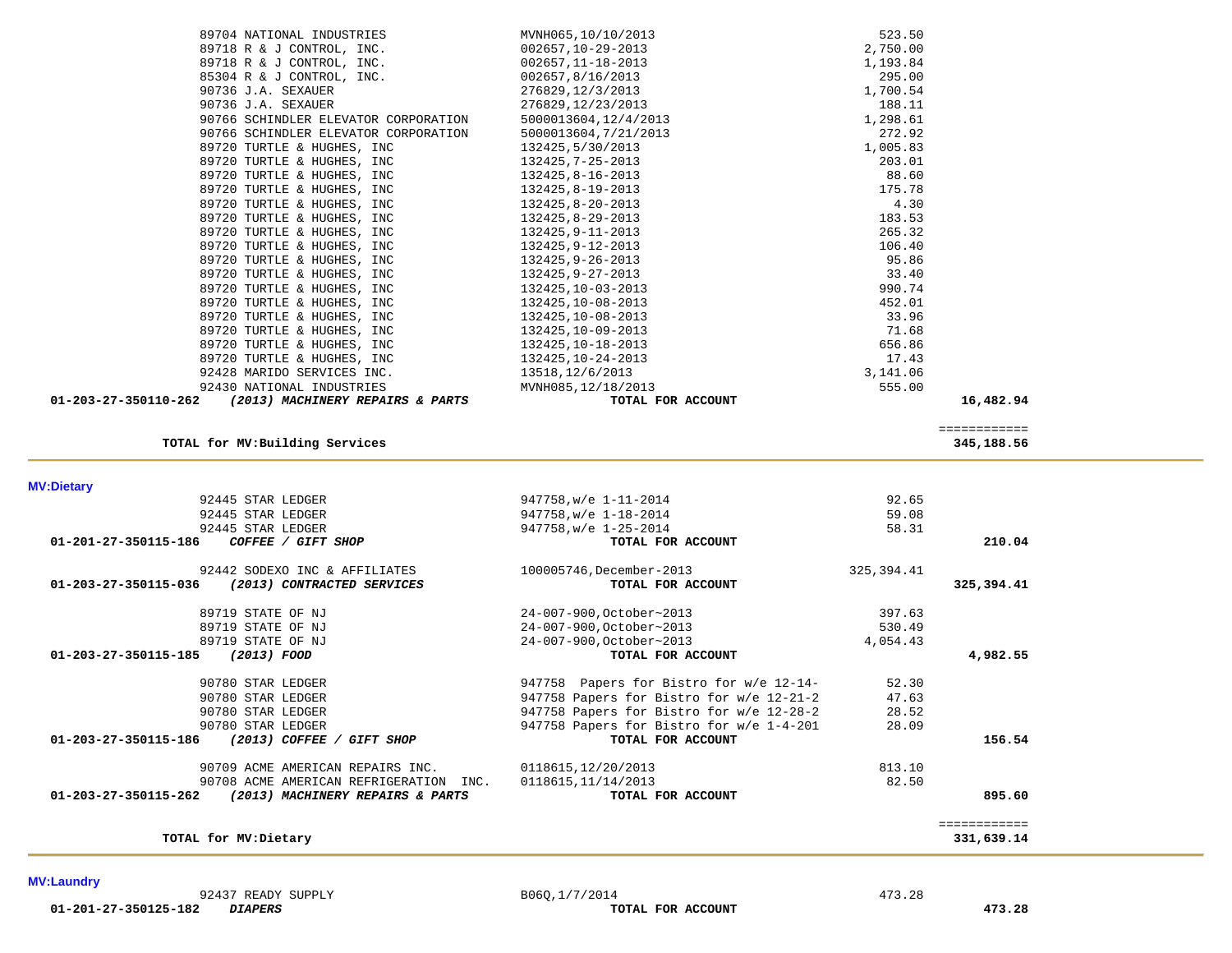| | Vendor | Description | Amount | Total |
|---|---|---|---|---|
| | 89704 NATIONAL INDUSTRIES | MVNH065,10/10/2013 | 523.50 | |
| | 89718 R & J CONTROL, INC. | 002657,10-29-2013 | 2,750.00 | |
| | 89718 R & J CONTROL, INC. | 002657,11-18-2013 | 1,193.84 | |
| | 85304 R & J CONTROL, INC. | 002657,8/16/2013 | 295.00 | |
| | 90736 J.A. SEXAUER | 276829,12/3/2013 | 1,700.54 | |
| | 90736 J.A. SEXAUER | 276829,12/23/2013 | 188.11 | |
| | 90766 SCHINDLER ELEVATOR CORPORATION | 5000013604,12/4/2013 | 1,298.61 | |
| | 90766 SCHINDLER ELEVATOR CORPORATION | 5000013604,7/21/2013 | 272.92 | |
| | 89720 TURTLE & HUGHES, INC | 132425,5/30/2013 | 1,005.83 | |
| | 89720 TURTLE & HUGHES, INC | 132425,7-25-2013 | 203.01 | |
| | 89720 TURTLE & HUGHES, INC | 132425,8-16-2013 | 88.60 | |
| | 89720 TURTLE & HUGHES, INC | 132425,8-19-2013 | 175.78 | |
| | 89720 TURTLE & HUGHES, INC | 132425,8-20-2013 | 4.30 | |
| | 89720 TURTLE & HUGHES, INC | 132425,8-29-2013 | 183.53 | |
| | 89720 TURTLE & HUGHES, INC | 132425,9-11-2013 | 265.32 | |
| | 89720 TURTLE & HUGHES, INC | 132425,9-12-2013 | 106.40 | |
| | 89720 TURTLE & HUGHES, INC | 132425,9-26-2013 | 95.86 | |
| | 89720 TURTLE & HUGHES, INC | 132425,9-27-2013 | 33.40 | |
| | 89720 TURTLE & HUGHES, INC | 132425,10-03-2013 | 990.74 | |
| | 89720 TURTLE & HUGHES, INC | 132425,10-08-2013 | 452.01 | |
| | 89720 TURTLE & HUGHES, INC | 132425,10-08-2013 | 33.96 | |
| | 89720 TURTLE & HUGHES, INC | 132425,10-09-2013 | 71.68 | |
| | 89720 TURTLE & HUGHES, INC | 132425,10-18-2013 | 656.86 | |
| | 89720 TURTLE & HUGHES, INC | 132425,10-24-2013 | 17.43 | |
| | 92428 MARIDO SERVICES INC. | 13518,12/6/2013 | 3,141.06 | |
| | 92430 NATIONAL INDUSTRIES | MVNH085,12/18/2013 | 555.00 | |
| **01-203-27-350110-262** | ***(2013) MACHINERY REPAIRS & PARTS*** | **TOTAL FOR ACCOUNT** | | **16,482.94** |

| | |
|---|---|
| **TOTAL for MV:Building Services** | **345,188.56** |

## MV:Dietary

| | Vendor | Description | Amount | Total |
|---|---|---|---|---|
| | 92445 STAR LEDGER | 947758,w/e 1-11-2014 | 92.65 | |
| | 92445 STAR LEDGER | 947758,w/e 1-18-2014 | 59.08 | |
| | 92445 STAR LEDGER | 947758,w/e 1-25-2014 | 58.31 | |
| **01-201-27-350115-186** | ***COFFEE / GIFT SHOP*** | **TOTAL FOR ACCOUNT** | | **210.04** |
| | 92442 SODEXO INC & AFFILIATES | 100005746,December-2013 | 325,394.41 | |
| **01-203-27-350115-036** | ***(2013) CONTRACTED SERVICES*** | **TOTAL FOR ACCOUNT** | | **325,394.41** |
| | 89719 STATE OF NJ | 24-007-900,October~2013 | 397.63 | |
| | 89719 STATE OF NJ | 24-007-900,October~2013 | 530.49 | |
| | 89719 STATE OF NJ | 24-007-900,October~2013 | 4,054.43 | |
| **01-203-27-350115-185** | ***(2013) FOOD*** | **TOTAL FOR ACCOUNT** | | **4,982.55** |
| | 90780 STAR LEDGER | 947758 Papers for Bistro for w/e 12-14- | 52.30 | |
| | 90780 STAR LEDGER | 947758 Papers for Bistro for w/e 12-21-2 | 47.63 | |
| | 90780 STAR LEDGER | 947758 Papers for Bistro for w/e 12-28-2 | 28.52 | |
| | 90780 STAR LEDGER | 947758 Papers for Bistro for w/e 1-4-201 | 28.09 | |
| **01-203-27-350115-186** | ***(2013) COFFEE / GIFT SHOP*** | **TOTAL FOR ACCOUNT** | | **156.54** |
| | 90709 ACME AMERICAN REPAIRS INC. | 0118615,12/20/2013 | 813.10 | |
| | 90708 ACME AMERICAN REFRIGERATION INC. | 0118615,11/14/2013 | 82.50 | |
| **01-203-27-350115-262** | ***(2013) MACHINERY REPAIRS & PARTS*** | **TOTAL FOR ACCOUNT** | | **895.60** |

| | |
|---|---|
| **TOTAL for MV:Dietary** | **331,639.14** |

## MV:Laundry

| | Vendor | Description | Amount | Total |
|---|---|---|---|---|
| | 92437 READY SUPPLY | B06Q,1/7/2014 | 473.28 | |
| **01-201-27-350125-182** | ***DIAPERS*** | **TOTAL FOR ACCOUNT** | | **473.28** |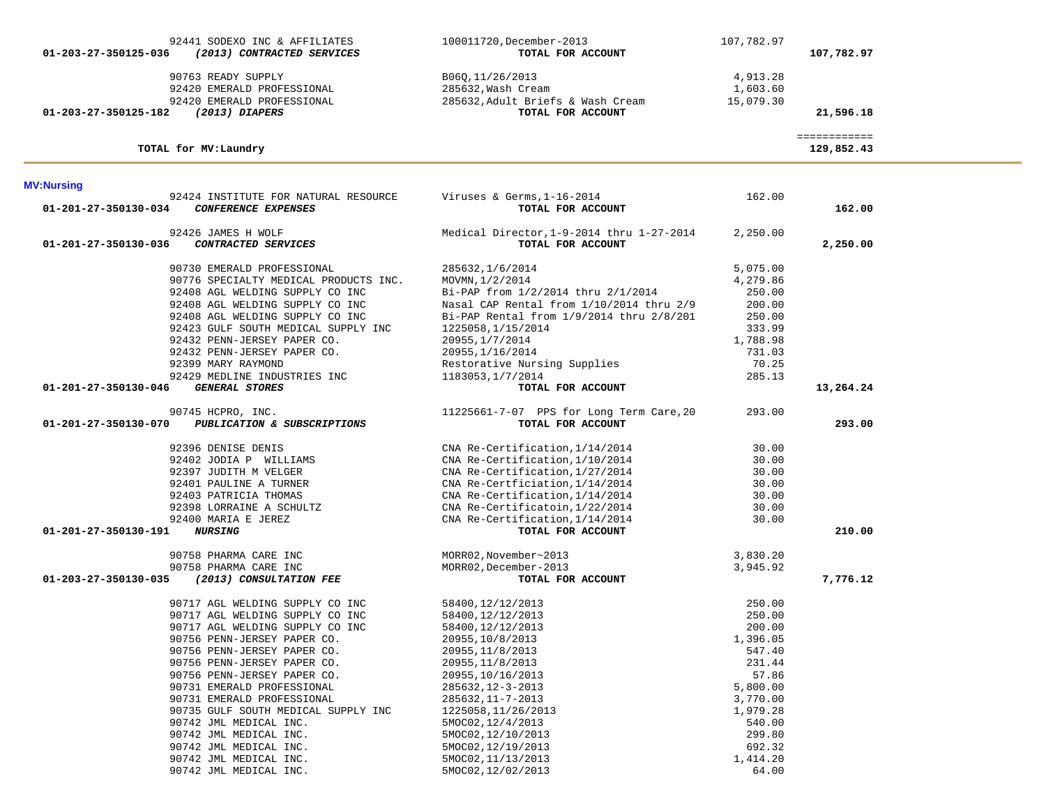| Vendor | Description | Amount | Total |
|---|---|---|---|
| 92441 SODEXO INC & AFFILIATES | 100011720,December-2013 | 107,782.97 | |
| **01-203-27-350125-036** ***(2013) CONTRACTED SERVICES*** | **TOTAL FOR ACCOUNT** | | **107,782.97** |
| 90763 READY SUPPLY | B06Q,11/26/2013 | 4,913.28 | |
| 92420 EMERALD PROFESSIONAL | 285632,Wash Cream | 1,603.60 | |
| 92420 EMERALD PROFESSIONAL | 285632,Adult Briefs & Wash Cream | 15,079.30 | |
| **01-203-27-350125-182** ***(2013) DIAPERS*** | **TOTAL FOR ACCOUNT** | | **21,596.18** |
| | | | ============ |
| **TOTAL for MV:Laundry** | | | **129,852.43** |

**MV:Nursing**

| Vendor | Description | Amount | Total |
|---|---|---|---|
| 92424 INSTITUTE FOR NATURAL RESOURCE | Viruses & Germs,1-16-2014 | 162.00 | |
| **01-201-27-350130-034** ***CONFERENCE EXPENSES*** | **TOTAL FOR ACCOUNT** | | **162.00** |
| 92426 JAMES H WOLF | Medical Director,1-9-2014 thru 1-27-2014 | 2,250.00 | |
| **01-201-27-350130-036** ***CONTRACTED SERVICES*** | **TOTAL FOR ACCOUNT** | | **2,250.00** |
| 90730 EMERALD PROFESSIONAL | 285632,1/6/2014 | 5,075.00 | |
| 90776 SPECIALTY MEDICAL PRODUCTS INC. | MOVMN,1/2/2014 | 4,279.86 | |
| 92408 AGL WELDING SUPPLY CO INC | Bi-PAP from 1/2/2014 thru 2/1/2014 | 250.00 | |
| 92408 AGL WELDING SUPPLY CO INC | Nasal CAP Rental from 1/10/2014 thru 2/9 | 200.00 | |
| 92408 AGL WELDING SUPPLY CO INC | Bi-PAP Rental from 1/9/2014 thru 2/8/201 | 250.00 | |
| 92423 GULF SOUTH MEDICAL SUPPLY INC | 1225058,1/15/2014 | 333.99 | |
| 92432 PENN-JERSEY PAPER CO. | 20955,1/7/2014 | 1,788.98 | |
| 92432 PENN-JERSEY PAPER CO. | 20955,1/16/2014 | 731.03 | |
| 92399 MARY RAYMOND | Restorative Nursing Supplies | 70.25 | |
| 92429 MEDLINE INDUSTRIES INC | 1183053,1/7/2014 | 285.13 | |
| **01-201-27-350130-046** ***GENERAL STORES*** | **TOTAL FOR ACCOUNT** | | **13,264.24** |
| 90745 HCPRO, INC. | 11225661-7-07 PPS for Long Term Care,20 | 293.00 | |
| **01-201-27-350130-070** ***PUBLICATION & SUBSCRIPTIONS*** | **TOTAL FOR ACCOUNT** | | **293.00** |
| 92396 DENISE DENIS | CNA Re-Certification,1/14/2014 | 30.00 | |
| 92402 JODIA P WILLIAMS | CNA Re-Certification,1/10/2014 | 30.00 | |
| 92397 JUDITH M VELGER | CNA Re-Certification,1/27/2014 | 30.00 | |
| 92401 PAULINE A TURNER | CNA Re-Certficiation,1/14/2014 | 30.00 | |
| 92403 PATRICIA THOMAS | CNA Re-Certification,1/14/2014 | 30.00 | |
| 92398 LORRAINE A SCHULTZ | CNA Re-Certificatoin,1/22/2014 | 30.00 | |
| 92400 MARIA E JEREZ | CNA Re-Certification,1/14/2014 | 30.00 | |
| **01-201-27-350130-191** ***NURSING*** | **TOTAL FOR ACCOUNT** | | **210.00** |
| 90758 PHARMA CARE INC | MORR02,November~2013 | 3,830.20 | |
| 90758 PHARMA CARE INC | MORR02,December-2013 | 3,945.92 | |
| **01-203-27-350130-035** ***(2013) CONSULTATION FEE*** | **TOTAL FOR ACCOUNT** | | **7,776.12** |
| 90717 AGL WELDING SUPPLY CO INC | 58400,12/12/2013 | 250.00 | |
| 90717 AGL WELDING SUPPLY CO INC | 58400,12/12/2013 | 250.00 | |
| 90717 AGL WELDING SUPPLY CO INC | 58400,12/12/2013 | 200.00 | |
| 90756 PENN-JERSEY PAPER CO. | 20955,10/8/2013 | 1,396.05 | |
| 90756 PENN-JERSEY PAPER CO. | 20955,11/8/2013 | 547.40 | |
| 90756 PENN-JERSEY PAPER CO. | 20955,11/8/2013 | 231.44 | |
| 90756 PENN-JERSEY PAPER CO. | 20955,10/16/2013 | 57.86 | |
| 90731 EMERALD PROFESSIONAL | 285632,12-3-2013 | 5,800.00 | |
| 90731 EMERALD PROFESSIONAL | 285632,11-7-2013 | 3,770.00 | |
| 90735 GULF SOUTH MEDICAL SUPPLY INC | 1225058,11/26/2013 | 1,979.28 | |
| 90742 JML MEDICAL INC. | 5MOC02,12/4/2013 | 540.00 | |
| 90742 JML MEDICAL INC. | 5MOC02,12/10/2013 | 299.80 | |
| 90742 JML MEDICAL INC. | 5MOC02,12/19/2013 | 692.32 | |
| 90742 JML MEDICAL INC. | 5MOC02,11/13/2013 | 1,414.20 | |
| 90742 JML MEDICAL INC. | 5MOC02,12/02/2013 | 64.00 | |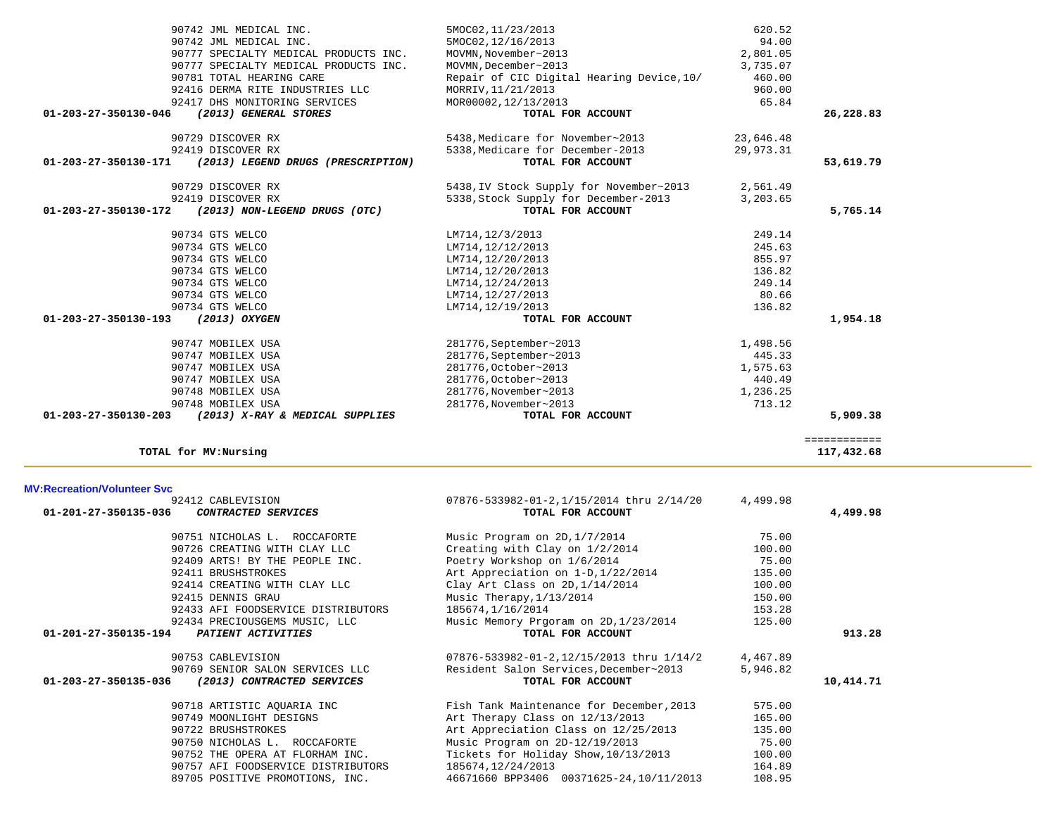| Vendor | Description | Amount | Total |
|---|---|---|---|
| 90742 JML MEDICAL INC. | 5MOC02,11/23/2013 | 620.52 | |
| 90742 JML MEDICAL INC. | 5MOC02,12/16/2013 | 94.00 | |
| 90777 SPECIALTY MEDICAL PRODUCTS INC. | MOVMN,November~2013 | 2,801.05 | |
| 90777 SPECIALTY MEDICAL PRODUCTS INC. | MOVMN,December~2013 | 3,735.07 | |
| 90781 TOTAL HEARING CARE | Repair of CIC Digital Hearing Device,10/ | 460.00 | |
| 92416 DERMA RITE INDUSTRIES LLC | MORRIV,11/21/2013 | 960.00 | |
| 92417 DHS MONITORING SERVICES | MOR00002,12/13/2013 | 65.84 | |
| **01-203-27-350130-046** ***(2013) GENERAL STORES*** | **TOTAL FOR ACCOUNT** | | **26,228.83** |
| 90729 DISCOVER RX | 5438,Medicare for November~2013 | 23,646.48 | |
| 92419 DISCOVER RX | 5338,Medicare for December-2013 | 29,973.31 | |
| **01-203-27-350130-171** ***(2013) LEGEND DRUGS (PRESCRIPTION)*** | **TOTAL FOR ACCOUNT** | | **53,619.79** |
| 90729 DISCOVER RX | 5438,IV Stock Supply for November~2013 | 2,561.49 | |
| 92419 DISCOVER RX | 5338,Stock Supply for December-2013 | 3,203.65 | |
| **01-203-27-350130-172** ***(2013) NON-LEGEND DRUGS (OTC)*** | **TOTAL FOR ACCOUNT** | | **5,765.14** |
| 90734 GTS WELCO | LM714,12/3/2013 | 249.14 | |
| 90734 GTS WELCO | LM714,12/12/2013 | 245.63 | |
| 90734 GTS WELCO | LM714,12/20/2013 | 855.97 | |
| 90734 GTS WELCO | LM714,12/20/2013 | 136.82 | |
| 90734 GTS WELCO | LM714,12/24/2013 | 249.14 | |
| 90734 GTS WELCO | LM714,12/27/2013 | 80.66 | |
| 90734 GTS WELCO | LM714,12/19/2013 | 136.82 | |
| **01-203-27-350130-193** ***(2013) OXYGEN*** | **TOTAL FOR ACCOUNT** | | **1,954.18** |
| 90747 MOBILEX USA | 281776,September~2013 | 1,498.56 | |
| 90747 MOBILEX USA | 281776,September~2013 | 445.33 | |
| 90747 MOBILEX USA | 281776,October~2013 | 1,575.63 | |
| 90747 MOBILEX USA | 281776,October~2013 | 440.49 | |
| 90748 MOBILEX USA | 281776,November~2013 | 1,236.25 | |
| 90748 MOBILEX USA | 281776,November~2013 | 713.12 | |
| **01-203-27-350130-203** ***(2013) X-RAY & MEDICAL SUPPLIES*** | **TOTAL FOR ACCOUNT** | | **5,909.38** |
| **TOTAL for MV:Nursing** | | | **117,432.68** |

## MV:Recreation/Volunteer Svc

| Vendor | Description | Amount | Total |
|---|---|---|---|
| 92412 CABLEVISION | 07876-533982-01-2,1/15/2014 thru 2/14/20 | 4,499.98 | |
| **01-201-27-350135-036** ***CONTRACTED SERVICES*** | **TOTAL FOR ACCOUNT** | | **4,499.98** |
| 90751 NICHOLAS L. ROCCAFORTE | Music Program on 2D,1/7/2014 | 75.00 | |
| 90726 CREATING WITH CLAY LLC | Creating with Clay on 1/2/2014 | 100.00 | |
| 92409 ARTS! BY THE PEOPLE INC. | Poetry Workshop on 1/6/2014 | 75.00 | |
| 92411 BRUSHSTROKES | Art Appreciation on 1-D,1/22/2014 | 135.00 | |
| 92414 CREATING WITH CLAY LLC | Clay Art Class on 2D,1/14/2014 | 100.00 | |
| 92415 DENNIS GRAU | Music Therapy,1/13/2014 | 150.00 | |
| 92433 AFI FOODSERVICE DISTRIBUTORS | 185674,1/16/2014 | 153.28 | |
| 92434 PRECIOUSGEMS MUSIC, LLC | Music Memory Prgoram on 2D,1/23/2014 | 125.00 | |
| **01-201-27-350135-194** ***PATIENT ACTIVITIES*** | **TOTAL FOR ACCOUNT** | | **913.28** |
| 90753 CABLEVISION | 07876-533982-01-2,12/15/2013 thru 1/14/2 | 4,467.89 | |
| 90769 SENIOR SALON SERVICES LLC | Resident Salon Services,December~2013 | 5,946.82 | |
| **01-203-27-350135-036** ***(2013) CONTRACTED SERVICES*** | **TOTAL FOR ACCOUNT** | | **10,414.71** |
| 90718 ARTISTIC AQUARIA INC | Fish Tank Maintenance for December,2013 | 575.00 | |
| 90749 MOONLIGHT DESIGNS | Art Therapy Class on 12/13/2013 | 165.00 | |
| 90722 BRUSHSTROKES | Art Appreciation Class on 12/25/2013 | 135.00 | |
| 90750 NICHOLAS L. ROCCAFORTE | Music Program on 2D-12/19/2013 | 75.00 | |
| 90752 THE OPERA AT FLORHAM INC. | Tickets for Holiday Show,10/13/2013 | 100.00 | |
| 90757 AFI FOODSERVICE DISTRIBUTORS | 185674,12/24/2013 | 164.89 | |
| 89705 POSITIVE PROMOTIONS, INC. | 46671660 BPP3406 00371625-24,10/11/2013 | 108.95 | |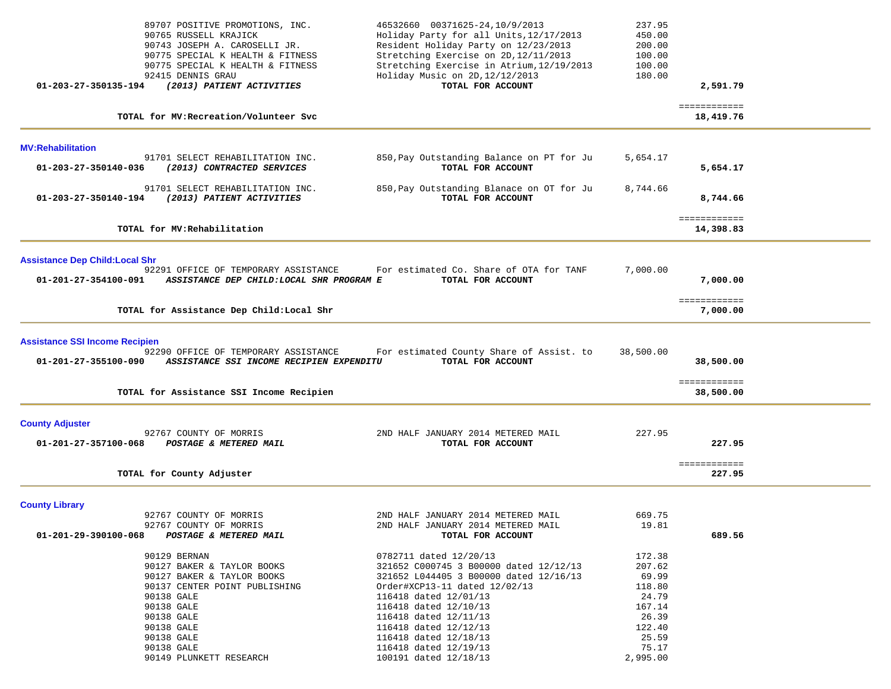| Vendor | Description | Amount | Total |
|---|---|---|---|
| 89707 POSITIVE PROMOTIONS, INC. | 46532660 00371625-24,10/9/2013 | 237.95 | |
| 90765 RUSSELL KRAJICK | Holiday Party for all Units,12/17/2013 | 450.00 | |
| 90743 JOSEPH A. CAROSELLI JR. | Resident Holiday Party on 12/23/2013 | 200.00 | |
| 90775 SPECIAL K HEALTH & FITNESS | Stretching Exercise on 2D,12/11/2013 | 100.00 | |
| 90775 SPECIAL K HEALTH & FITNESS | Stretching Exercise in Atrium,12/19/2013 | 100.00 | |
| 92415 DENNIS GRAU | Holiday Music on 2D,12/12/2013 | 180.00 | |
| **01-203-27-350135-194** ***(2013) PATIENT ACTIVITIES*** | **TOTAL FOR ACCOUNT** | | **2,591.79** |
| | | | ============ |
| **TOTAL for MV:Recreation/Volunteer Svc** | | | **18,419.76** |

**MV:Rehabilitation**

| Vendor | Description | Amount | Total |
|---|---|---|---|
| 91701 SELECT REHABILITATION INC. | 850,Pay Outstanding Balance on PT for Ju | 5,654.17 | |
| **01-203-27-350140-036** ***(2013) CONTRACTED SERVICES*** | **TOTAL FOR ACCOUNT** | | **5,654.17** |
| 91701 SELECT REHABILITATION INC. | 850,Pay Outstanding Blanace on OT for Ju | 8,744.66 | |
| **01-203-27-350140-194** ***(2013) PATIENT ACTIVITIES*** | **TOTAL FOR ACCOUNT** | | **8,744.66** |
| | | | ============ |
| **TOTAL for MV:Rehabilitation** | | | **14,398.83** |

**Assistance Dep Child:Local Shr**

| Vendor | Description | Amount | Total |
|---|---|---|---|
| 92291 OFFICE OF TEMPORARY ASSISTANCE | For estimated Co. Share of OTA for TANF | 7,000.00 | |
| **01-201-27-354100-091** ***ASSISTANCE DEP CHILD:LOCAL SHR PROGRAM E*** | **TOTAL FOR ACCOUNT** | | **7,000.00** |
| | | | ============ |
| **TOTAL for Assistance Dep Child:Local Shr** | | | **7,000.00** |

**Assistance SSI Income Recipien**

| Vendor | Description | Amount | Total |
|---|---|---|---|
| 92290 OFFICE OF TEMPORARY ASSISTANCE | For estimated County Share of Assist. to | 38,500.00 | |
| **01-201-27-355100-090** ***ASSISTANCE SSI INCOME RECIPIEN EXPENDITU*** | **TOTAL FOR ACCOUNT** | | **38,500.00** |
| | | | ============ |
| **TOTAL for Assistance SSI Income Recipien** | | | **38,500.00** |

**County Adjuster**

| Vendor | Description | Amount | Total |
|---|---|---|---|
| 92767 COUNTY OF MORRIS | 2ND HALF JANUARY 2014 METERED MAIL | 227.95 | |
| **01-201-27-357100-068** ***POSTAGE & METERED MAIL*** | **TOTAL FOR ACCOUNT** | | **227.95** |
| | | | ============ |
| **TOTAL for County Adjuster** | | | **227.95** |

**County Library**

| Vendor | Description | Amount | Total |
|---|---|---|---|
| 92767 COUNTY OF MORRIS | 2ND HALF JANUARY 2014 METERED MAIL | 669.75 | |
| 92767 COUNTY OF MORRIS | 2ND HALF JANUARY 2014 METERED MAIL | 19.81 | |
| **01-201-29-390100-068** ***POSTAGE & METERED MAIL*** | **TOTAL FOR ACCOUNT** | | **689.56** |
| 90129 BERNAN | 0782711 dated 12/20/13 | 172.38 | |
| 90127 BAKER & TAYLOR BOOKS | 321652 C000745 3 B00000 dated 12/12/13 | 207.62 | |
| 90127 BAKER & TAYLOR BOOKS | 321652 L044405 3 B00000 dated 12/16/13 | 69.99 | |
| 90137 CENTER POINT PUBLISHING | Order#XCP13-11 dated 12/02/13 | 118.80 | |
| 90138 GALE | 116418 dated 12/01/13 | 24.79 | |
| 90138 GALE | 116418 dated 12/10/13 | 167.14 | |
| 90138 GALE | 116418 dated 12/11/13 | 26.39 | |
| 90138 GALE | 116418 dated 12/12/13 | 122.40 | |
| 90138 GALE | 116418 dated 12/18/13 | 25.59 | |
| 90138 GALE | 116418 dated 12/19/13 | 75.17 | |
| 90149 PLUNKETT RESEARCH | 100191 dated 12/18/13 | 2,995.00 | |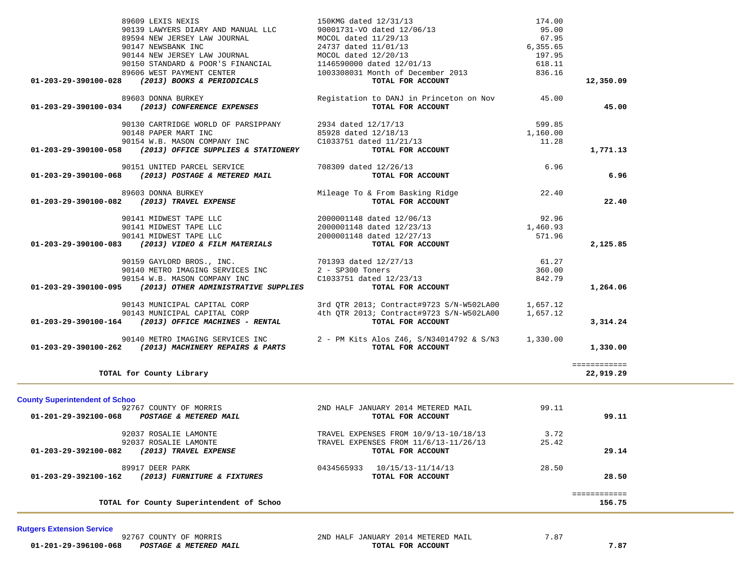| Account | Vendor / Description | Detail | Amount | Total |
|---|---|---|---|---|
| | 89609 LEXIS NEXIS | 150KMG dated 12/31/13 | 174.00 | |
| | 90139 LAWYERS DIARY AND MANUAL LLC | 90001731-VO dated 12/06/13 | 95.00 | |
| | 89594 NEW JERSEY LAW JOURNAL | MOCOL dated 11/29/13 | 67.95 | |
| | 90147 NEWSBANK INC | 24737 dated 11/01/13 | 6,355.65 | |
| | 90144 NEW JERSEY LAW JOURNAL | MOCOL dated 12/20/13 | 197.95 | |
| | 90150 STANDARD & POOR'S FINANCIAL | 1146590000 dated 12/01/13 | 618.11 | |
| | 89606 WEST PAYMENT CENTER | 1003308031 Month of December 2013 | 836.16 | |
| **01-203-29-390100-028** | ***(2013) BOOKS & PERIODICALS*** | **TOTAL FOR ACCOUNT** | | **12,350.09** |
| | 89603 DONNA BURKEY | Registation to DANJ in Princeton on Nov | 45.00 | |
| **01-203-29-390100-034** | ***(2013) CONFERENCE EXPENSES*** | **TOTAL FOR ACCOUNT** | | **45.00** |
| | 90130 CARTRIDGE WORLD OF PARSIPPANY | 2934 dated 12/17/13 | 599.85 | |
| | 90148 PAPER MART INC | 85928 dated 12/18/13 | 1,160.00 | |
| | 90154 W.B. MASON COMPANY INC | C1033751 dated 11/21/13 | 11.28 | |
| **01-203-29-390100-058** | ***(2013) OFFICE SUPPLIES & STATIONERY*** | **TOTAL FOR ACCOUNT** | | **1,771.13** |
| | 90151 UNITED PARCEL SERVICE | 708309 dated 12/26/13 | 6.96 | |
| **01-203-29-390100-068** | ***(2013) POSTAGE & METERED MAIL*** | **TOTAL FOR ACCOUNT** | | **6.96** |
| | 89603 DONNA BURKEY | Mileage To & From Basking Ridge | 22.40 | |
| **01-203-29-390100-082** | ***(2013) TRAVEL EXPENSE*** | **TOTAL FOR ACCOUNT** | | **22.40** |
| | 90141 MIDWEST TAPE LLC | 2000001148 dated 12/06/13 | 92.96 | |
| | 90141 MIDWEST TAPE LLC | 2000001148 dated 12/23/13 | 1,460.93 | |
| | 90141 MIDWEST TAPE LLC | 2000001148 dated 12/27/13 | 571.96 | |
| **01-203-29-390100-083** | ***(2013) VIDEO & FILM MATERIALS*** | **TOTAL FOR ACCOUNT** | | **2,125.85** |
| | 90159 GAYLORD BROS., INC. | 701393 dated 12/27/13 | 61.27 | |
| | 90140 METRO IMAGING SERVICES INC | 2 - SP300 Toners | 360.00 | |
| | 90154 W.B. MASON COMPANY INC | C1033751 dated 12/23/13 | 842.79 | |
| **01-203-29-390100-095** | ***(2013) OTHER ADMINISTRATIVE SUPPLIES*** | **TOTAL FOR ACCOUNT** | | **1,264.06** |
| | 90143 MUNICIPAL CAPITAL CORP | 3rd QTR 2013; Contract#9723 S/N-W502LA00 | 1,657.12 | |
| | 90143 MUNICIPAL CAPITAL CORP | 4th QTR 2013; Contract#9723 S/N-W502LA00 | 1,657.12 | |
| **01-203-29-390100-164** | ***(2013) OFFICE MACHINES - RENTAL*** | **TOTAL FOR ACCOUNT** | | **3,314.24** |
| | 90140 METRO IMAGING SERVICES INC | 2 - PM Kits Alos Z46, S/N34014792 & S/N3 | 1,330.00 | |
| **01-203-29-390100-262** | ***(2013) MACHINERY REPAIRS & PARTS*** | **TOTAL FOR ACCOUNT** | | **1,330.00** |
| | **TOTAL for County Library** | | | **22,919.29** |

**County Superintendent of Schoo**

| Account | Vendor / Description | Detail | Amount | Total |
|---|---|---|---|---|
| | 92767 COUNTY OF MORRIS | 2ND HALF JANUARY 2014 METERED MAIL | 99.11 | |
| **01-201-29-392100-068** | ***POSTAGE & METERED MAIL*** | **TOTAL FOR ACCOUNT** | | **99.11** |
| | 92037 ROSALIE LAMONTE | TRAVEL EXPENSES FROM 10/9/13-10/18/13 | 3.72 | |
| | 92037 ROSALIE LAMONTE | TRAVEL EXPENSES FROM 11/6/13-11/26/13 | 25.42 | |
| **01-203-29-392100-082** | ***(2013) TRAVEL EXPENSE*** | **TOTAL FOR ACCOUNT** | | **29.14** |
| | 89917 DEER PARK | 0434565933 10/15/13-11/14/13 | 28.50 | |
| **01-203-29-392100-162** | ***(2013) FURNITURE & FIXTURES*** | **TOTAL FOR ACCOUNT** | | **28.50** |
| | **TOTAL for County Superintendent of Schoo** | | | **156.75** |

**Rutgers Extension Service**

| Account | Vendor / Description | Detail | Amount | Total |
|---|---|---|---|---|
| | 92767 COUNTY OF MORRIS | 2ND HALF JANUARY 2014 METERED MAIL | 7.87 | |
| **01-201-29-396100-068** | ***POSTAGE & METERED MAIL*** | **TOTAL FOR ACCOUNT** | | **7.87** |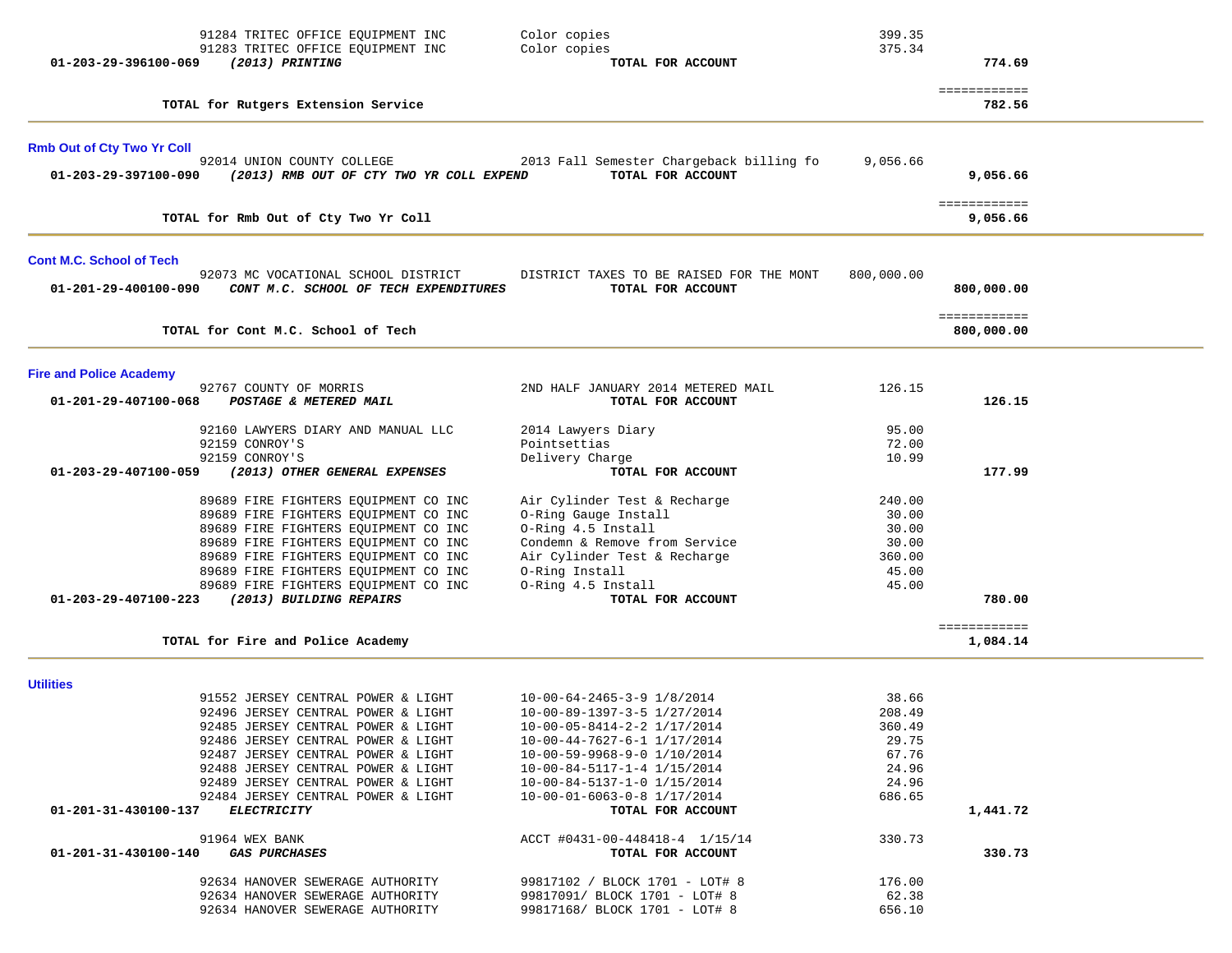| | | | |
|---|---|---|---|
| 91284 TRITEC OFFICE EQUIPMENT INC | Color copies | 399.35 | |
| 91283 TRITEC OFFICE EQUIPMENT INC | Color copies | 375.34 | |
| **01-203-29-396100-069** ***(2013) PRINTING*** | **TOTAL FOR ACCOUNT** | | **774.69** |
| | | | ============ |
| **TOTAL for Rutgers Extension Service** | | | **782.56** |

**Rmb Out of Cty Two Yr Coll**

| | | | |
|---|---|---|---|
| 92014 UNION COUNTY COLLEGE | 2013 Fall Semester Chargeback billing fo | 9,056.66 | |
| **01-203-29-397100-090** ***(2013) RMB OUT OF CTY TWO YR COLL EXPEND*** | **TOTAL FOR ACCOUNT** | | **9,056.66** |
| | | | ============ |
| **TOTAL for Rmb Out of Cty Two Yr Coll** | | | **9,056.66** |

**Cont M.C. School of Tech**

| | | | |
|---|---|---|---|
| 92073 MC VOCATIONAL SCHOOL DISTRICT | DISTRICT TAXES TO BE RAISED FOR THE MONT | 800,000.00 | |
| **01-201-29-400100-090** ***CONT M.C. SCHOOL OF TECH EXPENDITURES*** | **TOTAL FOR ACCOUNT** | | **800,000.00** |
| | | | ============ |
| **TOTAL for Cont M.C. School of Tech** | | | **800,000.00** |

**Fire and Police Academy**

| | | | |
|---|---|---|---|
| 92767 COUNTY OF MORRIS | 2ND HALF JANUARY 2014 METERED MAIL | 126.15 | |
| **01-201-29-407100-068** ***POSTAGE & METERED MAIL*** | **TOTAL FOR ACCOUNT** | | **126.15** |
| 92160 LAWYERS DIARY AND MANUAL LLC | 2014 Lawyers Diary | 95.00 | |
| 92159 CONROY'S | Pointsettias | 72.00 | |
| 92159 CONROY'S | Delivery Charge | 10.99 | |
| **01-203-29-407100-059** ***(2013) OTHER GENERAL EXPENSES*** | **TOTAL FOR ACCOUNT** | | **177.99** |
| 89689 FIRE FIGHTERS EQUIPMENT CO INC | Air Cylinder Test & Recharge | 240.00 | |
| 89689 FIRE FIGHTERS EQUIPMENT CO INC | O-Ring Gauge Install | 30.00 | |
| 89689 FIRE FIGHTERS EQUIPMENT CO INC | O-Ring 4.5 Install | 30.00 | |
| 89689 FIRE FIGHTERS EQUIPMENT CO INC | Condemn & Remove from Service | 30.00 | |
| 89689 FIRE FIGHTERS EQUIPMENT CO INC | Air Cylinder Test & Recharge | 360.00 | |
| 89689 FIRE FIGHTERS EQUIPMENT CO INC | O-Ring Install | 45.00 | |
| 89689 FIRE FIGHTERS EQUIPMENT CO INC | O-Ring 4.5 Install | 45.00 | |
| **01-203-29-407100-223** ***(2013) BUILDING REPAIRS*** | **TOTAL FOR ACCOUNT** | | **780.00** |
| | | | ============ |
| **TOTAL for Fire and Police Academy** | | | **1,084.14** |

**Utilities**

| | | | |
|---|---|---|---|
| 91552 JERSEY CENTRAL POWER & LIGHT | 10-00-64-2465-3-9 1/8/2014 | 38.66 | |
| 92496 JERSEY CENTRAL POWER & LIGHT | 10-00-89-1397-3-5 1/27/2014 | 208.49 | |
| 92485 JERSEY CENTRAL POWER & LIGHT | 10-00-05-8414-2-2 1/17/2014 | 360.49 | |
| 92486 JERSEY CENTRAL POWER & LIGHT | 10-00-44-7627-6-1 1/17/2014 | 29.75 | |
| 92487 JERSEY CENTRAL POWER & LIGHT | 10-00-59-9968-9-0 1/10/2014 | 67.76 | |
| 92488 JERSEY CENTRAL POWER & LIGHT | 10-00-84-5117-1-4 1/15/2014 | 24.96 | |
| 92489 JERSEY CENTRAL POWER & LIGHT | 10-00-84-5137-1-0 1/15/2014 | 24.96 | |
| 92484 JERSEY CENTRAL POWER & LIGHT | 10-00-01-6063-0-8 1/17/2014 | 686.65 | |
| **01-201-31-430100-137** ***ELECTRICITY*** | **TOTAL FOR ACCOUNT** | | **1,441.72** |
| 91964 WEX BANK | ACCT #0431-00-448418-4 1/15/14 | 330.73 | |
| **01-201-31-430100-140** ***GAS PURCHASES*** | **TOTAL FOR ACCOUNT** | | **330.73** |
| 92634 HANOVER SEWERAGE AUTHORITY | 99817102 / BLOCK 1701 - LOT# 8 | 176.00 | |
| 92634 HANOVER SEWERAGE AUTHORITY | 99817091/ BLOCK 1701 - LOT# 8 | 62.38 | |
| 92634 HANOVER SEWERAGE AUTHORITY | 99817168/ BLOCK 1701 - LOT# 8 | 656.10 | |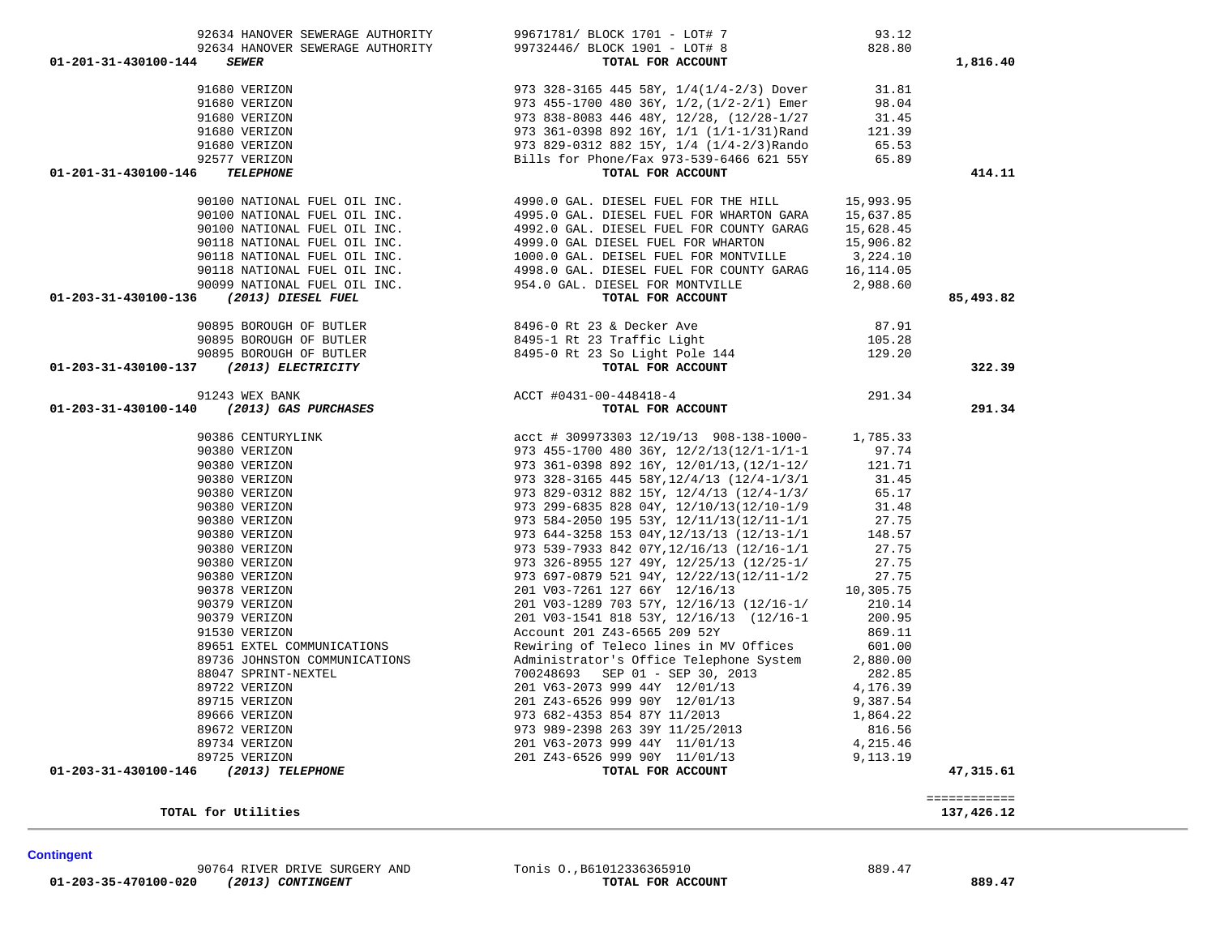| Vendor | Description | Amount | Total |
|---|---|---|---|
| 92634 HANOVER SEWERAGE AUTHORITY | 99671781/ BLOCK 1701 - LOT# 7 | 93.12 | |
| 92634 HANOVER SEWERAGE AUTHORITY | 99732446/ BLOCK 1901 - LOT# 8 | 828.80 | |
| **01-201-31-430100-144** ***SEWER*** | **TOTAL FOR ACCOUNT** | | **1,816.40** |
| 91680 VERIZON | 973 328-3165 445 58Y, 1/4(1/4-2/3) Dover | 31.81 | |
| 91680 VERIZON | 973 455-1700 480 36Y, 1/2,(1/2-2/1) Emer | 98.04 | |
| 91680 VERIZON | 973 838-8083 446 48Y, 12/28, (12/28-1/27 | 31.45 | |
| 91680 VERIZON | 973 361-0398 892 16Y, 1/1 (1/1-1/31)Rand | 121.39 | |
| 91680 VERIZON | 973 829-0312 882 15Y, 1/4 (1/4-2/3)Rando | 65.53 | |
| 92577 VERIZON | Bills for Phone/Fax 973-539-6466 621 55Y | 65.89 | |
| **01-201-31-430100-146** ***TELEPHONE*** | **TOTAL FOR ACCOUNT** | | **414.11** |
| 90100 NATIONAL FUEL OIL INC. | 4990.0 GAL. DIESEL FUEL FOR THE HILL | 15,993.95 | |
| 90100 NATIONAL FUEL OIL INC. | 4995.0 GAL. DIESEL FUEL FOR WHARTON GARA | 15,637.85 | |
| 90100 NATIONAL FUEL OIL INC. | 4992.0 GAL. DIESEL FUEL FOR COUNTY GARAG | 15,628.45 | |
| 90118 NATIONAL FUEL OIL INC. | 4999.0 GAL DIESEL FUEL FOR WHARTON | 15,906.82 | |
| 90118 NATIONAL FUEL OIL INC. | 1000.0 GAL. DEISEL FUEL FOR MONTVILLE | 3,224.10 | |
| 90118 NATIONAL FUEL OIL INC. | 4998.0 GAL. DIESEL FUEL FOR COUNTY GARAG | 16,114.05 | |
| 90099 NATIONAL FUEL OIL INC. | 954.0 GAL. DIESEL FOR MONTVILLE | 2,988.60 | |
| **01-203-31-430100-136** ***(2013) DIESEL FUEL*** | **TOTAL FOR ACCOUNT** | | **85,493.82** |
| 90895 BOROUGH OF BUTLER | 8496-0 Rt 23 & Decker Ave | 87.91 | |
| 90895 BOROUGH OF BUTLER | 8495-1 Rt 23 Traffic Light | 105.28 | |
| 90895 BOROUGH OF BUTLER | 8495-0 Rt 23 So Light Pole 144 | 129.20 | |
| **01-203-31-430100-137** ***(2013) ELECTRICITY*** | **TOTAL FOR ACCOUNT** | | **322.39** |
| 91243 WEX BANK | ACCT #0431-00-448418-4 | 291.34 | |
| **01-203-31-430100-140** ***(2013) GAS PURCHASES*** | **TOTAL FOR ACCOUNT** | | **291.34** |
| 90386 CENTURYLINK | acct # 309973303 12/19/13 908-138-1000- | 1,785.33 | |
| 90380 VERIZON | 973 455-1700 480 36Y, 12/2/13(12/1-1/1-1 | 97.74 | |
| 90380 VERIZON | 973 361-0398 892 16Y, 12/01/13,(12/1-12/ | 121.71 | |
| 90380 VERIZON | 973 328-3165 445 58Y,12/4/13 (12/4-1/3/1 | 31.45 | |
| 90380 VERIZON | 973 829-0312 882 15Y, 12/4/13 (12/4-1/3/ | 65.17 | |
| 90380 VERIZON | 973 299-6835 828 04Y, 12/10/13(12/10-1/9 | 31.48 | |
| 90380 VERIZON | 973 584-2050 195 53Y, 12/11/13(12/11-1/1 | 27.75 | |
| 90380 VERIZON | 973 644-3258 153 04Y,12/13/13 (12/13-1/1 | 148.57 | |
| 90380 VERIZON | 973 539-7933 842 07Y,12/16/13 (12/16-1/1 | 27.75 | |
| 90380 VERIZON | 973 326-8955 127 49Y, 12/25/13 (12/25-1/ | 27.75 | |
| 90380 VERIZON | 973 697-0879 521 94Y, 12/22/13(12/11-1/2 | 27.75 | |
| 90378 VERIZON | 201 V03-7261 127 66Y 12/16/13 | 10,305.75 | |
| 90379 VERIZON | 201 V03-1289 703 57Y, 12/16/13 (12/16-1/ | 210.14 | |
| 90379 VERIZON | 201 V03-1541 818 53Y, 12/16/13 (12/16-1 | 200.95 | |
| 91530 VERIZON | Account 201 Z43-6565 209 52Y | 869.11 | |
| 89651 EXTEL COMMUNICATIONS | Rewiring of Teleco lines in MV Offices | 601.00 | |
| 89736 JOHNSTON COMMUNICATIONS | Administrator's Office Telephone System | 2,880.00 | |
| 88047 SPRINT-NEXTEL | 700248693 SEP 01 - SEP 30, 2013 | 282.85 | |
| 89722 VERIZON | 201 V63-2073 999 44Y 12/01/13 | 4,176.39 | |
| 89715 VERIZON | 201 Z43-6526 999 90Y 12/01/13 | 9,387.54 | |
| 89666 VERIZON | 973 682-4353 854 87Y 11/2013 | 1,864.22 | |
| 89672 VERIZON | 973 989-2398 263 39Y 11/25/2013 | 816.56 | |
| 89734 VERIZON | 201 V63-2073 999 44Y 11/01/13 | 4,215.46 | |
| 89725 VERIZON | 201 Z43-6526 999 90Y 11/01/13 | 9,113.19 | |
| **01-203-31-430100-146** ***(2013) TELEPHONE*** | **TOTAL FOR ACCOUNT** | | **47,315.61** |
| | | | ============ |
| **TOTAL for Utilities** | | | **137,426.12** |

## Contingent

| Vendor | Description | Amount | Total |
|---|---|---|---|
| 90764 RIVER DRIVE SURGERY AND | Tonis O.,B61012336365910 | 889.47 | |
| **01-203-35-470100-020** ***(2013) CONTINGENT*** | **TOTAL FOR ACCOUNT** | | **889.47** |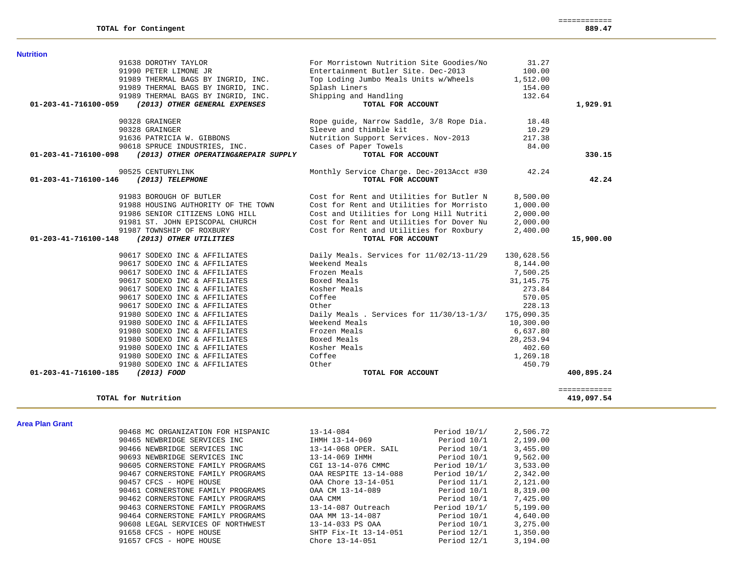| | | | | |
|---|---|---|---|---|
| **TOTAL for Contingent** | | | | ============ **889.47** |

**Nutrition**

| Account | Vendor | Description | Amount | Total |
|---|---|---|---|---|
| | 91638 DOROTHY TAYLOR | For Morristown Nutrition Site Goodies/No | 31.27 | |
| | 91990 PETER LIMONE JR | Entertainment Butler Site. Dec-2013 | 100.00 | |
| | 91989 THERMAL BAGS BY INGRID, INC. | Top Loding Jumbo Meals Units w/Wheels | 1,512.00 | |
| | 91989 THERMAL BAGS BY INGRID, INC. | Splash Liners | 154.00 | |
| | 91989 THERMAL BAGS BY INGRID, INC. | Shipping and Handling | 132.64 | |
| **01-203-41-716100-059** | ***(2013) OTHER GENERAL EXPENSES*** | **TOTAL FOR ACCOUNT** | | **1,929.91** |
| | 90328 GRAINGER | Rope guide, Narrow Saddle, 3/8 Rope Dia. | 18.48 | |
| | 90328 GRAINGER | Sleeve and thimble kit | 10.29 | |
| | 91636 PATRICIA W. GIBBONS | Nutrition Support Services. Nov-2013 | 217.38 | |
| | 90618 SPRUCE INDUSTRIES, INC. | Cases of Paper Towels | 84.00 | |
| **01-203-41-716100-098** | ***(2013) OTHER OPERATING&REPAIR SUPPLY*** | **TOTAL FOR ACCOUNT** | | **330.15** |
| | 90525 CENTURYLINK | Monthly Service Charge. Dec-2013Acct #30 | 42.24 | |
| **01-203-41-716100-146** | ***(2013) TELEPHONE*** | **TOTAL FOR ACCOUNT** | | **42.24** |
| | 91983 BOROUGH OF BUTLER | Cost for Rent and Utilities for Butler N | 8,500.00 | |
| | 91988 HOUSING AUTHORITY OF THE TOWN | Cost for Rent and Utilities for Morristo | 1,000.00 | |
| | 91986 SENIOR CITIZENS LONG HILL | Cost and Utilities for Long Hill Nutriti | 2,000.00 | |
| | 91981 ST. JOHN EPISCOPAL CHURCH | Cost for Rent and Utilities for Dover Nu | 2,000.00 | |
| | 91987 TOWNSHIP OF ROXBURY | Cost for Rent and Utilities for Roxbury | 2,400.00 | |
| **01-203-41-716100-148** | ***(2013) OTHER UTILITIES*** | **TOTAL FOR ACCOUNT** | | **15,900.00** |
| | 90617 SODEXO INC & AFFILIATES | Daily Meals. Services for 11/02/13-11/29 | 130,628.56 | |
| | 90617 SODEXO INC & AFFILIATES | Weekend Meals | 8,144.00 | |
| | 90617 SODEXO INC & AFFILIATES | Frozen Meals | 7,500.25 | |
| | 90617 SODEXO INC & AFFILIATES | Boxed Meals | 31,145.75 | |
| | 90617 SODEXO INC & AFFILIATES | Kosher Meals | 273.84 | |
| | 90617 SODEXO INC & AFFILIATES | Coffee | 570.05 | |
| | 90617 SODEXO INC & AFFILIATES | Other | 228.13 | |
| | 91980 SODEXO INC & AFFILIATES | Daily Meals . Services for 11/30/13-1/3/ | 175,090.35 | |
| | 91980 SODEXO INC & AFFILIATES | Weekend Meals | 10,300.00 | |
| | 91980 SODEXO INC & AFFILIATES | Frozen Meals | 6,637.80 | |
| | 91980 SODEXO INC & AFFILIATES | Boxed Meals | 28,253.94 | |
| | 91980 SODEXO INC & AFFILIATES | Kosher Meals | 402.60 | |
| | 91980 SODEXO INC & AFFILIATES | Coffee | 1,269.18 | |
| | 91980 SODEXO INC & AFFILIATES | Other | 450.79 | |
| **01-203-41-716100-185** | ***(2013) FOOD*** | **TOTAL FOR ACCOUNT** | | **400,895.24** |
| **TOTAL for Nutrition** | | | | ============ **419,097.54** |

**Area Plan Grant**

| Vendor | Description | Period | Amount |
|---|---|---|---|
| 90468 MC ORGANIZATION FOR HISPANIC | 13-14-084 | Period 10/1/ | 2,506.72 |
| 90465 NEWBRIDGE SERVICES INC | IHMH 13-14-069 | Period 10/1 | 2,199.00 |
| 90466 NEWBRIDGE SERVICES INC | 13-14-068 OPER. SAIL | Period 10/1 | 3,455.00 |
| 90693 NEWBRIDGE SERVICES INC | 13-14-069 IHMH | Period 10/1 | 9,562.00 |
| 90605 CORNERSTONE FAMILY PROGRAMS | CGI 13-14-076 CMMC | Period 10/1/ | 3,533.00 |
| 90467 CORNERSTONE FAMILY PROGRAMS | OAA RESPITE 13-14-088 | Period 10/1/ | 2,342.00 |
| 90457 CFCS - HOPE HOUSE | OAA Chore 13-14-051 | Period 11/1 | 2,121.00 |
| 90461 CORNERSTONE FAMILY PROGRAMS | OAA CM 13-14-089 | Period 10/1 | 8,319.00 |
| 90462 CORNERSTONE FAMILY PROGRAMS | OAA CMM | Period 10/1 | 7,425.00 |
| 90463 CORNERSTONE FAMILY PROGRAMS | 13-14-087 Outreach | Period 10/1/ | 5,199.00 |
| 90464 CORNERSTONE FAMILY PROGRAMS | OAA MM 13-14-087 | Period 10/1 | 4,640.00 |
| 90608 LEGAL SERVICES OF NORTHWEST | 13-14-033 PS OAA | Period 10/1 | 3,275.00 |
| 91658 CFCS - HOPE HOUSE | SHTP Fix-It 13-14-051 | Period 12/1 | 1,350.00 |
| 91657 CFCS - HOPE HOUSE | Chore 13-14-051 | Period 12/1 | 3,194.00 |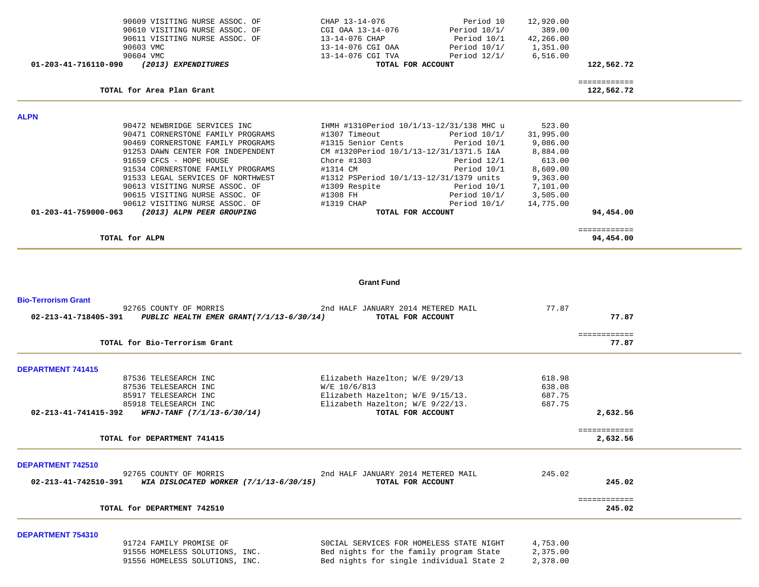| | | | | |
|---|---|---|---|---|
| 90609 VISITING NURSE ASSOC. OF | CHAP 13-14-076 | Period 10 | 12,920.00 | |
| 90610 VISITING NURSE ASSOC. OF | CGI OAA 13-14-076 | Period 10/1/ | 389.00 | |
| 90611 VISITING NURSE ASSOC. OF | 13-14-076 CHAP | Period 10/1 | 42,266.00 | |
| 90603 VMC | 13-14-076 CGI OAA | Period 10/1/ | 1,351.00 | |
| 90604 VMC | 13-14-076 CGI TVA | Period 12/1/ | 6,516.00 | |
| **01-203-41-716110-090** ***(2013) EXPENDITURES*** | | **TOTAL FOR ACCOUNT** | | **122,562.72** |

**TOTAL for Area Plan Grant** ============ **122,562.72**

## ALPN

| | | | | |
|---|---|---|---|---|
| 90472 NEWBRIDGE SERVICES INC | IHMH #1310Period 10/1/13-12/31/138 MHC u | | 523.00 | |
| 90471 CORNERSTONE FAMILY PROGRAMS | #1307 Timeout | Period 10/1/ | 31,995.00 | |
| 90469 CORNERSTONE FAMILY PROGRAMS | #1315 Senior Cents | Period 10/1 | 9,086.00 | |
| 91253 DAWN CENTER FOR INDEPENDENT | CM #1320Period 10/1/13-12/31/1371.5 I&A | | 8,884.00 | |
| 91659 CFCS - HOPE HOUSE | Chore #1303 | Period 12/1 | 613.00 | |
| 91534 CORNERSTONE FAMILY PROGRAMS | #1314 CM | Period 10/1 | 8,609.00 | |
| 91533 LEGAL SERVICES OF NORTHWEST | #1312 PSPeriod 10/1/13-12/31/1379 units | | 9,363.00 | |
| 90613 VISITING NURSE ASSOC. OF | #1309 Respite | Period 10/1 | 7,101.00 | |
| 90615 VISITING NURSE ASSOC. OF | #1308 FH | Period 10/1/ | 3,505.00 | |
| 90612 VISITING NURSE ASSOC. OF | #1319 CHAP | Period 10/1/ | 14,775.00 | |
| **01-203-41-759000-063** ***(2013) ALPN PEER GROUPING*** | | **TOTAL FOR ACCOUNT** | | **94,454.00** |

**TOTAL for ALPN** ============ **94,454.00**

# Grant Fund

## Bio-Terrorism Grant

| | | | |
|---|---|---|---|
| 92765 COUNTY OF MORRIS | 2nd HALF JANUARY 2014 METERED MAIL | 77.87 | |
| **02-213-41-718405-391** ***PUBLIC HEALTH EMER GRANT(7/1/13-6/30/14)*** | **TOTAL FOR ACCOUNT** | | **77.87** |

**TOTAL for Bio-Terrorism Grant** ============ **77.87**

## DEPARTMENT 741415

| | | | |
|---|---|---|---|
| 87536 TELESEARCH INC | Elizabeth Hazelton; W/E 9/29/13 | 618.98 | |
| 87536 TELESEARCH INC | W/E 10/6/813 | 638.08 | |
| 85917 TELESEARCH INC | Elizabeth Hazelton; W/E 9/15/13. | 687.75 | |
| 85918 TELESEARCH INC | Elizabeth Hazelton; W/E 9/22/13. | 687.75 | |
| **02-213-41-741415-392** ***WFNJ-TANF (7/1/13-6/30/14)*** | **TOTAL FOR ACCOUNT** | | **2,632.56** |

**TOTAL for DEPARTMENT 741415** ============ **2,632.56**

## DEPARTMENT 742510

| | | | |
|---|---|---|---|
| 92765 COUNTY OF MORRIS | 2nd HALF JANUARY 2014 METERED MAIL | 245.02 | |
| **02-213-41-742510-391** ***WIA DISLOCATED WORKER (7/1/13-6/30/15)*** | **TOTAL FOR ACCOUNT** | | **245.02** |

**TOTAL for DEPARTMENT 742510** ============ **245.02**

## DEPARTMENT 754310

| | | |
|---|---|---|
| 91724 FAMILY PROMISE OF | S0CIAL SERVICES FOR HOMELESS STATE NIGHT | 4,753.00 |
| 91556 HOMELESS SOLUTIONS, INC. | Bed nights for the family program State | 2,375.00 |
| 91556 HOMELESS SOLUTIONS, INC. | Bed nights for single individual State 2 | 2,378.00 |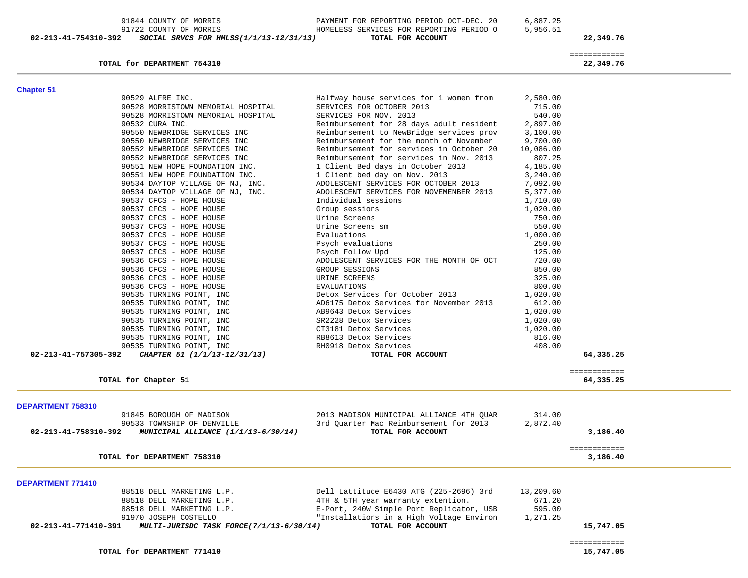| | Vendor | Description | Amount | Total |
|---|---|---|---|---|
| | 91844 COUNTY OF MORRIS | PAYMENT FOR REPORTING PERIOD OCT-DEC. 20 | 6,887.25 | |
| | 91722 COUNTY OF MORRIS | HOMELESS SERVICES FOR REPORTING PERIOD O | 5,956.51 | |
| 02-213-41-754310-392 | ***SOCIAL SRVCS FOR HMLSS(1/1/13-12/31/13)*** | **TOTAL FOR ACCOUNT** | | **22,349.76** |

**TOTAL for DEPARTMENT 754310** — ============ **22,349.76**

## Chapter 51

| | Vendor | Description | Amount | Total |
|---|---|---|---|---|
| | 90529 ALFRE INC. | Halfway house services for 1 women from | 2,580.00 | |
| | 90528 MORRISTOWN MEMORIAL HOSPITAL | SERVICES FOR OCTOBER 2013 | 715.00 | |
| | 90528 MORRISTOWN MEMORIAL HOSPITAL | SERVICES FOR NOV. 2013 | 540.00 | |
| | 90532 CURA INC. | Reimbursement for 28 days adult resident | 2,897.00 | |
| | 90550 NEWBRIDGE SERVICES INC | Reimbursement to NewBridge services prov | 3,100.00 | |
| | 90550 NEWBRIDGE SERVICES INC | Reimbursement for the month of November | 9,700.00 | |
| | 90552 NEWBRIDGE SERVICES INC | Reimbursement for services in October 20 | 10,086.00 | |
| | 90552 NEWBRIDGE SERVICES INC | Reimbursement for services in Nov. 2013 | 807.25 | |
| | 90551 NEW HOPE FOUNDATION INC. | 1 Client Bed days in October 2013 | 4,185.00 | |
| | 90551 NEW HOPE FOUNDATION INC. | 1 Client bed day on Nov. 2013 | 3,240.00 | |
| | 90534 DAYTOP VILLAGE OF NJ, INC. | ADOLESCENT SERVICES FOR OCTOBER 2013 | 7,092.00 | |
| | 90534 DAYTOP VILLAGE OF NJ, INC. | ADOLESCENT SERVICES FOR NOVEMENBER 2013 | 5,377.00 | |
| | 90537 CFCS - HOPE HOUSE | Individual sessions | 1,710.00 | |
| | 90537 CFCS - HOPE HOUSE | Group sessions | 1,020.00 | |
| | 90537 CFCS - HOPE HOUSE | Urine Screens | 750.00 | |
| | 90537 CFCS - HOPE HOUSE | Urine Screens sm | 550.00 | |
| | 90537 CFCS - HOPE HOUSE | Evaluations | 1,000.00 | |
| | 90537 CFCS - HOPE HOUSE | Psych evaluations | 250.00 | |
| | 90537 CFCS - HOPE HOUSE | Psych Follow Upd | 125.00 | |
| | 90536 CFCS - HOPE HOUSE | ADOLESCENT SERVICES FOR THE MONTH OF OCT | 720.00 | |
| | 90536 CFCS - HOPE HOUSE | GROUP SESSIONS | 850.00 | |
| | 90536 CFCS - HOPE HOUSE | URINE SCREENS | 325.00 | |
| | 90536 CFCS - HOPE HOUSE | EVALUATIONS | 800.00 | |
| | 90535 TURNING POINT, INC | Detox Services for October 2013 | 1,020.00 | |
| | 90535 TURNING POINT, INC | AD6175 Detox Services for November 2013 | 612.00 | |
| | 90535 TURNING POINT, INC | AB9643 Detox Services | 1,020.00 | |
| | 90535 TURNING POINT, INC | SR2228 Detox Services | 1,020.00 | |
| | 90535 TURNING POINT, INC | CT3181 Detox Services | 1,020.00 | |
| | 90535 TURNING POINT, INC | RB8613 Detox Services | 816.00 | |
| | 90535 TURNING POINT, INC | RH0918 Detox Services | 408.00 | |
| 02-213-41-757305-392 | ***CHAPTER 51 (1/1/13-12/31/13)*** | **TOTAL FOR ACCOUNT** | | **64,335.25** |

**TOTAL for Chapter 51** — ============ **64,335.25**

## DEPARTMENT 758310

| | Vendor | Description | Amount | Total |
|---|---|---|---|---|
| | 91845 BOROUGH OF MADISON | 2013 MADISON MUNICIPAL ALLIANCE 4TH QUAR | 314.00 | |
| | 90533 TOWNSHIP OF DENVILLE | 3rd Quarter Mac Reimbursement for 2013 | 2,872.40 | |
| 02-213-41-758310-392 | ***MUNICIPAL ALLIANCE (1/1/13-6/30/14)*** | **TOTAL FOR ACCOUNT** | | **3,186.40** |

**TOTAL for DEPARTMENT 758310** — ============ **3,186.40**

## DEPARTMENT 771410

| | Vendor | Description | Amount | Total |
|---|---|---|---|---|
| | 88518 DELL MARKETING L.P. | Dell Lattitude E6430 ATG (225-2696) 3rd | 13,209.60 | |
| | 88518 DELL MARKETING L.P. | 4TH & 5TH year warranty extention. | 671.20 | |
| | 88518 DELL MARKETING L.P. | E-Port, 240W Simple Port Replicator, USB | 595.00 | |
| | 91970 JOSEPH COSTELLO | "Installations in a High Voltage Environ | 1,271.25 | |
| 02-213-41-771410-391 | ***MULTI-JURISDC TASK FORCE(7/1/13-6/30/14)*** | **TOTAL FOR ACCOUNT** | | **15,747.05** |

**TOTAL for DEPARTMENT 771410** — ============ **15,747.05**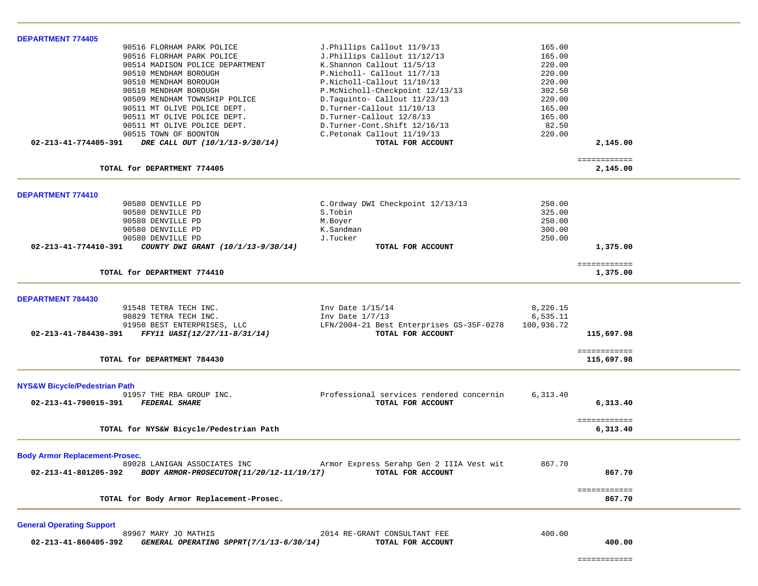**DEPARTMENT 774405**

| | Vendor | Description | Amount | Total |
|---|---|---|---|---|
| | 90516 FLORHAM PARK POLICE | J.Phillips Callout 11/9/13 | 165.00 | |
| | 90516 FLORHAM PARK POLICE | J.Phillips Callout 11/12/13 | 165.00 | |
| | 90514 MADISON POLICE DEPARTMENT | K.Shannon Callout 11/5/13 | 220.00 | |
| | 90510 MENDHAM BOROUGH | P.Nicholl- Callout 11/7/13 | 220.00 | |
| | 90510 MENDHAM BOROUGH | P.Nicholl-Callout 11/10/13 | 220.00 | |
| | 90510 MENDHAM BOROUGH | P.McNicholl-Checkpoint 12/13/13 | 302.50 | |
| | 90509 MENDHAM TOWNSHIP POLICE | D.Taquinto- Callout 11/23/13 | 220.00 | |
| | 90511 MT OLIVE POLICE DEPT. | D.Turner-Callout 11/10/13 | 165.00 | |
| | 90511 MT OLIVE POLICE DEPT. | D.Turner-Callout 12/8/13 | 165.00 | |
| | 90511 MT OLIVE POLICE DEPT. | D.Turner-Cont.Shift 12/16/13 | 82.50 | |
| | 90515 TOWN OF BOONTON | C.Petonak Callout 11/19/13 | 220.00 | |
| **02-213-41-774405-391** | ***DRE CALL OUT (10/1/13-9/30/14)*** | **TOTAL FOR ACCOUNT** | | **2,145.00** |

============

**TOTAL for DEPARTMENT 774405** — **2,145.00**

**DEPARTMENT 774410**

| | Vendor | Description | Amount | Total |
|---|---|---|---|---|
| | 90580 DENVILLE PD | C.Ordway DWI Checkpoint 12/13/13 | 250.00 | |
| | 90580 DENVILLE PD | S.Tobin | 325.00 | |
| | 90580 DENVILLE PD | M.Boyer | 250.00 | |
| | 90580 DENVILLE PD | K.Sandman | 300.00 | |
| | 90580 DENVILLE PD | J.Tucker | 250.00 | |
| **02-213-41-774410-391** | ***COUNTY DWI GRANT (10/1/13-9/30/14)*** | **TOTAL FOR ACCOUNT** | | **1,375.00** |

============

**TOTAL for DEPARTMENT 774410** — **1,375.00**

**DEPARTMENT 784430**

| | Vendor | Description | Amount | Total |
|---|---|---|---|---|
| | 91548 TETRA TECH INC. | Inv Date 1/15/14 | 8,226.15 | |
| | 90829 TETRA TECH INC. | Inv Date 1/7/13 | 6,535.11 | |
| | 91950 BEST ENTERPRISES, LLC | LFN/2004-21 Best Enterprises GS-35F-0278 | 100,936.72 | |
| **02-213-41-784430-391** | ***FFY11 UASI(12/27/11-8/31/14)*** | **TOTAL FOR ACCOUNT** | | **115,697.98** |

============

**TOTAL for DEPARTMENT 784430** — **115,697.98**

**NYS&W Bicycle/Pedestrian Path**

| | Vendor | Description | Amount | Total |
|---|---|---|---|---|
| | 91957 THE RBA GROUP INC. | Professional services rendered concernin | 6,313.40 | |
| **02-213-41-790015-391** | ***FEDERAL SHARE*** | **TOTAL FOR ACCOUNT** | | **6,313.40** |

============

**TOTAL for NYS&W Bicycle/Pedestrian Path** — **6,313.40**

**Body Armor Replacement-Prosec.**

| | Vendor | Description | Amount | Total |
|---|---|---|---|---|
| | 89028 LANIGAN ASSOCIATES INC | Armor Express Serahp Gen 2 IIIA Vest wit | 867.70 | |
| **02-213-41-801205-392** | ***BODY ARMOR-PROSECUTOR(11/20/12-11/19/17)*** | **TOTAL FOR ACCOUNT** | | **867.70** |

============

**TOTAL for Body Armor Replacement-Prosec.** — **867.70**

**General Operating Support**

| | Vendor | Description | Amount | Total |
|---|---|---|---|---|
| | 89967 MARY JO MATHIS | 2014 RE-GRANT CONSULTANT FEE | 400.00 | |
| **02-213-41-860405-392** | ***GENERAL OPERATING SPPRT(7/1/13-6/30/14)*** | **TOTAL FOR ACCOUNT** | | **400.00** |

============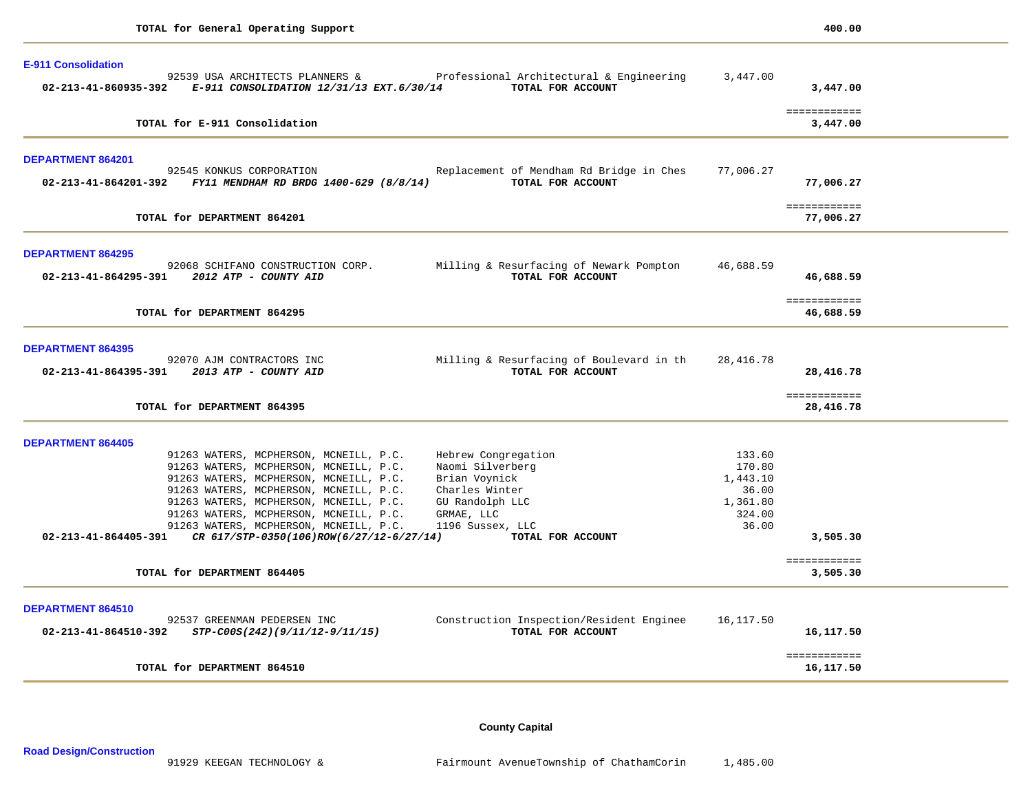**TOTAL for General Operating Support** **400.00**

**E-911 Consolidation**

| Account | Vendor / Description | Detail | Amount | Total |
|---|---|---|---|---|
| | 92539 USA ARCHITECTS PLANNERS & | Professional Architectural & Engineering | 3,447.00 | |
| **02-213-41-860935-392** | ***E-911 CONSOLIDATION 12/31/13 EXT.6/30/14*** | **TOTAL FOR ACCOUNT** | | **3,447.00** |

**TOTAL for E-911 Consolidation** **3,447.00**

**DEPARTMENT 864201**

| Account | Vendor / Description | Detail | Amount | Total |
|---|---|---|---|---|
| | 92545 KONKUS CORPORATION | Replacement of Mendham Rd Bridge in Ches | 77,006.27 | |
| **02-213-41-864201-392** | ***FY11 MENDHAM RD BRDG 1400-629 (8/8/14)*** | **TOTAL FOR ACCOUNT** | | **77,006.27** |

**TOTAL for DEPARTMENT 864201** **77,006.27**

**DEPARTMENT 864295**

| Account | Vendor / Description | Detail | Amount | Total |
|---|---|---|---|---|
| | 92068 SCHIFANO CONSTRUCTION CORP. | Milling & Resurfacing of Newark Pompton | 46,688.59 | |
| **02-213-41-864295-391** | ***2012 ATP - COUNTY AID*** | **TOTAL FOR ACCOUNT** | | **46,688.59** |

**TOTAL for DEPARTMENT 864295** **46,688.59**

**DEPARTMENT 864395**

| Account | Vendor / Description | Detail | Amount | Total |
|---|---|---|---|---|
| | 92070 AJM CONTRACTORS INC | Milling & Resurfacing of Boulevard in th | 28,416.78 | |
| **02-213-41-864395-391** | ***2013 ATP - COUNTY AID*** | **TOTAL FOR ACCOUNT** | | **28,416.78** |

**TOTAL for DEPARTMENT 864395** **28,416.78**

**DEPARTMENT 864405**

| Account | Vendor / Description | Detail | Amount | Total |
|---|---|---|---|---|
| | 91263 WATERS, MCPHERSON, MCNEILL, P.C. | Hebrew Congregation | 133.60 | |
| | 91263 WATERS, MCPHERSON, MCNEILL, P.C. | Naomi Silverberg | 170.80 | |
| | 91263 WATERS, MCPHERSON, MCNEILL, P.C. | Brian Voynick | 1,443.10 | |
| | 91263 WATERS, MCPHERSON, MCNEILL, P.C. | Charles Winter | 36.00 | |
| | 91263 WATERS, MCPHERSON, MCNEILL, P.C. | GU Randolph LLC | 1,361.80 | |
| | 91263 WATERS, MCPHERSON, MCNEILL, P.C. | GRMAE, LLC | 324.00 | |
| | 91263 WATERS, MCPHERSON, MCNEILL, P.C. | 1196 Sussex, LLC | 36.00 | |
| **02-213-41-864405-391** | ***CR 617/STP-0350(106)ROW(6/27/12-6/27/14)*** | **TOTAL FOR ACCOUNT** | | **3,505.30** |

**TOTAL for DEPARTMENT 864405** **3,505.30**

**DEPARTMENT 864510**

| Account | Vendor / Description | Detail | Amount | Total |
|---|---|---|---|---|
| | 92537 GREENMAN PEDERSEN INC | Construction Inspection/Resident Enginee | 16,117.50 | |
| **02-213-41-864510-392** | ***STP-C00S(242)(9/11/12-9/11/15)*** | **TOTAL FOR ACCOUNT** | | **16,117.50** |

**TOTAL for DEPARTMENT 864510** **16,117.50**

## County Capital

**Road Design/Construction**

| Account | Vendor / Description | Detail | Amount | Total |
|---|---|---|---|---|
| | 91929 KEEGAN TECHNOLOGY & | Fairmount AvenueTownship of ChathamCorin | 1,485.00 | |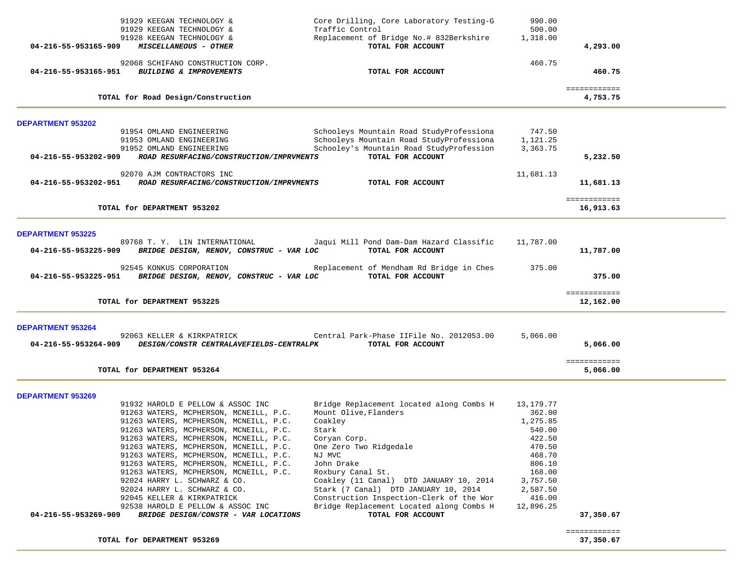| | | | | |
|---|---|---|---|---|
| | 91929 KEEGAN TECHNOLOGY & | Core Drilling, Core Laboratory Testing-G | 990.00 | |
| | 91929 KEEGAN TECHNOLOGY & | Traffic Control | 500.00 | |
| | 91928 KEEGAN TECHNOLOGY & | Replacement of Bridge No.# 832Berkshire | 1,318.00 | |
| 04-216-55-953165-909 | ***MISCELLANEOUS - OTHER*** | **TOTAL FOR ACCOUNT** | | **4,293.00** |
| | 92068 SCHIFANO CONSTRUCTION CORP. | | 460.75 | |
| 04-216-55-953165-951 | ***BUILDING & IMPROVEMENTS*** | **TOTAL FOR ACCOUNT** | | **460.75** |
| | | | | ============ |
| **TOTAL for Road Design/Construction** | | | | **4,753.75** |

**DEPARTMENT 953202**

| | | | | |
|---|---|---|---|---|
| | 91954 OMLAND ENGINEERING | Schooleys Mountain Road StudyProfessiona | 747.50 | |
| | 91953 OMLAND ENGINEERING | Schooleys Mountain Road StudyProfessiona | 1,121.25 | |
| | 91952 OMLAND ENGINEERING | Schooley's Mountain Road StudyProfession | 3,363.75 | |
| 04-216-55-953202-909 | ***ROAD RESURFACING/CONSTRUCTION/IMPRVMENTS*** | **TOTAL FOR ACCOUNT** | | **5,232.50** |
| | 92070 AJM CONTRACTORS INC | | 11,681.13 | |
| 04-216-55-953202-951 | ***ROAD RESURFACING/CONSTRUCTION/IMPRVMENTS*** | **TOTAL FOR ACCOUNT** | | **11,681.13** |
| | | | | ============ |
| **TOTAL for DEPARTMENT 953202** | | | | **16,913.63** |

**DEPARTMENT 953225**

| | | | | |
|---|---|---|---|---|
| | 89768 T. Y. LIN INTERNATIONAL | Jaqui Mill Pond Dam-Dam Hazard Classific | 11,787.00 | |
| 04-216-55-953225-909 | ***BRIDGE DESIGN, RENOV, CONSTRUC - VAR LOC*** | **TOTAL FOR ACCOUNT** | | **11,787.00** |
| | 92545 KONKUS CORPORATION | Replacement of Mendham Rd Bridge in Ches | 375.00 | |
| 04-216-55-953225-951 | ***BRIDGE DESIGN, RENOV, CONSTRUC - VAR LOC*** | **TOTAL FOR ACCOUNT** | | **375.00** |
| | | | | ============ |
| **TOTAL for DEPARTMENT 953225** | | | | **12,162.00** |

**DEPARTMENT 953264**

| | | | | |
|---|---|---|---|---|
| | 92063 KELLER & KIRKPATRICK | Central Park-Phase IIFile No. 2012053.00 | 5,066.00 | |
| 04-216-55-953264-909 | ***DESIGN/CONSTR CENTRALAVEFIELDS-CENTRALPK*** | **TOTAL FOR ACCOUNT** | | **5,066.00** |
| | | | | ============ |
| **TOTAL for DEPARTMENT 953264** | | | | **5,066.00** |

**DEPARTMENT 953269**

| | | | | |
|---|---|---|---|---|
| | 91932 HAROLD E PELLOW & ASSOC INC | Bridge Replacement located along Combs H | 13,179.77 | |
| | 91263 WATERS, MCPHERSON, MCNEILL, P.C. | Mount Olive,Flanders | 362.00 | |
| | 91263 WATERS, MCPHERSON, MCNEILL, P.C. | Coakley | 1,275.85 | |
| | 91263 WATERS, MCPHERSON, MCNEILL, P.C. | Stark | 540.00 | |
| | 91263 WATERS, MCPHERSON, MCNEILL, P.C. | Coryan Corp. | 422.50 | |
| | 91263 WATERS, MCPHERSON, MCNEILL, P.C. | One Zero Two Ridgedale | 470.50 | |
| | 91263 WATERS, MCPHERSON, MCNEILL, P.C. | NJ MVC | 468.70 | |
| | 91263 WATERS, MCPHERSON, MCNEILL, P.C. | John Drake | 806.10 | |
| | 91263 WATERS, MCPHERSON, MCNEILL, P.C. | Roxbury Canal St. | 168.00 | |
| | 92024 HARRY L. SCHWARZ & CO. | Coakley (11 Canal) DTD JANUARY 10, 2014 | 3,757.50 | |
| | 92024 HARRY L. SCHWARZ & CO. | Stark (7 Canal) DTD JANUARY 10, 2014 | 2,587.50 | |
| | 92045 KELLER & KIRKPATRICK | Construction Inspection-Clerk of the Wor | 416.00 | |
| | 92538 HAROLD E PELLOW & ASSOC INC | Bridge Replacement Located along Combs H | 12,896.25 | |
| 04-216-55-953269-909 | ***BRIDGE DESIGN/CONSTR - VAR LOCATIONS*** | **TOTAL FOR ACCOUNT** | | **37,350.67** |
| | | | | ============ |
| **TOTAL for DEPARTMENT 953269** | | | | **37,350.67** |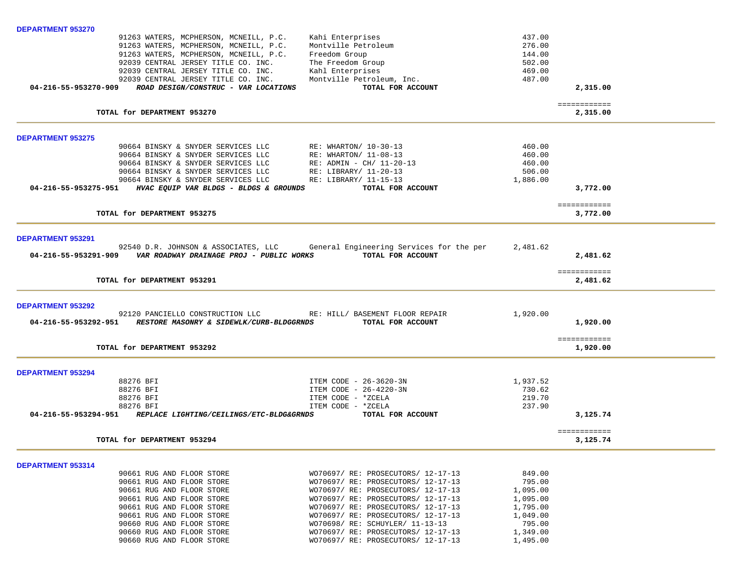**DEPARTMENT 953270**

| Vendor | Description | Amount | Total |
|---|---|---|---|
| 91263 WATERS, MCPHERSON, MCNEILL, P.C. | Kahi Enterprises | 437.00 | |
| 91263 WATERS, MCPHERSON, MCNEILL, P.C. | Montville Petroleum | 276.00 | |
| 91263 WATERS, MCPHERSON, MCNEILL, P.C. | Freedom Group | 144.00 | |
| 92039 CENTRAL JERSEY TITLE CO. INC. | The Freedom Group | 502.00 | |
| 92039 CENTRAL JERSEY TITLE CO. INC. | Kahl Enterprises | 469.00 | |
| 92039 CENTRAL JERSEY TITLE CO. INC. | Montville Petroleum, Inc. | 487.00 | |
| **04-216-55-953270-909** ***ROAD DESIGN/CONSTRUC - VAR LOCATIONS*** | **TOTAL FOR ACCOUNT** | | **2,315.00** |

**TOTAL for DEPARTMENT 953270** ============ **2,315.00**

**DEPARTMENT 953275**

| Vendor | Description | Amount | Total |
|---|---|---|---|
| 90664 BINSKY & SNYDER SERVICES LLC | RE: WHARTON/ 10-30-13 | 460.00 | |
| 90664 BINSKY & SNYDER SERVICES LLC | RE: WHARTON/ 11-08-13 | 460.00 | |
| 90664 BINSKY & SNYDER SERVICES LLC | RE: ADMIN - CH/ 11-20-13 | 460.00 | |
| 90664 BINSKY & SNYDER SERVICES LLC | RE: LIBRARY/ 11-20-13 | 506.00 | |
| 90664 BINSKY & SNYDER SERVICES LLC | RE: LIBRARY/ 11-15-13 | 1,886.00 | |
| **04-216-55-953275-951** ***HVAC EQUIP VAR BLDGS - BLDGS & GROUNDS*** | **TOTAL FOR ACCOUNT** | | **3,772.00** |

**TOTAL for DEPARTMENT 953275** ============ **3,772.00**

**DEPARTMENT 953291**

| Vendor | Description | Amount | Total |
|---|---|---|---|
| 92540 D.R. JOHNSON & ASSOCIATES, LLC | General Engineering Services for the per | 2,481.62 | |
| **04-216-55-953291-909** ***VAR ROADWAY DRAINAGE PROJ - PUBLIC WORKS*** | **TOTAL FOR ACCOUNT** | | **2,481.62** |

**TOTAL for DEPARTMENT 953291** ============ **2,481.62**

**DEPARTMENT 953292**

| Vendor | Description | Amount | Total |
|---|---|---|---|
| 92120 PANCIELLO CONSTRUCTION LLC | RE: HILL/ BASEMENT FLOOR REPAIR | 1,920.00 | |
| **04-216-55-953292-951** ***RESTORE MASONRY & SIDEWLK/CURB-BLDGGRNDS*** | **TOTAL FOR ACCOUNT** | | **1,920.00** |

**TOTAL for DEPARTMENT 953292** ============ **1,920.00**

**DEPARTMENT 953294**

| Vendor | Description | Amount | Total |
|---|---|---|---|
| 88276 BFI | ITEM CODE - 26-3620-3N | 1,937.52 | |
| 88276 BFI | ITEM CODE - 26-4220-3N | 730.62 | |
| 88276 BFI | ITEM CODE - *ZCELA | 219.70 | |
| 88276 BFI | ITEM CODE - *ZCELA | 237.90 | |
| **04-216-55-953294-951** ***REPLACE LIGHTING/CEILINGS/ETC-BLDG&GRNDS*** | **TOTAL FOR ACCOUNT** | | **3,125.74** |

**TOTAL for DEPARTMENT 953294** ============ **3,125.74**

**DEPARTMENT 953314**

| Vendor | Description | Amount | Total |
|---|---|---|---|
| 90661 RUG AND FLOOR STORE | WO70697/ RE: PROSECUTORS/ 12-17-13 | 849.00 | |
| 90661 RUG AND FLOOR STORE | WO70697/ RE: PROSECUTORS/ 12-17-13 | 795.00 | |
| 90661 RUG AND FLOOR STORE | WO70697/ RE: PROSECUTORS/ 12-17-13 | 1,095.00 | |
| 90661 RUG AND FLOOR STORE | WO70697/ RE: PROSECUTORS/ 12-17-13 | 1,095.00 | |
| 90661 RUG AND FLOOR STORE | WO70697/ RE: PROSECUTORS/ 12-17-13 | 1,795.00 | |
| 90661 RUG AND FLOOR STORE | WO70697/ RE: PROSECUTORS/ 12-17-13 | 1,049.00 | |
| 90660 RUG AND FLOOR STORE | WO70698/ RE: SCHUYLER/ 11-13-13 | 795.00 | |
| 90660 RUG AND FLOOR STORE | WO70697/ RE: PROSECUTORS/ 12-17-13 | 1,349.00 | |
| 90660 RUG AND FLOOR STORE | WO70697/ RE: PROSECUTORS/ 12-17-13 | 1,495.00 | |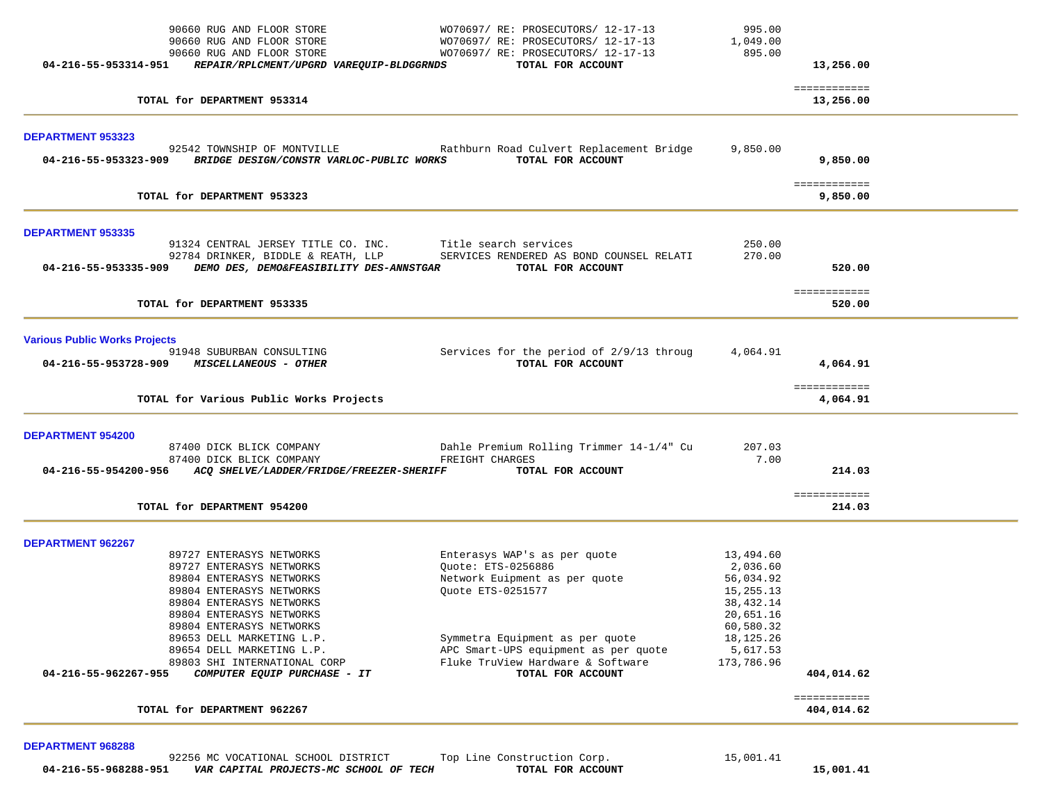| Account | Vendor / Description | Item Description | Amount | Total |
|---|---|---|---|---|
| | 90660 RUG AND FLOOR STORE | WO70697/ RE: PROSECUTORS/ 12-17-13 | 995.00 | |
| | 90660 RUG AND FLOOR STORE | WO70697/ RE: PROSECUTORS/ 12-17-13 | 1,049.00 | |
| | 90660 RUG AND FLOOR STORE | WO70697/ RE: PROSECUTORS/ 12-17-13 | 895.00 | |
| **04-216-55-953314-951** | ***REPAIR/RPLCMENT/UPGRD VAREQUIP-BLDGGRNDS*** | **TOTAL FOR ACCOUNT** | | **13,256.00** |
| | **TOTAL for DEPARTMENT 953314** | | | **13,256.00** |

**DEPARTMENT 953323**

| Account | Vendor / Description | Item Description | Amount | Total |
|---|---|---|---|---|
| | 92542 TOWNSHIP OF MONTVILLE | Rathburn Road Culvert Replacement Bridge | 9,850.00 | |
| **04-216-55-953323-909** | ***BRIDGE DESIGN/CONSTR VARLOC-PUBLIC WORKS*** | **TOTAL FOR ACCOUNT** | | **9,850.00** |
| | **TOTAL for DEPARTMENT 953323** | | | **9,850.00** |

**DEPARTMENT 953335**

| Account | Vendor / Description | Item Description | Amount | Total |
|---|---|---|---|---|
| | 91324 CENTRAL JERSEY TITLE CO. INC. | Title search services | 250.00 | |
| | 92784 DRINKER, BIDDLE & REATH, LLP | SERVICES RENDERED AS BOND COUNSEL RELATI | 270.00 | |
| **04-216-55-953335-909** | ***DEMO DES, DEMO&FEASIBILITY DES-ANNSTGAR*** | **TOTAL FOR ACCOUNT** | | **520.00** |
| | **TOTAL for DEPARTMENT 953335** | | | **520.00** |

**Various Public Works Projects**

| Account | Vendor / Description | Item Description | Amount | Total |
|---|---|---|---|---|
| | 91948 SUBURBAN CONSULTING | Services for the period of 2/9/13 throug | 4,064.91 | |
| **04-216-55-953728-909** | ***MISCELLANEOUS - OTHER*** | **TOTAL FOR ACCOUNT** | | **4,064.91** |
| | **TOTAL for Various Public Works Projects** | | | **4,064.91** |

**DEPARTMENT 954200**

| Account | Vendor / Description | Item Description | Amount | Total |
|---|---|---|---|---|
| | 87400 DICK BLICK COMPANY | Dahle Premium Rolling Trimmer 14-1/4" Cu | 207.03 | |
| | 87400 DICK BLICK COMPANY | FREIGHT CHARGES | 7.00 | |
| **04-216-55-954200-956** | ***ACQ SHELVE/LADDER/FRIDGE/FREEZER-SHERIFF*** | **TOTAL FOR ACCOUNT** | | **214.03** |
| | **TOTAL for DEPARTMENT 954200** | | | **214.03** |

**DEPARTMENT 962267**

| Account | Vendor / Description | Item Description | Amount | Total |
|---|---|---|---|---|
| | 89727 ENTERASYS NETWORKS | Enterasys WAP's as per quote | 13,494.60 | |
| | 89727 ENTERASYS NETWORKS | Quote: ETS-0256886 | 2,036.60 | |
| | 89804 ENTERASYS NETWORKS | Network Euipment as per quote | 56,034.92 | |
| | 89804 ENTERASYS NETWORKS | Quote ETS-0251577 | 15,255.13 | |
| | 89804 ENTERASYS NETWORKS | | 38,432.14 | |
| | 89804 ENTERASYS NETWORKS | | 20,651.16 | |
| | 89804 ENTERASYS NETWORKS | | 60,580.32 | |
| | 89653 DELL MARKETING L.P. | Symmetra Equipment as per quote | 18,125.26 | |
| | 89654 DELL MARKETING L.P. | APC Smart-UPS equipment as per quote | 5,617.53 | |
| | 89803 SHI INTERNATIONAL CORP | Fluke TruView Hardware & Software | 173,786.96 | |
| **04-216-55-962267-955** | ***COMPUTER EQUIP PURCHASE - IT*** | **TOTAL FOR ACCOUNT** | | **404,014.62** |
| | **TOTAL for DEPARTMENT 962267** | | | **404,014.62** |

**DEPARTMENT 968288**

| Account | Vendor / Description | Item Description | Amount | Total |
|---|---|---|---|---|
| | 92256 MC VOCATIONAL SCHOOL DISTRICT | Top Line Construction Corp. | 15,001.41 | |
| **04-216-55-968288-951** | ***VAR CAPITAL PROJECTS-MC SCHOOL OF TECH*** | **TOTAL FOR ACCOUNT** | | **15,001.41** |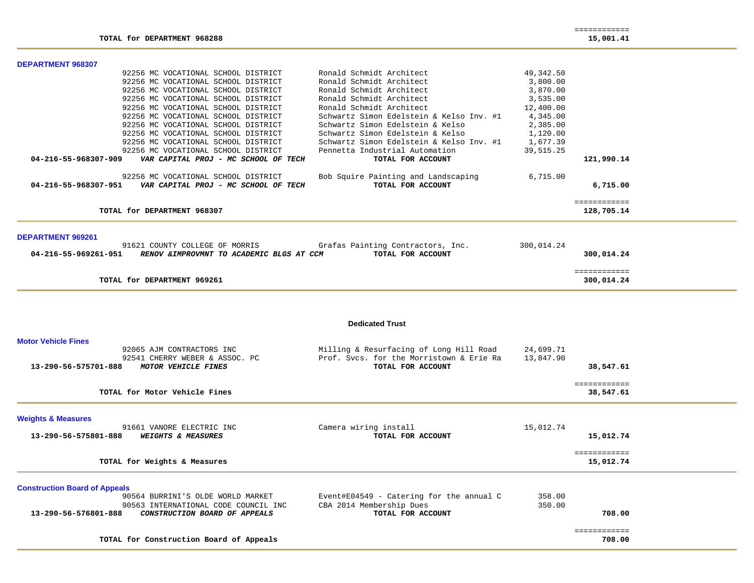| | | | |
|---|---|---|---|
| **TOTAL for DEPARTMENT 968288** | | | ============ **15,001.41** |

## DEPARTMENT 968307

| Account / Vendor | Description | Amount | Total |
|---|---|---|---|
| 92256 MC VOCATIONAL SCHOOL DISTRICT | Ronald Schmidt Architect | 49,342.50 | |
| 92256 MC VOCATIONAL SCHOOL DISTRICT | Ronald Schmidt Architect | 3,800.00 | |
| 92256 MC VOCATIONAL SCHOOL DISTRICT | Ronald Schmidt Architect | 3,870.00 | |
| 92256 MC VOCATIONAL SCHOOL DISTRICT | Ronald Schmidt Architect | 3,535.00 | |
| 92256 MC VOCATIONAL SCHOOL DISTRICT | Ronald Schmidt Architect | 12,400.00 | |
| 92256 MC VOCATIONAL SCHOOL DISTRICT | Schwartz Simon Edelstein & Kelso Inv. #1 | 4,345.00 | |
| 92256 MC VOCATIONAL SCHOOL DISTRICT | Schwartz Simon Edelstein & Kelso | 2,385.00 | |
| 92256 MC VOCATIONAL SCHOOL DISTRICT | Schwartz Simon Edelstein & Kelso | 1,120.00 | |
| 92256 MC VOCATIONAL SCHOOL DISTRICT | Schwartz Simon Edelstein & Kelso Inv. #1 | 1,677.39 | |
| 92256 MC VOCATIONAL SCHOOL DISTRICT | Pennetta Industrial Automation | 39,515.25 | |
| **04-216-55-968307-909** ***VAR CAPITAL PROJ - MC SCHOOL OF TECH*** | **TOTAL FOR ACCOUNT** | | **121,990.14** |
| 92256 MC VOCATIONAL SCHOOL DISTRICT | Bob Squire Painting and Landscaping | 6,715.00 | |
| **04-216-55-968307-951** ***VAR CAPITAL PROJ - MC SCHOOL OF TECH*** | **TOTAL FOR ACCOUNT** | | **6,715.00** |
| **TOTAL for DEPARTMENT 968307** | | | ============ **128,705.14** |

## DEPARTMENT 969261

| Account / Vendor | Description | Amount | Total |
|---|---|---|---|
| 91621 COUNTY COLLEGE OF MORRIS | Grafas Painting Contractors, Inc. | 300,014.24 | |
| **04-216-55-969261-951** ***RENOV &IMPROVMNT TO ACADEMIC BLGS AT CCM*** | **TOTAL FOR ACCOUNT** | | **300,014.24** |
| **TOTAL for DEPARTMENT 969261** | | | ============ **300,014.24** |

# Dedicated Trust

## Motor Vehicle Fines

| Account / Vendor | Description | Amount | Total |
|---|---|---|---|
| 92065 AJM CONTRACTORS INC | Milling & Resurfacing of Long Hill Road | 24,699.71 | |
| 92541 CHERRY WEBER & ASSOC. PC | Prof. Svcs. for the Morristown & Erie Ra | 13,847.90 | |
| **13-290-56-575701-888** ***MOTOR VEHICLE FINES*** | **TOTAL FOR ACCOUNT** | | **38,547.61** |
| **TOTAL for Motor Vehicle Fines** | | | ============ **38,547.61** |

## Weights & Measures

| Account / Vendor | Description | Amount | Total |
|---|---|---|---|
| 91661 VANORE ELECTRIC INC | Camera wiring install | 15,012.74 | |
| **13-290-56-575801-888** ***WEIGHTS & MEASURES*** | **TOTAL FOR ACCOUNT** | | **15,012.74** |
| **TOTAL for Weights & Measures** | | | ============ **15,012.74** |

## Construction Board of Appeals

| Account / Vendor | Description | Amount | Total |
|---|---|---|---|
| 90564 BURRINI'S OLDE WORLD MARKET | Event#E04549 - Catering for the annual C | 358.00 | |
| 90563 INTERNATIONAL CODE COUNCIL INC | CBA 2014 Membership Dues | 350.00 | |
| **13-290-56-576801-888** ***CONSTRUCTION BOARD OF APPEALS*** | **TOTAL FOR ACCOUNT** | | **708.00** |
| **TOTAL for Construction Board of Appeals** | | | ============ **708.00** |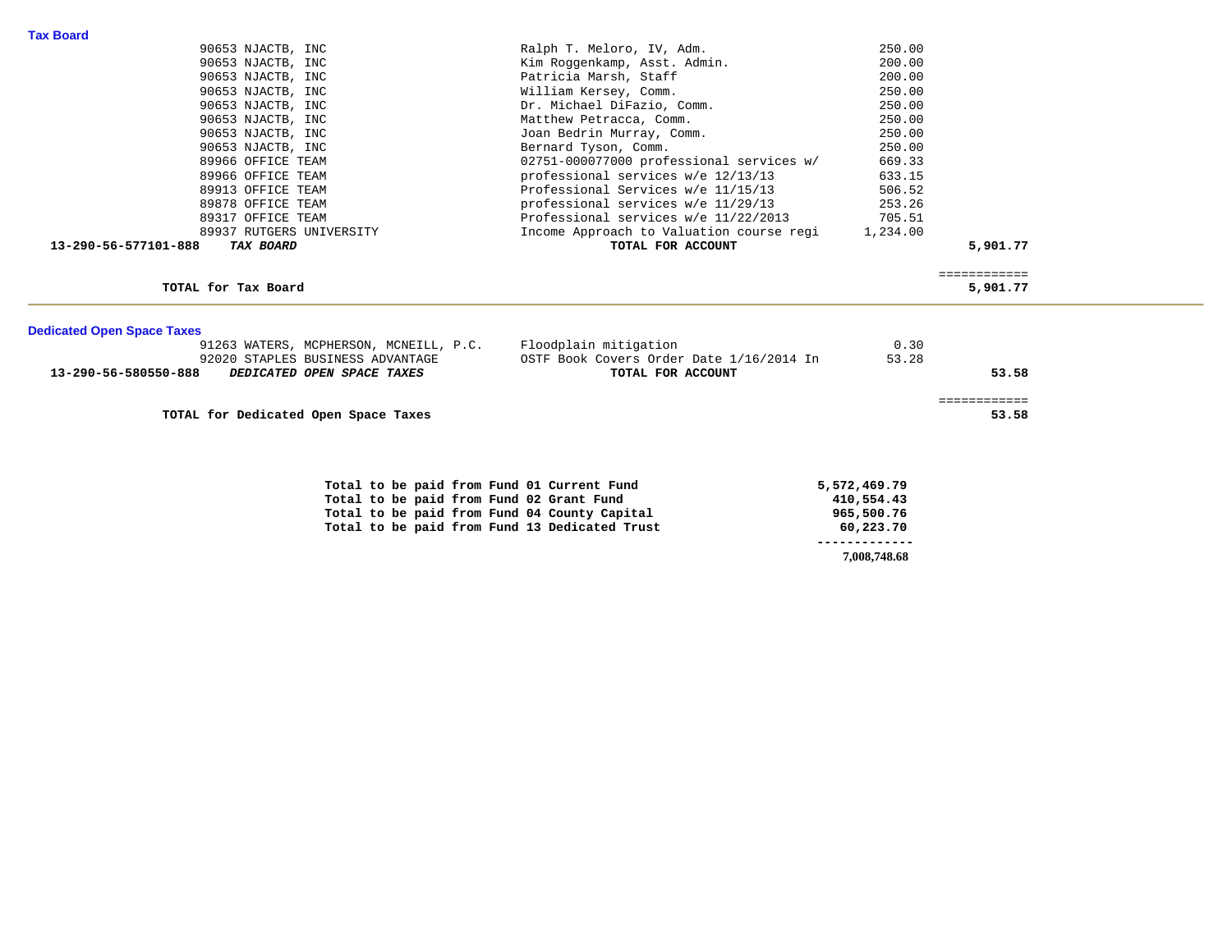### Tax Board

| | | | | |
|---|---|---|---|---|
| | 90653 NJACTB, INC | Ralph T. Meloro, IV, Adm. | 250.00 | |
| | 90653 NJACTB, INC | Kim Roggenkamp, Asst. Admin. | 200.00 | |
| | 90653 NJACTB, INC | Patricia Marsh, Staff | 200.00 | |
| | 90653 NJACTB, INC | William Kersey, Comm. | 250.00 | |
| | 90653 NJACTB, INC | Dr. Michael DiFazio, Comm. | 250.00 | |
| | 90653 NJACTB, INC | Matthew Petracca, Comm. | 250.00 | |
| | 90653 NJACTB, INC | Joan Bedrin Murray, Comm. | 250.00 | |
| | 90653 NJACTB, INC | Bernard Tyson, Comm. | 250.00 | |
| | 89966 OFFICE TEAM | 02751-000077000 professional services w/ | 669.33 | |
| | 89966 OFFICE TEAM | professional services w/e 12/13/13 | 633.15 | |
| | 89913 OFFICE TEAM | Professional Services w/e 11/15/13 | 506.52 | |
| | 89878 OFFICE TEAM | professional services w/e 11/29/13 | 253.26 | |
| | 89317 OFFICE TEAM | Professional services w/e 11/22/2013 | 705.51 | |
| | 89937 RUTGERS UNIVERSITY | Income Approach to Valuation course regi | 1,234.00 | |
| **13-290-56-577101-888** | ***TAX BOARD*** | **TOTAL FOR ACCOUNT** | | **5,901.77** |
| | | | | ============ |
| | **TOTAL for Tax Board** | | | **5,901.77** |

### Dedicated Open Space Taxes

| | | | | |
|---|---|---|---|---|
| | 91263 WATERS, MCPHERSON, MCNEILL, P.C. | Floodplain mitigation | 0.30 | |
| | 92020 STAPLES BUSINESS ADVANTAGE | OSTF Book Covers Order Date 1/16/2014 In | 53.28 | |
| **13-290-56-580550-888** | ***DEDICATED OPEN SPACE TAXES*** | **TOTAL FOR ACCOUNT** | | **53.58** |
| | | | | ============ |
| | **TOTAL for Dedicated Open Space Taxes** | | | **53.58** |

| | |
|---|---|
| **Total to be paid from Fund 01 Current Fund** | **5,572,469.79** |
| **Total to be paid from Fund 02 Grant Fund** | **410,554.43** |
| **Total to be paid from Fund 04 County Capital** | **965,500.76** |
| **Total to be paid from Fund 13 Dedicated Trust** | **60,223.70** |
| | ------------- |
| | **7,008,748.68** |